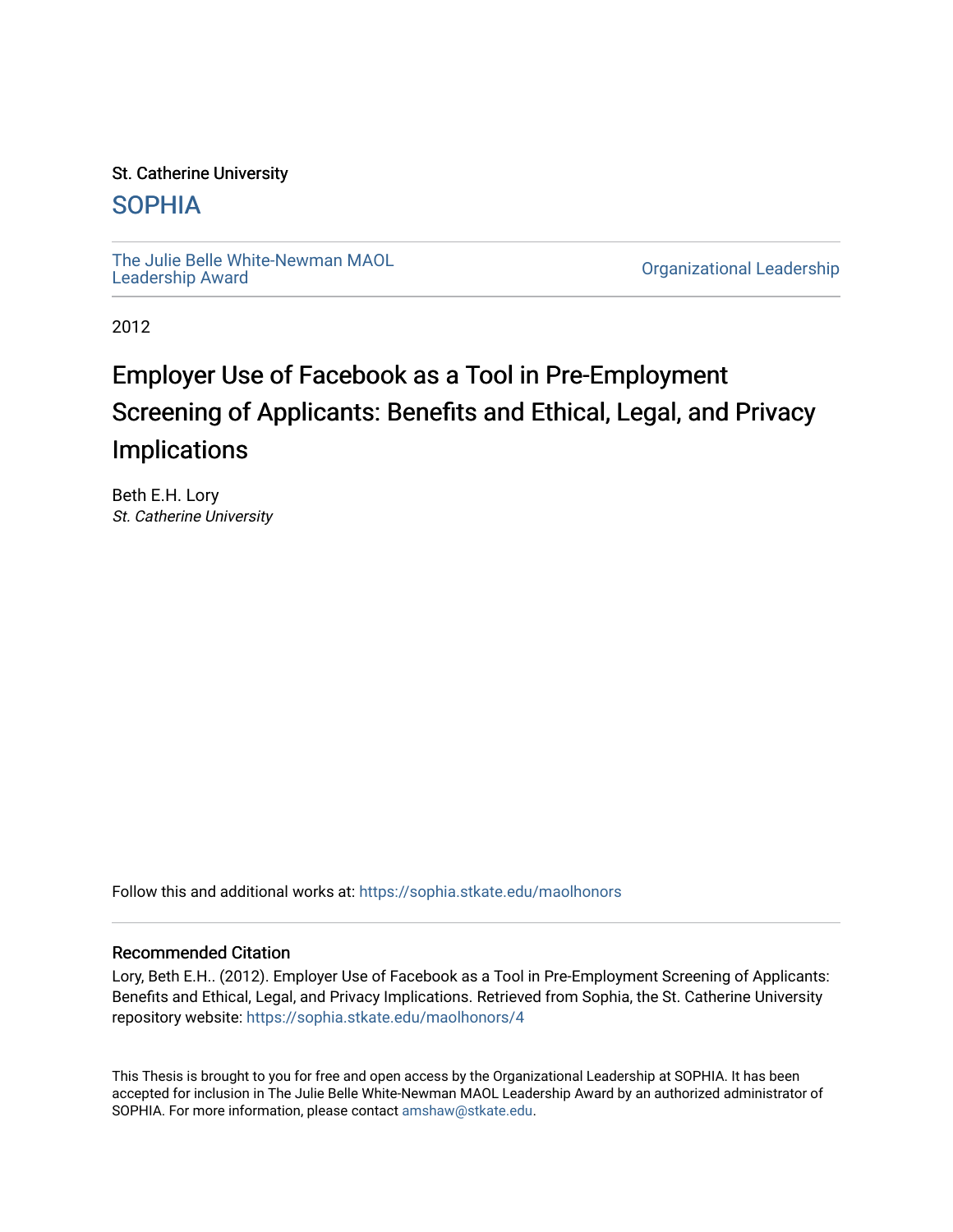St. Catherine University

SOPHIA

The Julie Belle White-Newman MAOL Leadership Award

Organizational Leadership

2012

# Employer Use of Facebook as a Tool in Pre-Employment Screening of Applicants: Benefits and Ethical, Legal, and Privacy Implications

Beth E.H. Lory
*St. Catherine University*

Follow this and additional works at: https://sophia.stkate.edu/maolhonors

## Recommended Citation

Lory, Beth E.H.. (2012). Employer Use of Facebook as a Tool in Pre-Employment Screening of Applicants: Benefits and Ethical, Legal, and Privacy Implications. Retrieved from Sophia, the St. Catherine University repository website: https://sophia.stkate.edu/maolhonors/4

This Thesis is brought to you for free and open access by the Organizational Leadership at SOPHIA. It has been accepted for inclusion in The Julie Belle White-Newman MAOL Leadership Award by an authorized administrator of SOPHIA. For more information, please contact amshaw@stkate.edu.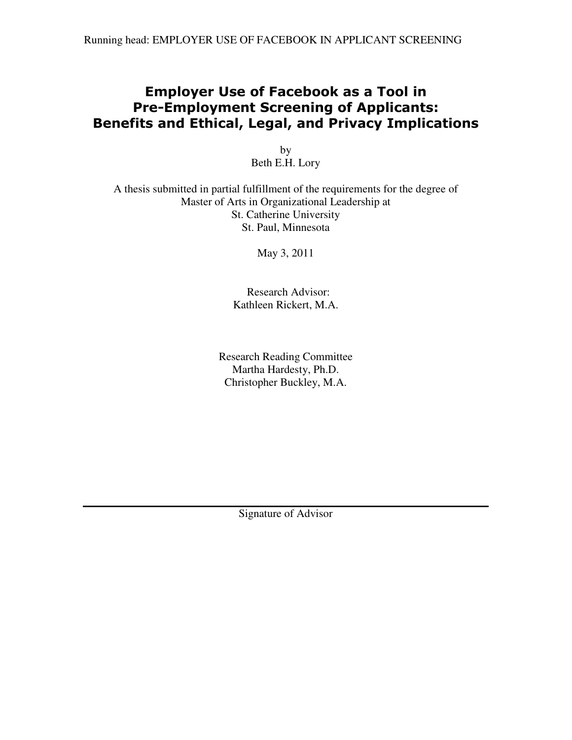# Employer Use of Facebook as a Tool in Pre-Employment Screening of Applicants: Benefits and Ethical, Legal, and Privacy Implications

by
Beth E.H. Lory

A thesis submitted in partial fulfillment of the requirements for the degree of
Master of Arts in Organizational Leadership at
St. Catherine University
St. Paul, Minnesota

May 3, 2011

Research Advisor:
Kathleen Rickert, M.A.

Research Reading Committee
Martha Hardesty, Ph.D.
Christopher Buckley, M.A.

Signature of Advisor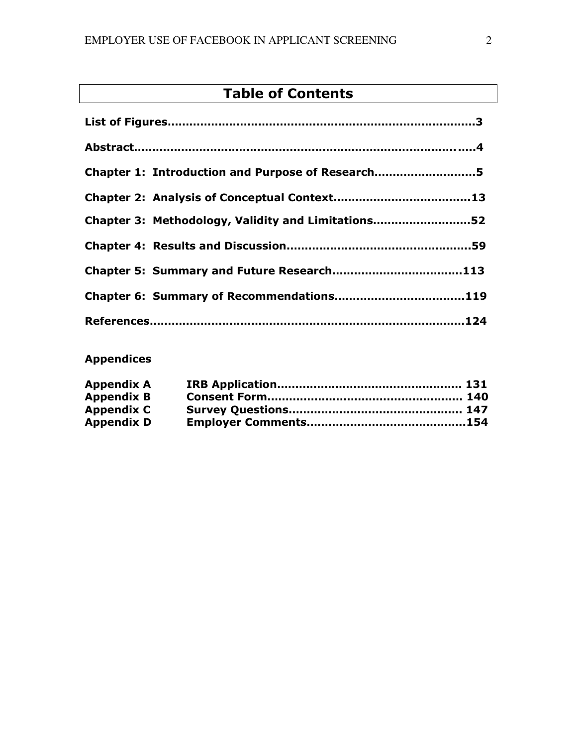# Table of Contents

**List of Figures....................................................................................3**

**Abstract..........................................................................................4**

**Chapter 1: Introduction and Purpose of Research...........................5**

**Chapter 2: Analysis of Conceptual Context....................................13**

**Chapter 3: Methodology, Validity and Limitations.........................52**

**Chapter 4: Results and Discussion.................................................59**

**Chapter 5: Summary and Future Research..................................113**

**Chapter 6: Summary of Recommendations..................................119**

**References.....................................................................................124**

**Appendices**

| | |
|---|---|
| **Appendix A** | **IRB Application................................................. 131** |
| **Appendix B** | **Consent Form.................................................... 140** |
| **Appendix C** | **Survey Questions.............................................. 147** |
| **Appendix D** | **Employer Comments..........................................154** |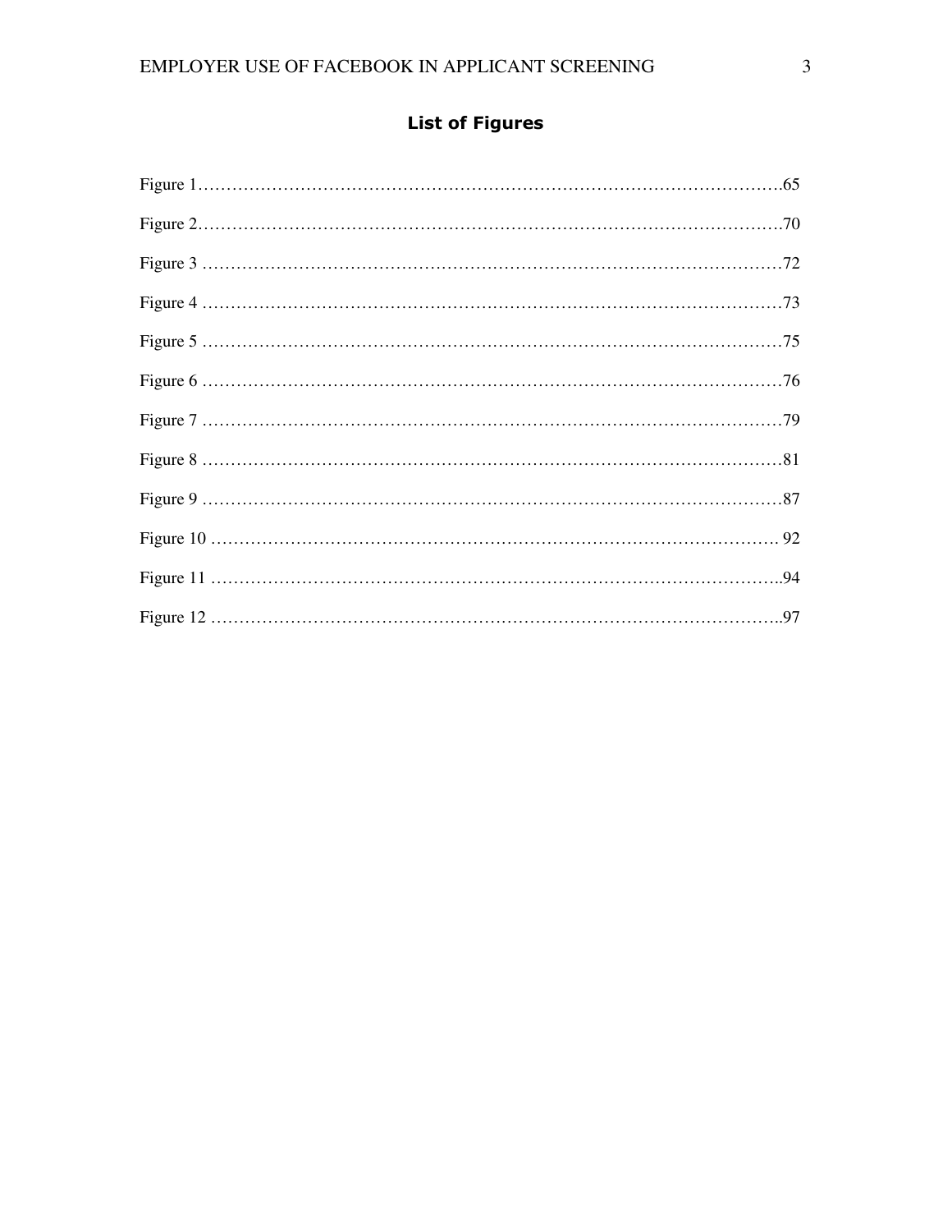## List of Figures

Figure 1……………………………………………………………………………………….65

Figure 2……………………………………………………………………………………….70

Figure 3 ………………………………………………………………………………………72

Figure 4 ………………………………………………………………………………………73

Figure 5 ………………………………………………………………………………………75

Figure 6 ………………………………………………………………………………………76

Figure 7 ………………………………………………………………………………………79

Figure 8 ………………………………………………………………………………………81

Figure 9 ………………………………………………………………………………………87

Figure 10 ……………………………………………………………………………………. 92

Figure 11 ……………………………………………………………………………………..94

Figure 12 ……………………………………………………………………………………..97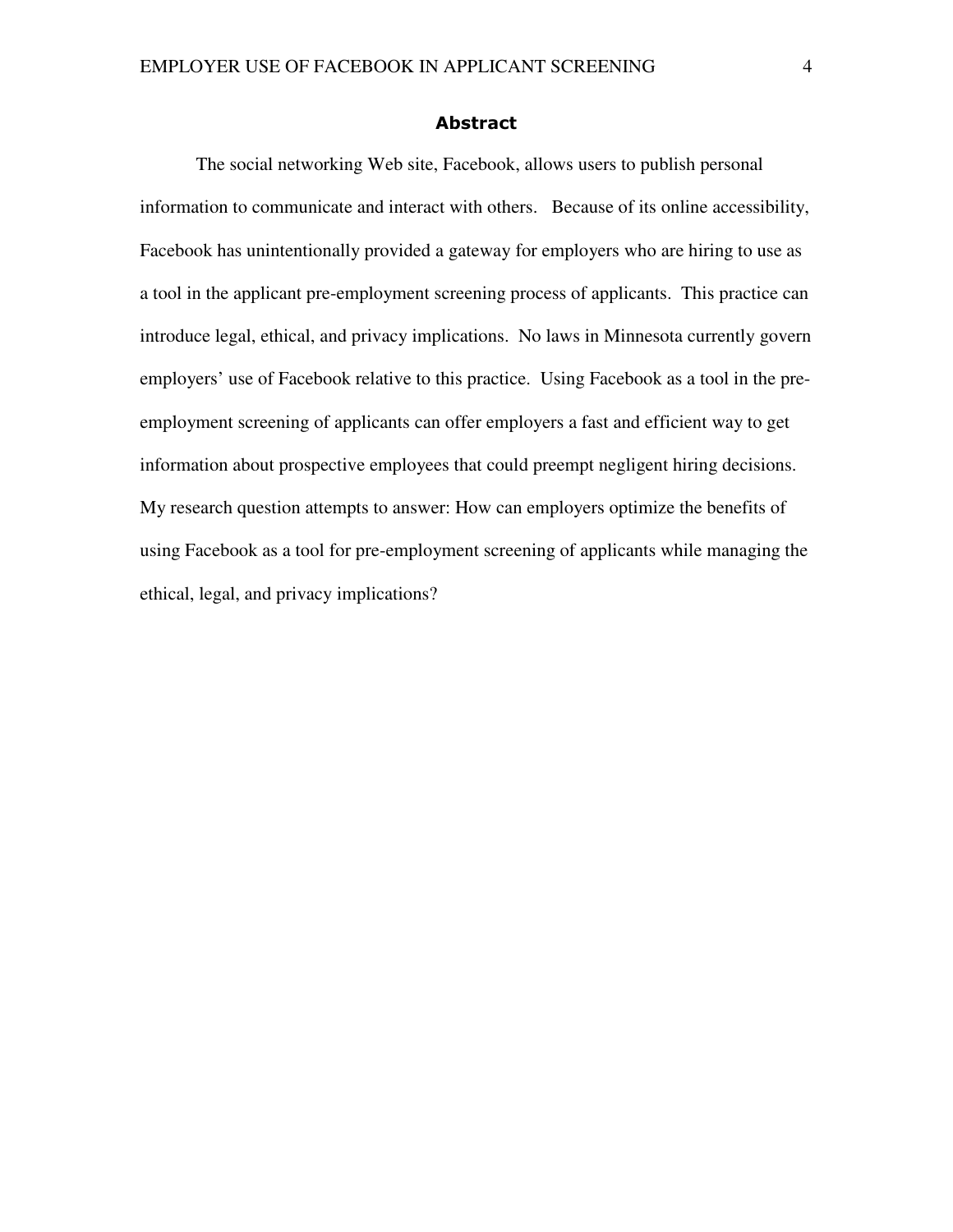## Abstract

The social networking Web site, Facebook, allows users to publish personal information to communicate and interact with others.  Because of its online accessibility, Facebook has unintentionally provided a gateway for employers who are hiring to use as a tool in the applicant pre-employment screening process of applicants.  This practice can introduce legal, ethical, and privacy implications.  No laws in Minnesota currently govern employers' use of Facebook relative to this practice.  Using Facebook as a tool in the pre-employment screening of applicants can offer employers a fast and efficient way to get information about prospective employees that could preempt negligent hiring decisions.  My research question attempts to answer: How can employers optimize the benefits of using Facebook as a tool for pre-employment screening of applicants while managing the ethical, legal, and privacy implications?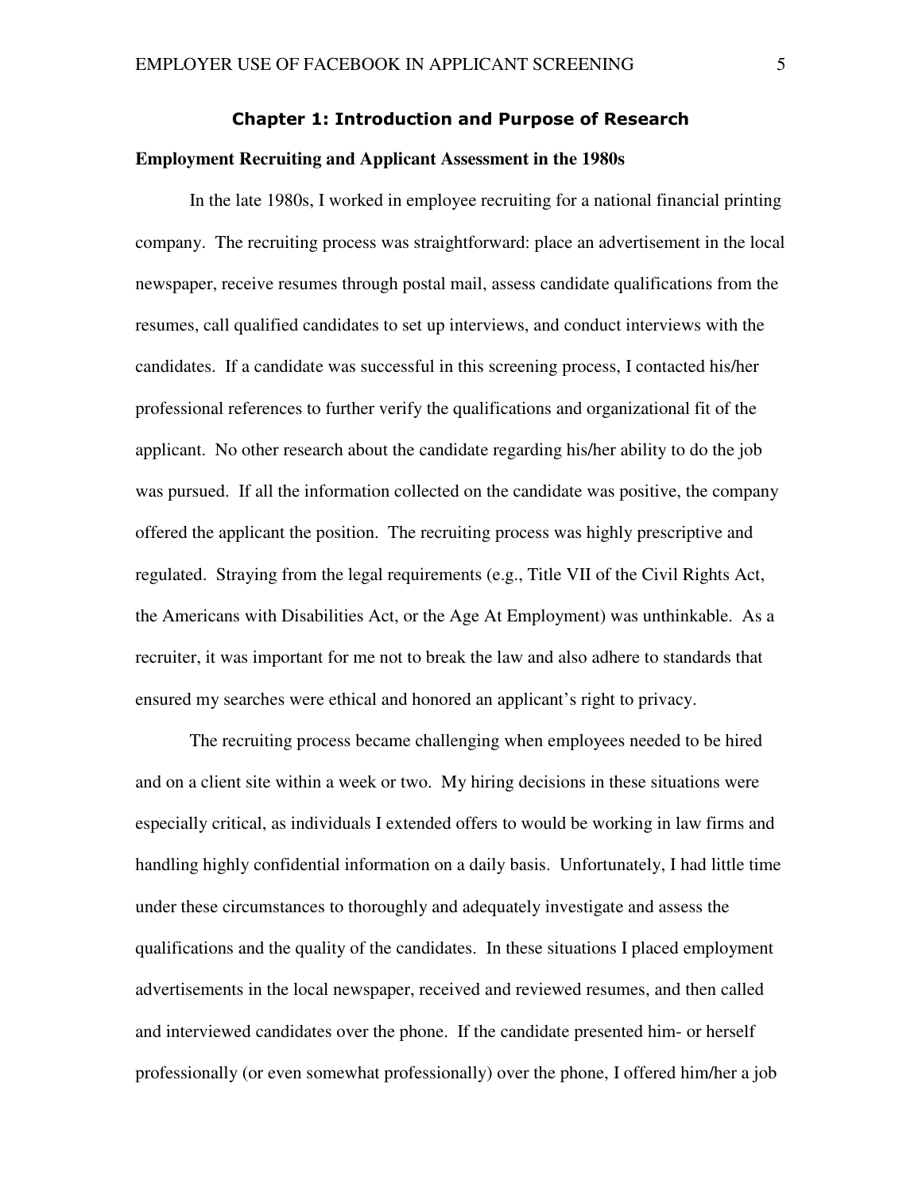# Chapter 1: Introduction and Purpose of Research

## Employment Recruiting and Applicant Assessment in the 1980s

In the late 1980s, I worked in employee recruiting for a national financial printing company. The recruiting process was straightforward: place an advertisement in the local newspaper, receive resumes through postal mail, assess candidate qualifications from the resumes, call qualified candidates to set up interviews, and conduct interviews with the candidates. If a candidate was successful in this screening process, I contacted his/her professional references to further verify the qualifications and organizational fit of the applicant. No other research about the candidate regarding his/her ability to do the job was pursued. If all the information collected on the candidate was positive, the company offered the applicant the position. The recruiting process was highly prescriptive and regulated. Straying from the legal requirements (e.g., Title VII of the Civil Rights Act, the Americans with Disabilities Act, or the Age At Employment) was unthinkable. As a recruiter, it was important for me not to break the law and also adhere to standards that ensured my searches were ethical and honored an applicant's right to privacy.

The recruiting process became challenging when employees needed to be hired and on a client site within a week or two. My hiring decisions in these situations were especially critical, as individuals I extended offers to would be working in law firms and handling highly confidential information on a daily basis. Unfortunately, I had little time under these circumstances to thoroughly and adequately investigate and assess the qualifications and the quality of the candidates. In these situations I placed employment advertisements in the local newspaper, received and reviewed resumes, and then called and interviewed candidates over the phone. If the candidate presented him- or herself professionally (or even somewhat professionally) over the phone, I offered him/her a job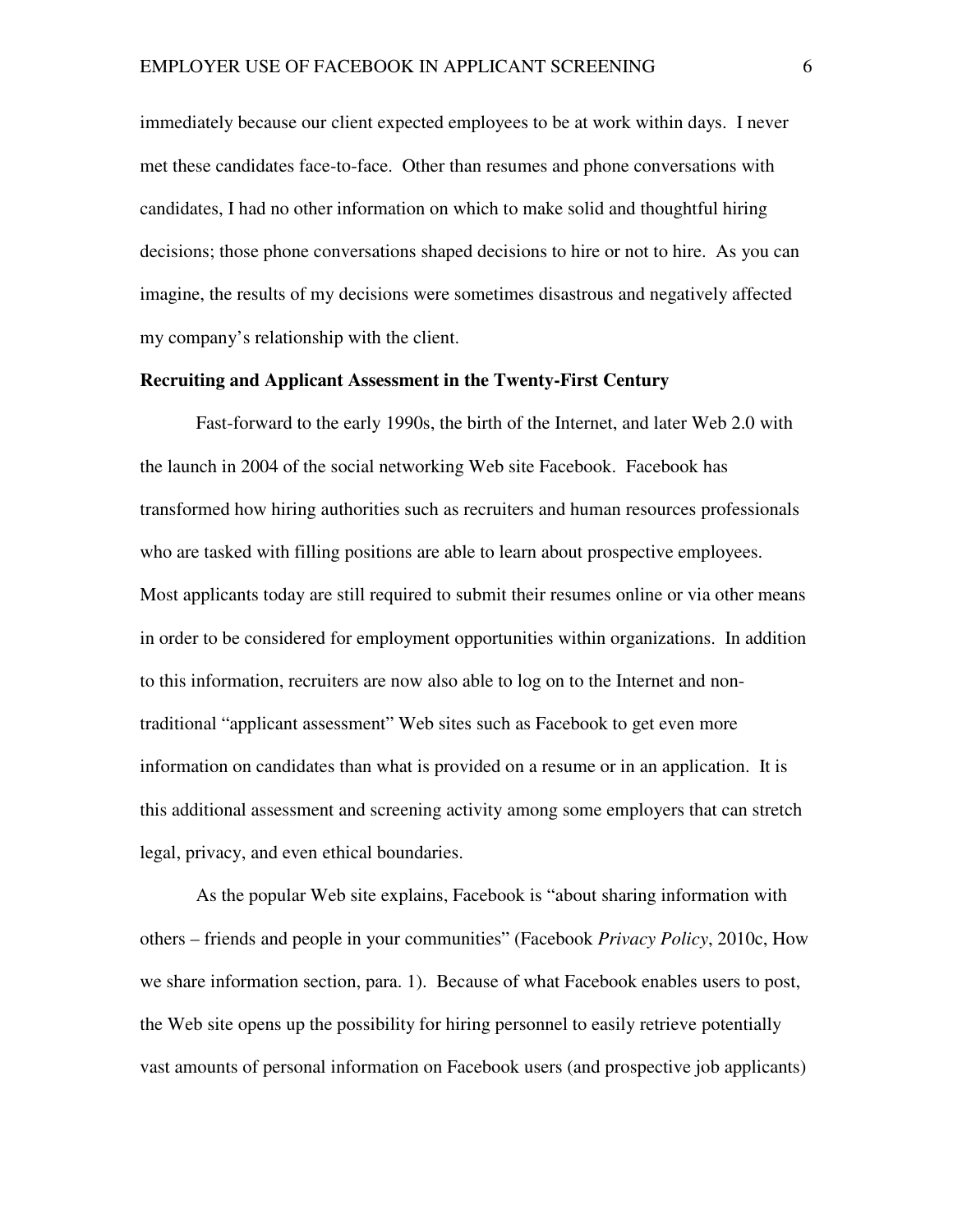immediately because our client expected employees to be at work within days. I never met these candidates face-to-face. Other than resumes and phone conversations with candidates, I had no other information on which to make solid and thoughtful hiring decisions; those phone conversations shaped decisions to hire or not to hire. As you can imagine, the results of my decisions were sometimes disastrous and negatively affected my company's relationship with the client.

**Recruiting and Applicant Assessment in the Twenty-First Century**

Fast-forward to the early 1990s, the birth of the Internet, and later Web 2.0 with the launch in 2004 of the social networking Web site Facebook. Facebook has transformed how hiring authorities such as recruiters and human resources professionals who are tasked with filling positions are able to learn about prospective employees. Most applicants today are still required to submit their resumes online or via other means in order to be considered for employment opportunities within organizations. In addition to this information, recruiters are now also able to log on to the Internet and non-traditional "applicant assessment" Web sites such as Facebook to get even more information on candidates than what is provided on a resume or in an application. It is this additional assessment and screening activity among some employers that can stretch legal, privacy, and even ethical boundaries.

As the popular Web site explains, Facebook is "about sharing information with others – friends and people in your communities" (Facebook *Privacy Policy*, 2010c, How we share information section, para. 1). Because of what Facebook enables users to post, the Web site opens up the possibility for hiring personnel to easily retrieve potentially vast amounts of personal information on Facebook users (and prospective job applicants)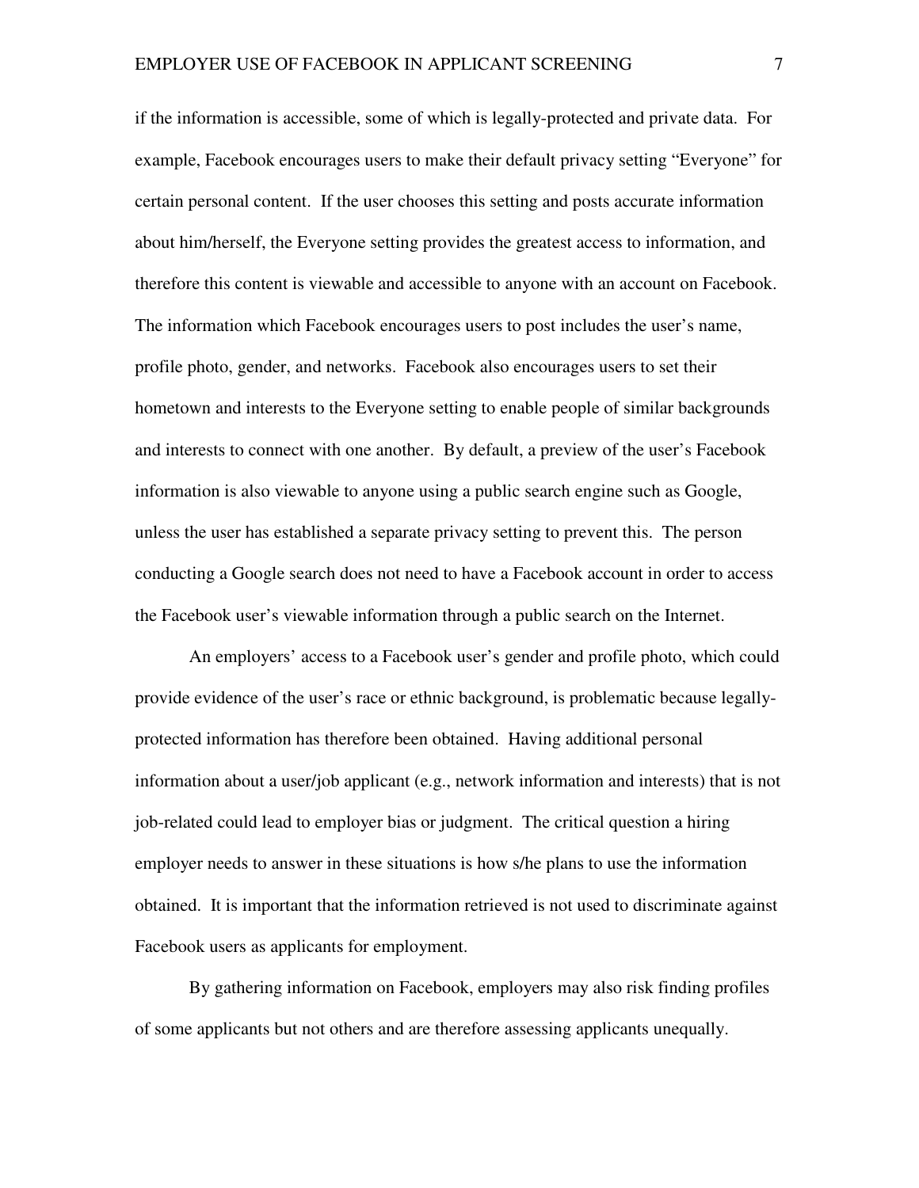if the information is accessible, some of which is legally-protected and private data. For example, Facebook encourages users to make their default privacy setting "Everyone" for certain personal content. If the user chooses this setting and posts accurate information about him/herself, the Everyone setting provides the greatest access to information, and therefore this content is viewable and accessible to anyone with an account on Facebook. The information which Facebook encourages users to post includes the user's name, profile photo, gender, and networks. Facebook also encourages users to set their hometown and interests to the Everyone setting to enable people of similar backgrounds and interests to connect with one another. By default, a preview of the user's Facebook information is also viewable to anyone using a public search engine such as Google, unless the user has established a separate privacy setting to prevent this. The person conducting a Google search does not need to have a Facebook account in order to access the Facebook user's viewable information through a public search on the Internet.

An employers' access to a Facebook user's gender and profile photo, which could provide evidence of the user's race or ethnic background, is problematic because legally-protected information has therefore been obtained. Having additional personal information about a user/job applicant (e.g., network information and interests) that is not job-related could lead to employer bias or judgment. The critical question a hiring employer needs to answer in these situations is how s/he plans to use the information obtained. It is important that the information retrieved is not used to discriminate against Facebook users as applicants for employment.

By gathering information on Facebook, employers may also risk finding profiles of some applicants but not others and are therefore assessing applicants unequally.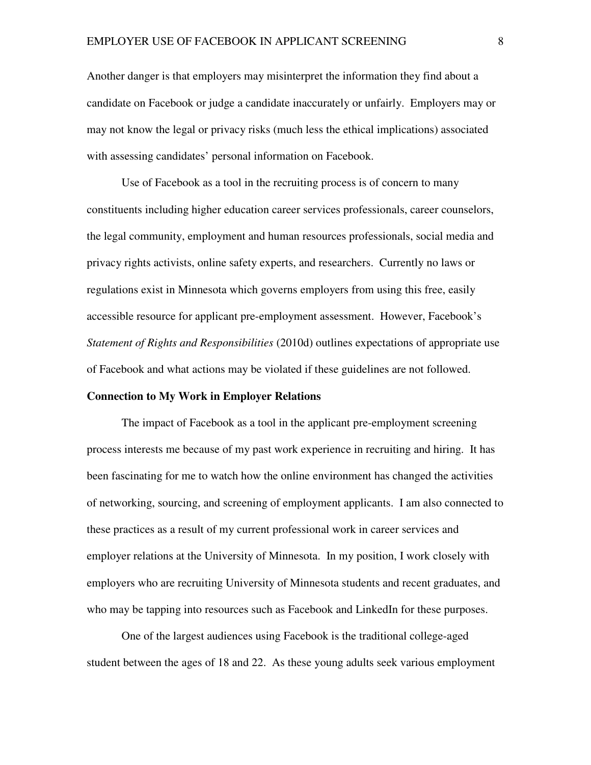Another danger is that employers may misinterpret the information they find about a candidate on Facebook or judge a candidate inaccurately or unfairly. Employers may or may not know the legal or privacy risks (much less the ethical implications) associated with assessing candidates' personal information on Facebook.

Use of Facebook as a tool in the recruiting process is of concern to many constituents including higher education career services professionals, career counselors, the legal community, employment and human resources professionals, social media and privacy rights activists, online safety experts, and researchers. Currently no laws or regulations exist in Minnesota which governs employers from using this free, easily accessible resource for applicant pre-employment assessment. However, Facebook's *Statement of Rights and Responsibilities* (2010d) outlines expectations of appropriate use of Facebook and what actions may be violated if these guidelines are not followed.

**Connection to My Work in Employer Relations**

The impact of Facebook as a tool in the applicant pre-employment screening process interests me because of my past work experience in recruiting and hiring. It has been fascinating for me to watch how the online environment has changed the activities of networking, sourcing, and screening of employment applicants. I am also connected to these practices as a result of my current professional work in career services and employer relations at the University of Minnesota. In my position, I work closely with employers who are recruiting University of Minnesota students and recent graduates, and who may be tapping into resources such as Facebook and LinkedIn for these purposes.

One of the largest audiences using Facebook is the traditional college-aged student between the ages of 18 and 22. As these young adults seek various employment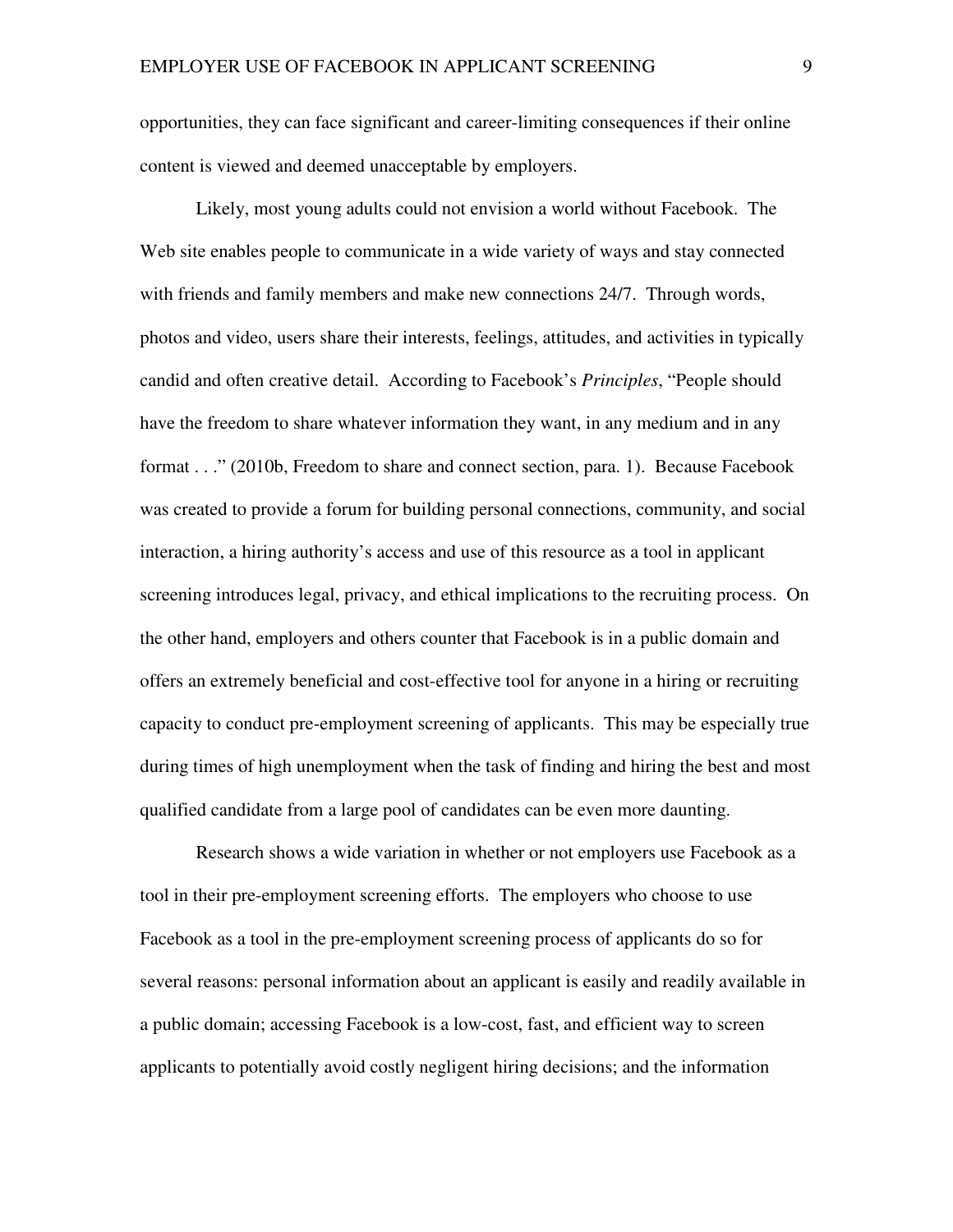opportunities, they can face significant and career-limiting consequences if their online content is viewed and deemed unacceptable by employers.

Likely, most young adults could not envision a world without Facebook. The Web site enables people to communicate in a wide variety of ways and stay connected with friends and family members and make new connections 24/7. Through words, photos and video, users share their interests, feelings, attitudes, and activities in typically candid and often creative detail. According to Facebook's *Principles*, "People should have the freedom to share whatever information they want, in any medium and in any format . . ." (2010b, Freedom to share and connect section, para. 1). Because Facebook was created to provide a forum for building personal connections, community, and social interaction, a hiring authority's access and use of this resource as a tool in applicant screening introduces legal, privacy, and ethical implications to the recruiting process. On the other hand, employers and others counter that Facebook is in a public domain and offers an extremely beneficial and cost-effective tool for anyone in a hiring or recruiting capacity to conduct pre-employment screening of applicants. This may be especially true during times of high unemployment when the task of finding and hiring the best and most qualified candidate from a large pool of candidates can be even more daunting.

Research shows a wide variation in whether or not employers use Facebook as a tool in their pre-employment screening efforts. The employers who choose to use Facebook as a tool in the pre-employment screening process of applicants do so for several reasons: personal information about an applicant is easily and readily available in a public domain; accessing Facebook is a low-cost, fast, and efficient way to screen applicants to potentially avoid costly negligent hiring decisions; and the information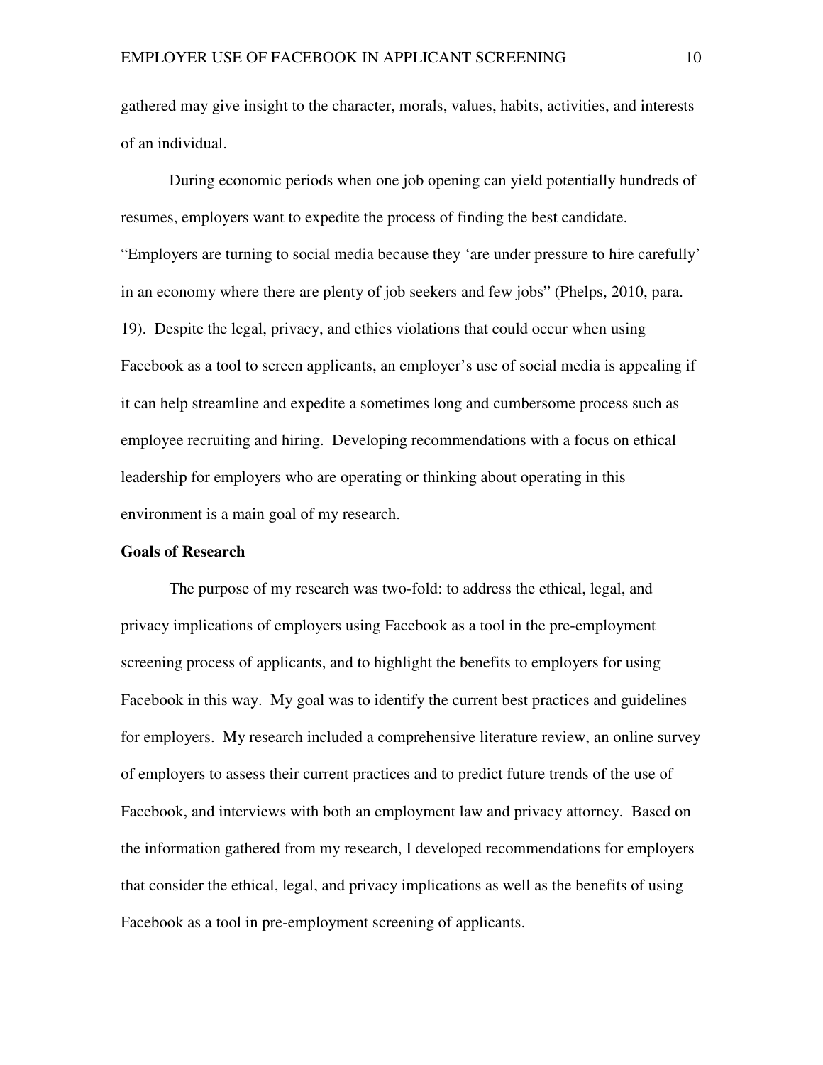gathered may give insight to the character, morals, values, habits, activities, and interests of an individual.

During economic periods when one job opening can yield potentially hundreds of resumes, employers want to expedite the process of finding the best candidate. "Employers are turning to social media because they 'are under pressure to hire carefully' in an economy where there are plenty of job seekers and few jobs" (Phelps, 2010, para. 19). Despite the legal, privacy, and ethics violations that could occur when using Facebook as a tool to screen applicants, an employer's use of social media is appealing if it can help streamline and expedite a sometimes long and cumbersome process such as employee recruiting and hiring. Developing recommendations with a focus on ethical leadership for employers who are operating or thinking about operating in this environment is a main goal of my research.

**Goals of Research**

The purpose of my research was two-fold: to address the ethical, legal, and privacy implications of employers using Facebook as a tool in the pre-employment screening process of applicants, and to highlight the benefits to employers for using Facebook in this way. My goal was to identify the current best practices and guidelines for employers. My research included a comprehensive literature review, an online survey of employers to assess their current practices and to predict future trends of the use of Facebook, and interviews with both an employment law and privacy attorney. Based on the information gathered from my research, I developed recommendations for employers that consider the ethical, legal, and privacy implications as well as the benefits of using Facebook as a tool in pre-employment screening of applicants.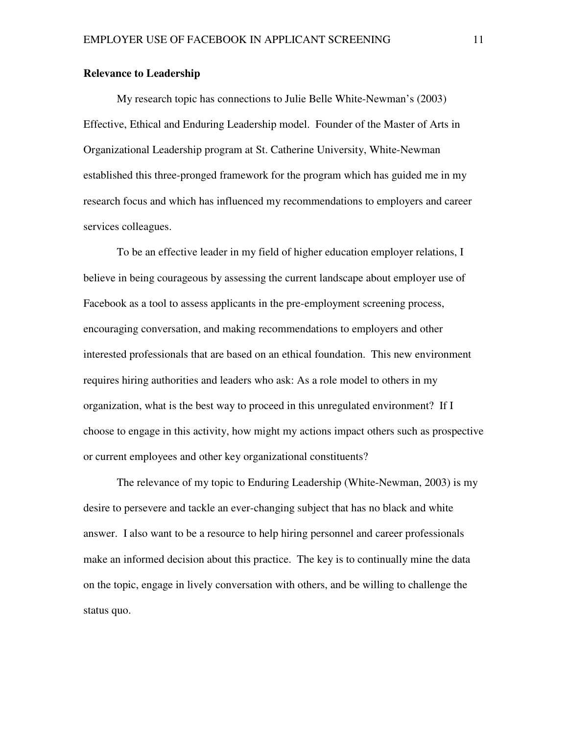## Relevance to Leadership

My research topic has connections to Julie Belle White-Newman's (2003) Effective, Ethical and Enduring Leadership model. Founder of the Master of Arts in Organizational Leadership program at St. Catherine University, White-Newman established this three-pronged framework for the program which has guided me in my research focus and which has influenced my recommendations to employers and career services colleagues.

To be an effective leader in my field of higher education employer relations, I believe in being courageous by assessing the current landscape about employer use of Facebook as a tool to assess applicants in the pre-employment screening process, encouraging conversation, and making recommendations to employers and other interested professionals that are based on an ethical foundation. This new environment requires hiring authorities and leaders who ask: As a role model to others in my organization, what is the best way to proceed in this unregulated environment? If I choose to engage in this activity, how might my actions impact others such as prospective or current employees and other key organizational constituents?

The relevance of my topic to Enduring Leadership (White-Newman, 2003) is my desire to persevere and tackle an ever-changing subject that has no black and white answer. I also want to be a resource to help hiring personnel and career professionals make an informed decision about this practice. The key is to continually mine the data on the topic, engage in lively conversation with others, and be willing to challenge the status quo.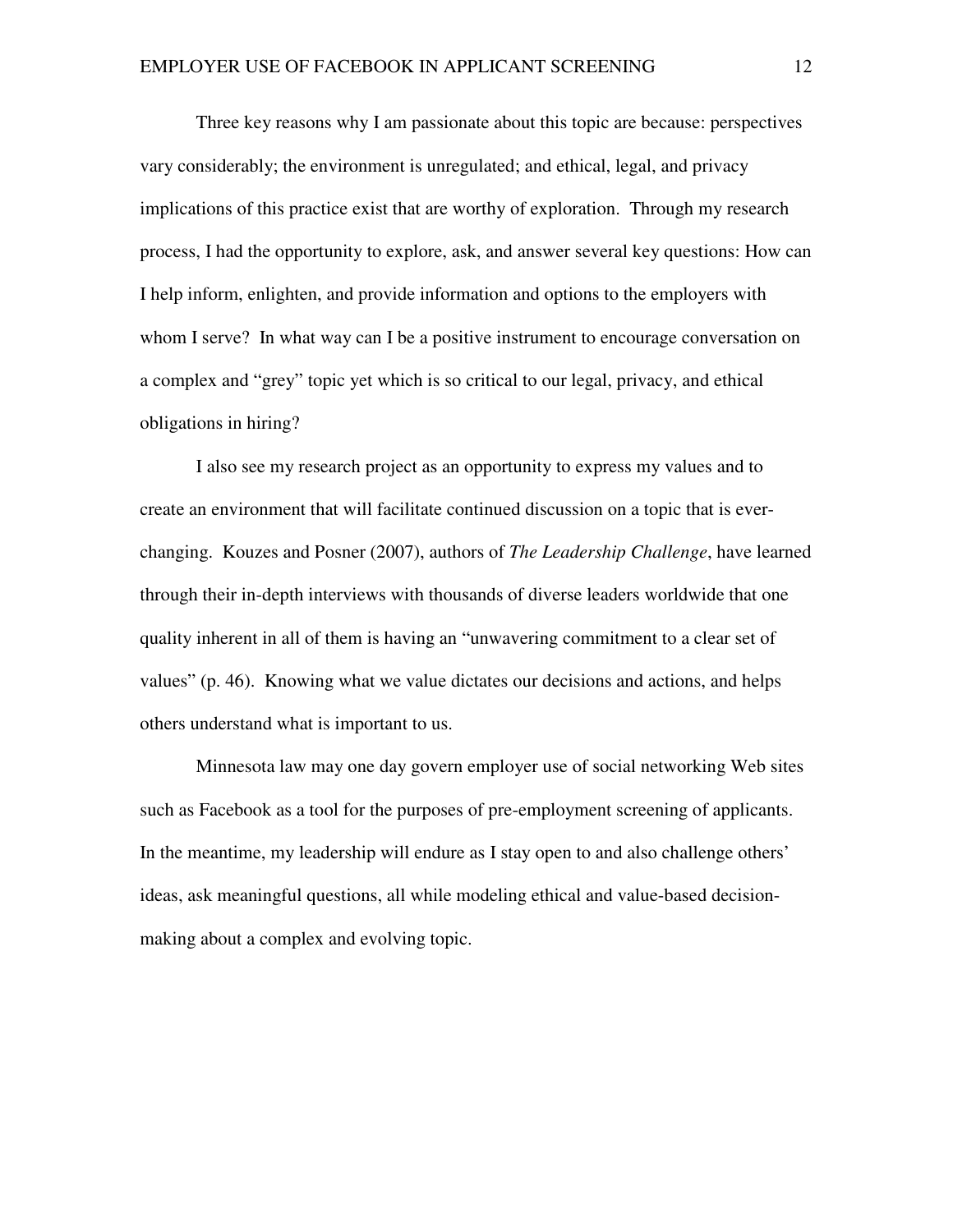Three key reasons why I am passionate about this topic are because: perspectives vary considerably; the environment is unregulated; and ethical, legal, and privacy implications of this practice exist that are worthy of exploration. Through my research process, I had the opportunity to explore, ask, and answer several key questions: How can I help inform, enlighten, and provide information and options to the employers with whom I serve? In what way can I be a positive instrument to encourage conversation on a complex and "grey" topic yet which is so critical to our legal, privacy, and ethical obligations in hiring?

I also see my research project as an opportunity to express my values and to create an environment that will facilitate continued discussion on a topic that is ever-changing. Kouzes and Posner (2007), authors of *The Leadership Challenge*, have learned through their in-depth interviews with thousands of diverse leaders worldwide that one quality inherent in all of them is having an "unwavering commitment to a clear set of values" (p. 46). Knowing what we value dictates our decisions and actions, and helps others understand what is important to us.

Minnesota law may one day govern employer use of social networking Web sites such as Facebook as a tool for the purposes of pre-employment screening of applicants. In the meantime, my leadership will endure as I stay open to and also challenge others' ideas, ask meaningful questions, all while modeling ethical and value-based decision-making about a complex and evolving topic.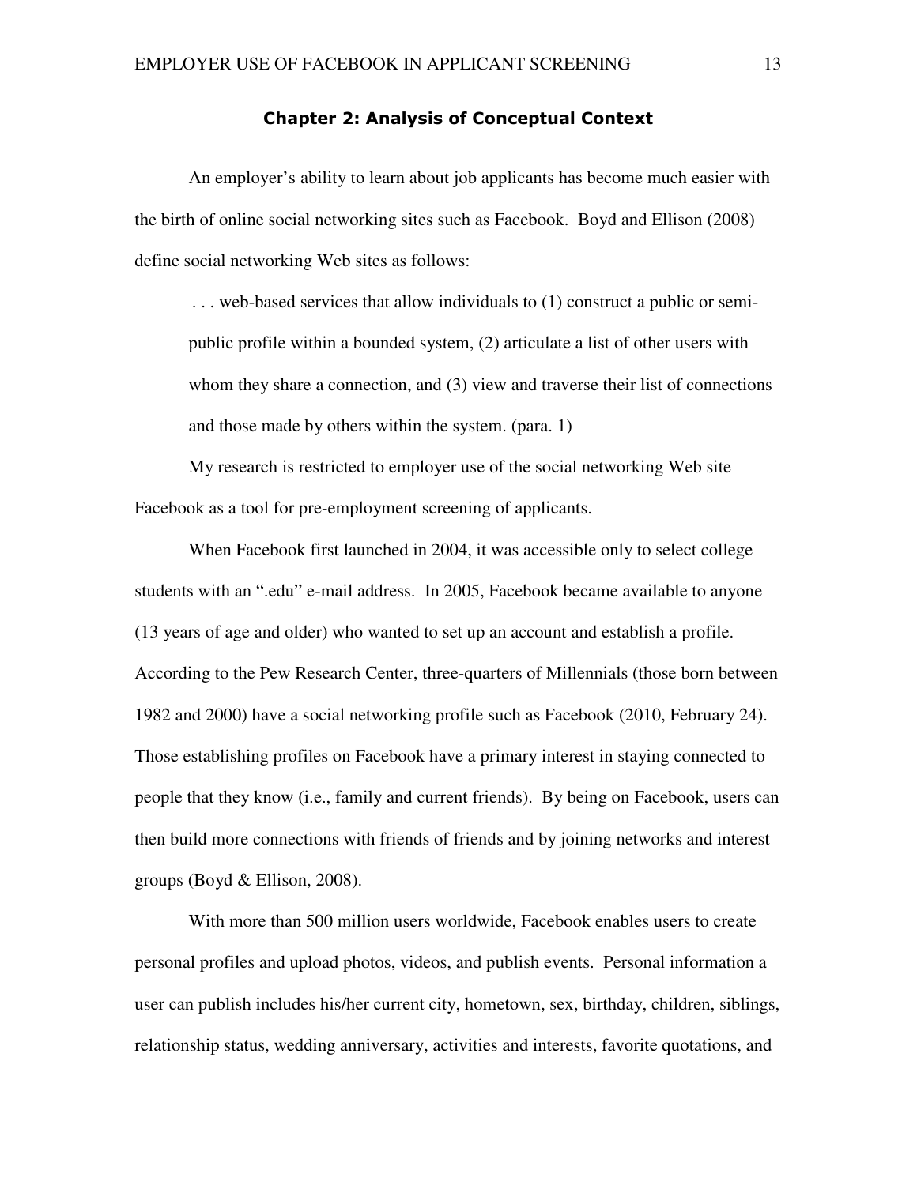## Chapter 2: Analysis of Conceptual Context

An employer's ability to learn about job applicants has become much easier with the birth of online social networking sites such as Facebook. Boyd and Ellison (2008) define social networking Web sites as follows:

> . . . web-based services that allow individuals to (1) construct a public or semi-public profile within a bounded system, (2) articulate a list of other users with whom they share a connection, and (3) view and traverse their list of connections and those made by others within the system. (para. 1)

My research is restricted to employer use of the social networking Web site Facebook as a tool for pre-employment screening of applicants.

When Facebook first launched in 2004, it was accessible only to select college students with an ".edu" e-mail address. In 2005, Facebook became available to anyone (13 years of age and older) who wanted to set up an account and establish a profile. According to the Pew Research Center, three-quarters of Millennials (those born between 1982 and 2000) have a social networking profile such as Facebook (2010, February 24). Those establishing profiles on Facebook have a primary interest in staying connected to people that they know (i.e., family and current friends). By being on Facebook, users can then build more connections with friends of friends and by joining networks and interest groups (Boyd & Ellison, 2008).

With more than 500 million users worldwide, Facebook enables users to create personal profiles and upload photos, videos, and publish events. Personal information a user can publish includes his/her current city, hometown, sex, birthday, children, siblings, relationship status, wedding anniversary, activities and interests, favorite quotations, and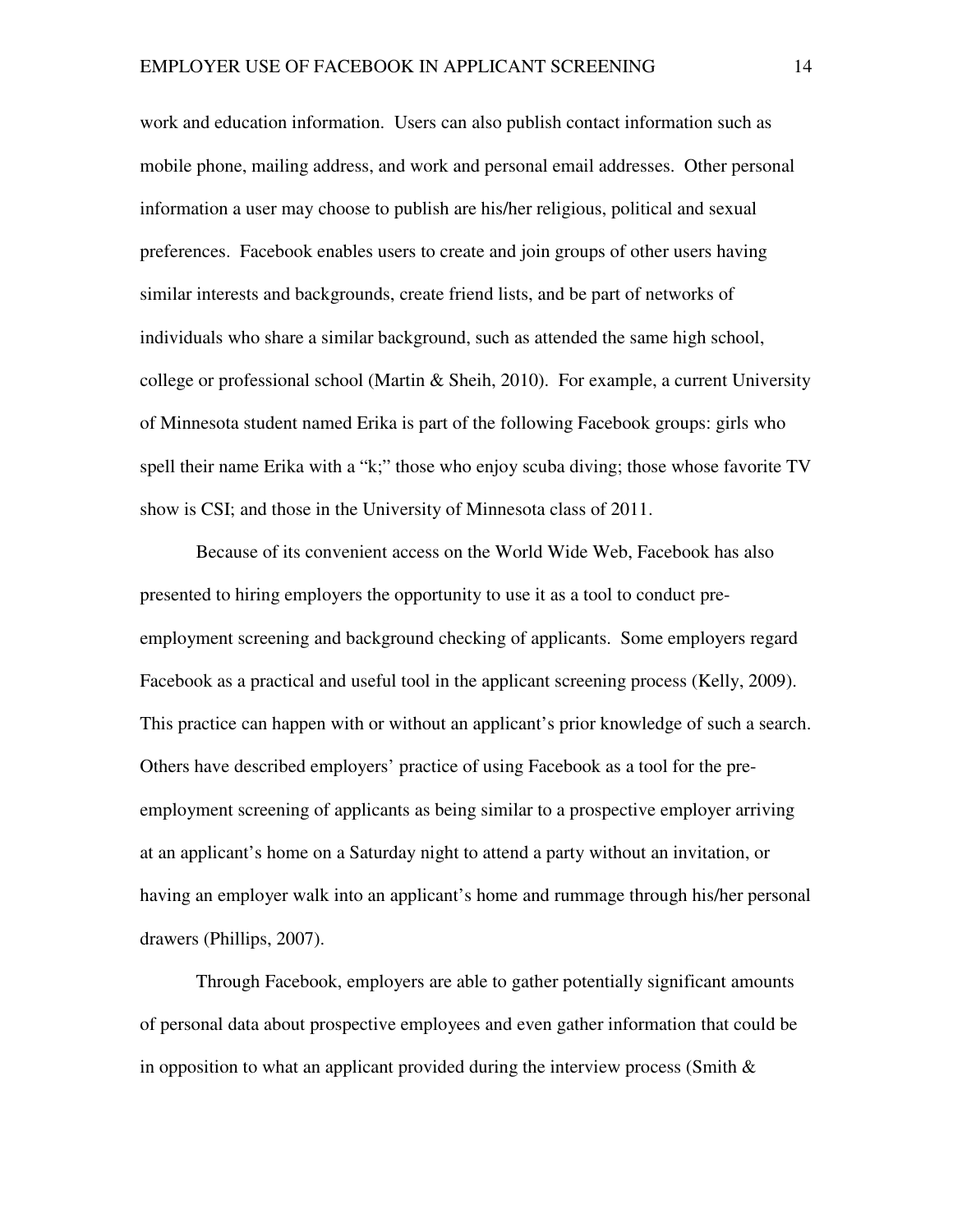work and education information. Users can also publish contact information such as mobile phone, mailing address, and work and personal email addresses. Other personal information a user may choose to publish are his/her religious, political and sexual preferences. Facebook enables users to create and join groups of other users having similar interests and backgrounds, create friend lists, and be part of networks of individuals who share a similar background, such as attended the same high school, college or professional school (Martin & Sheih, 2010). For example, a current University of Minnesota student named Erika is part of the following Facebook groups: girls who spell their name Erika with a "k;" those who enjoy scuba diving; those whose favorite TV show is CSI; and those in the University of Minnesota class of 2011.

Because of its convenient access on the World Wide Web, Facebook has also presented to hiring employers the opportunity to use it as a tool to conduct pre-employment screening and background checking of applicants. Some employers regard Facebook as a practical and useful tool in the applicant screening process (Kelly, 2009). This practice can happen with or without an applicant's prior knowledge of such a search. Others have described employers' practice of using Facebook as a tool for the pre-employment screening of applicants as being similar to a prospective employer arriving at an applicant's home on a Saturday night to attend a party without an invitation, or having an employer walk into an applicant's home and rummage through his/her personal drawers (Phillips, 2007).

Through Facebook, employers are able to gather potentially significant amounts of personal data about prospective employees and even gather information that could be in opposition to what an applicant provided during the interview process (Smith &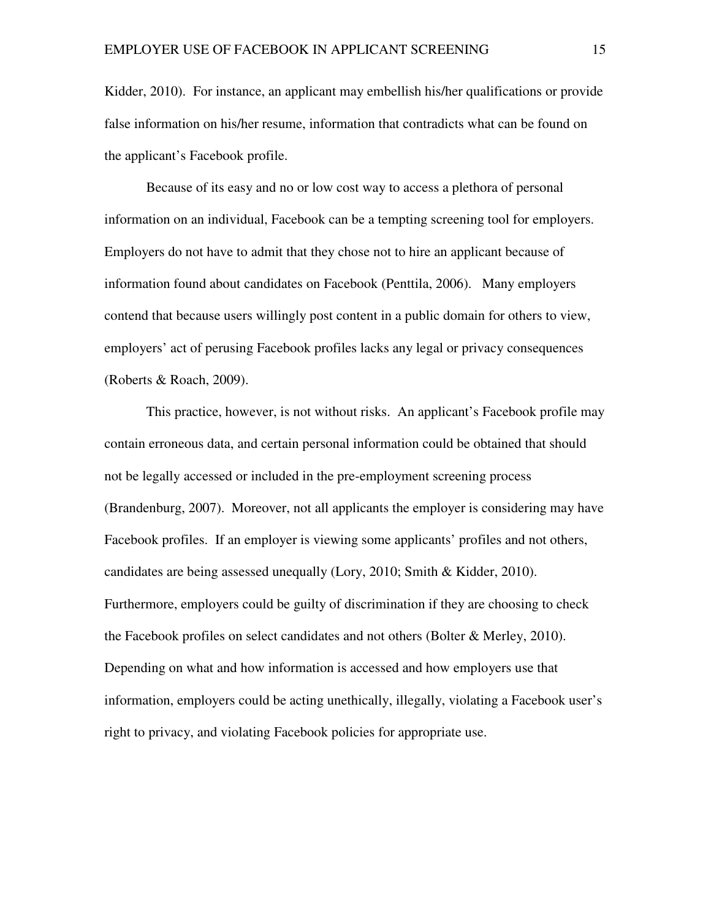Kidder, 2010). For instance, an applicant may embellish his/her qualifications or provide false information on his/her resume, information that contradicts what can be found on the applicant's Facebook profile.

Because of its easy and no or low cost way to access a plethora of personal information on an individual, Facebook can be a tempting screening tool for employers. Employers do not have to admit that they chose not to hire an applicant because of information found about candidates on Facebook (Penttila, 2006). Many employers contend that because users willingly post content in a public domain for others to view, employers' act of perusing Facebook profiles lacks any legal or privacy consequences (Roberts & Roach, 2009).

This practice, however, is not without risks. An applicant's Facebook profile may contain erroneous data, and certain personal information could be obtained that should not be legally accessed or included in the pre-employment screening process (Brandenburg, 2007). Moreover, not all applicants the employer is considering may have Facebook profiles. If an employer is viewing some applicants' profiles and not others, candidates are being assessed unequally (Lory, 2010; Smith & Kidder, 2010). Furthermore, employers could be guilty of discrimination if they are choosing to check the Facebook profiles on select candidates and not others (Bolter & Merley, 2010). Depending on what and how information is accessed and how employers use that information, employers could be acting unethically, illegally, violating a Facebook user's right to privacy, and violating Facebook policies for appropriate use.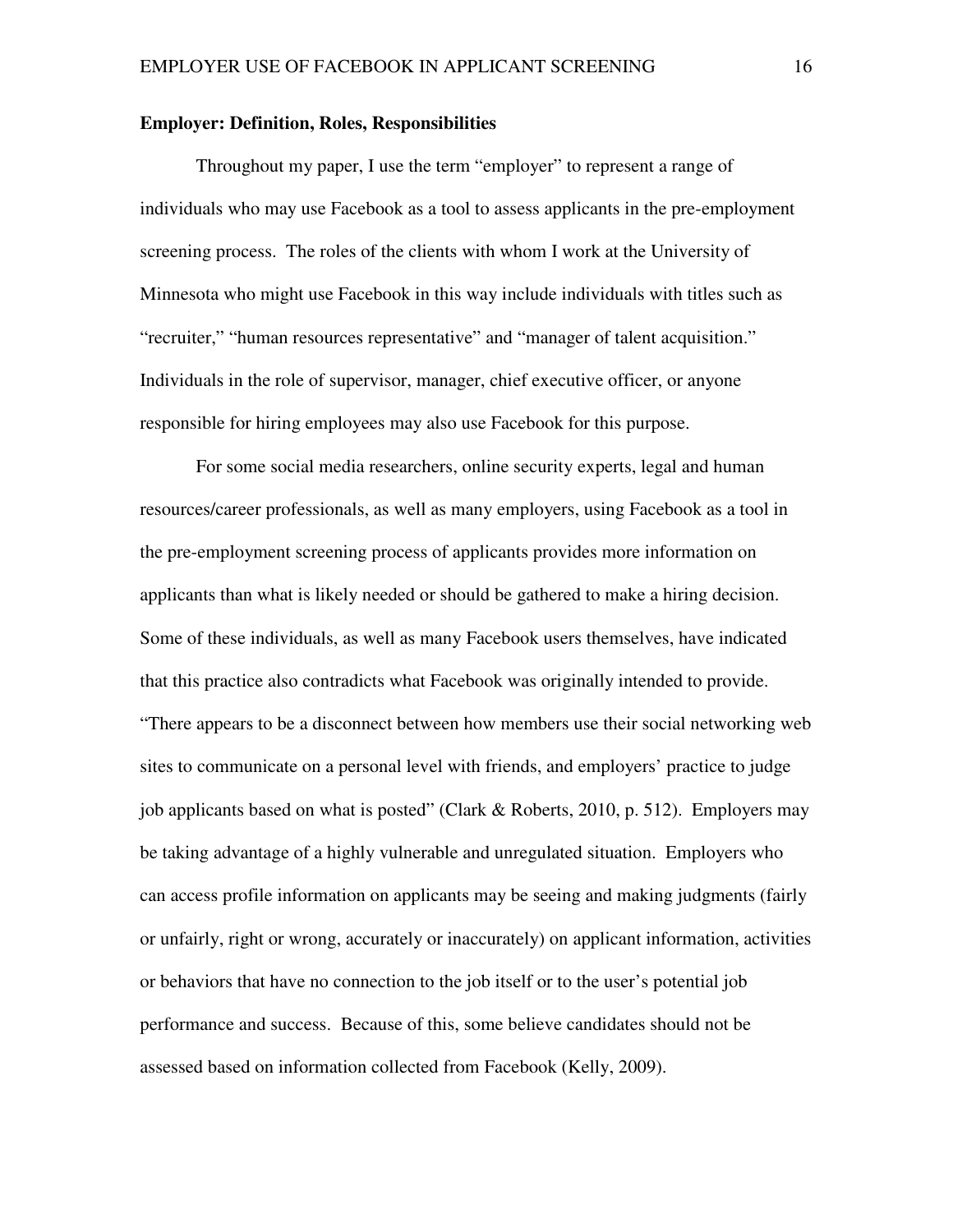**Employer: Definition, Roles, Responsibilities**

Throughout my paper, I use the term "employer" to represent a range of individuals who may use Facebook as a tool to assess applicants in the pre-employment screening process. The roles of the clients with whom I work at the University of Minnesota who might use Facebook in this way include individuals with titles such as "recruiter," "human resources representative" and "manager of talent acquisition." Individuals in the role of supervisor, manager, chief executive officer, or anyone responsible for hiring employees may also use Facebook for this purpose.

For some social media researchers, online security experts, legal and human resources/career professionals, as well as many employers, using Facebook as a tool in the pre-employment screening process of applicants provides more information on applicants than what is likely needed or should be gathered to make a hiring decision. Some of these individuals, as well as many Facebook users themselves, have indicated that this practice also contradicts what Facebook was originally intended to provide. "There appears to be a disconnect between how members use their social networking web sites to communicate on a personal level with friends, and employers' practice to judge job applicants based on what is posted" (Clark & Roberts, 2010, p. 512). Employers may be taking advantage of a highly vulnerable and unregulated situation. Employers who can access profile information on applicants may be seeing and making judgments (fairly or unfairly, right or wrong, accurately or inaccurately) on applicant information, activities or behaviors that have no connection to the job itself or to the user's potential job performance and success. Because of this, some believe candidates should not be assessed based on information collected from Facebook (Kelly, 2009).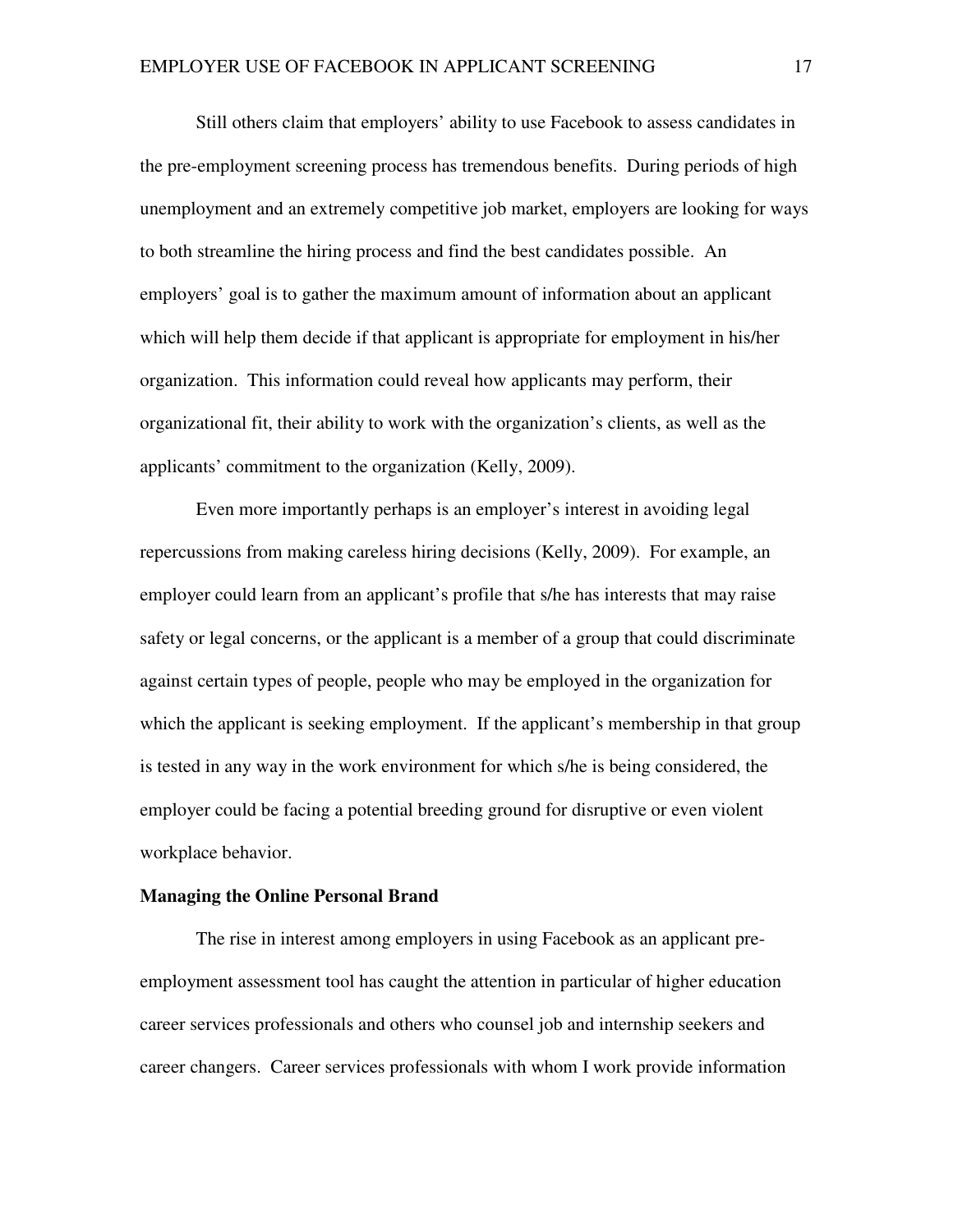Still others claim that employers' ability to use Facebook to assess candidates in the pre-employment screening process has tremendous benefits. During periods of high unemployment and an extremely competitive job market, employers are looking for ways to both streamline the hiring process and find the best candidates possible. An employers' goal is to gather the maximum amount of information about an applicant which will help them decide if that applicant is appropriate for employment in his/her organization. This information could reveal how applicants may perform, their organizational fit, their ability to work with the organization's clients, as well as the applicants' commitment to the organization (Kelly, 2009).

Even more importantly perhaps is an employer's interest in avoiding legal repercussions from making careless hiring decisions (Kelly, 2009). For example, an employer could learn from an applicant's profile that s/he has interests that may raise safety or legal concerns, or the applicant is a member of a group that could discriminate against certain types of people, people who may be employed in the organization for which the applicant is seeking employment. If the applicant's membership in that group is tested in any way in the work environment for which s/he is being considered, the employer could be facing a potential breeding ground for disruptive or even violent workplace behavior.

**Managing the Online Personal Brand**

The rise in interest among employers in using Facebook as an applicant pre-employment assessment tool has caught the attention in particular of higher education career services professionals and others who counsel job and internship seekers and career changers. Career services professionals with whom I work provide information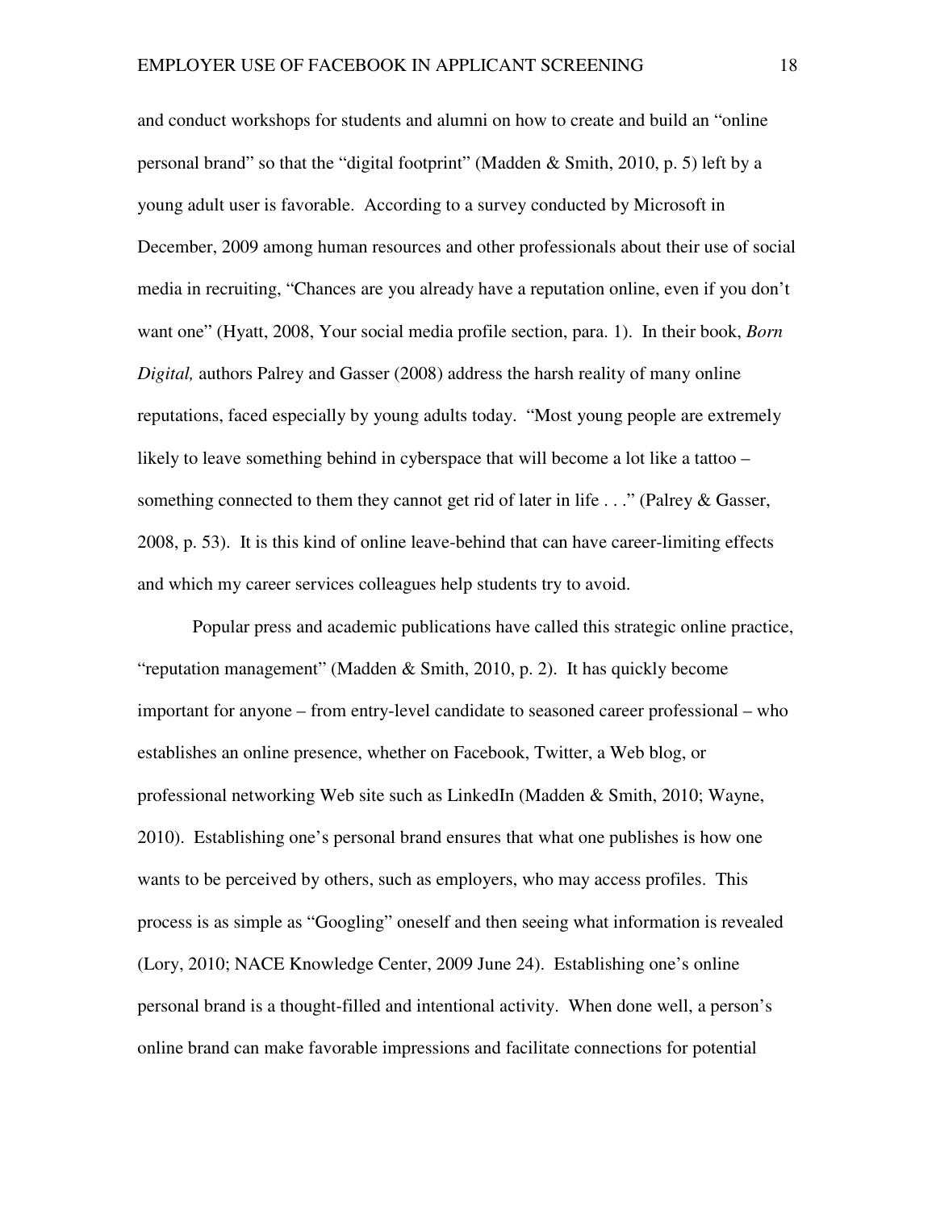and conduct workshops for students and alumni on how to create and build an "online personal brand" so that the "digital footprint" (Madden & Smith, 2010, p. 5) left by a young adult user is favorable. According to a survey conducted by Microsoft in December, 2009 among human resources and other professionals about their use of social media in recruiting, "Chances are you already have a reputation online, even if you don't want one" (Hyatt, 2008, Your social media profile section, para. 1). In their book, *Born Digital,* authors Palrey and Gasser (2008) address the harsh reality of many online reputations, faced especially by young adults today. "Most young people are extremely likely to leave something behind in cyberspace that will become a lot like a tattoo – something connected to them they cannot get rid of later in life . . ." (Palrey & Gasser, 2008, p. 53). It is this kind of online leave-behind that can have career-limiting effects and which my career services colleagues help students try to avoid.

Popular press and academic publications have called this strategic online practice, "reputation management" (Madden & Smith, 2010, p. 2). It has quickly become important for anyone – from entry-level candidate to seasoned career professional – who establishes an online presence, whether on Facebook, Twitter, a Web blog, or professional networking Web site such as LinkedIn (Madden & Smith, 2010; Wayne, 2010). Establishing one's personal brand ensures that what one publishes is how one wants to be perceived by others, such as employers, who may access profiles. This process is as simple as "Googling" oneself and then seeing what information is revealed (Lory, 2010; NACE Knowledge Center, 2009 June 24). Establishing one's online personal brand is a thought-filled and intentional activity. When done well, a person's online brand can make favorable impressions and facilitate connections for potential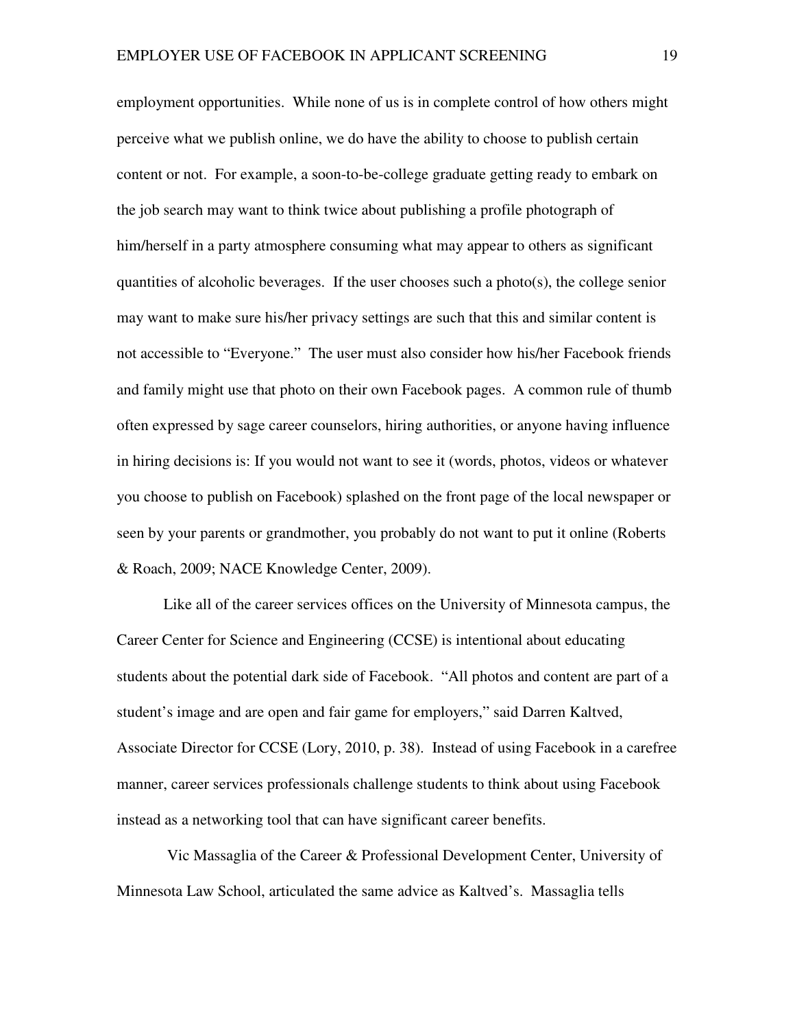employment opportunities. While none of us is in complete control of how others might perceive what we publish online, we do have the ability to choose to publish certain content or not. For example, a soon-to-be-college graduate getting ready to embark on the job search may want to think twice about publishing a profile photograph of him/herself in a party atmosphere consuming what may appear to others as significant quantities of alcoholic beverages. If the user chooses such a photo(s), the college senior may want to make sure his/her privacy settings are such that this and similar content is not accessible to "Everyone." The user must also consider how his/her Facebook friends and family might use that photo on their own Facebook pages. A common rule of thumb often expressed by sage career counselors, hiring authorities, or anyone having influence in hiring decisions is: If you would not want to see it (words, photos, videos or whatever you choose to publish on Facebook) splashed on the front page of the local newspaper or seen by your parents or grandmother, you probably do not want to put it online (Roberts & Roach, 2009; NACE Knowledge Center, 2009).

Like all of the career services offices on the University of Minnesota campus, the Career Center for Science and Engineering (CCSE) is intentional about educating students about the potential dark side of Facebook. "All photos and content are part of a student's image and are open and fair game for employers," said Darren Kaltved, Associate Director for CCSE (Lory, 2010, p. 38). Instead of using Facebook in a carefree manner, career services professionals challenge students to think about using Facebook instead as a networking tool that can have significant career benefits.

Vic Massaglia of the Career & Professional Development Center, University of Minnesota Law School, articulated the same advice as Kaltved's. Massaglia tells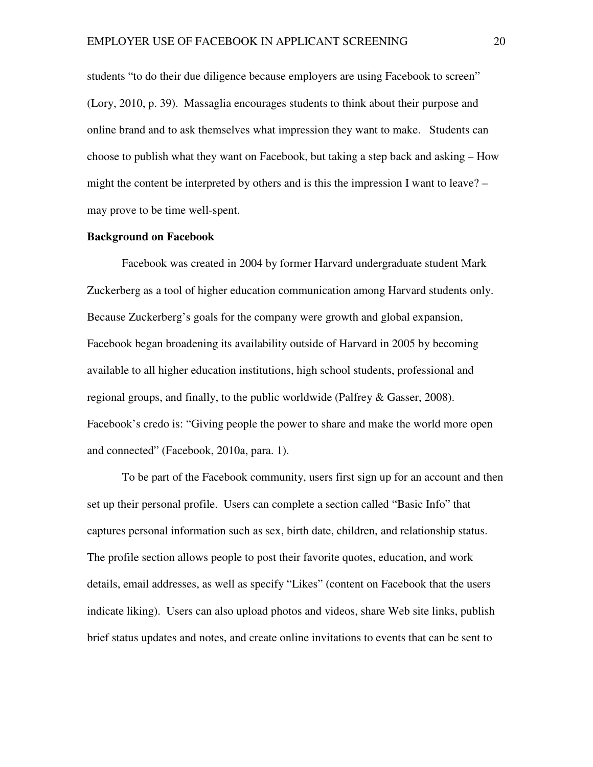students “to do their due diligence because employers are using Facebook to screen” (Lory, 2010, p. 39). Massaglia encourages students to think about their purpose and online brand and to ask themselves what impression they want to make. Students can choose to publish what they want on Facebook, but taking a step back and asking – How might the content be interpreted by others and is this the impression I want to leave? – may prove to be time well-spent.

**Background on Facebook**

Facebook was created in 2004 by former Harvard undergraduate student Mark Zuckerberg as a tool of higher education communication among Harvard students only. Because Zuckerberg’s goals for the company were growth and global expansion, Facebook began broadening its availability outside of Harvard in 2005 by becoming available to all higher education institutions, high school students, professional and regional groups, and finally, to the public worldwide (Palfrey & Gasser, 2008). Facebook’s credo is: “Giving people the power to share and make the world more open and connected” (Facebook, 2010a, para. 1).

To be part of the Facebook community, users first sign up for an account and then set up their personal profile. Users can complete a section called “Basic Info” that captures personal information such as sex, birth date, children, and relationship status. The profile section allows people to post their favorite quotes, education, and work details, email addresses, as well as specify “Likes” (content on Facebook that the users indicate liking). Users can also upload photos and videos, share Web site links, publish brief status updates and notes, and create online invitations to events that can be sent to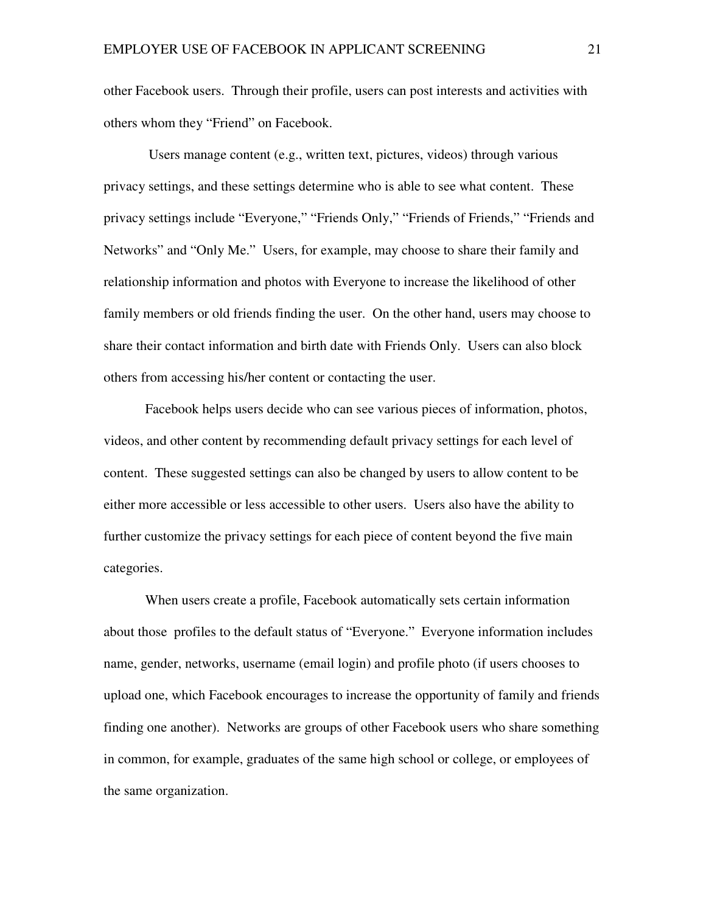other Facebook users. Through their profile, users can post interests and activities with others whom they "Friend" on Facebook.

Users manage content (e.g., written text, pictures, videos) through various privacy settings, and these settings determine who is able to see what content. These privacy settings include "Everyone," "Friends Only," "Friends of Friends," "Friends and Networks" and "Only Me." Users, for example, may choose to share their family and relationship information and photos with Everyone to increase the likelihood of other family members or old friends finding the user. On the other hand, users may choose to share their contact information and birth date with Friends Only. Users can also block others from accessing his/her content or contacting the user.

Facebook helps users decide who can see various pieces of information, photos, videos, and other content by recommending default privacy settings for each level of content. These suggested settings can also be changed by users to allow content to be either more accessible or less accessible to other users. Users also have the ability to further customize the privacy settings for each piece of content beyond the five main categories.

When users create a profile, Facebook automatically sets certain information about those profiles to the default status of "Everyone." Everyone information includes name, gender, networks, username (email login) and profile photo (if users chooses to upload one, which Facebook encourages to increase the opportunity of family and friends finding one another). Networks are groups of other Facebook users who share something in common, for example, graduates of the same high school or college, or employees of the same organization.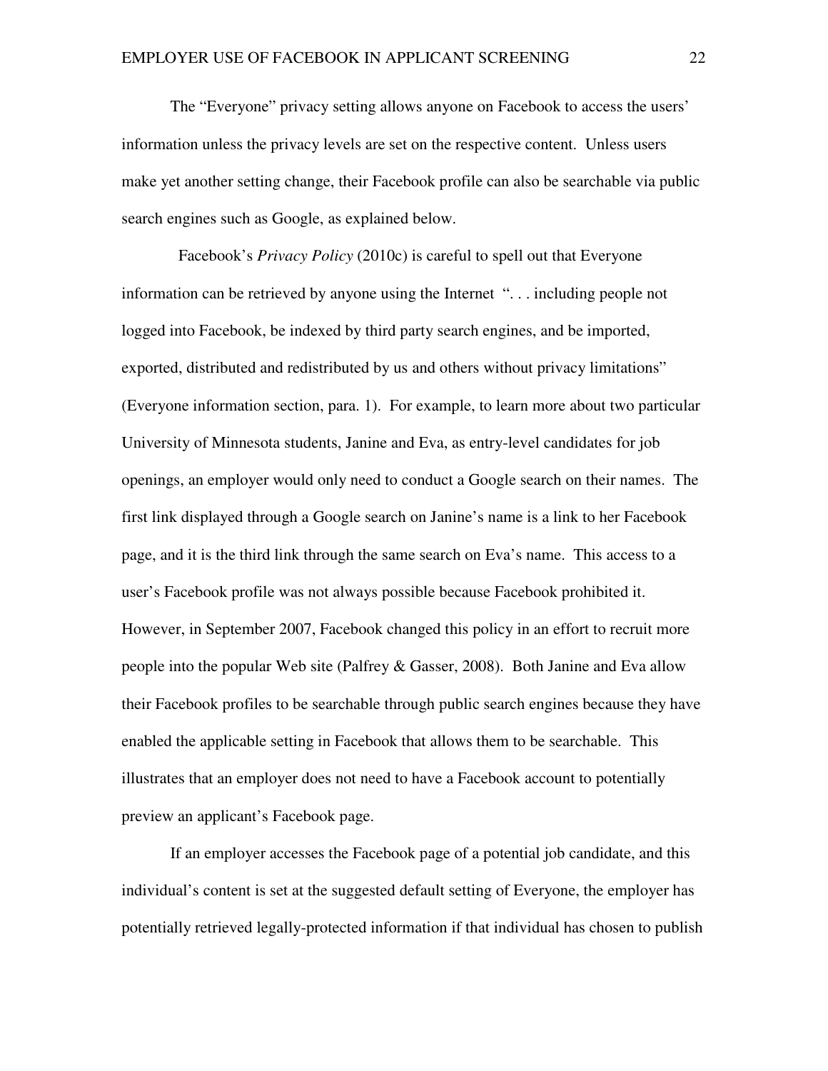The "Everyone" privacy setting allows anyone on Facebook to access the users' information unless the privacy levels are set on the respective content. Unless users make yet another setting change, their Facebook profile can also be searchable via public search engines such as Google, as explained below.

Facebook's *Privacy Policy* (2010c) is careful to spell out that Everyone information can be retrieved by anyone using the Internet ". . . including people not logged into Facebook, be indexed by third party search engines, and be imported, exported, distributed and redistributed by us and others without privacy limitations" (Everyone information section, para. 1). For example, to learn more about two particular University of Minnesota students, Janine and Eva, as entry-level candidates for job openings, an employer would only need to conduct a Google search on their names. The first link displayed through a Google search on Janine's name is a link to her Facebook page, and it is the third link through the same search on Eva's name. This access to a user's Facebook profile was not always possible because Facebook prohibited it. However, in September 2007, Facebook changed this policy in an effort to recruit more people into the popular Web site (Palfrey & Gasser, 2008). Both Janine and Eva allow their Facebook profiles to be searchable through public search engines because they have enabled the applicable setting in Facebook that allows them to be searchable. This illustrates that an employer does not need to have a Facebook account to potentially preview an applicant's Facebook page.

If an employer accesses the Facebook page of a potential job candidate, and this individual's content is set at the suggested default setting of Everyone, the employer has potentially retrieved legally-protected information if that individual has chosen to publish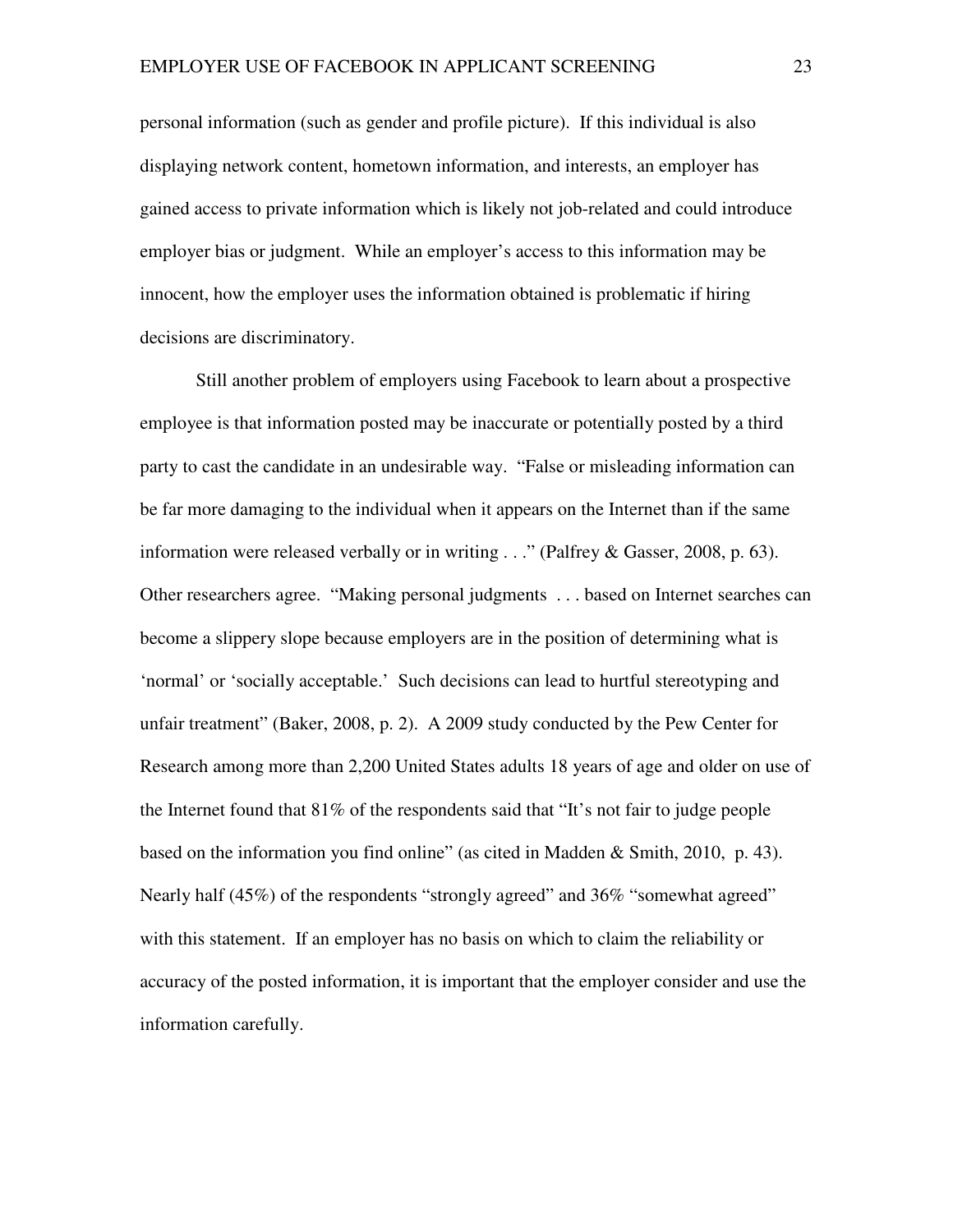personal information (such as gender and profile picture). If this individual is also displaying network content, hometown information, and interests, an employer has gained access to private information which is likely not job-related and could introduce employer bias or judgment. While an employer's access to this information may be innocent, how the employer uses the information obtained is problematic if hiring decisions are discriminatory.

Still another problem of employers using Facebook to learn about a prospective employee is that information posted may be inaccurate or potentially posted by a third party to cast the candidate in an undesirable way. "False or misleading information can be far more damaging to the individual when it appears on the Internet than if the same information were released verbally or in writing . . ." (Palfrey & Gasser, 2008, p. 63). Other researchers agree. "Making personal judgments . . . based on Internet searches can become a slippery slope because employers are in the position of determining what is 'normal' or 'socially acceptable.' Such decisions can lead to hurtful stereotyping and unfair treatment" (Baker, 2008, p. 2). A 2009 study conducted by the Pew Center for Research among more than 2,200 United States adults 18 years of age and older on use of the Internet found that 81% of the respondents said that "It's not fair to judge people based on the information you find online" (as cited in Madden & Smith, 2010, p. 43). Nearly half (45%) of the respondents "strongly agreed" and 36% "somewhat agreed" with this statement. If an employer has no basis on which to claim the reliability or accuracy of the posted information, it is important that the employer consider and use the information carefully.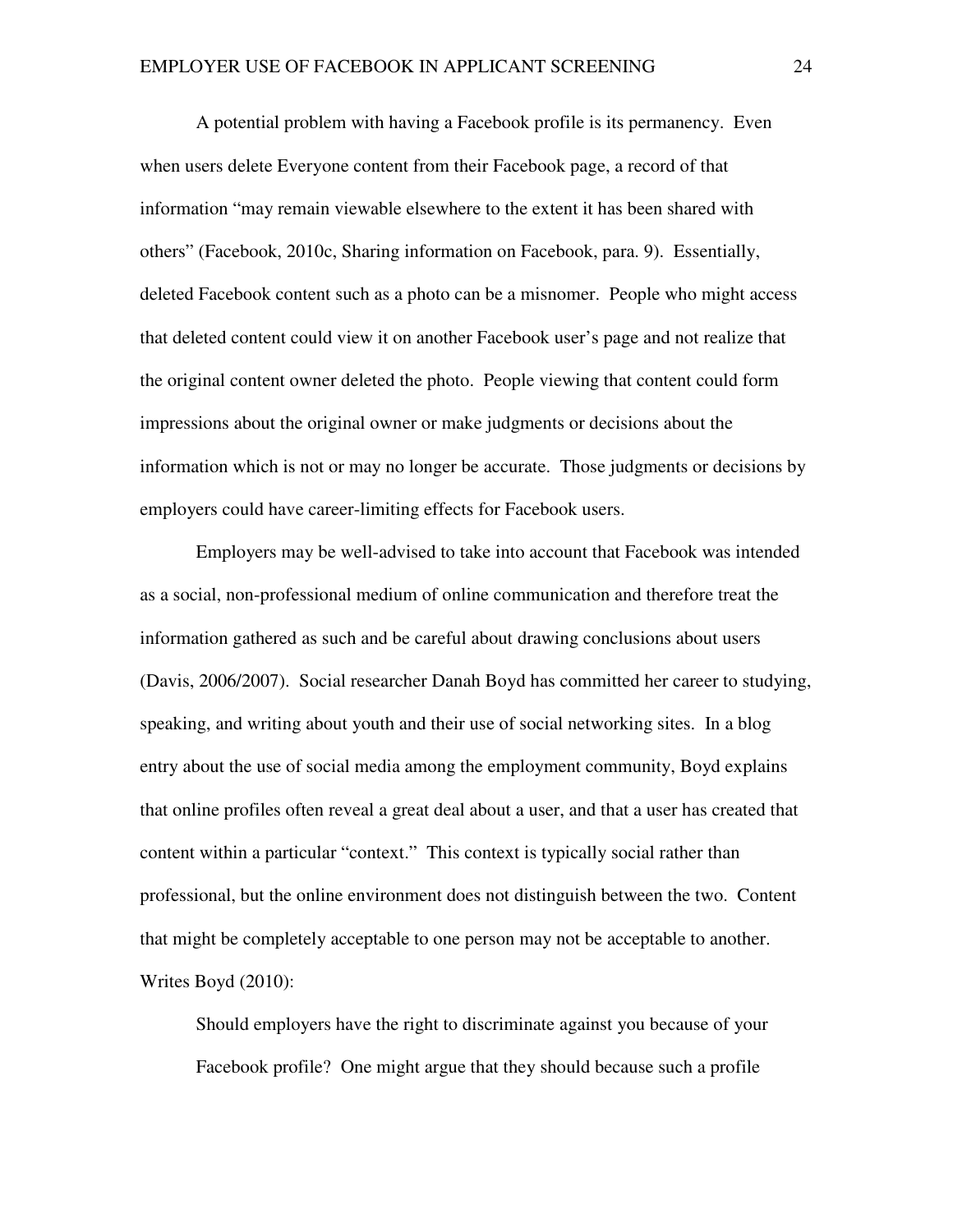A potential problem with having a Facebook profile is its permanency. Even when users delete Everyone content from their Facebook page, a record of that information "may remain viewable elsewhere to the extent it has been shared with others" (Facebook, 2010c, Sharing information on Facebook, para. 9). Essentially, deleted Facebook content such as a photo can be a misnomer. People who might access that deleted content could view it on another Facebook user's page and not realize that the original content owner deleted the photo. People viewing that content could form impressions about the original owner or make judgments or decisions about the information which is not or may no longer be accurate. Those judgments or decisions by employers could have career-limiting effects for Facebook users.

Employers may be well-advised to take into account that Facebook was intended as a social, non-professional medium of online communication and therefore treat the information gathered as such and be careful about drawing conclusions about users (Davis, 2006/2007). Social researcher Danah Boyd has committed her career to studying, speaking, and writing about youth and their use of social networking sites. In a blog entry about the use of social media among the employment community, Boyd explains that online profiles often reveal a great deal about a user, and that a user has created that content within a particular "context." This context is typically social rather than professional, but the online environment does not distinguish between the two. Content that might be completely acceptable to one person may not be acceptable to another. Writes Boyd (2010):

> Should employers have the right to discriminate against you because of your Facebook profile? One might argue that they should because such a profile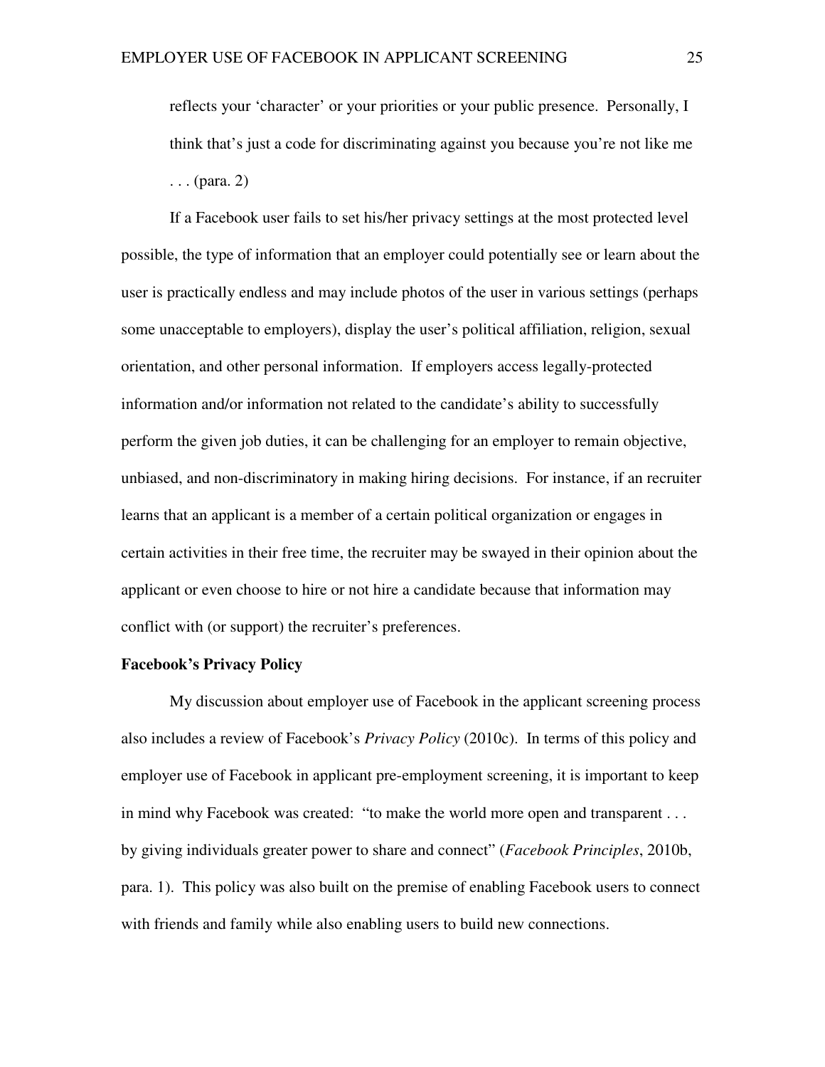> reflects your 'character' or your priorities or your public presence. Personally, I think that's just a code for discriminating against you because you're not like me . . . (para. 2)

If a Facebook user fails to set his/her privacy settings at the most protected level possible, the type of information that an employer could potentially see or learn about the user is practically endless and may include photos of the user in various settings (perhaps some unacceptable to employers), display the user's political affiliation, religion, sexual orientation, and other personal information. If employers access legally-protected information and/or information not related to the candidate's ability to successfully perform the given job duties, it can be challenging for an employer to remain objective, unbiased, and non-discriminatory in making hiring decisions. For instance, if an recruiter learns that an applicant is a member of a certain political organization or engages in certain activities in their free time, the recruiter may be swayed in their opinion about the applicant or even choose to hire or not hire a candidate because that information may conflict with (or support) the recruiter's preferences.

**Facebook's Privacy Policy**

My discussion about employer use of Facebook in the applicant screening process also includes a review of Facebook's *Privacy Policy* (2010c). In terms of this policy and employer use of Facebook in applicant pre-employment screening, it is important to keep in mind why Facebook was created: "to make the world more open and transparent . . . by giving individuals greater power to share and connect" (*Facebook Principles*, 2010b, para. 1). This policy was also built on the premise of enabling Facebook users to connect with friends and family while also enabling users to build new connections.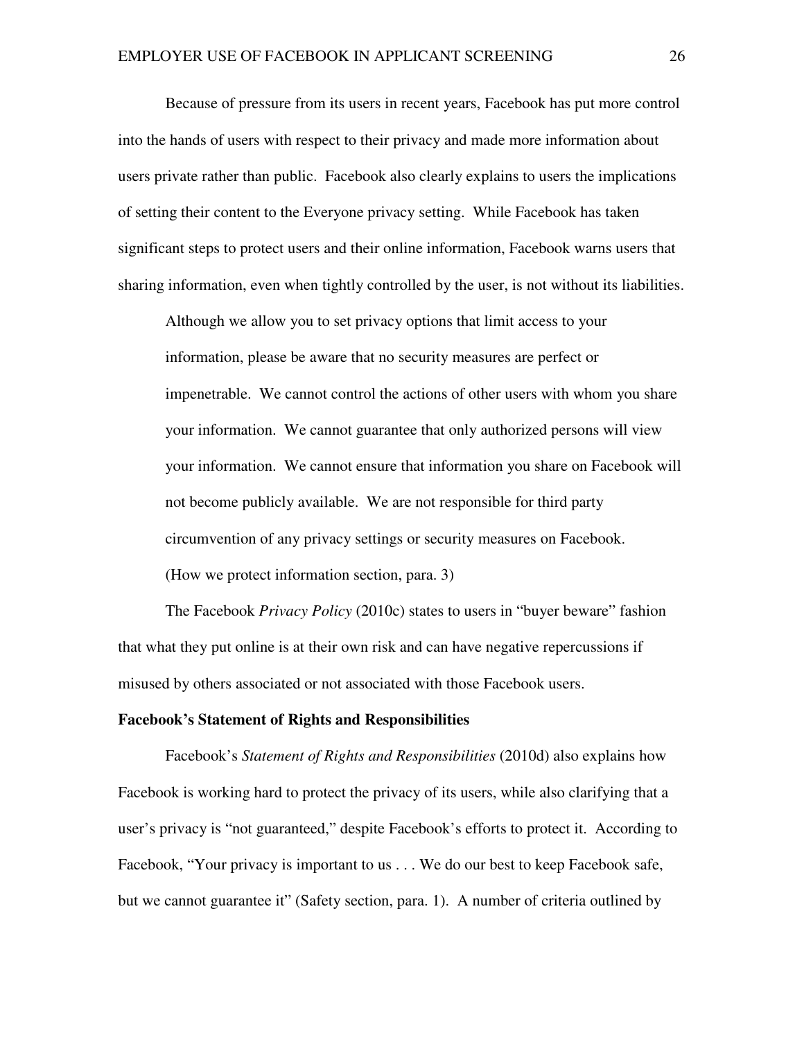Because of pressure from its users in recent years, Facebook has put more control into the hands of users with respect to their privacy and made more information about users private rather than public. Facebook also clearly explains to users the implications of setting their content to the Everyone privacy setting. While Facebook has taken significant steps to protect users and their online information, Facebook warns users that sharing information, even when tightly controlled by the user, is not without its liabilities.

> Although we allow you to set privacy options that limit access to your information, please be aware that no security measures are perfect or impenetrable. We cannot control the actions of other users with whom you share your information. We cannot guarantee that only authorized persons will view your information. We cannot ensure that information you share on Facebook will not become publicly available. We are not responsible for third party circumvention of any privacy settings or security measures on Facebook. (How we protect information section, para. 3)

The Facebook *Privacy Policy* (2010c) states to users in "buyer beware" fashion that what they put online is at their own risk and can have negative repercussions if misused by others associated or not associated with those Facebook users.

**Facebook's Statement of Rights and Responsibilities**

Facebook's *Statement of Rights and Responsibilities* (2010d) also explains how Facebook is working hard to protect the privacy of its users, while also clarifying that a user's privacy is "not guaranteed," despite Facebook's efforts to protect it. According to Facebook, "Your privacy is important to us . . . We do our best to keep Facebook safe, but we cannot guarantee it" (Safety section, para. 1). A number of criteria outlined by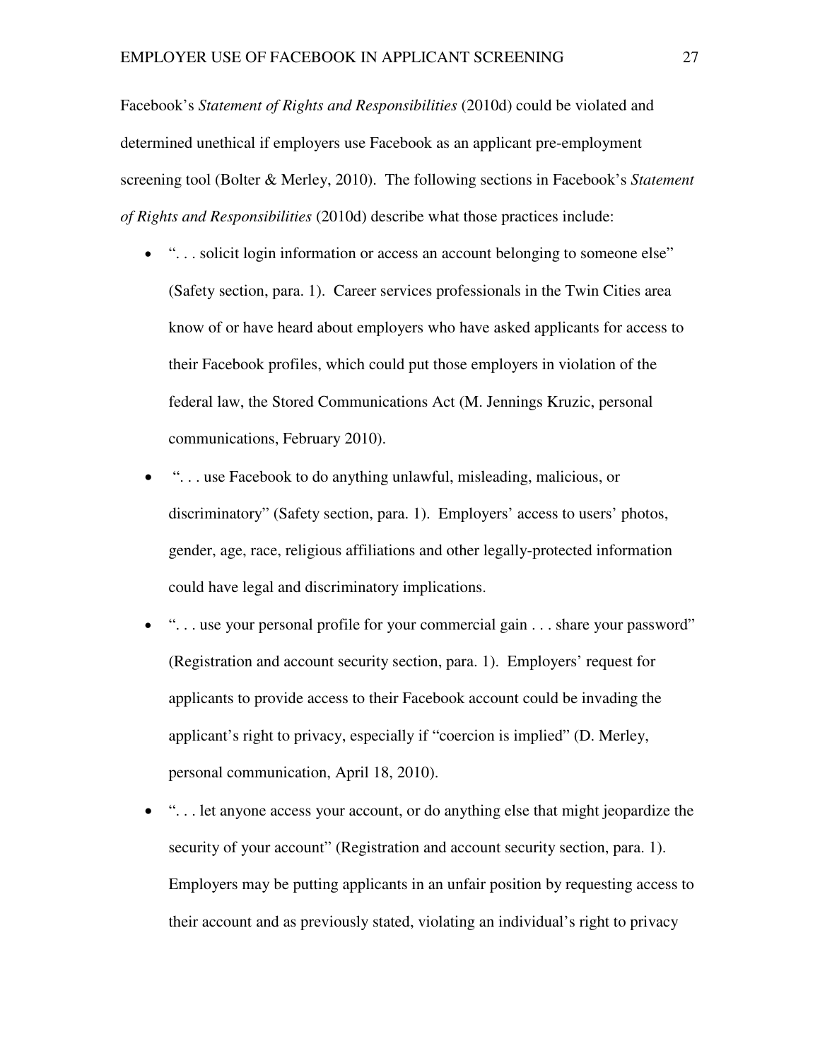Facebook's *Statement of Rights and Responsibilities* (2010d) could be violated and determined unethical if employers use Facebook as an applicant pre-employment screening tool (Bolter & Merley, 2010). The following sections in Facebook's *Statement of Rights and Responsibilities* (2010d) describe what those practices include:

- ". . . solicit login information or access an account belonging to someone else" (Safety section, para. 1). Career services professionals in the Twin Cities area know of or have heard about employers who have asked applicants for access to their Facebook profiles, which could put those employers in violation of the federal law, the Stored Communications Act (M. Jennings Kruzic, personal communications, February 2010).
- ". . . use Facebook to do anything unlawful, misleading, malicious, or discriminatory" (Safety section, para. 1). Employers' access to users' photos, gender, age, race, religious affiliations and other legally-protected information could have legal and discriminatory implications.
- ". . . use your personal profile for your commercial gain . . . share your password" (Registration and account security section, para. 1). Employers' request for applicants to provide access to their Facebook account could be invading the applicant's right to privacy, especially if "coercion is implied" (D. Merley, personal communication, April 18, 2010).
- ". . . let anyone access your account, or do anything else that might jeopardize the security of your account" (Registration and account security section, para. 1). Employers may be putting applicants in an unfair position by requesting access to their account and as previously stated, violating an individual's right to privacy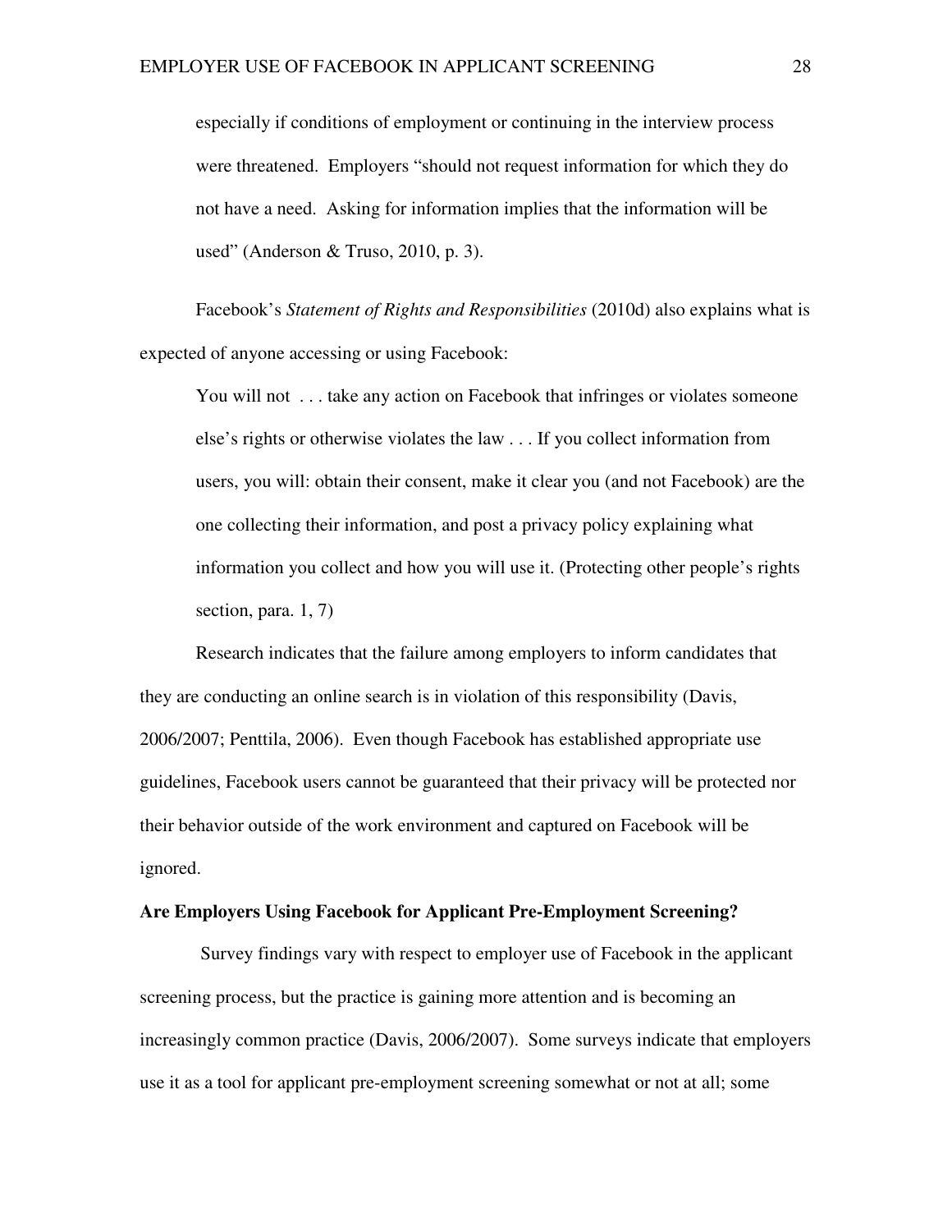especially if conditions of employment or continuing in the interview process were threatened. Employers "should not request information for which they do not have a need. Asking for information implies that the information will be used" (Anderson & Truso, 2010, p. 3).

Facebook's *Statement of Rights and Responsibilities* (2010d) also explains what is expected of anyone accessing or using Facebook:

> You will not . . . take any action on Facebook that infringes or violates someone else's rights or otherwise violates the law . . . If you collect information from users, you will: obtain their consent, make it clear you (and not Facebook) are the one collecting their information, and post a privacy policy explaining what information you collect and how you will use it. (Protecting other people's rights section, para. 1, 7)

Research indicates that the failure among employers to inform candidates that they are conducting an online search is in violation of this responsibility (Davis, 2006/2007; Penttila, 2006). Even though Facebook has established appropriate use guidelines, Facebook users cannot be guaranteed that their privacy will be protected nor their behavior outside of the work environment and captured on Facebook will be ignored.

**Are Employers Using Facebook for Applicant Pre-Employment Screening?**

Survey findings vary with respect to employer use of Facebook in the applicant screening process, but the practice is gaining more attention and is becoming an increasingly common practice (Davis, 2006/2007). Some surveys indicate that employers use it as a tool for applicant pre-employment screening somewhat or not at all; some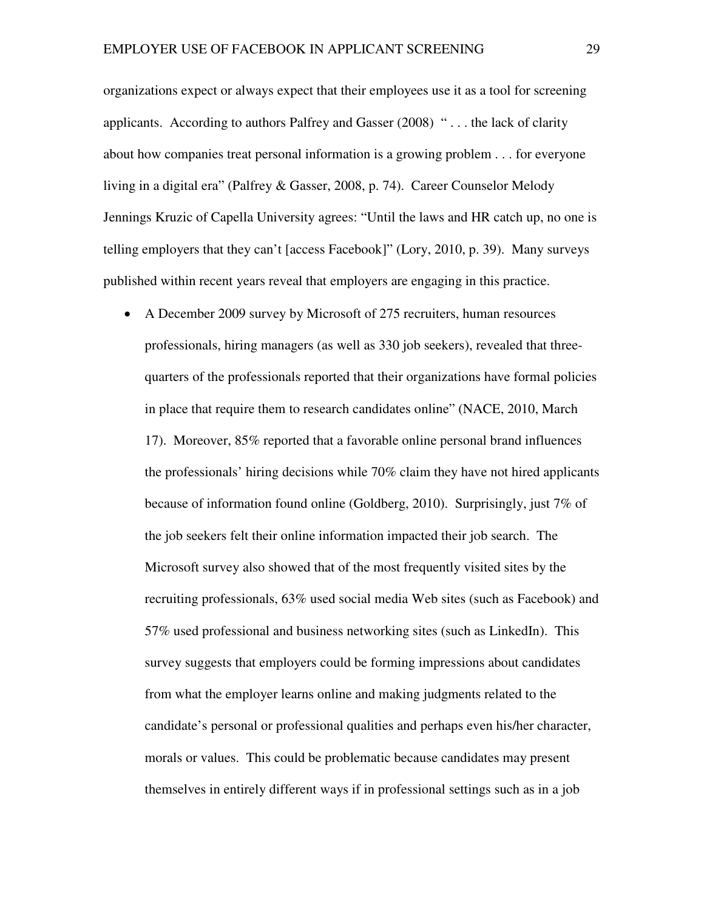organizations expect or always expect that their employees use it as a tool for screening applicants. According to authors Palfrey and Gasser (2008) " . . . the lack of clarity about how companies treat personal information is a growing problem . . . for everyone living in a digital era" (Palfrey & Gasser, 2008, p. 74). Career Counselor Melody Jennings Kruzic of Capella University agrees: "Until the laws and HR catch up, no one is telling employers that they can't [access Facebook]" (Lory, 2010, p. 39). Many surveys published within recent years reveal that employers are engaging in this practice.

- A December 2009 survey by Microsoft of 275 recruiters, human resources professionals, hiring managers (as well as 330 job seekers), revealed that three-quarters of the professionals reported that their organizations have formal policies in place that require them to research candidates online" (NACE, 2010, March 17). Moreover, 85% reported that a favorable online personal brand influences the professionals' hiring decisions while 70% claim they have not hired applicants because of information found online (Goldberg, 2010). Surprisingly, just 7% of the job seekers felt their online information impacted their job search. The Microsoft survey also showed that of the most frequently visited sites by the recruiting professionals, 63% used social media Web sites (such as Facebook) and 57% used professional and business networking sites (such as LinkedIn). This survey suggests that employers could be forming impressions about candidates from what the employer learns online and making judgments related to the candidate's personal or professional qualities and perhaps even his/her character, morals or values. This could be problematic because candidates may present themselves in entirely different ways if in professional settings such as in a job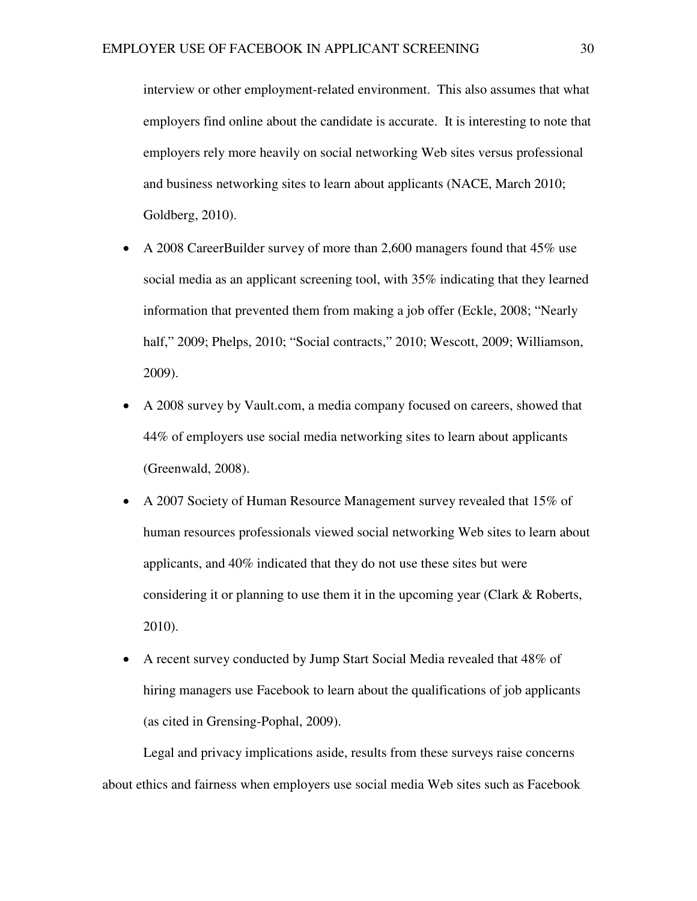interview or other employment-related environment. This also assumes that what employers find online about the candidate is accurate. It is interesting to note that employers rely more heavily on social networking Web sites versus professional and business networking sites to learn about applicants (NACE, March 2010; Goldberg, 2010).

- A 2008 CareerBuilder survey of more than 2,600 managers found that 45% use social media as an applicant screening tool, with 35% indicating that they learned information that prevented them from making a job offer (Eckle, 2008; "Nearly half," 2009; Phelps, 2010; "Social contracts," 2010; Wescott, 2009; Williamson, 2009).
- A 2008 survey by Vault.com, a media company focused on careers, showed that 44% of employers use social media networking sites to learn about applicants (Greenwald, 2008).
- A 2007 Society of Human Resource Management survey revealed that 15% of human resources professionals viewed social networking Web sites to learn about applicants, and 40% indicated that they do not use these sites but were considering it or planning to use them it in the upcoming year (Clark & Roberts, 2010).
- A recent survey conducted by Jump Start Social Media revealed that 48% of hiring managers use Facebook to learn about the qualifications of job applicants (as cited in Grensing-Pophal, 2009).

Legal and privacy implications aside, results from these surveys raise concerns about ethics and fairness when employers use social media Web sites such as Facebook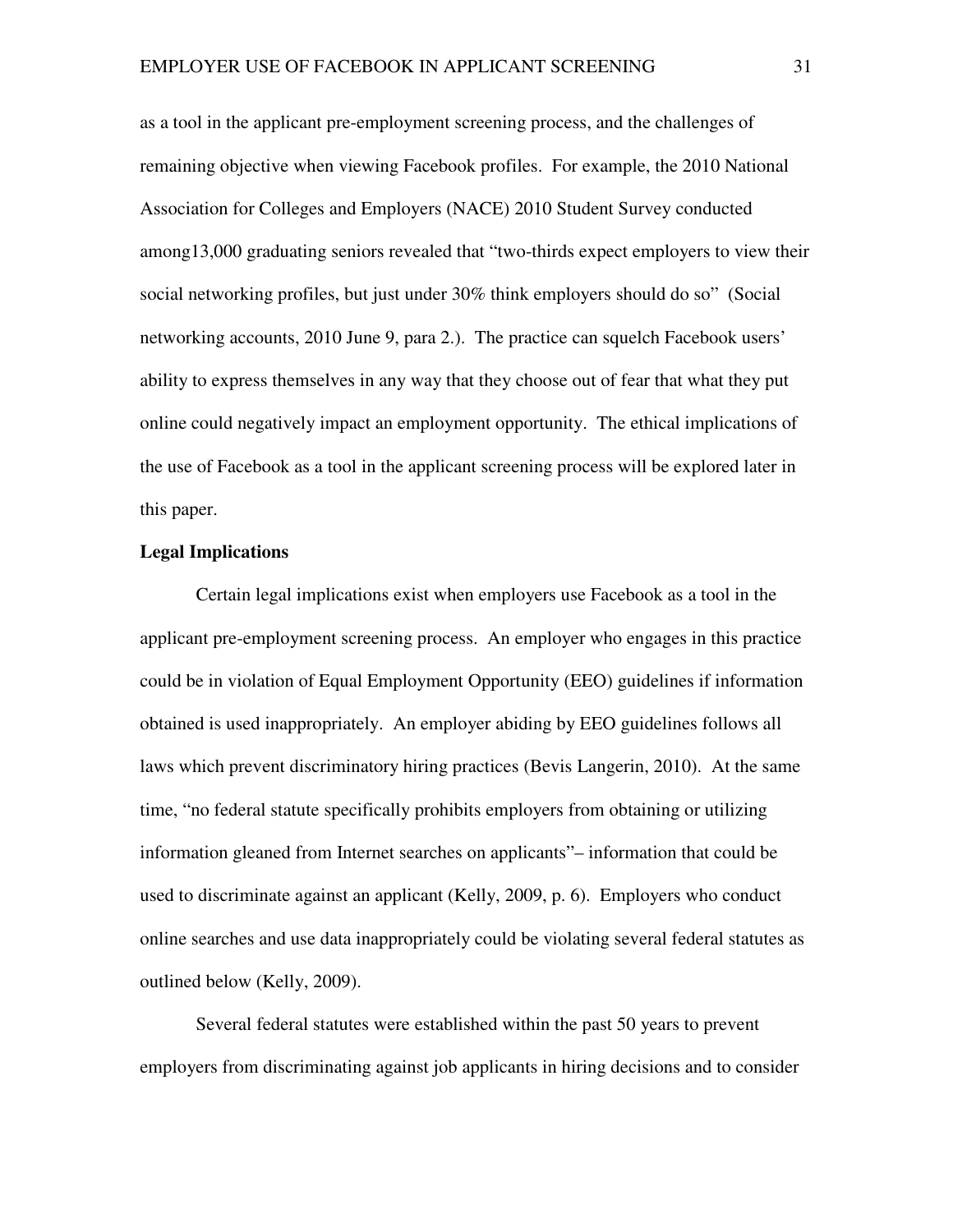as a tool in the applicant pre-employment screening process, and the challenges of remaining objective when viewing Facebook profiles. For example, the 2010 National Association for Colleges and Employers (NACE) 2010 Student Survey conducted among13,000 graduating seniors revealed that "two-thirds expect employers to view their social networking profiles, but just under 30% think employers should do so" (Social networking accounts, 2010 June 9, para 2.). The practice can squelch Facebook users' ability to express themselves in any way that they choose out of fear that what they put online could negatively impact an employment opportunity. The ethical implications of the use of Facebook as a tool in the applicant screening process will be explored later in this paper.

**Legal Implications**

Certain legal implications exist when employers use Facebook as a tool in the applicant pre-employment screening process. An employer who engages in this practice could be in violation of Equal Employment Opportunity (EEO) guidelines if information obtained is used inappropriately. An employer abiding by EEO guidelines follows all laws which prevent discriminatory hiring practices (Bevis Langerin, 2010). At the same time, "no federal statute specifically prohibits employers from obtaining or utilizing information gleaned from Internet searches on applicants"– information that could be used to discriminate against an applicant (Kelly, 2009, p. 6). Employers who conduct online searches and use data inappropriately could be violating several federal statutes as outlined below (Kelly, 2009).

Several federal statutes were established within the past 50 years to prevent employers from discriminating against job applicants in hiring decisions and to consider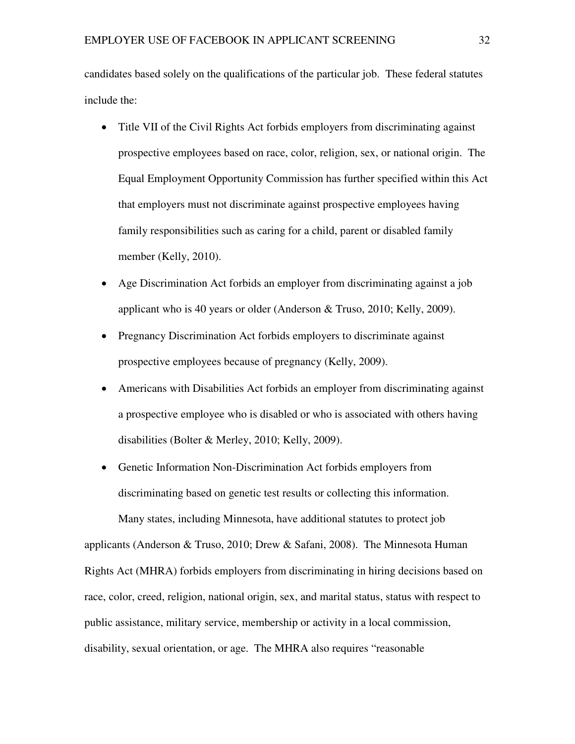candidates based solely on the qualifications of the particular job. These federal statutes include the:

- Title VII of the Civil Rights Act forbids employers from discriminating against prospective employees based on race, color, religion, sex, or national origin. The Equal Employment Opportunity Commission has further specified within this Act that employers must not discriminate against prospective employees having family responsibilities such as caring for a child, parent or disabled family member (Kelly, 2010).
- Age Discrimination Act forbids an employer from discriminating against a job applicant who is 40 years or older (Anderson & Truso, 2010; Kelly, 2009).
- Pregnancy Discrimination Act forbids employers to discriminate against prospective employees because of pregnancy (Kelly, 2009).
- Americans with Disabilities Act forbids an employer from discriminating against a prospective employee who is disabled or who is associated with others having disabilities (Bolter & Merley, 2010; Kelly, 2009).
- Genetic Information Non-Discrimination Act forbids employers from discriminating based on genetic test results or collecting this information.

Many states, including Minnesota, have additional statutes to protect job applicants (Anderson & Truso, 2010; Drew & Safani, 2008). The Minnesota Human Rights Act (MHRA) forbids employers from discriminating in hiring decisions based on race, color, creed, religion, national origin, sex, and marital status, status with respect to public assistance, military service, membership or activity in a local commission, disability, sexual orientation, or age. The MHRA also requires "reasonable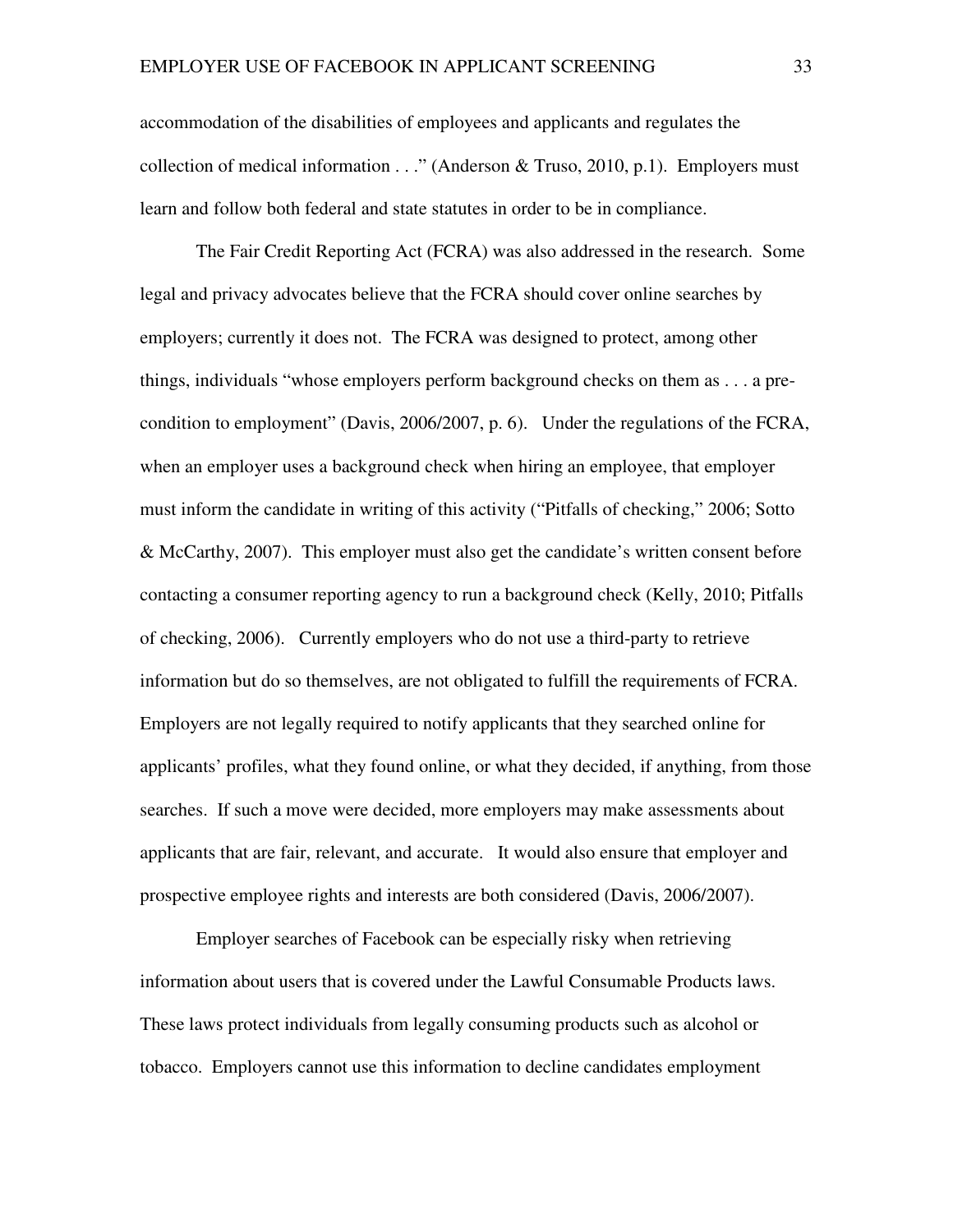accommodation of the disabilities of employees and applicants and regulates the collection of medical information . . ." (Anderson & Truso, 2010, p.1). Employers must learn and follow both federal and state statutes in order to be in compliance.

The Fair Credit Reporting Act (FCRA) was also addressed in the research. Some legal and privacy advocates believe that the FCRA should cover online searches by employers; currently it does not. The FCRA was designed to protect, among other things, individuals "whose employers perform background checks on them as . . . a pre-condition to employment" (Davis, 2006/2007, p. 6). Under the regulations of the FCRA, when an employer uses a background check when hiring an employee, that employer must inform the candidate in writing of this activity ("Pitfalls of checking," 2006; Sotto & McCarthy, 2007). This employer must also get the candidate's written consent before contacting a consumer reporting agency to run a background check (Kelly, 2010; Pitfalls of checking, 2006). Currently employers who do not use a third-party to retrieve information but do so themselves, are not obligated to fulfill the requirements of FCRA. Employers are not legally required to notify applicants that they searched online for applicants' profiles, what they found online, or what they decided, if anything, from those searches. If such a move were decided, more employers may make assessments about applicants that are fair, relevant, and accurate. It would also ensure that employer and prospective employee rights and interests are both considered (Davis, 2006/2007).

Employer searches of Facebook can be especially risky when retrieving information about users that is covered under the Lawful Consumable Products laws. These laws protect individuals from legally consuming products such as alcohol or tobacco. Employers cannot use this information to decline candidates employment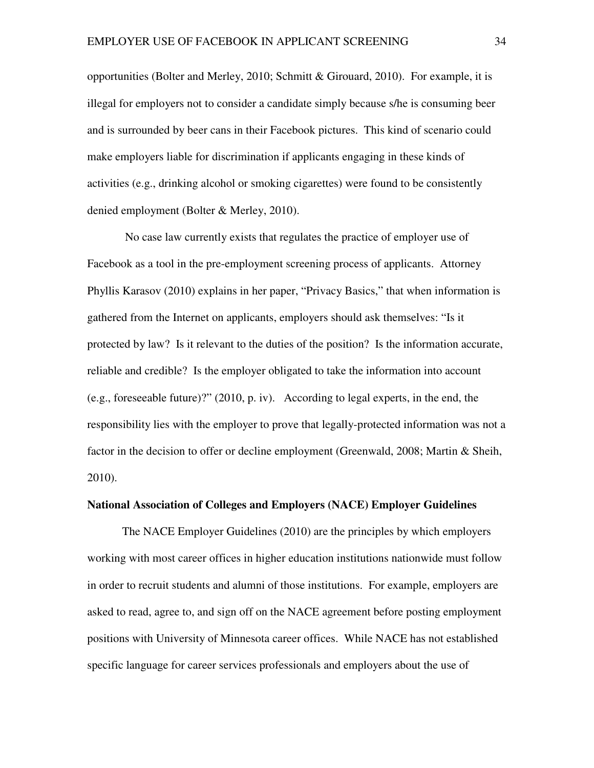opportunities (Bolter and Merley, 2010; Schmitt & Girouard, 2010). For example, it is illegal for employers not to consider a candidate simply because s/he is consuming beer and is surrounded by beer cans in their Facebook pictures. This kind of scenario could make employers liable for discrimination if applicants engaging in these kinds of activities (e.g., drinking alcohol or smoking cigarettes) were found to be consistently denied employment (Bolter & Merley, 2010).

No case law currently exists that regulates the practice of employer use of Facebook as a tool in the pre-employment screening process of applicants. Attorney Phyllis Karasov (2010) explains in her paper, "Privacy Basics," that when information is gathered from the Internet on applicants, employers should ask themselves: "Is it protected by law? Is it relevant to the duties of the position? Is the information accurate, reliable and credible? Is the employer obligated to take the information into account (e.g., foreseeable future)?" (2010, p. iv). According to legal experts, in the end, the responsibility lies with the employer to prove that legally-protected information was not a factor in the decision to offer or decline employment (Greenwald, 2008; Martin & Sheih, 2010).

**National Association of Colleges and Employers (NACE) Employer Guidelines**

The NACE Employer Guidelines (2010) are the principles by which employers working with most career offices in higher education institutions nationwide must follow in order to recruit students and alumni of those institutions. For example, employers are asked to read, agree to, and sign off on the NACE agreement before posting employment positions with University of Minnesota career offices. While NACE has not established specific language for career services professionals and employers about the use of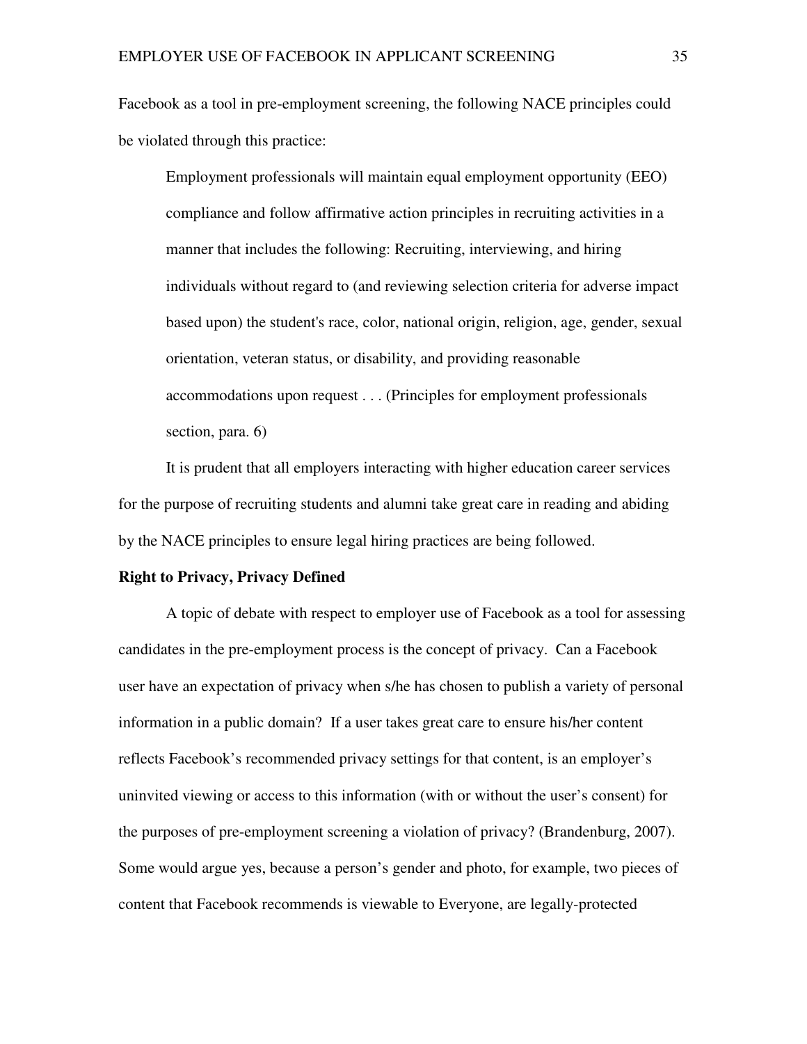Facebook as a tool in pre-employment screening, the following NACE principles could be violated through this practice:

> Employment professionals will maintain equal employment opportunity (EEO) compliance and follow affirmative action principles in recruiting activities in a manner that includes the following: Recruiting, interviewing, and hiring individuals without regard to (and reviewing selection criteria for adverse impact based upon) the student's race, color, national origin, religion, age, gender, sexual orientation, veteran status, or disability, and providing reasonable accommodations upon request . . . (Principles for employment professionals section, para. 6)

It is prudent that all employers interacting with higher education career services for the purpose of recruiting students and alumni take great care in reading and abiding by the NACE principles to ensure legal hiring practices are being followed.

**Right to Privacy, Privacy Defined**

A topic of debate with respect to employer use of Facebook as a tool for assessing candidates in the pre-employment process is the concept of privacy. Can a Facebook user have an expectation of privacy when s/he has chosen to publish a variety of personal information in a public domain? If a user takes great care to ensure his/her content reflects Facebook's recommended privacy settings for that content, is an employer's uninvited viewing or access to this information (with or without the user's consent) for the purposes of pre-employment screening a violation of privacy? (Brandenburg, 2007). Some would argue yes, because a person's gender and photo, for example, two pieces of content that Facebook recommends is viewable to Everyone, are legally-protected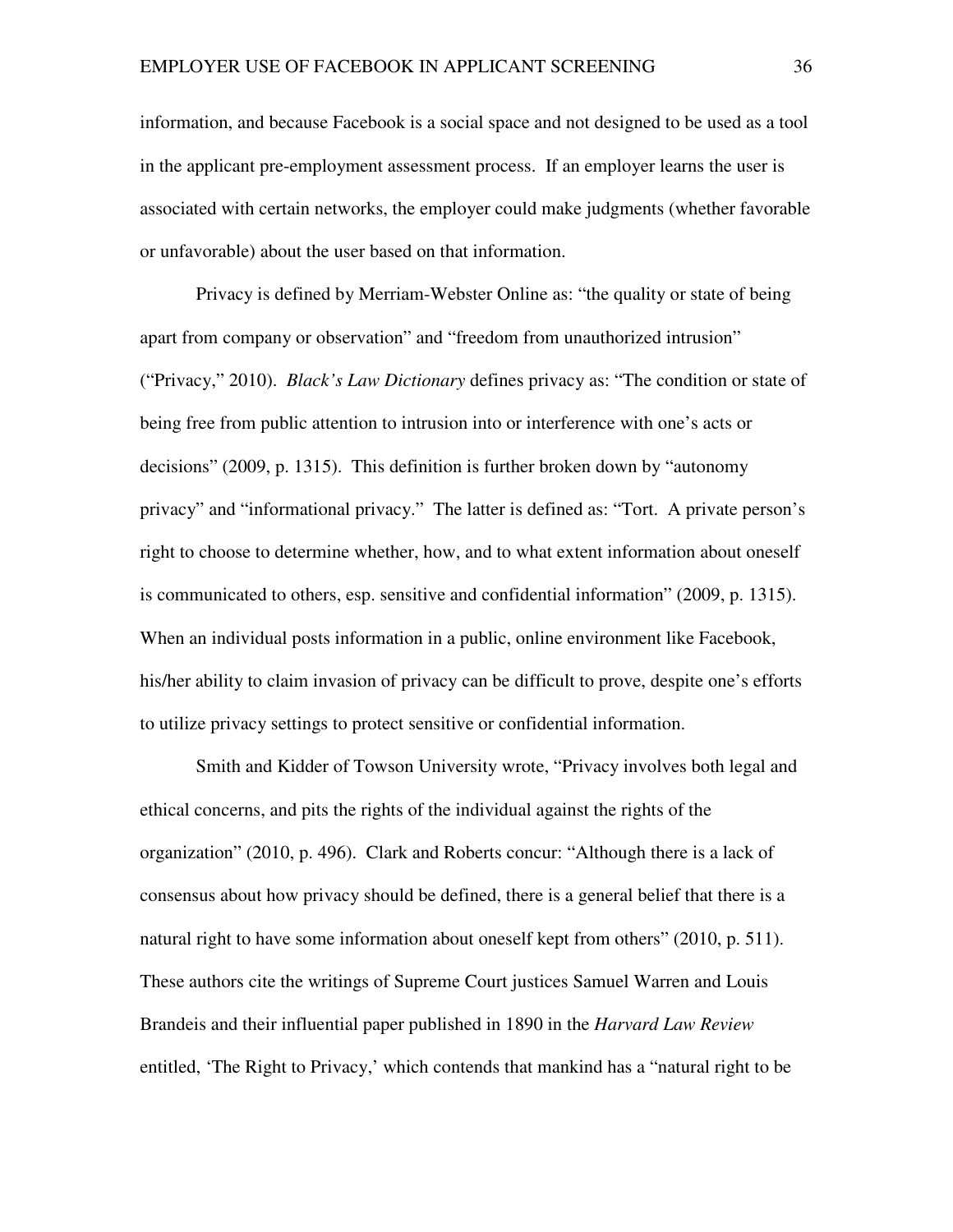information, and because Facebook is a social space and not designed to be used as a tool in the applicant pre-employment assessment process. If an employer learns the user is associated with certain networks, the employer could make judgments (whether favorable or unfavorable) about the user based on that information.

Privacy is defined by Merriam-Webster Online as: "the quality or state of being apart from company or observation" and "freedom from unauthorized intrusion" ("Privacy," 2010). *Black's Law Dictionary* defines privacy as: "The condition or state of being free from public attention to intrusion into or interference with one's acts or decisions" (2009, p. 1315). This definition is further broken down by "autonomy privacy" and "informational privacy." The latter is defined as: "Tort. A private person's right to choose to determine whether, how, and to what extent information about oneself is communicated to others, esp. sensitive and confidential information" (2009, p. 1315). When an individual posts information in a public, online environment like Facebook, his/her ability to claim invasion of privacy can be difficult to prove, despite one's efforts to utilize privacy settings to protect sensitive or confidential information.

Smith and Kidder of Towson University wrote, "Privacy involves both legal and ethical concerns, and pits the rights of the individual against the rights of the organization" (2010, p. 496). Clark and Roberts concur: "Although there is a lack of consensus about how privacy should be defined, there is a general belief that there is a natural right to have some information about oneself kept from others" (2010, p. 511). These authors cite the writings of Supreme Court justices Samuel Warren and Louis Brandeis and their influential paper published in 1890 in the *Harvard Law Review* entitled, 'The Right to Privacy,' which contends that mankind has a "natural right to be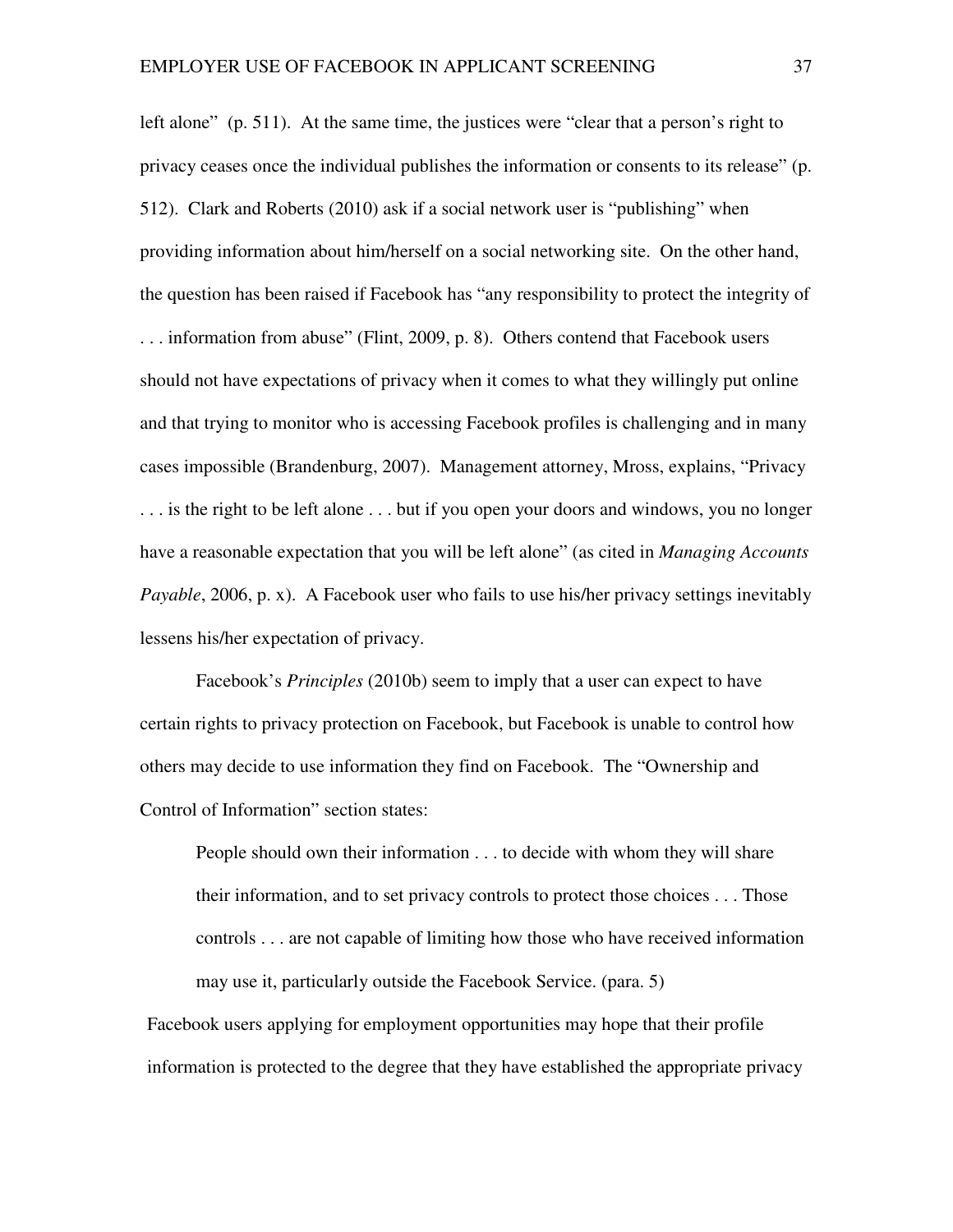left alone" (p. 511). At the same time, the justices were "clear that a person's right to privacy ceases once the individual publishes the information or consents to its release" (p. 512). Clark and Roberts (2010) ask if a social network user is "publishing" when providing information about him/herself on a social networking site. On the other hand, the question has been raised if Facebook has "any responsibility to protect the integrity of . . . information from abuse" (Flint, 2009, p. 8). Others contend that Facebook users should not have expectations of privacy when it comes to what they willingly put online and that trying to monitor who is accessing Facebook profiles is challenging and in many cases impossible (Brandenburg, 2007). Management attorney, Mross, explains, "Privacy . . . is the right to be left alone . . . but if you open your doors and windows, you no longer have a reasonable expectation that you will be left alone" (as cited in *Managing Accounts Payable*, 2006, p. x). A Facebook user who fails to use his/her privacy settings inevitably lessens his/her expectation of privacy.

Facebook's *Principles* (2010b) seem to imply that a user can expect to have certain rights to privacy protection on Facebook, but Facebook is unable to control how others may decide to use information they find on Facebook. The "Ownership and Control of Information" section states:

> People should own their information . . . to decide with whom they will share their information, and to set privacy controls to protect those choices . . . Those controls . . . are not capable of limiting how those who have received information may use it, particularly outside the Facebook Service. (para. 5)

Facebook users applying for employment opportunities may hope that their profile information is protected to the degree that they have established the appropriate privacy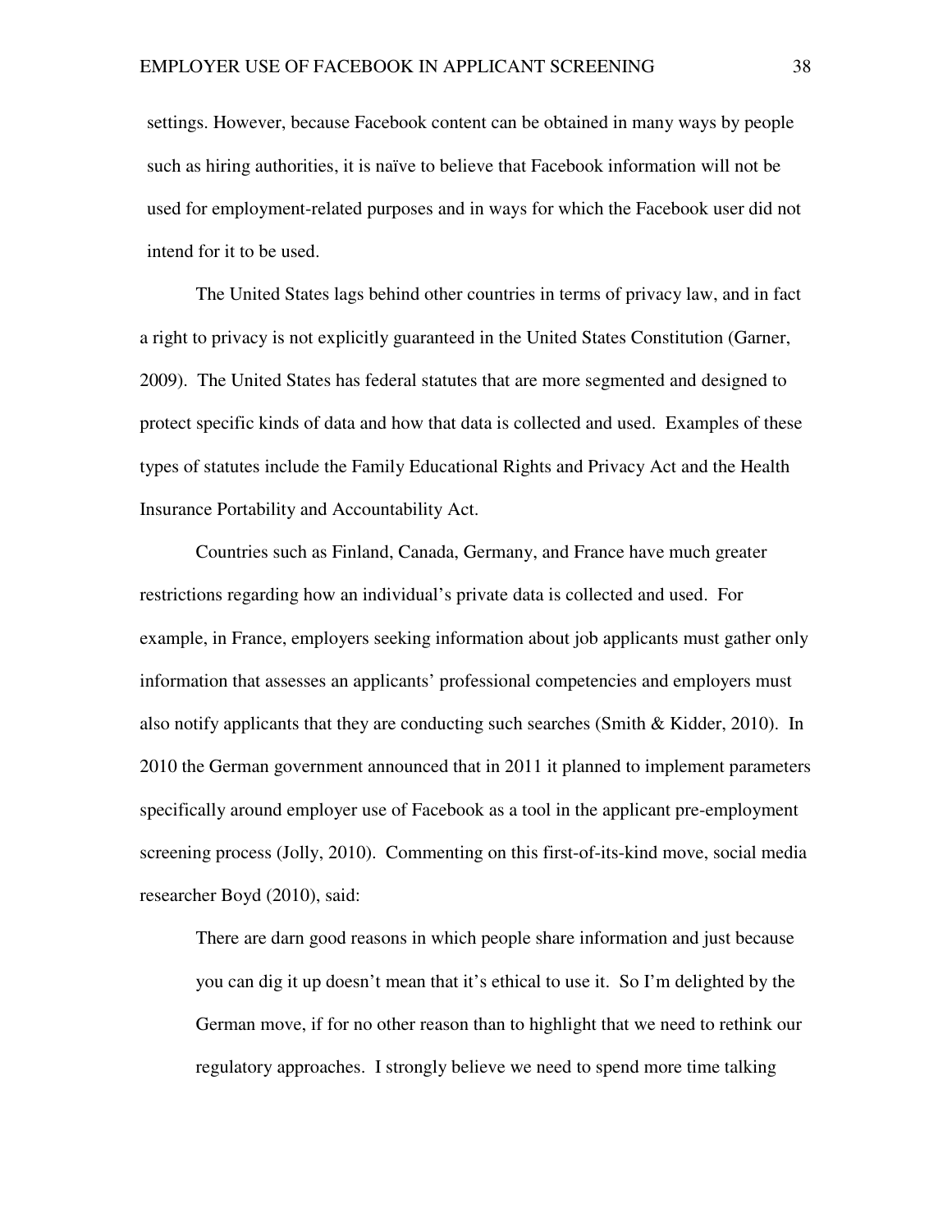settings. However, because Facebook content can be obtained in many ways by people such as hiring authorities, it is naïve to believe that Facebook information will not be used for employment-related purposes and in ways for which the Facebook user did not intend for it to be used.

The United States lags behind other countries in terms of privacy law, and in fact a right to privacy is not explicitly guaranteed in the United States Constitution (Garner, 2009). The United States has federal statutes that are more segmented and designed to protect specific kinds of data and how that data is collected and used. Examples of these types of statutes include the Family Educational Rights and Privacy Act and the Health Insurance Portability and Accountability Act.

Countries such as Finland, Canada, Germany, and France have much greater restrictions regarding how an individual's private data is collected and used. For example, in France, employers seeking information about job applicants must gather only information that assesses an applicants' professional competencies and employers must also notify applicants that they are conducting such searches (Smith & Kidder, 2010). In 2010 the German government announced that in 2011 it planned to implement parameters specifically around employer use of Facebook as a tool in the applicant pre-employment screening process (Jolly, 2010). Commenting on this first-of-its-kind move, social media researcher Boyd (2010), said:

> There are darn good reasons in which people share information and just because you can dig it up doesn't mean that it's ethical to use it. So I'm delighted by the German move, if for no other reason than to highlight that we need to rethink our regulatory approaches. I strongly believe we need to spend more time talking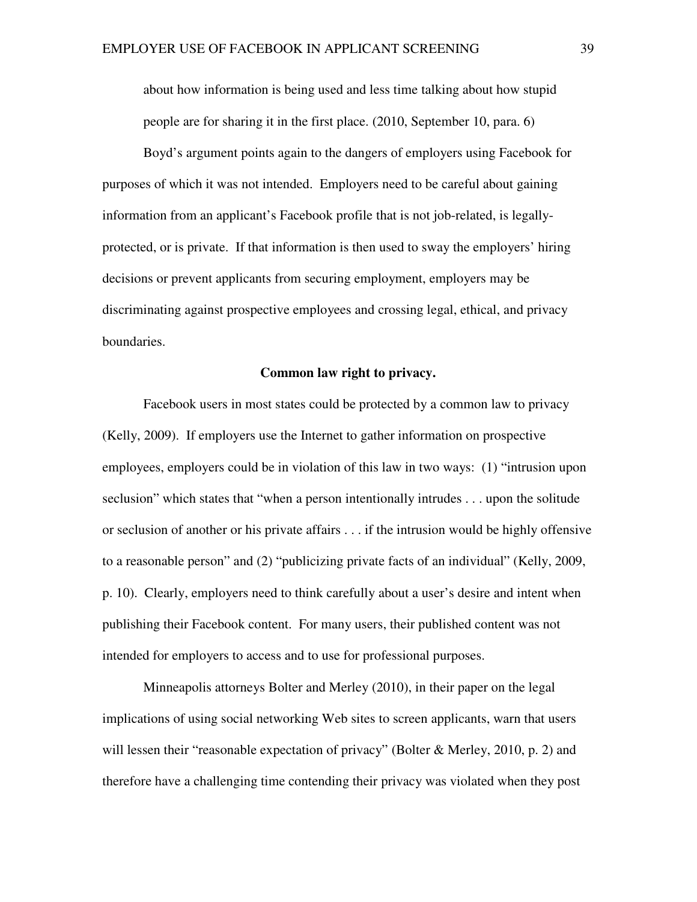about how information is being used and less time talking about how stupid people are for sharing it in the first place. (2010, September 10, para. 6)

Boyd's argument points again to the dangers of employers using Facebook for purposes of which it was not intended. Employers need to be careful about gaining information from an applicant's Facebook profile that is not job-related, is legally-protected, or is private. If that information is then used to sway the employers' hiring decisions or prevent applicants from securing employment, employers may be discriminating against prospective employees and crossing legal, ethical, and privacy boundaries.

### Common law right to privacy.

Facebook users in most states could be protected by a common law to privacy (Kelly, 2009). If employers use the Internet to gather information on prospective employees, employers could be in violation of this law in two ways: (1) "intrusion upon seclusion" which states that "when a person intentionally intrudes . . . upon the solitude or seclusion of another or his private affairs . . . if the intrusion would be highly offensive to a reasonable person" and (2) "publicizing private facts of an individual" (Kelly, 2009, p. 10). Clearly, employers need to think carefully about a user's desire and intent when publishing their Facebook content. For many users, their published content was not intended for employers to access and to use for professional purposes.

Minneapolis attorneys Bolter and Merley (2010), in their paper on the legal implications of using social networking Web sites to screen applicants, warn that users will lessen their "reasonable expectation of privacy" (Bolter & Merley, 2010, p. 2) and therefore have a challenging time contending their privacy was violated when they post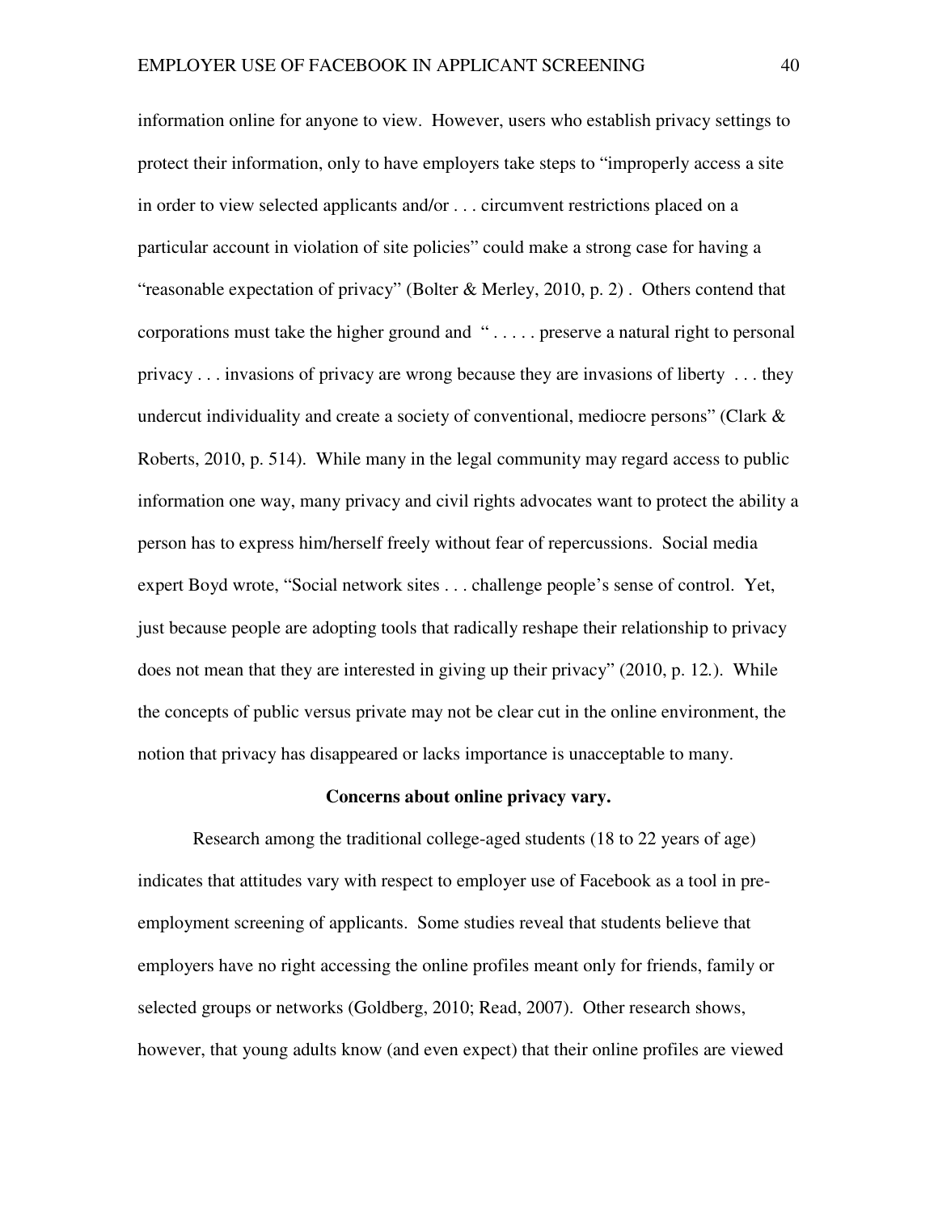information online for anyone to view. However, users who establish privacy settings to protect their information, only to have employers take steps to "improperly access a site in order to view selected applicants and/or . . . circumvent restrictions placed on a particular account in violation of site policies" could make a strong case for having a "reasonable expectation of privacy" (Bolter & Merley, 2010, p. 2) . Others contend that corporations must take the higher ground and " . . . . . preserve a natural right to personal privacy . . . invasions of privacy are wrong because they are invasions of liberty . . . they undercut individuality and create a society of conventional, mediocre persons" (Clark & Roberts, 2010, p. 514). While many in the legal community may regard access to public information one way, many privacy and civil rights advocates want to protect the ability a person has to express him/herself freely without fear of repercussions. Social media expert Boyd wrote, "Social network sites . . . challenge people's sense of control. Yet, just because people are adopting tools that radically reshape their relationship to privacy does not mean that they are interested in giving up their privacy" (2010, p. 12.). While the concepts of public versus private may not be clear cut in the online environment, the notion that privacy has disappeared or lacks importance is unacceptable to many.

### Concerns about online privacy vary.

Research among the traditional college-aged students (18 to 22 years of age) indicates that attitudes vary with respect to employer use of Facebook as a tool in pre-employment screening of applicants. Some studies reveal that students believe that employers have no right accessing the online profiles meant only for friends, family or selected groups or networks (Goldberg, 2010; Read, 2007). Other research shows, however, that young adults know (and even expect) that their online profiles are viewed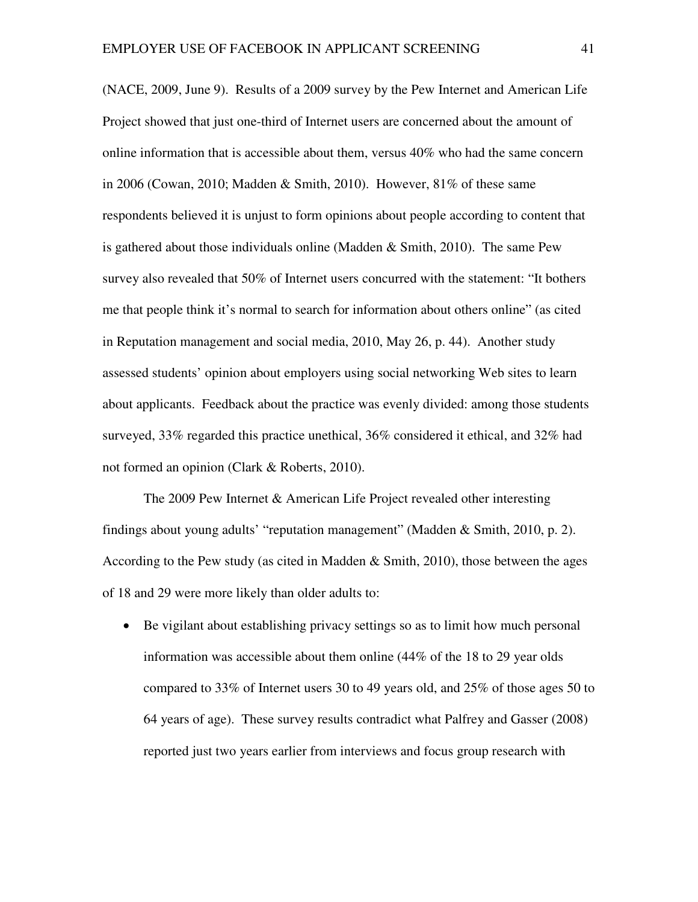(NACE, 2009, June 9). Results of a 2009 survey by the Pew Internet and American Life Project showed that just one-third of Internet users are concerned about the amount of online information that is accessible about them, versus 40% who had the same concern in 2006 (Cowan, 2010; Madden & Smith, 2010). However, 81% of these same respondents believed it is unjust to form opinions about people according to content that is gathered about those individuals online (Madden & Smith, 2010). The same Pew survey also revealed that 50% of Internet users concurred with the statement: "It bothers me that people think it's normal to search for information about others online" (as cited in Reputation management and social media, 2010, May 26, p. 44). Another study assessed students' opinion about employers using social networking Web sites to learn about applicants. Feedback about the practice was evenly divided: among those students surveyed, 33% regarded this practice unethical, 36% considered it ethical, and 32% had not formed an opinion (Clark & Roberts, 2010).

The 2009 Pew Internet & American Life Project revealed other interesting findings about young adults' "reputation management" (Madden & Smith, 2010, p. 2). According to the Pew study (as cited in Madden & Smith, 2010), those between the ages of 18 and 29 were more likely than older adults to:

- Be vigilant about establishing privacy settings so as to limit how much personal information was accessible about them online (44% of the 18 to 29 year olds compared to 33% of Internet users 30 to 49 years old, and 25% of those ages 50 to 64 years of age). These survey results contradict what Palfrey and Gasser (2008) reported just two years earlier from interviews and focus group research with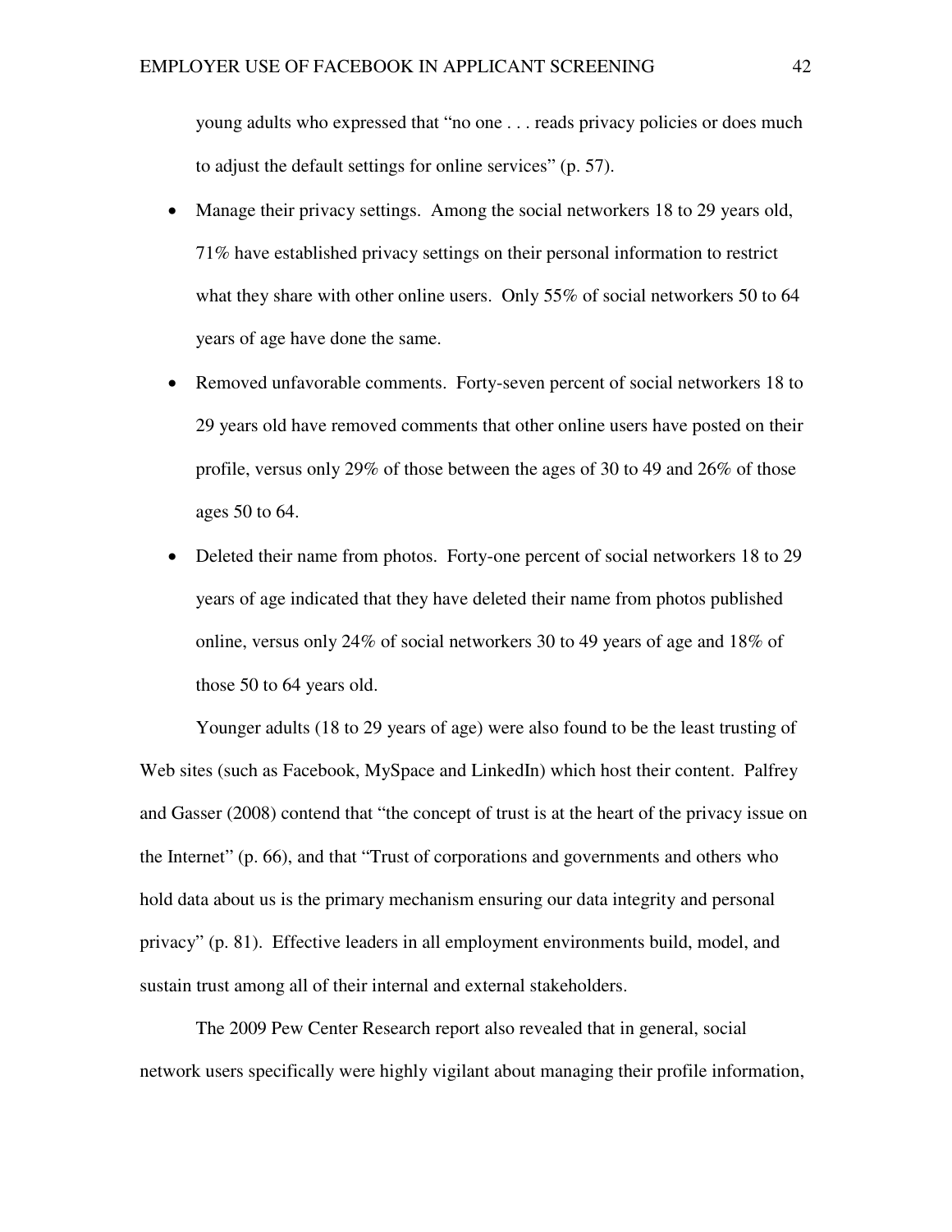young adults who expressed that "no one . . . reads privacy policies or does much to adjust the default settings for online services" (p. 57).

- Manage their privacy settings. Among the social networkers 18 to 29 years old, 71% have established privacy settings on their personal information to restrict what they share with other online users. Only 55% of social networkers 50 to 64 years of age have done the same.
- Removed unfavorable comments. Forty-seven percent of social networkers 18 to 29 years old have removed comments that other online users have posted on their profile, versus only 29% of those between the ages of 30 to 49 and 26% of those ages 50 to 64.
- Deleted their name from photos. Forty-one percent of social networkers 18 to 29 years of age indicated that they have deleted their name from photos published online, versus only 24% of social networkers 30 to 49 years of age and 18% of those 50 to 64 years old.

Younger adults (18 to 29 years of age) were also found to be the least trusting of Web sites (such as Facebook, MySpace and LinkedIn) which host their content. Palfrey and Gasser (2008) contend that "the concept of trust is at the heart of the privacy issue on the Internet" (p. 66), and that "Trust of corporations and governments and others who hold data about us is the primary mechanism ensuring our data integrity and personal privacy" (p. 81). Effective leaders in all employment environments build, model, and sustain trust among all of their internal and external stakeholders.

The 2009 Pew Center Research report also revealed that in general, social network users specifically were highly vigilant about managing their profile information,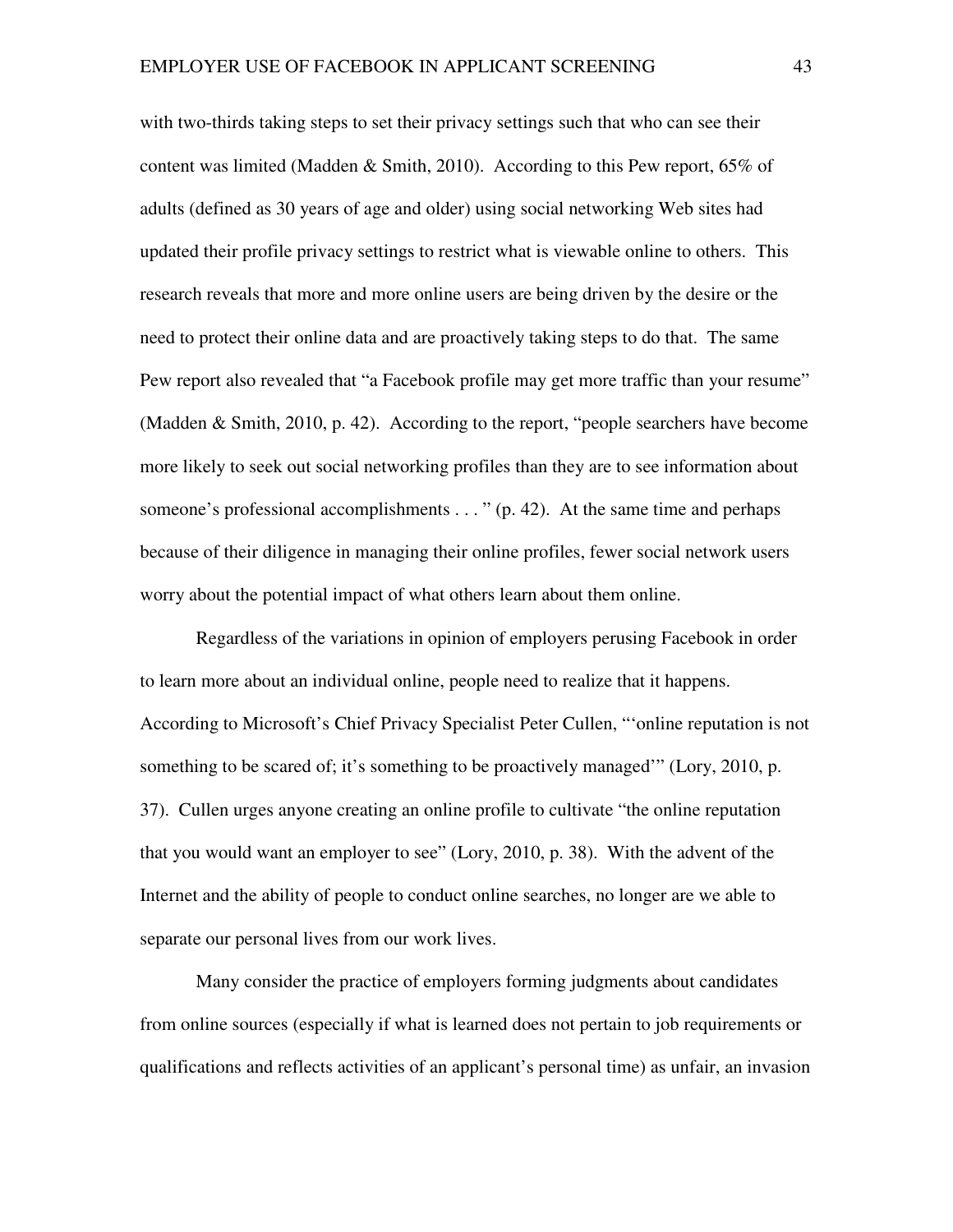with two-thirds taking steps to set their privacy settings such that who can see their content was limited (Madden & Smith, 2010). According to this Pew report, 65% of adults (defined as 30 years of age and older) using social networking Web sites had updated their profile privacy settings to restrict what is viewable online to others. This research reveals that more and more online users are being driven by the desire or the need to protect their online data and are proactively taking steps to do that. The same Pew report also revealed that "a Facebook profile may get more traffic than your resume" (Madden & Smith, 2010, p. 42). According to the report, "people searchers have become more likely to seek out social networking profiles than they are to see information about someone's professional accomplishments . . . " (p. 42). At the same time and perhaps because of their diligence in managing their online profiles, fewer social network users worry about the potential impact of what others learn about them online.

Regardless of the variations in opinion of employers perusing Facebook in order to learn more about an individual online, people need to realize that it happens. According to Microsoft's Chief Privacy Specialist Peter Cullen, "'online reputation is not something to be scared of; it's something to be proactively managed'" (Lory, 2010, p. 37). Cullen urges anyone creating an online profile to cultivate "the online reputation that you would want an employer to see" (Lory, 2010, p. 38). With the advent of the Internet and the ability of people to conduct online searches, no longer are we able to separate our personal lives from our work lives.

Many consider the practice of employers forming judgments about candidates from online sources (especially if what is learned does not pertain to job requirements or qualifications and reflects activities of an applicant's personal time) as unfair, an invasion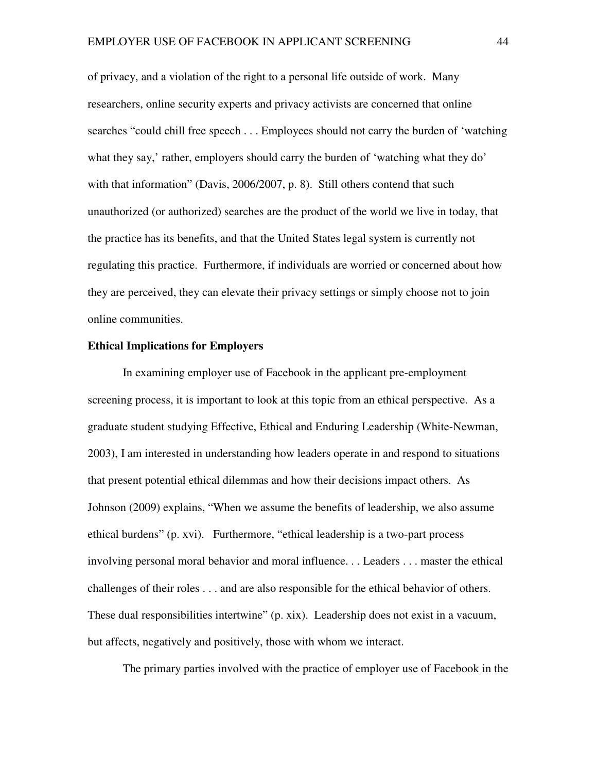of privacy, and a violation of the right to a personal life outside of work. Many researchers, online security experts and privacy activists are concerned that online searches "could chill free speech . . . Employees should not carry the burden of 'watching what they say,' rather, employers should carry the burden of 'watching what they do' with that information" (Davis, 2006/2007, p. 8). Still others contend that such unauthorized (or authorized) searches are the product of the world we live in today, that the practice has its benefits, and that the United States legal system is currently not regulating this practice. Furthermore, if individuals are worried or concerned about how they are perceived, they can elevate their privacy settings or simply choose not to join online communities.

**Ethical Implications for Employers**

In examining employer use of Facebook in the applicant pre-employment screening process, it is important to look at this topic from an ethical perspective. As a graduate student studying Effective, Ethical and Enduring Leadership (White-Newman, 2003), I am interested in understanding how leaders operate in and respond to situations that present potential ethical dilemmas and how their decisions impact others. As Johnson (2009) explains, "When we assume the benefits of leadership, we also assume ethical burdens" (p. xvi). Furthermore, "ethical leadership is a two-part process involving personal moral behavior and moral influence. . . Leaders . . . master the ethical challenges of their roles . . . and are also responsible for the ethical behavior of others. These dual responsibilities intertwine" (p. xix). Leadership does not exist in a vacuum, but affects, negatively and positively, those with whom we interact.

The primary parties involved with the practice of employer use of Facebook in the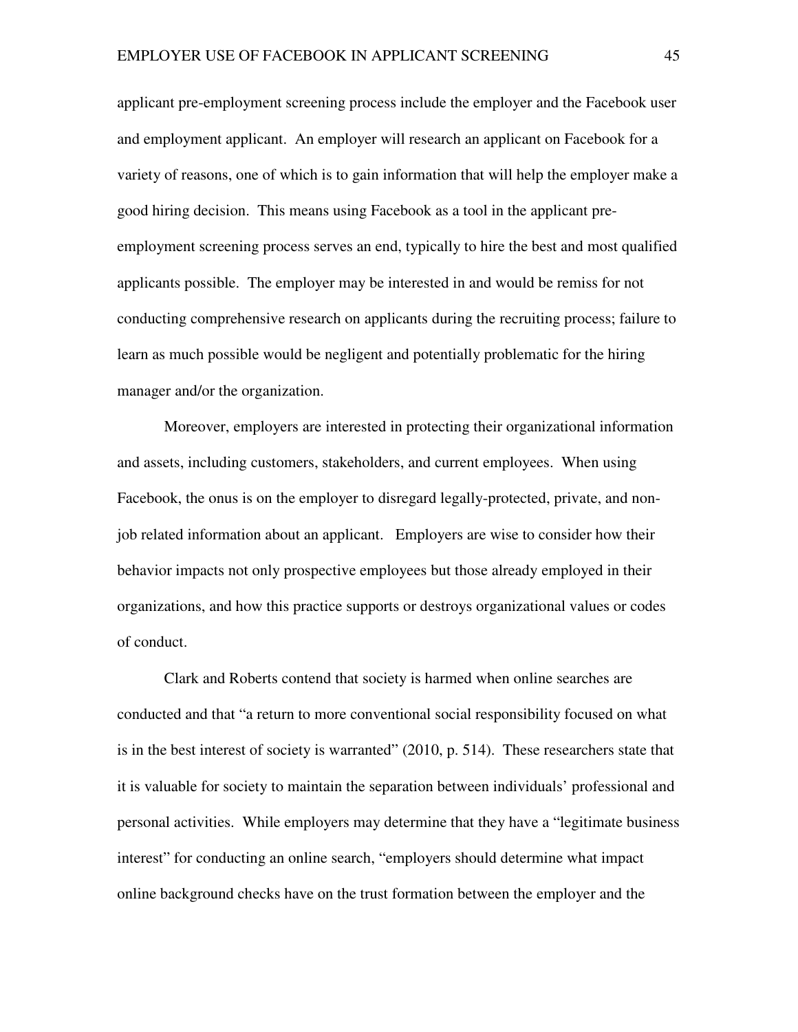applicant pre-employment screening process include the employer and the Facebook user and employment applicant. An employer will research an applicant on Facebook for a variety of reasons, one of which is to gain information that will help the employer make a good hiring decision. This means using Facebook as a tool in the applicant pre-employment screening process serves an end, typically to hire the best and most qualified applicants possible. The employer may be interested in and would be remiss for not conducting comprehensive research on applicants during the recruiting process; failure to learn as much possible would be negligent and potentially problematic for the hiring manager and/or the organization.

Moreover, employers are interested in protecting their organizational information and assets, including customers, stakeholders, and current employees. When using Facebook, the onus is on the employer to disregard legally-protected, private, and non-job related information about an applicant. Employers are wise to consider how their behavior impacts not only prospective employees but those already employed in their organizations, and how this practice supports or destroys organizational values or codes of conduct.

Clark and Roberts contend that society is harmed when online searches are conducted and that "a return to more conventional social responsibility focused on what is in the best interest of society is warranted" (2010, p. 514). These researchers state that it is valuable for society to maintain the separation between individuals' professional and personal activities. While employers may determine that they have a "legitimate business interest" for conducting an online search, "employers should determine what impact online background checks have on the trust formation between the employer and the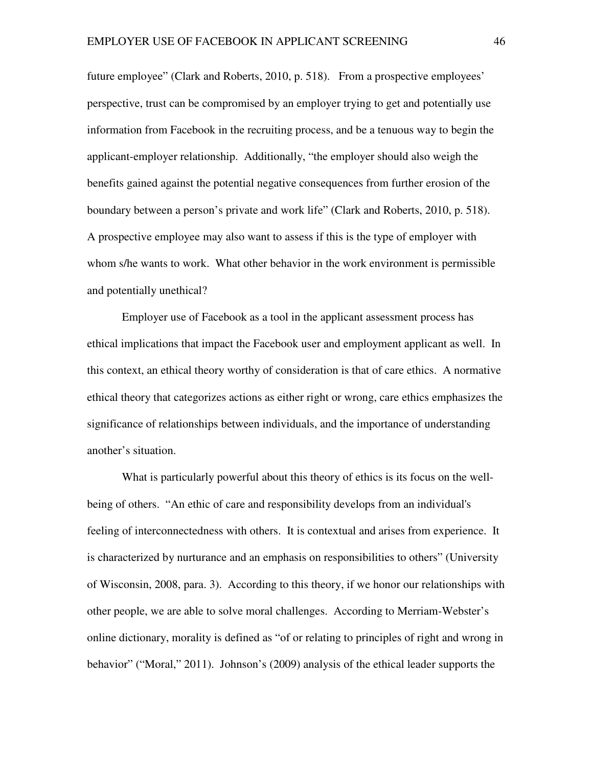future employee" (Clark and Roberts, 2010, p. 518). From a prospective employees' perspective, trust can be compromised by an employer trying to get and potentially use information from Facebook in the recruiting process, and be a tenuous way to begin the applicant-employer relationship. Additionally, "the employer should also weigh the benefits gained against the potential negative consequences from further erosion of the boundary between a person's private and work life" (Clark and Roberts, 2010, p. 518). A prospective employee may also want to assess if this is the type of employer with whom s/he wants to work. What other behavior in the work environment is permissible and potentially unethical?

Employer use of Facebook as a tool in the applicant assessment process has ethical implications that impact the Facebook user and employment applicant as well. In this context, an ethical theory worthy of consideration is that of care ethics. A normative ethical theory that categorizes actions as either right or wrong, care ethics emphasizes the significance of relationships between individuals, and the importance of understanding another's situation.

What is particularly powerful about this theory of ethics is its focus on the well-being of others. "An ethic of care and responsibility develops from an individual's feeling of interconnectedness with others. It is contextual and arises from experience. It is characterized by nurturance and an emphasis on responsibilities to others" (University of Wisconsin, 2008, para. 3). According to this theory, if we honor our relationships with other people, we are able to solve moral challenges. According to Merriam-Webster's online dictionary, morality is defined as "of or relating to principles of right and wrong in behavior" ("Moral," 2011). Johnson's (2009) analysis of the ethical leader supports the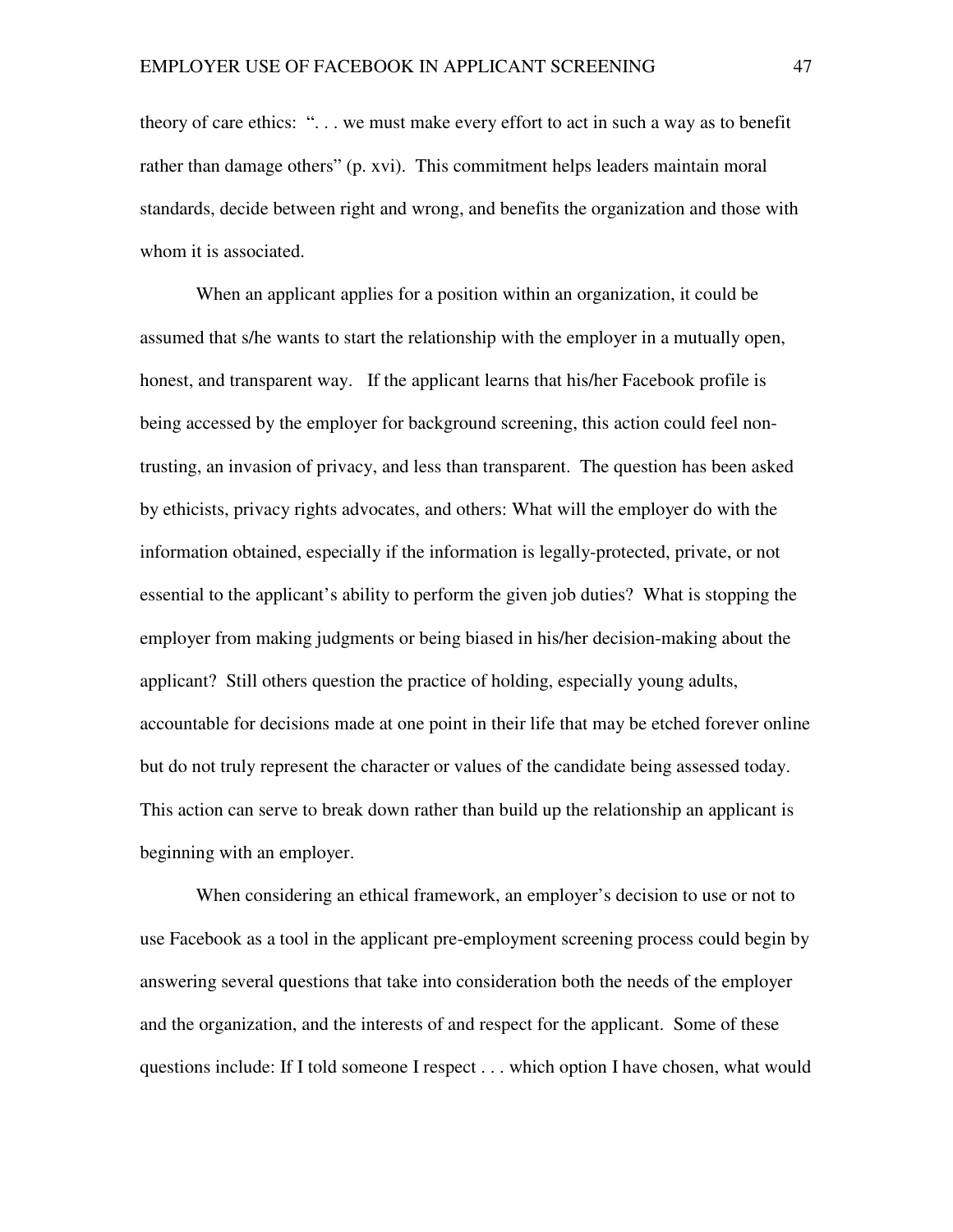theory of care ethics: ". . . we must make every effort to act in such a way as to benefit rather than damage others" (p. xvi). This commitment helps leaders maintain moral standards, decide between right and wrong, and benefits the organization and those with whom it is associated.

When an applicant applies for a position within an organization, it could be assumed that s/he wants to start the relationship with the employer in a mutually open, honest, and transparent way. If the applicant learns that his/her Facebook profile is being accessed by the employer for background screening, this action could feel non-trusting, an invasion of privacy, and less than transparent. The question has been asked by ethicists, privacy rights advocates, and others: What will the employer do with the information obtained, especially if the information is legally-protected, private, or not essential to the applicant's ability to perform the given job duties? What is stopping the employer from making judgments or being biased in his/her decision-making about the applicant? Still others question the practice of holding, especially young adults, accountable for decisions made at one point in their life that may be etched forever online but do not truly represent the character or values of the candidate being assessed today. This action can serve to break down rather than build up the relationship an applicant is beginning with an employer.

When considering an ethical framework, an employer's decision to use or not to use Facebook as a tool in the applicant pre-employment screening process could begin by answering several questions that take into consideration both the needs of the employer and the organization, and the interests of and respect for the applicant. Some of these questions include: If I told someone I respect . . . which option I have chosen, what would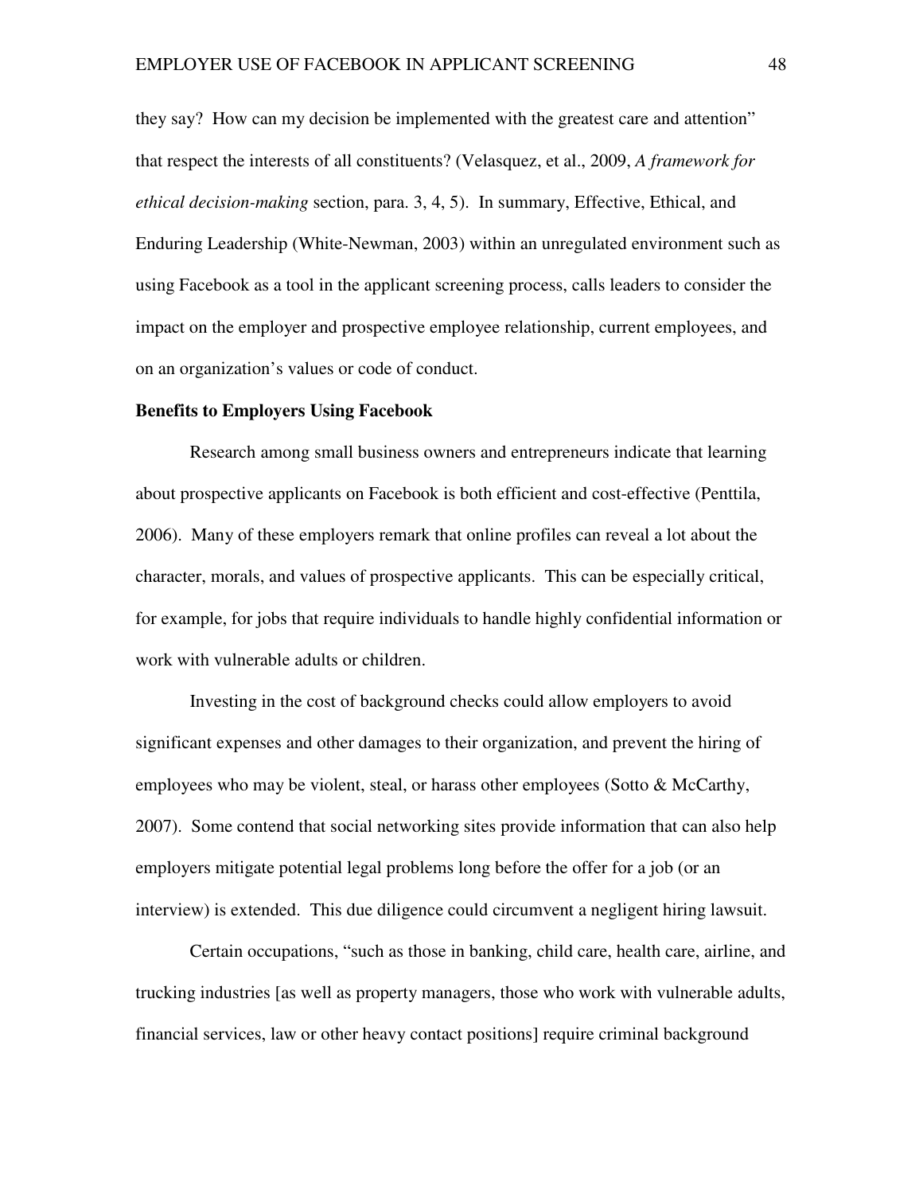they say? How can my decision be implemented with the greatest care and attention" that respect the interests of all constituents? (Velasquez, et al., 2009, *A framework for ethical decision-making* section, para. 3, 4, 5). In summary, Effective, Ethical, and Enduring Leadership (White-Newman, 2003) within an unregulated environment such as using Facebook as a tool in the applicant screening process, calls leaders to consider the impact on the employer and prospective employee relationship, current employees, and on an organization's values or code of conduct.

**Benefits to Employers Using Facebook**

Research among small business owners and entrepreneurs indicate that learning about prospective applicants on Facebook is both efficient and cost-effective (Penttila, 2006). Many of these employers remark that online profiles can reveal a lot about the character, morals, and values of prospective applicants. This can be especially critical, for example, for jobs that require individuals to handle highly confidential information or work with vulnerable adults or children.

Investing in the cost of background checks could allow employers to avoid significant expenses and other damages to their organization, and prevent the hiring of employees who may be violent, steal, or harass other employees (Sotto & McCarthy, 2007). Some contend that social networking sites provide information that can also help employers mitigate potential legal problems long before the offer for a job (or an interview) is extended. This due diligence could circumvent a negligent hiring lawsuit.

Certain occupations, "such as those in banking, child care, health care, airline, and trucking industries [as well as property managers, those who work with vulnerable adults, financial services, law or other heavy contact positions] require criminal background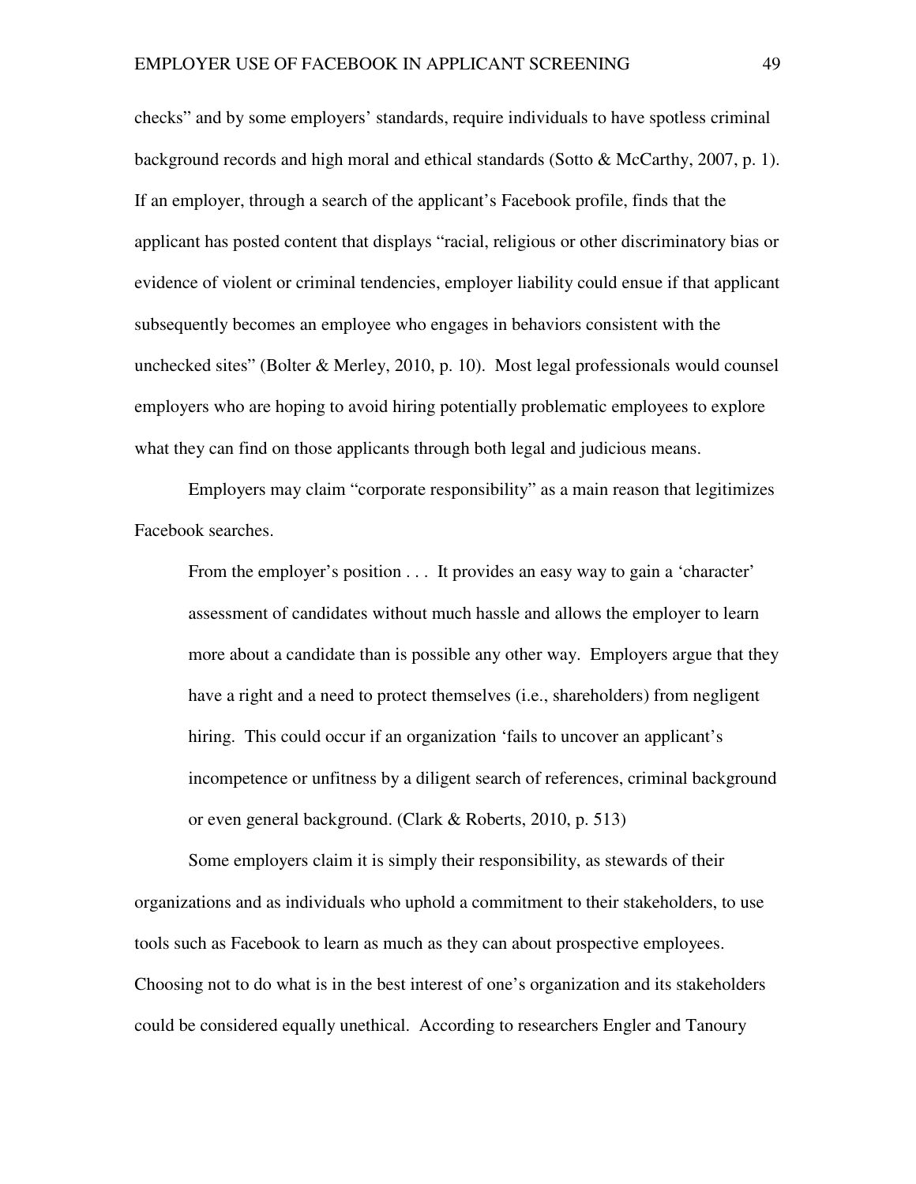checks" and by some employers' standards, require individuals to have spotless criminal background records and high moral and ethical standards (Sotto & McCarthy, 2007, p. 1). If an employer, through a search of the applicant's Facebook profile, finds that the applicant has posted content that displays "racial, religious or other discriminatory bias or evidence of violent or criminal tendencies, employer liability could ensue if that applicant subsequently becomes an employee who engages in behaviors consistent with the unchecked sites" (Bolter & Merley, 2010, p. 10). Most legal professionals would counsel employers who are hoping to avoid hiring potentially problematic employees to explore what they can find on those applicants through both legal and judicious means.

Employers may claim "corporate responsibility" as a main reason that legitimizes Facebook searches.

> From the employer's position . . . It provides an easy way to gain a 'character' assessment of candidates without much hassle and allows the employer to learn more about a candidate than is possible any other way. Employers argue that they have a right and a need to protect themselves (i.e., shareholders) from negligent hiring. This could occur if an organization 'fails to uncover an applicant's incompetence or unfitness by a diligent search of references, criminal background or even general background. (Clark & Roberts, 2010, p. 513)

Some employers claim it is simply their responsibility, as stewards of their organizations and as individuals who uphold a commitment to their stakeholders, to use tools such as Facebook to learn as much as they can about prospective employees. Choosing not to do what is in the best interest of one's organization and its stakeholders could be considered equally unethical. According to researchers Engler and Tanoury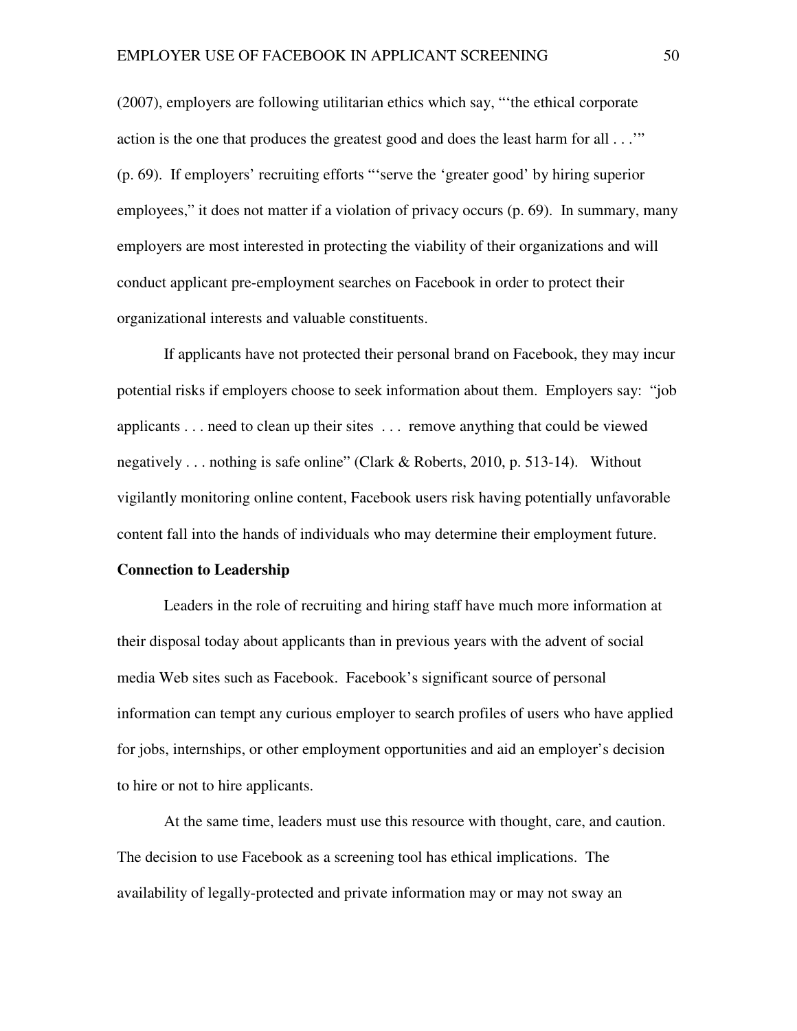(2007), employers are following utilitarian ethics which say, "'the ethical corporate action is the one that produces the greatest good and does the least harm for all . . .'" (p. 69). If employers' recruiting efforts "'serve the 'greater good' by hiring superior employees," it does not matter if a violation of privacy occurs (p. 69). In summary, many employers are most interested in protecting the viability of their organizations and will conduct applicant pre-employment searches on Facebook in order to protect their organizational interests and valuable constituents.

If applicants have not protected their personal brand on Facebook, they may incur potential risks if employers choose to seek information about them. Employers say: "job applicants . . . need to clean up their sites . . . remove anything that could be viewed negatively . . . nothing is safe online" (Clark & Roberts, 2010, p. 513-14). Without vigilantly monitoring online content, Facebook users risk having potentially unfavorable content fall into the hands of individuals who may determine their employment future.

**Connection to Leadership**

Leaders in the role of recruiting and hiring staff have much more information at their disposal today about applicants than in previous years with the advent of social media Web sites such as Facebook. Facebook's significant source of personal information can tempt any curious employer to search profiles of users who have applied for jobs, internships, or other employment opportunities and aid an employer's decision to hire or not to hire applicants.

At the same time, leaders must use this resource with thought, care, and caution. The decision to use Facebook as a screening tool has ethical implications. The availability of legally-protected and private information may or may not sway an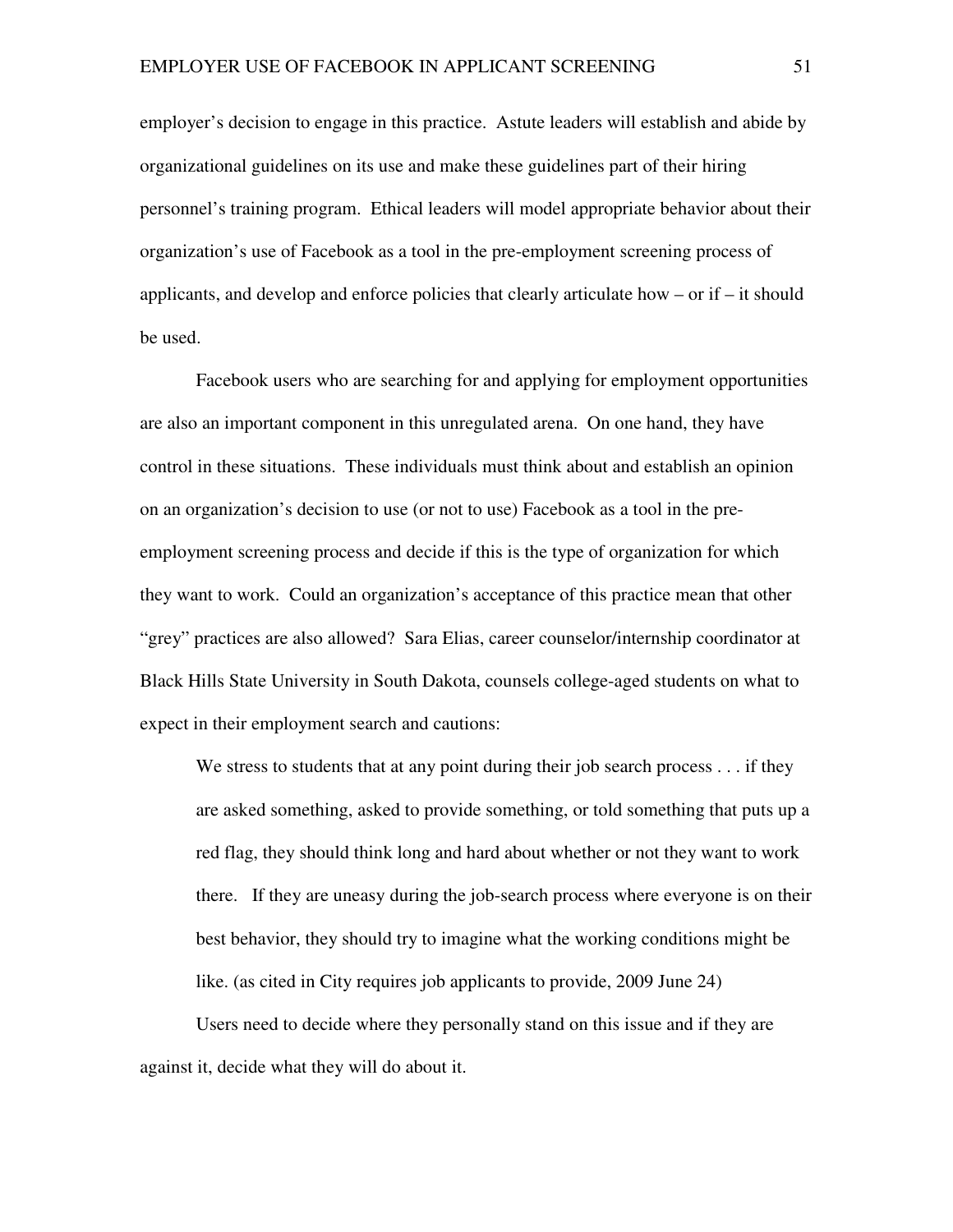employer's decision to engage in this practice. Astute leaders will establish and abide by organizational guidelines on its use and make these guidelines part of their hiring personnel's training program. Ethical leaders will model appropriate behavior about their organization's use of Facebook as a tool in the pre-employment screening process of applicants, and develop and enforce policies that clearly articulate how – or if – it should be used.

Facebook users who are searching for and applying for employment opportunities are also an important component in this unregulated arena. On one hand, they have control in these situations. These individuals must think about and establish an opinion on an organization's decision to use (or not to use) Facebook as a tool in the pre-employment screening process and decide if this is the type of organization for which they want to work. Could an organization's acceptance of this practice mean that other "grey" practices are also allowed? Sara Elias, career counselor/internship coordinator at Black Hills State University in South Dakota, counsels college-aged students on what to expect in their employment search and cautions:

> We stress to students that at any point during their job search process . . . if they are asked something, asked to provide something, or told something that puts up a red flag, they should think long and hard about whether or not they want to work there. If they are uneasy during the job-search process where everyone is on their best behavior, they should try to imagine what the working conditions might be like. (as cited in City requires job applicants to provide, 2009 June 24)

Users need to decide where they personally stand on this issue and if they are against it, decide what they will do about it.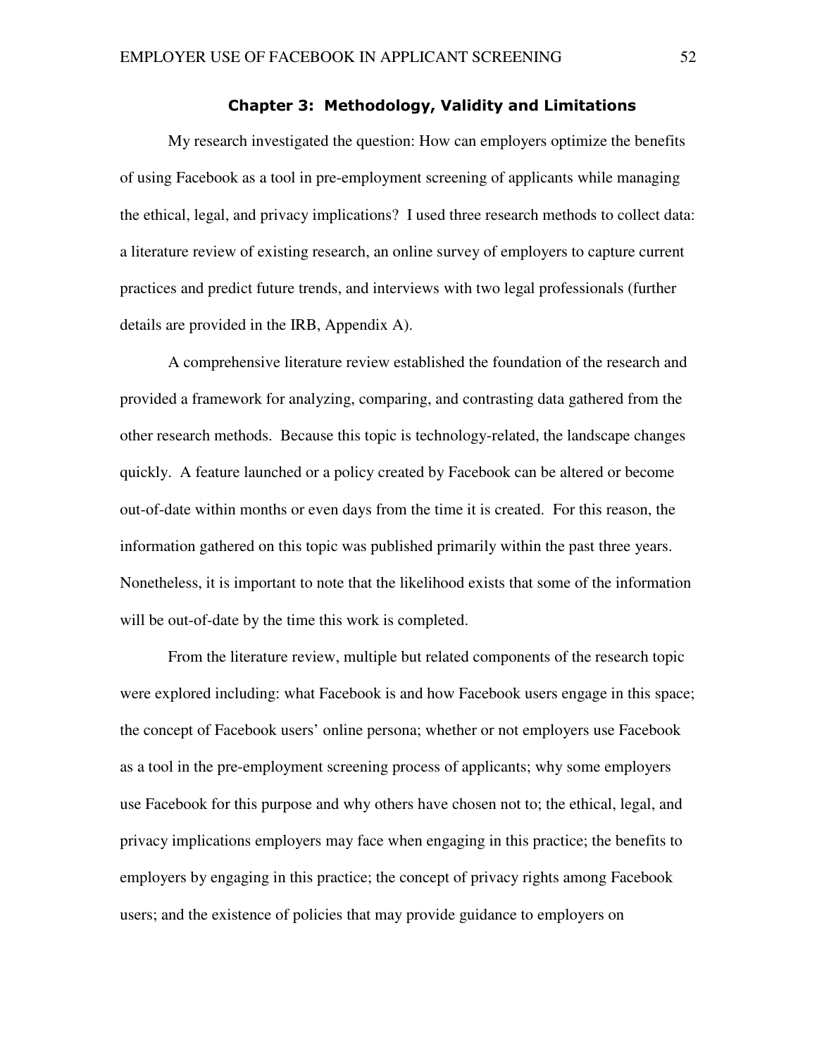## Chapter 3: Methodology, Validity and Limitations

My research investigated the question: How can employers optimize the benefits of using Facebook as a tool in pre-employment screening of applicants while managing the ethical, legal, and privacy implications? I used three research methods to collect data: a literature review of existing research, an online survey of employers to capture current practices and predict future trends, and interviews with two legal professionals (further details are provided in the IRB, Appendix A).

A comprehensive literature review established the foundation of the research and provided a framework for analyzing, comparing, and contrasting data gathered from the other research methods. Because this topic is technology-related, the landscape changes quickly. A feature launched or a policy created by Facebook can be altered or become out-of-date within months or even days from the time it is created. For this reason, the information gathered on this topic was published primarily within the past three years. Nonetheless, it is important to note that the likelihood exists that some of the information will be out-of-date by the time this work is completed.

From the literature review, multiple but related components of the research topic were explored including: what Facebook is and how Facebook users engage in this space; the concept of Facebook users' online persona; whether or not employers use Facebook as a tool in the pre-employment screening process of applicants; why some employers use Facebook for this purpose and why others have chosen not to; the ethical, legal, and privacy implications employers may face when engaging in this practice; the benefits to employers by engaging in this practice; the concept of privacy rights among Facebook users; and the existence of policies that may provide guidance to employers on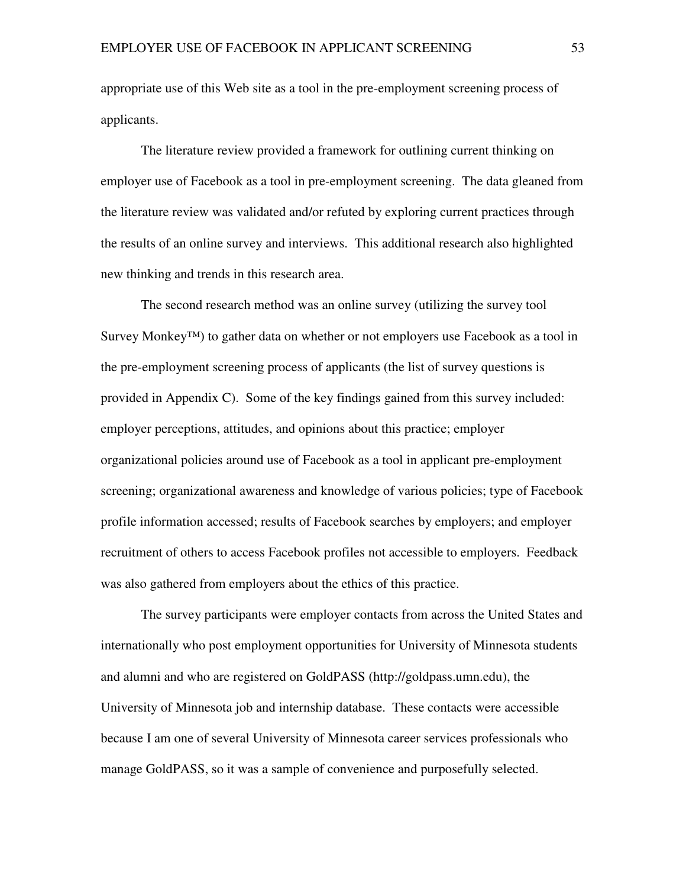appropriate use of this Web site as a tool in the pre-employment screening process of applicants.

The literature review provided a framework for outlining current thinking on employer use of Facebook as a tool in pre-employment screening. The data gleaned from the literature review was validated and/or refuted by exploring current practices through the results of an online survey and interviews. This additional research also highlighted new thinking and trends in this research area.

The second research method was an online survey (utilizing the survey tool Survey Monkey™) to gather data on whether or not employers use Facebook as a tool in the pre-employment screening process of applicants (the list of survey questions is provided in Appendix C). Some of the key findings gained from this survey included: employer perceptions, attitudes, and opinions about this practice; employer organizational policies around use of Facebook as a tool in applicant pre-employment screening; organizational awareness and knowledge of various policies; type of Facebook profile information accessed; results of Facebook searches by employers; and employer recruitment of others to access Facebook profiles not accessible to employers. Feedback was also gathered from employers about the ethics of this practice.

The survey participants were employer contacts from across the United States and internationally who post employment opportunities for University of Minnesota students and alumni and who are registered on GoldPASS (http://goldpass.umn.edu), the University of Minnesota job and internship database. These contacts were accessible because I am one of several University of Minnesota career services professionals who manage GoldPASS, so it was a sample of convenience and purposefully selected.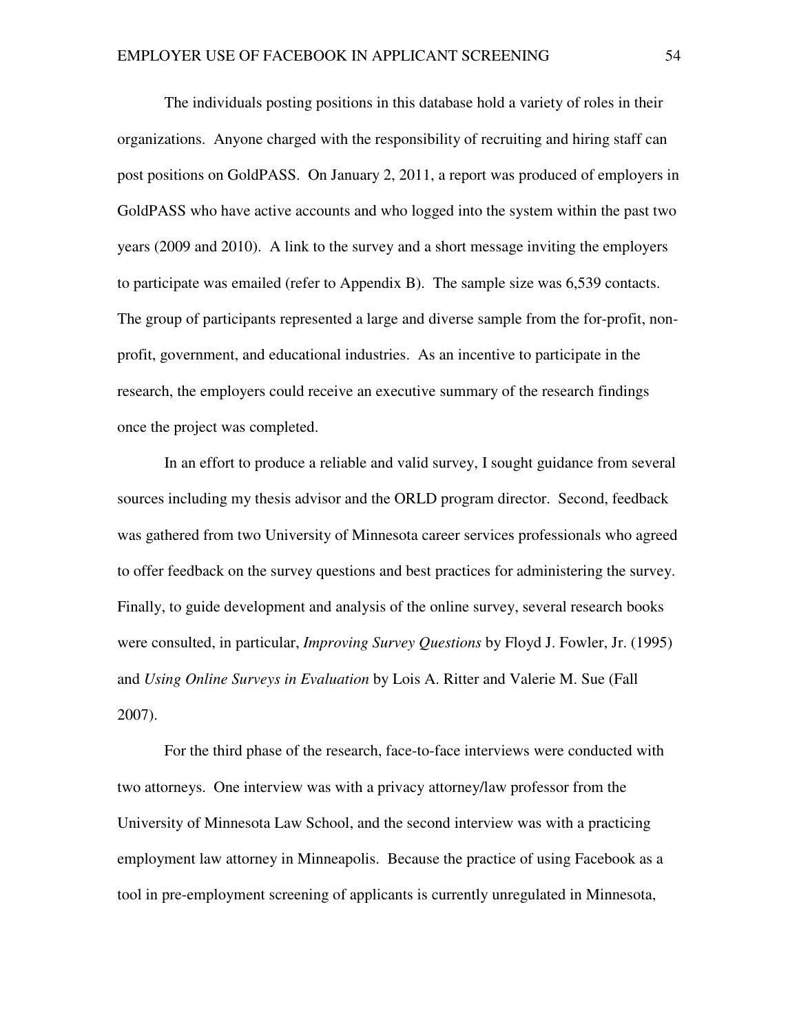The individuals posting positions in this database hold a variety of roles in their organizations. Anyone charged with the responsibility of recruiting and hiring staff can post positions on GoldPASS. On January 2, 2011, a report was produced of employers in GoldPASS who have active accounts and who logged into the system within the past two years (2009 and 2010). A link to the survey and a short message inviting the employers to participate was emailed (refer to Appendix B). The sample size was 6,539 contacts. The group of participants represented a large and diverse sample from the for-profit, non-profit, government, and educational industries. As an incentive to participate in the research, the employers could receive an executive summary of the research findings once the project was completed.

In an effort to produce a reliable and valid survey, I sought guidance from several sources including my thesis advisor and the ORLD program director. Second, feedback was gathered from two University of Minnesota career services professionals who agreed to offer feedback on the survey questions and best practices for administering the survey. Finally, to guide development and analysis of the online survey, several research books were consulted, in particular, *Improving Survey Questions* by Floyd J. Fowler, Jr. (1995) and *Using Online Surveys in Evaluation* by Lois A. Ritter and Valerie M. Sue (Fall 2007).

For the third phase of the research, face-to-face interviews were conducted with two attorneys. One interview was with a privacy attorney/law professor from the University of Minnesota Law School, and the second interview was with a practicing employment law attorney in Minneapolis. Because the practice of using Facebook as a tool in pre-employment screening of applicants is currently unregulated in Minnesota,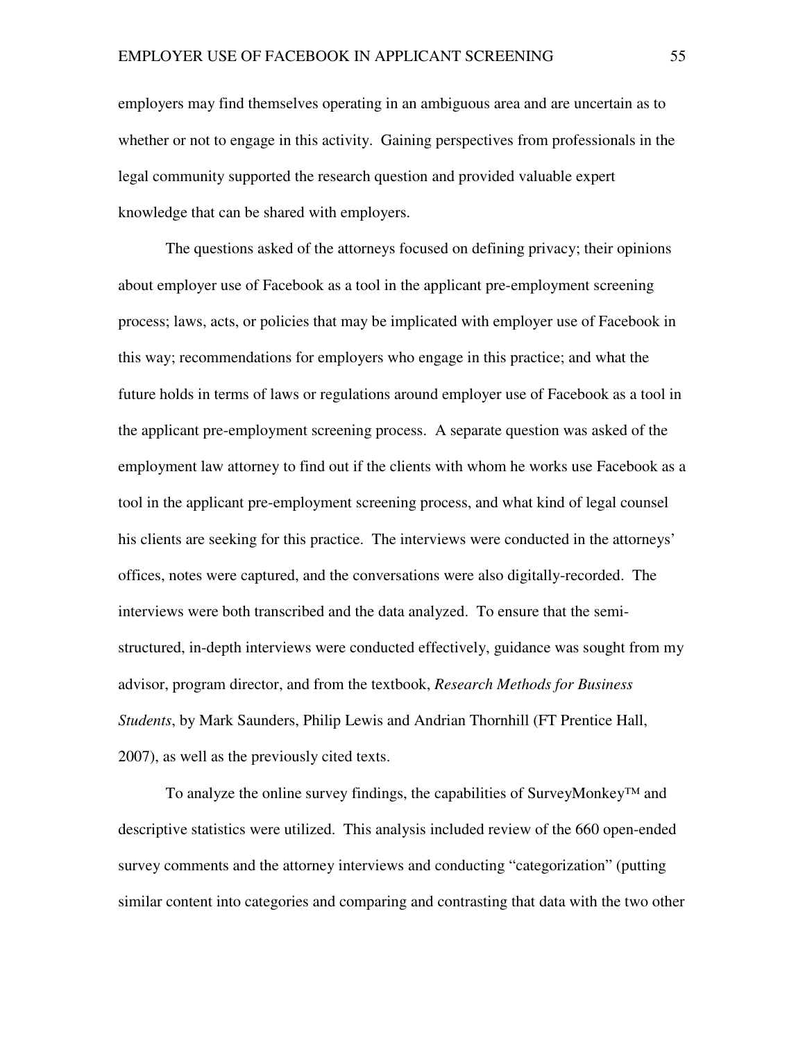employers may find themselves operating in an ambiguous area and are uncertain as to whether or not to engage in this activity. Gaining perspectives from professionals in the legal community supported the research question and provided valuable expert knowledge that can be shared with employers.

The questions asked of the attorneys focused on defining privacy; their opinions about employer use of Facebook as a tool in the applicant pre-employment screening process; laws, acts, or policies that may be implicated with employer use of Facebook in this way; recommendations for employers who engage in this practice; and what the future holds in terms of laws or regulations around employer use of Facebook as a tool in the applicant pre-employment screening process. A separate question was asked of the employment law attorney to find out if the clients with whom he works use Facebook as a tool in the applicant pre-employment screening process, and what kind of legal counsel his clients are seeking for this practice. The interviews were conducted in the attorneys' offices, notes were captured, and the conversations were also digitally-recorded. The interviews were both transcribed and the data analyzed. To ensure that the semi-structured, in-depth interviews were conducted effectively, guidance was sought from my advisor, program director, and from the textbook, *Research Methods for Business Students*, by Mark Saunders, Philip Lewis and Andrian Thornhill (FT Prentice Hall, 2007), as well as the previously cited texts.

To analyze the online survey findings, the capabilities of SurveyMonkey™ and descriptive statistics were utilized. This analysis included review of the 660 open-ended survey comments and the attorney interviews and conducting "categorization" (putting similar content into categories and comparing and contrasting that data with the two other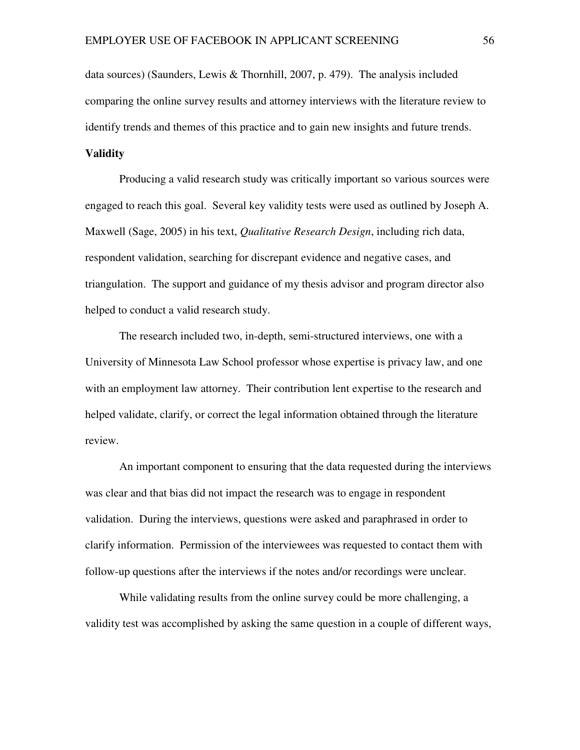data sources) (Saunders, Lewis & Thornhill, 2007, p. 479). The analysis included comparing the online survey results and attorney interviews with the literature review to identify trends and themes of this practice and to gain new insights and future trends.

**Validity**

Producing a valid research study was critically important so various sources were engaged to reach this goal. Several key validity tests were used as outlined by Joseph A. Maxwell (Sage, 2005) in his text, *Qualitative Research Design*, including rich data, respondent validation, searching for discrepant evidence and negative cases, and triangulation. The support and guidance of my thesis advisor and program director also helped to conduct a valid research study.

The research included two, in-depth, semi-structured interviews, one with a University of Minnesota Law School professor whose expertise is privacy law, and one with an employment law attorney. Their contribution lent expertise to the research and helped validate, clarify, or correct the legal information obtained through the literature review.

An important component to ensuring that the data requested during the interviews was clear and that bias did not impact the research was to engage in respondent validation. During the interviews, questions were asked and paraphrased in order to clarify information. Permission of the interviewees was requested to contact them with follow-up questions after the interviews if the notes and/or recordings were unclear.

While validating results from the online survey could be more challenging, a validity test was accomplished by asking the same question in a couple of different ways,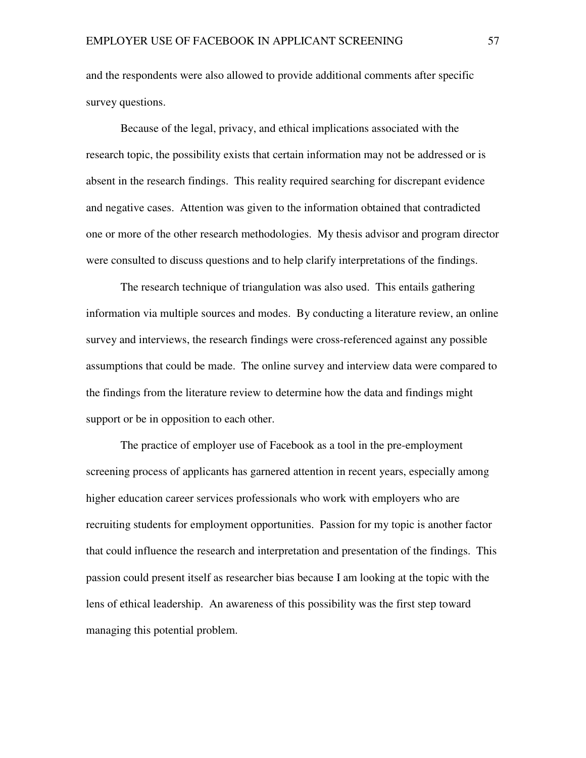and the respondents were also allowed to provide additional comments after specific survey questions.

Because of the legal, privacy, and ethical implications associated with the research topic, the possibility exists that certain information may not be addressed or is absent in the research findings. This reality required searching for discrepant evidence and negative cases. Attention was given to the information obtained that contradicted one or more of the other research methodologies. My thesis advisor and program director were consulted to discuss questions and to help clarify interpretations of the findings.

The research technique of triangulation was also used. This entails gathering information via multiple sources and modes. By conducting a literature review, an online survey and interviews, the research findings were cross-referenced against any possible assumptions that could be made. The online survey and interview data were compared to the findings from the literature review to determine how the data and findings might support or be in opposition to each other.

The practice of employer use of Facebook as a tool in the pre-employment screening process of applicants has garnered attention in recent years, especially among higher education career services professionals who work with employers who are recruiting students for employment opportunities. Passion for my topic is another factor that could influence the research and interpretation and presentation of the findings. This passion could present itself as researcher bias because I am looking at the topic with the lens of ethical leadership. An awareness of this possibility was the first step toward managing this potential problem.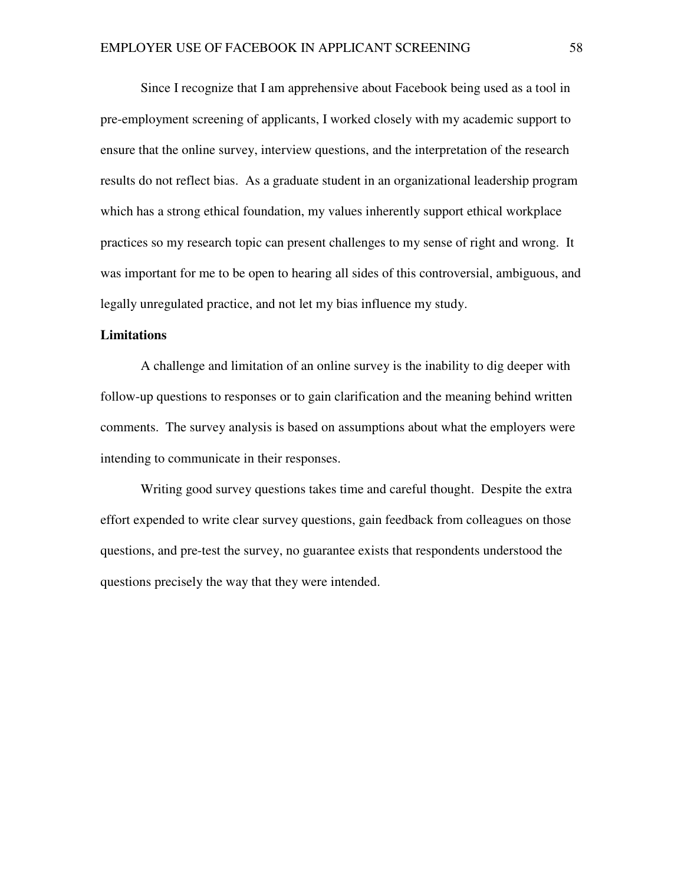Since I recognize that I am apprehensive about Facebook being used as a tool in pre-employment screening of applicants, I worked closely with my academic support to ensure that the online survey, interview questions, and the interpretation of the research results do not reflect bias. As a graduate student in an organizational leadership program which has a strong ethical foundation, my values inherently support ethical workplace practices so my research topic can present challenges to my sense of right and wrong. It was important for me to be open to hearing all sides of this controversial, ambiguous, and legally unregulated practice, and not let my bias influence my study.

**Limitations**

A challenge and limitation of an online survey is the inability to dig deeper with follow-up questions to responses or to gain clarification and the meaning behind written comments. The survey analysis is based on assumptions about what the employers were intending to communicate in their responses.

Writing good survey questions takes time and careful thought. Despite the extra effort expended to write clear survey questions, gain feedback from colleagues on those questions, and pre-test the survey, no guarantee exists that respondents understood the questions precisely the way that they were intended.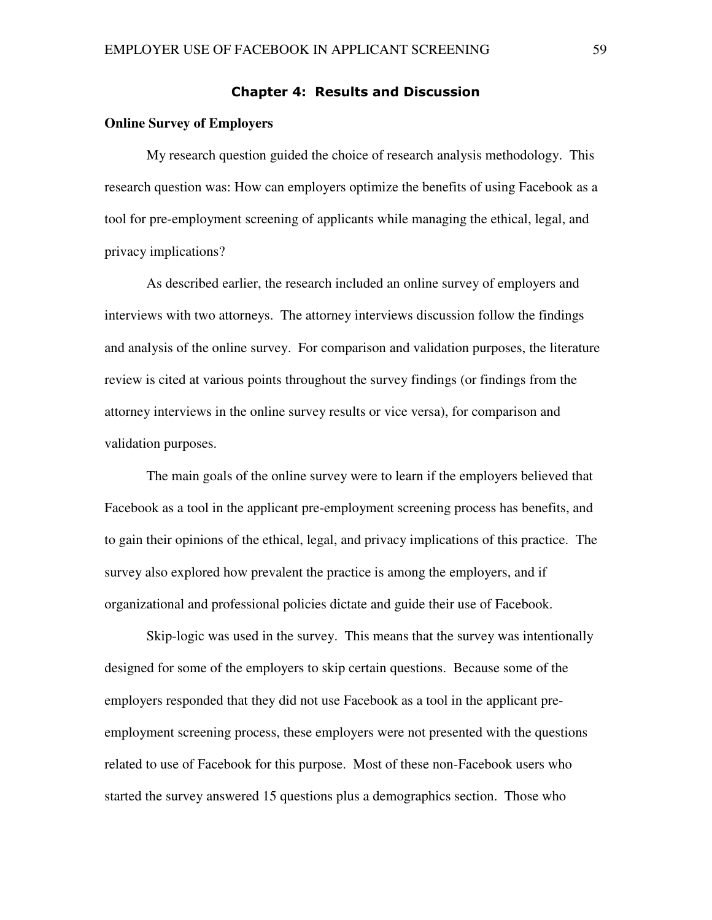# Chapter 4: Results and Discussion

## Online Survey of Employers

My research question guided the choice of research analysis methodology. This research question was: How can employers optimize the benefits of using Facebook as a tool for pre-employment screening of applicants while managing the ethical, legal, and privacy implications?

As described earlier, the research included an online survey of employers and interviews with two attorneys. The attorney interviews discussion follow the findings and analysis of the online survey. For comparison and validation purposes, the literature review is cited at various points throughout the survey findings (or findings from the attorney interviews in the online survey results or vice versa), for comparison and validation purposes.

The main goals of the online survey were to learn if the employers believed that Facebook as a tool in the applicant pre-employment screening process has benefits, and to gain their opinions of the ethical, legal, and privacy implications of this practice. The survey also explored how prevalent the practice is among the employers, and if organizational and professional policies dictate and guide their use of Facebook.

Skip-logic was used in the survey. This means that the survey was intentionally designed for some of the employers to skip certain questions. Because some of the employers responded that they did not use Facebook as a tool in the applicant pre-employment screening process, these employers were not presented with the questions related to use of Facebook for this purpose. Most of these non-Facebook users who started the survey answered 15 questions plus a demographics section. Those who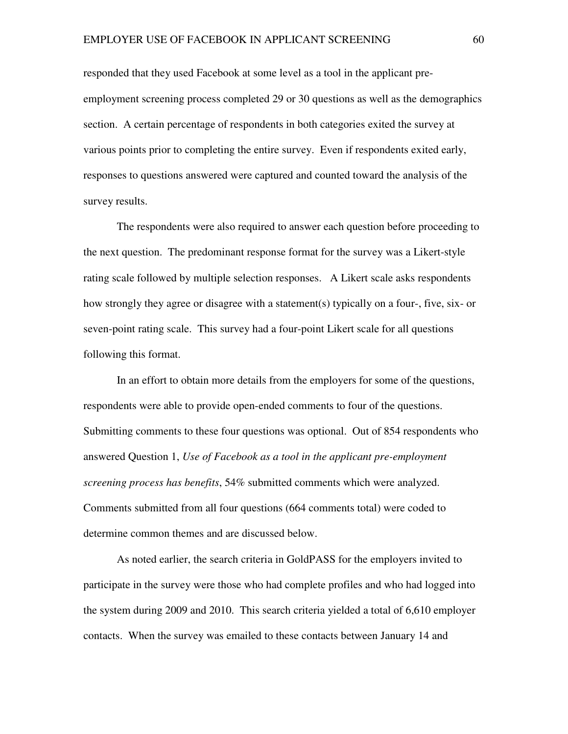responded that they used Facebook at some level as a tool in the applicant pre-employment screening process completed 29 or 30 questions as well as the demographics section. A certain percentage of respondents in both categories exited the survey at various points prior to completing the entire survey. Even if respondents exited early, responses to questions answered were captured and counted toward the analysis of the survey results.

The respondents were also required to answer each question before proceeding to the next question. The predominant response format for the survey was a Likert-style rating scale followed by multiple selection responses. A Likert scale asks respondents how strongly they agree or disagree with a statement(s) typically on a four-, five, six- or seven-point rating scale. This survey had a four-point Likert scale for all questions following this format.

In an effort to obtain more details from the employers for some of the questions, respondents were able to provide open-ended comments to four of the questions. Submitting comments to these four questions was optional. Out of 854 respondents who answered Question 1, *Use of Facebook as a tool in the applicant pre-employment screening process has benefits*, 54% submitted comments which were analyzed. Comments submitted from all four questions (664 comments total) were coded to determine common themes and are discussed below.

As noted earlier, the search criteria in GoldPASS for the employers invited to participate in the survey were those who had complete profiles and who had logged into the system during 2009 and 2010. This search criteria yielded a total of 6,610 employer contacts. When the survey was emailed to these contacts between January 14 and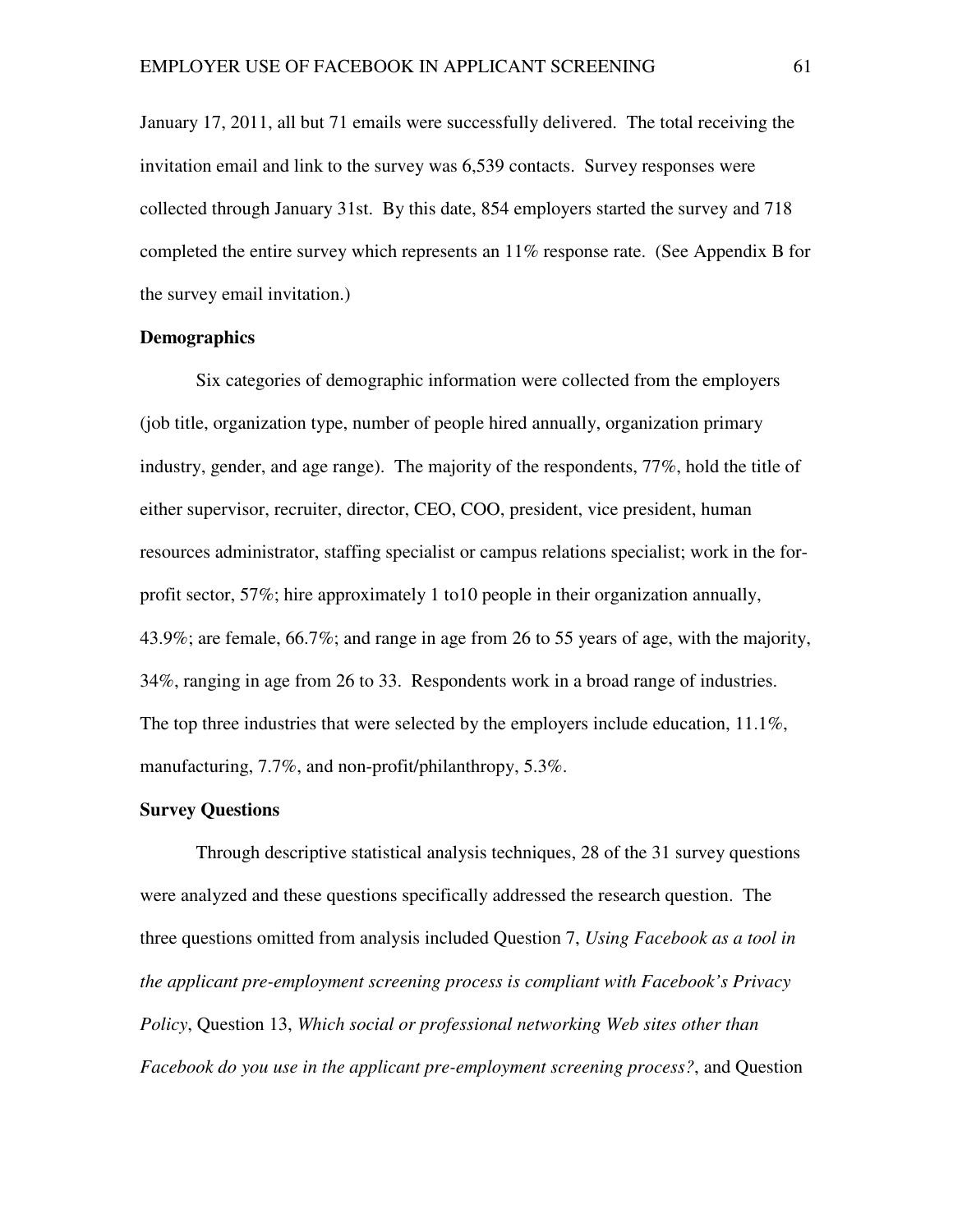January 17, 2011, all but 71 emails were successfully delivered. The total receiving the invitation email and link to the survey was 6,539 contacts. Survey responses were collected through January 31st. By this date, 854 employers started the survey and 718 completed the entire survey which represents an 11% response rate. (See Appendix B for the survey email invitation.)

## Demographics

Six categories of demographic information were collected from the employers (job title, organization type, number of people hired annually, organization primary industry, gender, and age range). The majority of the respondents, 77%, hold the title of either supervisor, recruiter, director, CEO, COO, president, vice president, human resources administrator, staffing specialist or campus relations specialist; work in the for-profit sector, 57%; hire approximately 1 to10 people in their organization annually, 43.9%; are female, 66.7%; and range in age from 26 to 55 years of age, with the majority, 34%, ranging in age from 26 to 33. Respondents work in a broad range of industries. The top three industries that were selected by the employers include education, 11.1%, manufacturing, 7.7%, and non-profit/philanthropy, 5.3%.

## Survey Questions

Through descriptive statistical analysis techniques, 28 of the 31 survey questions were analyzed and these questions specifically addressed the research question. The three questions omitted from analysis included Question 7, *Using Facebook as a tool in the applicant pre-employment screening process is compliant with Facebook's Privacy Policy*, Question 13, *Which social or professional networking Web sites other than Facebook do you use in the applicant pre-employment screening process?*, and Question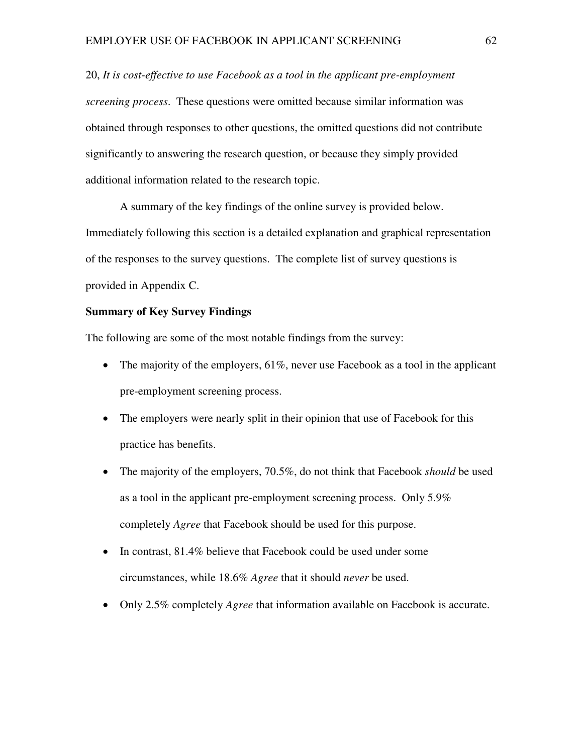20, *It is cost-effective to use Facebook as a tool in the applicant pre-employment screening process*. These questions were omitted because similar information was obtained through responses to other questions, the omitted questions did not contribute significantly to answering the research question, or because they simply provided additional information related to the research topic.

A summary of the key findings of the online survey is provided below. Immediately following this section is a detailed explanation and graphical representation of the responses to the survey questions. The complete list of survey questions is provided in Appendix C.

**Summary of Key Survey Findings**

The following are some of the most notable findings from the survey:

- The majority of the employers, 61%, never use Facebook as a tool in the applicant pre-employment screening process.
- The employers were nearly split in their opinion that use of Facebook for this practice has benefits.
- The majority of the employers, 70.5%, do not think that Facebook *should* be used as a tool in the applicant pre-employment screening process. Only 5.9% completely *Agree* that Facebook should be used for this purpose.
- In contrast, 81.4% believe that Facebook could be used under some circumstances, while 18.6% *Agree* that it should *never* be used.
- Only 2.5% completely *Agree* that information available on Facebook is accurate.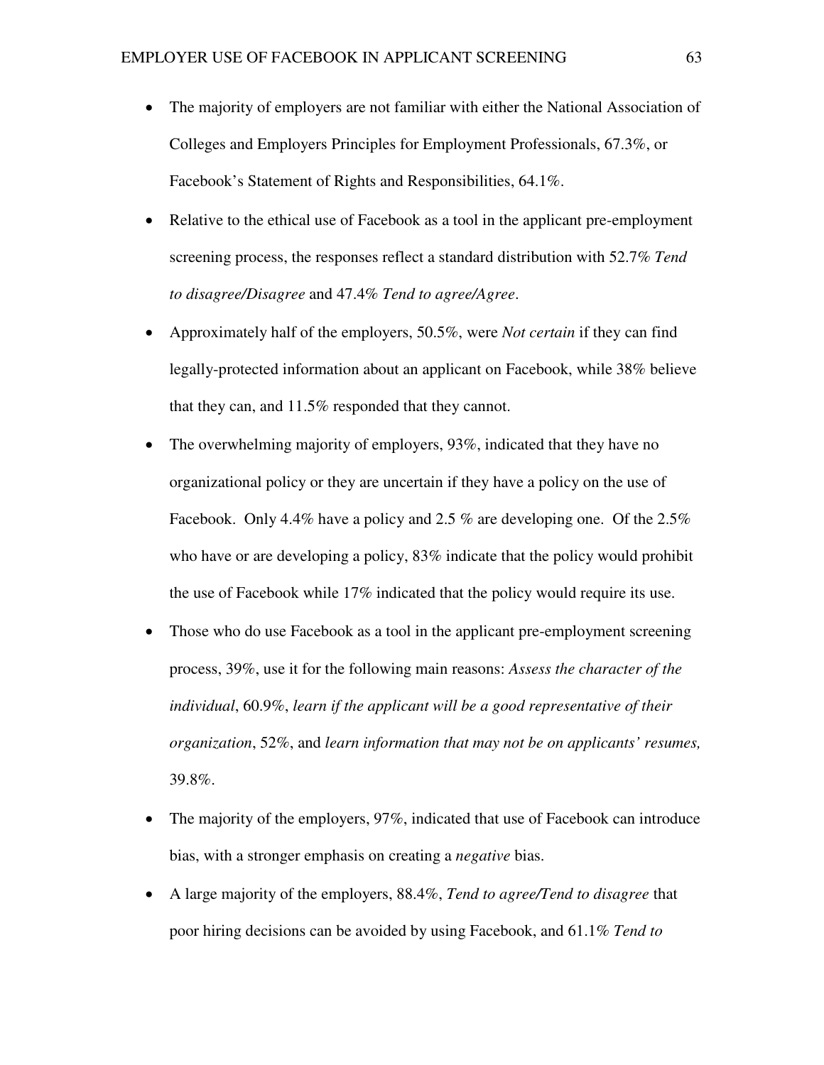- The majority of employers are not familiar with either the National Association of Colleges and Employers Principles for Employment Professionals, 67.3%, or Facebook's Statement of Rights and Responsibilities, 64.1%.
- Relative to the ethical use of Facebook as a tool in the applicant pre-employment screening process, the responses reflect a standard distribution with 52.7% *Tend to disagree/Disagree* and 47.4% *Tend to agree/Agree*.
- Approximately half of the employers, 50.5%, were *Not certain* if they can find legally-protected information about an applicant on Facebook, while 38% believe that they can, and 11.5% responded that they cannot.
- The overwhelming majority of employers, 93%, indicated that they have no organizational policy or they are uncertain if they have a policy on the use of Facebook. Only 4.4% have a policy and 2.5 % are developing one. Of the 2.5% who have or are developing a policy, 83% indicate that the policy would prohibit the use of Facebook while 17% indicated that the policy would require its use.
- Those who do use Facebook as a tool in the applicant pre-employment screening process, 39%, use it for the following main reasons: *Assess the character of the individual*, 60.9%, *learn if the applicant will be a good representative of their organization*, 52%, and *learn information that may not be on applicants' resumes,* 39.8%.
- The majority of the employers, 97%, indicated that use of Facebook can introduce bias, with a stronger emphasis on creating a *negative* bias.
- A large majority of the employers, 88.4%, *Tend to agree/Tend to disagree* that poor hiring decisions can be avoided by using Facebook, and 61.1% *Tend to*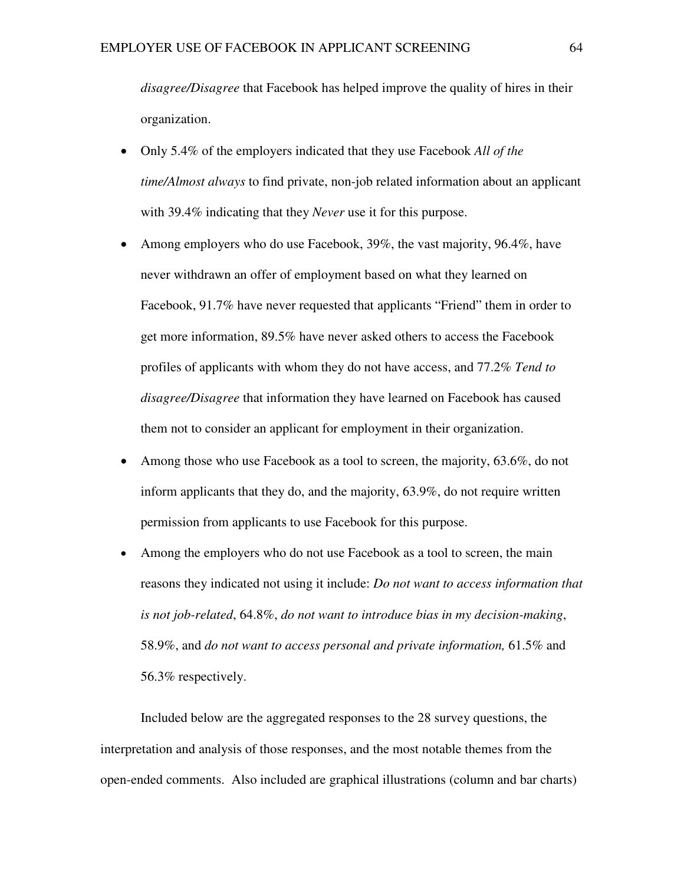*disagree/Disagree* that Facebook has helped improve the quality of hires in their organization.

- Only 5.4% of the employers indicated that they use Facebook *All of the time/Almost always* to find private, non-job related information about an applicant with 39.4% indicating that they *Never* use it for this purpose.
- Among employers who do use Facebook, 39%, the vast majority, 96.4%, have never withdrawn an offer of employment based on what they learned on Facebook, 91.7% have never requested that applicants "Friend" them in order to get more information, 89.5% have never asked others to access the Facebook profiles of applicants with whom they do not have access, and 77.2% *Tend to disagree/Disagree* that information they have learned on Facebook has caused them not to consider an applicant for employment in their organization.
- Among those who use Facebook as a tool to screen, the majority, 63.6%, do not inform applicants that they do, and the majority, 63.9%, do not require written permission from applicants to use Facebook for this purpose.
- Among the employers who do not use Facebook as a tool to screen, the main reasons they indicated not using it include: *Do not want to access information that is not job-related*, 64.8%, *do not want to introduce bias in my decision-making*, 58.9%, and *do not want to access personal and private information,* 61.5% and 56.3% respectively.

Included below are the aggregated responses to the 28 survey questions, the interpretation and analysis of those responses, and the most notable themes from the open-ended comments. Also included are graphical illustrations (column and bar charts)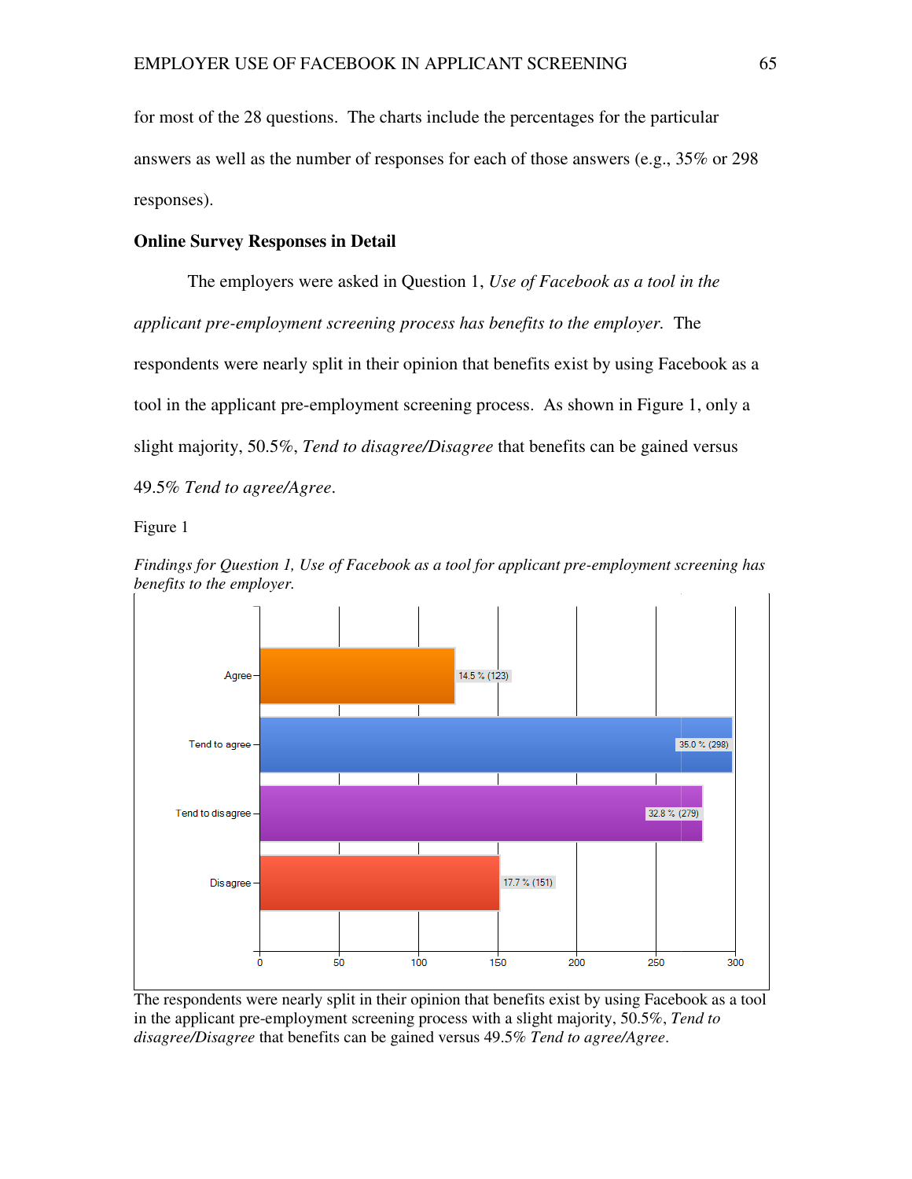for most of the 28 questions. The charts include the percentages for the particular answers as well as the number of responses for each of those answers (e.g., 35% or 298 responses).

**Online Survey Responses in Detail**

The employers were asked in Question 1, *Use of Facebook as a tool in the applicant pre-employment screening process has benefits to the employer.* The respondents were nearly split in their opinion that benefits exist by using Facebook as a tool in the applicant pre-employment screening process. As shown in Figure 1, only a slight majority, 50.5%, *Tend to disagree/Disagree* that benefits can be gained versus 49.5% *Tend to agree/Agree*.

Figure 1

*Findings for Question 1, Use of Facebook as a tool for applicant pre-employment screening has benefits to the employer.*

Agree
14.5 % (123)
Tend to agree
35.0 % (298)
Tend to disagree
32.8 % (279)
Disagree
17.7 % (151)
0
50
100
150
200
250
300

The respondents were nearly split in their opinion that benefits exist by using Facebook as a tool in the applicant pre-employment screening process with a slight majority, 50.5%, *Tend to disagree/Disagree* that benefits can be gained versus 49.5% *Tend to agree/Agree*.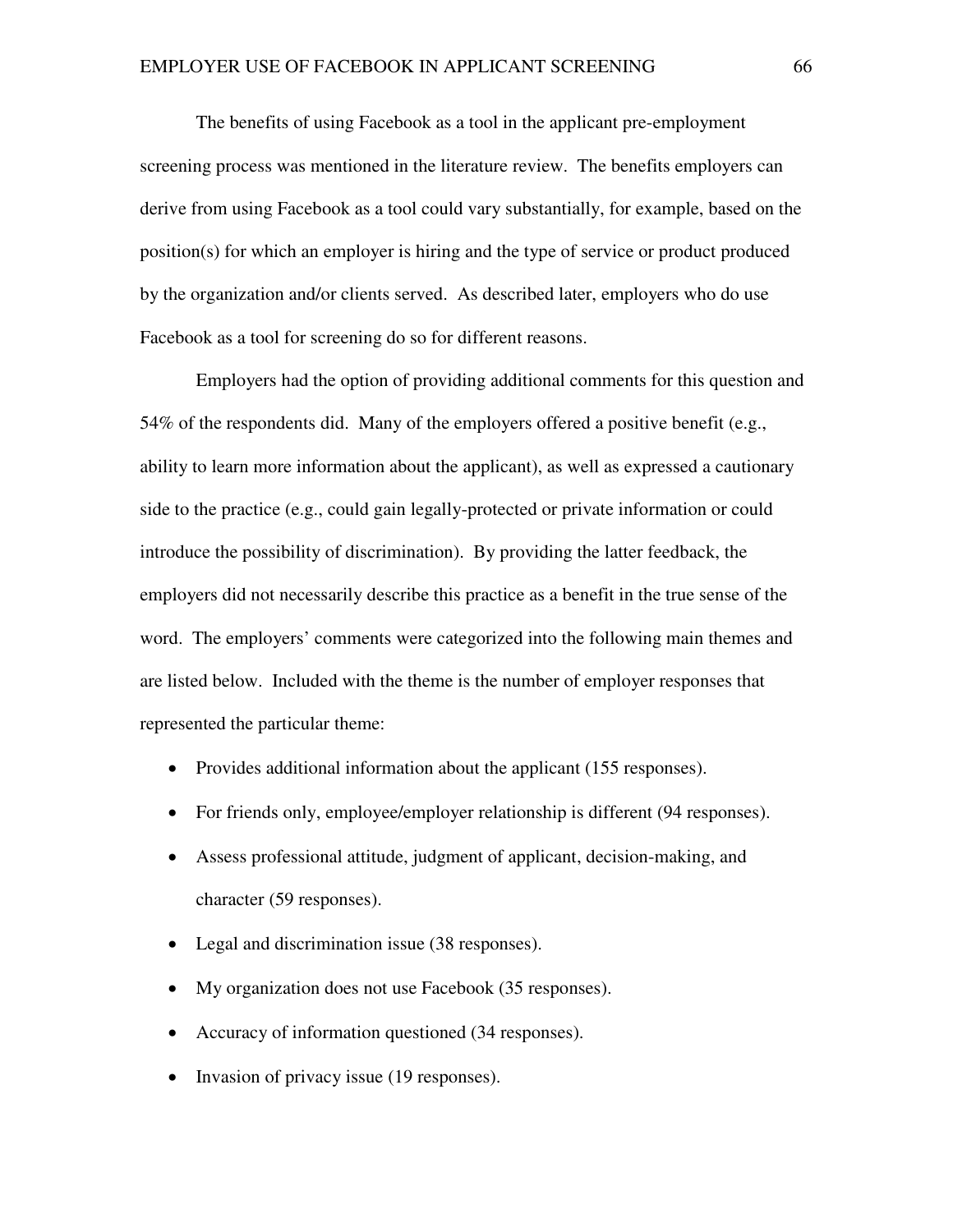The benefits of using Facebook as a tool in the applicant pre-employment screening process was mentioned in the literature review. The benefits employers can derive from using Facebook as a tool could vary substantially, for example, based on the position(s) for which an employer is hiring and the type of service or product produced by the organization and/or clients served. As described later, employers who do use Facebook as a tool for screening do so for different reasons.

Employers had the option of providing additional comments for this question and 54% of the respondents did. Many of the employers offered a positive benefit (e.g., ability to learn more information about the applicant), as well as expressed a cautionary side to the practice (e.g., could gain legally-protected or private information or could introduce the possibility of discrimination). By providing the latter feedback, the employers did not necessarily describe this practice as a benefit in the true sense of the word. The employers' comments were categorized into the following main themes and are listed below. Included with the theme is the number of employer responses that represented the particular theme:

- Provides additional information about the applicant (155 responses).
- For friends only, employee/employer relationship is different (94 responses).
- Assess professional attitude, judgment of applicant, decision-making, and character (59 responses).
- Legal and discrimination issue (38 responses).
- My organization does not use Facebook (35 responses).
- Accuracy of information questioned (34 responses).
- Invasion of privacy issue (19 responses).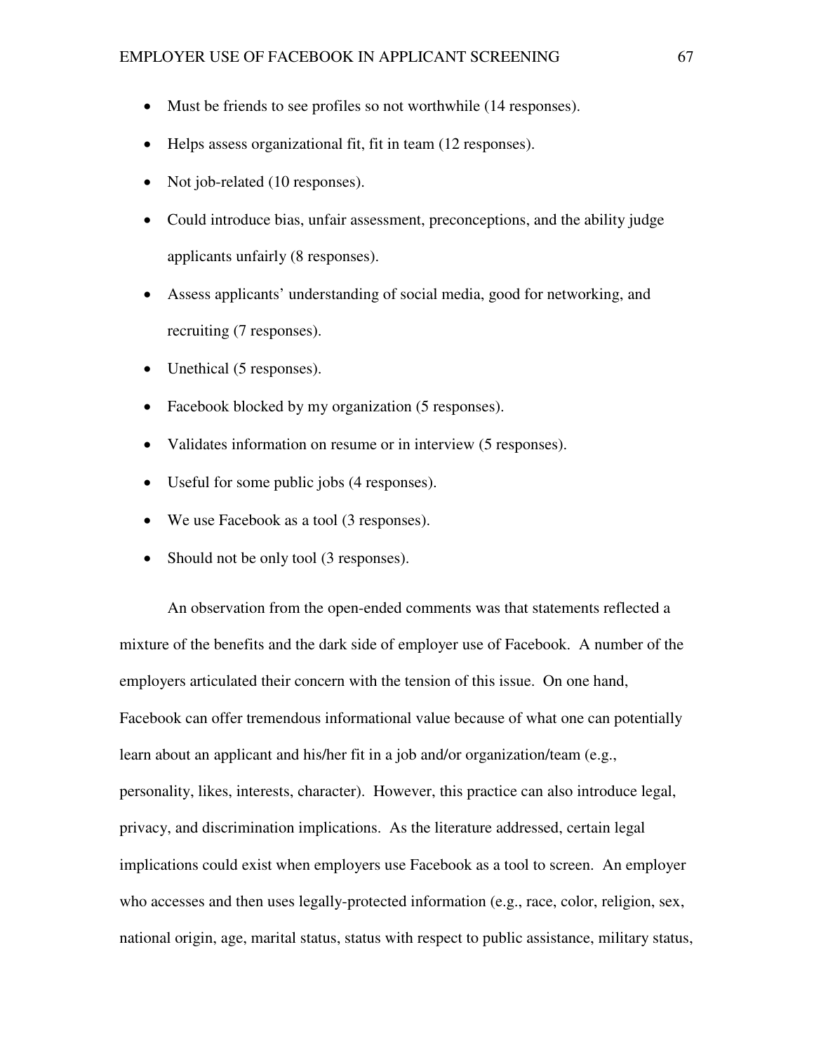- Must be friends to see profiles so not worthwhile (14 responses).
- Helps assess organizational fit, fit in team (12 responses).
- Not job-related (10 responses).
- Could introduce bias, unfair assessment, preconceptions, and the ability judge applicants unfairly (8 responses).
- Assess applicants' understanding of social media, good for networking, and recruiting (7 responses).
- Unethical (5 responses).
- Facebook blocked by my organization (5 responses).
- Validates information on resume or in interview (5 responses).
- Useful for some public jobs (4 responses).
- We use Facebook as a tool (3 responses).
- Should not be only tool (3 responses).

An observation from the open-ended comments was that statements reflected a mixture of the benefits and the dark side of employer use of Facebook. A number of the employers articulated their concern with the tension of this issue. On one hand, Facebook can offer tremendous informational value because of what one can potentially learn about an applicant and his/her fit in a job and/or organization/team (e.g., personality, likes, interests, character). However, this practice can also introduce legal, privacy, and discrimination implications. As the literature addressed, certain legal implications could exist when employers use Facebook as a tool to screen. An employer who accesses and then uses legally-protected information (e.g., race, color, religion, sex, national origin, age, marital status, status with respect to public assistance, military status,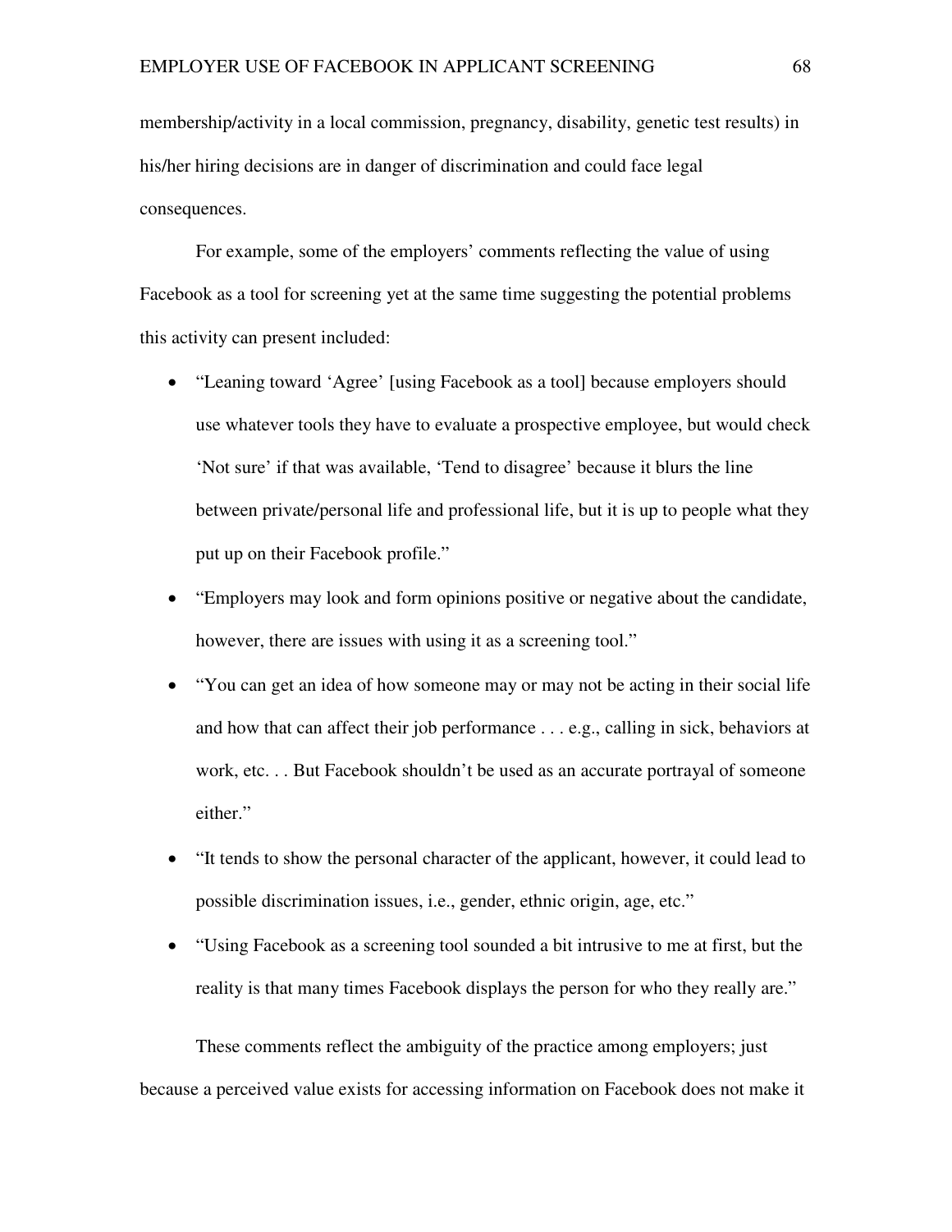membership/activity in a local commission, pregnancy, disability, genetic test results) in his/her hiring decisions are in danger of discrimination and could face legal consequences.

For example, some of the employers' comments reflecting the value of using Facebook as a tool for screening yet at the same time suggesting the potential problems this activity can present included:

- "Leaning toward 'Agree' [using Facebook as a tool] because employers should use whatever tools they have to evaluate a prospective employee, but would check 'Not sure' if that was available, 'Tend to disagree' because it blurs the line between private/personal life and professional life, but it is up to people what they put up on their Facebook profile."
- "Employers may look and form opinions positive or negative about the candidate, however, there are issues with using it as a screening tool."
- "You can get an idea of how someone may or may not be acting in their social life and how that can affect their job performance . . . e.g., calling in sick, behaviors at work, etc. . . But Facebook shouldn't be used as an accurate portrayal of someone either."
- "It tends to show the personal character of the applicant, however, it could lead to possible discrimination issues, i.e., gender, ethnic origin, age, etc."
- "Using Facebook as a screening tool sounded a bit intrusive to me at first, but the reality is that many times Facebook displays the person for who they really are."

These comments reflect the ambiguity of the practice among employers; just because a perceived value exists for accessing information on Facebook does not make it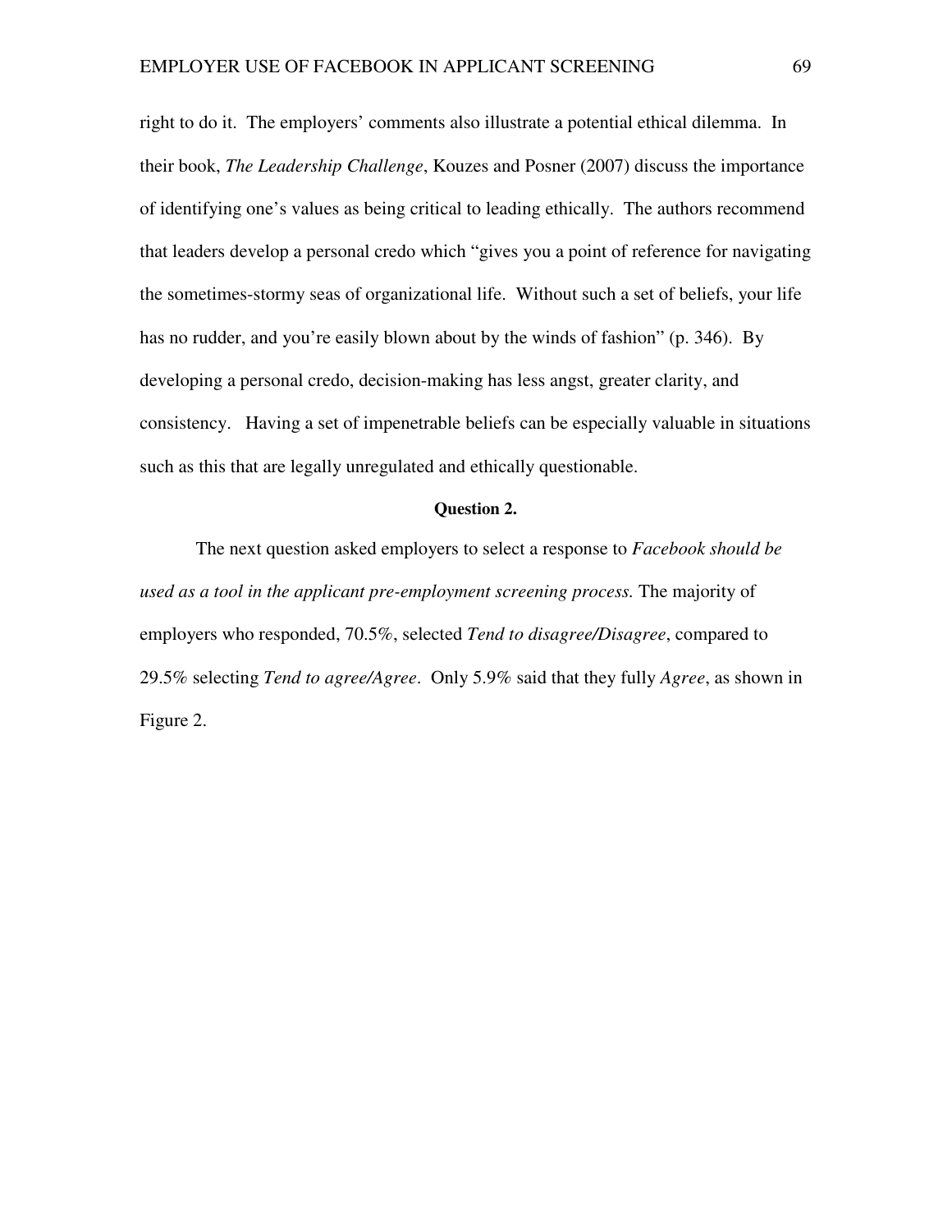right to do it. The employers' comments also illustrate a potential ethical dilemma. In their book, *The Leadership Challenge*, Kouzes and Posner (2007) discuss the importance of identifying one's values as being critical to leading ethically. The authors recommend that leaders develop a personal credo which "gives you a point of reference for navigating the sometimes-stormy seas of organizational life. Without such a set of beliefs, your life has no rudder, and you're easily blown about by the winds of fashion" (p. 346). By developing a personal credo, decision-making has less angst, greater clarity, and consistency. Having a set of impenetrable beliefs can be especially valuable in situations such as this that are legally unregulated and ethically questionable.

### Question 2.

The next question asked employers to select a response to *Facebook should be used as a tool in the applicant pre-employment screening process.* The majority of employers who responded, 70.5%, selected *Tend to disagree/Disagree*, compared to 29.5% selecting *Tend to agree/Agree*. Only 5.9% said that they fully *Agree*, as shown in Figure 2.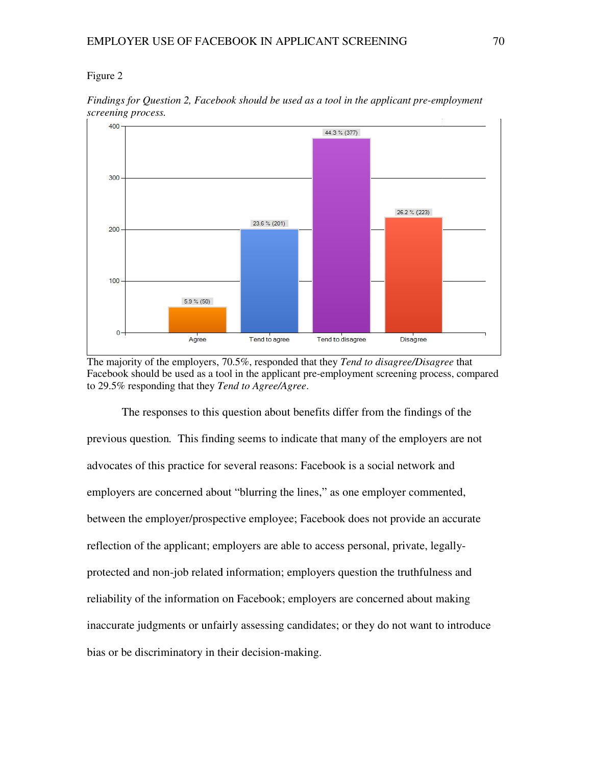Figure 2

*Findings for Question 2, Facebook should be used as a tool in the applicant pre-employment screening process.*

400
300
200
100
0

5.9 % (50)
23.6 % (201)
44.3 % (377)
26.2 % (223)

Agree
Tend to agree
Tend to disagree
Disagree

The majority of the employers, 70.5%, responded that they *Tend to disagree/Disagree* that Facebook should be used as a tool in the applicant pre-employment screening process, compared to 29.5% responding that they *Tend to Agree/Agree*.

The responses to this question about benefits differ from the findings of the previous question. This finding seems to indicate that many of the employers are not advocates of this practice for several reasons: Facebook is a social network and employers are concerned about "blurring the lines," as one employer commented, between the employer/prospective employee; Facebook does not provide an accurate reflection of the applicant; employers are able to access personal, private, legally-protected and non-job related information; employers question the truthfulness and reliability of the information on Facebook; employers are concerned about making inaccurate judgments or unfairly assessing candidates; or they do not want to introduce bias or be discriminatory in their decision-making.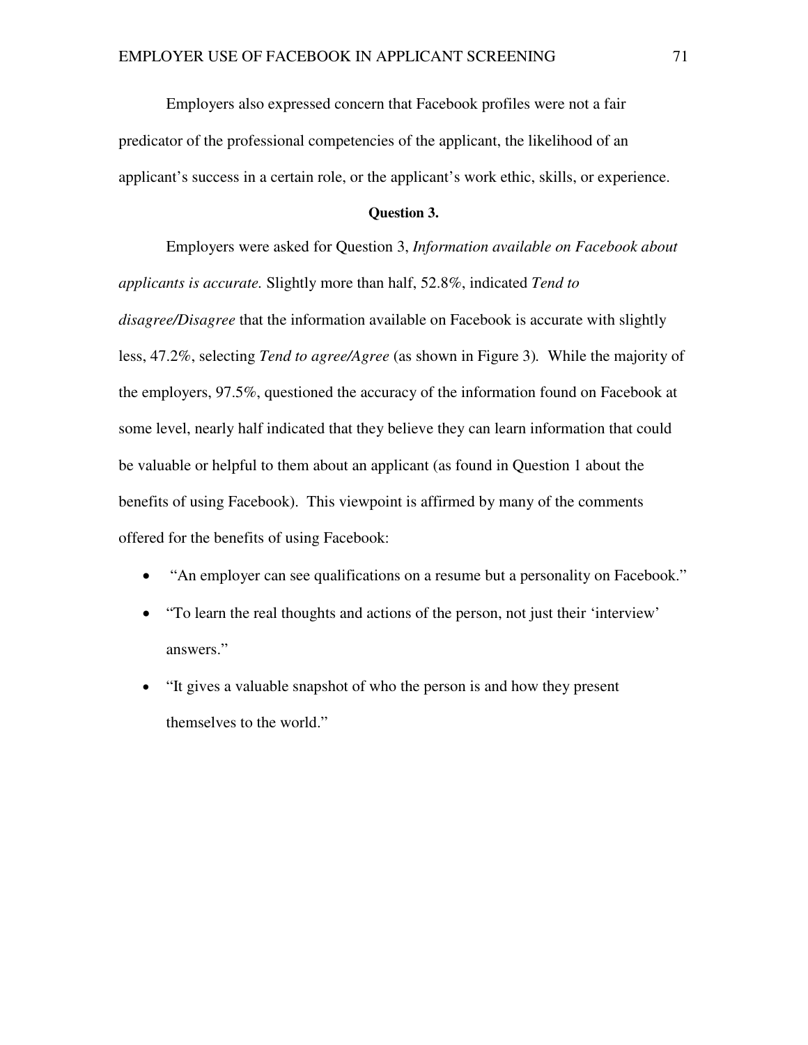Employers also expressed concern that Facebook profiles were not a fair predicator of the professional competencies of the applicant, the likelihood of an applicant's success in a certain role, or the applicant's work ethic, skills, or experience.

**Question 3.**

Employers were asked for Question 3, *Information available on Facebook about applicants is accurate.* Slightly more than half, 52.8%, indicated *Tend to disagree/Disagree* that the information available on Facebook is accurate with slightly less, 47.2%, selecting *Tend to agree/Agree* (as shown in Figure 3). While the majority of the employers, 97.5%, questioned the accuracy of the information found on Facebook at some level, nearly half indicated that they believe they can learn information that could be valuable or helpful to them about an applicant (as found in Question 1 about the benefits of using Facebook). This viewpoint is affirmed by many of the comments offered for the benefits of using Facebook:

- "An employer can see qualifications on a resume but a personality on Facebook."
- "To learn the real thoughts and actions of the person, not just their 'interview' answers."
- "It gives a valuable snapshot of who the person is and how they present themselves to the world."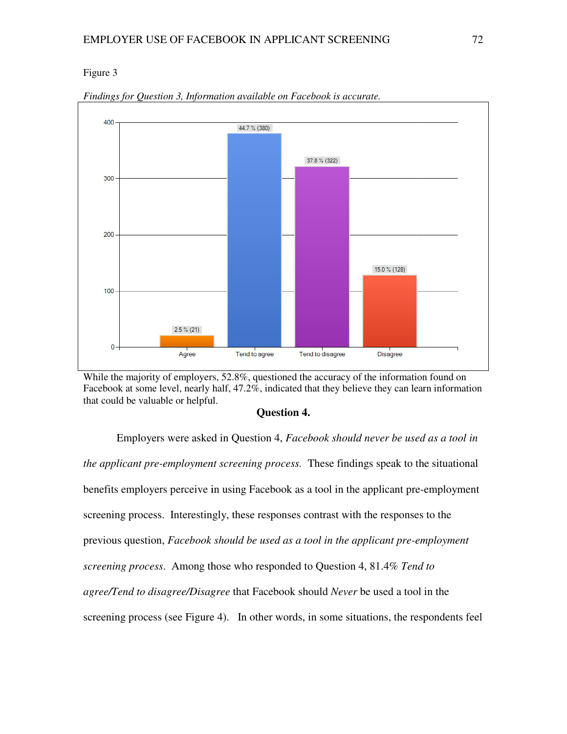Figure 3

*Findings for Question 3, Information available on Facebook is accurate.*

400
300
200
100
0
2.5 % (21)
44.7 % (380)
37.8 % (322)
15.0 % (128)
Agree
Tend to agree
Tend to disagree
Disagree

While the majority of employers, 52.8%, questioned the accuracy of the information found on Facebook at some level, nearly half, 47.2%, indicated that they believe they can learn information that could be valuable or helpful.

**Question 4.**

Employers were asked in Question 4, *Facebook should never be used as a tool in the applicant pre-employment screening process.* These findings speak to the situational benefits employers perceive in using Facebook as a tool in the applicant pre-employment screening process. Interestingly, these responses contrast with the responses to the previous question, *Facebook should be used as a tool in the applicant pre-employment screening process*. Among those who responded to Question 4, 81.4% *Tend to agree/Tend to disagree/Disagree* that Facebook should *Never* be used a tool in the screening process (see Figure 4). In other words, in some situations, the respondents feel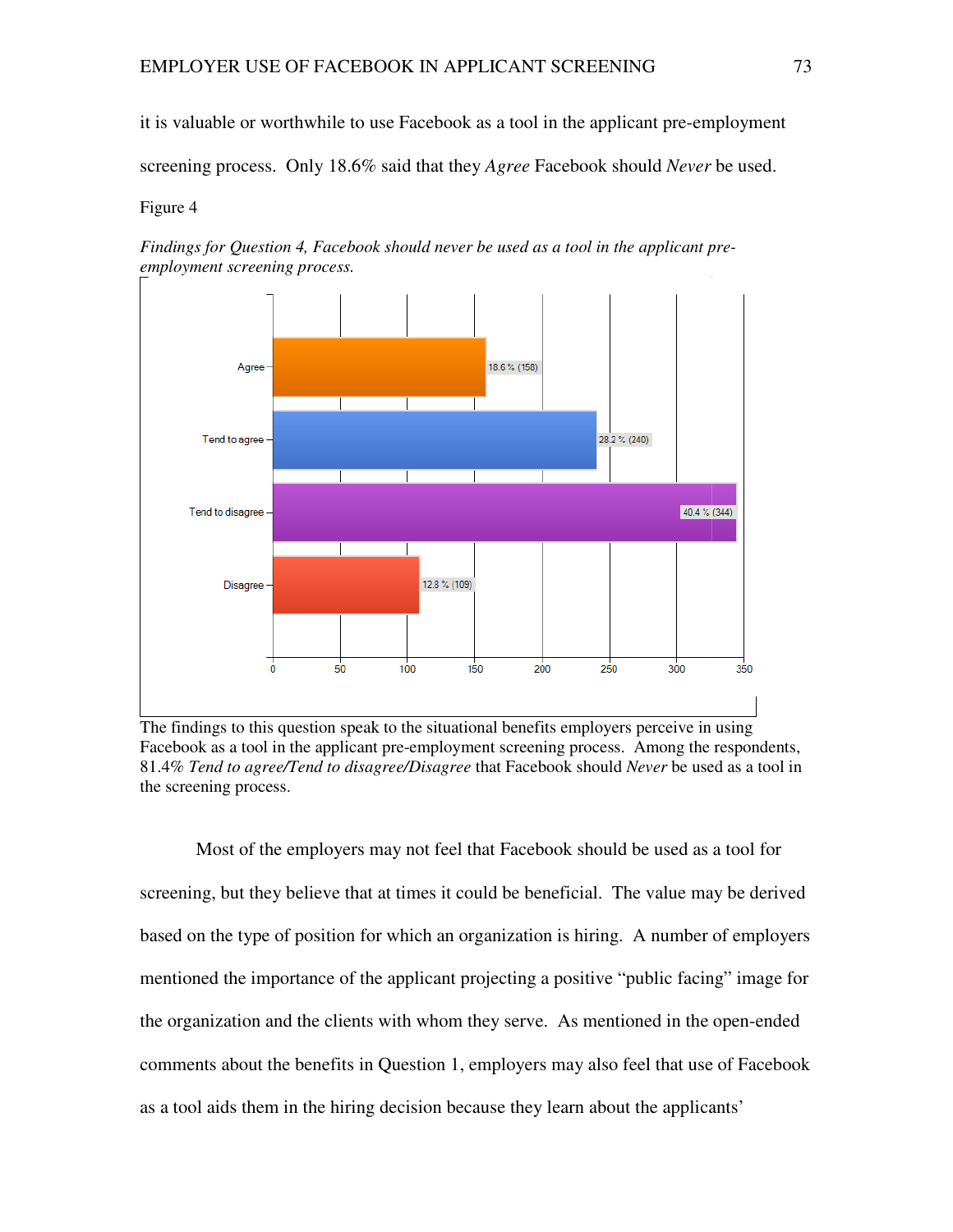it is valuable or worthwhile to use Facebook as a tool in the applicant pre-employment screening process. Only 18.6% said that they *Agree* Facebook should *Never* be used.

Figure 4

*Findings for Question 4, Facebook should never be used as a tool in the applicant pre-employment screening process.*

Agree
18.6 % (158)
Tend to agree
28.2 % (240)
Tend to disagree
40.4 % (344)
Disagree
12.8 % (109)
0
50
100
150
200
250
300
350

The findings to this question speak to the situational benefits employers perceive in using Facebook as a tool in the applicant pre-employment screening process. Among the respondents, 81.4% *Tend to agree/Tend to disagree/Disagree* that Facebook should *Never* be used as a tool in the screening process.

Most of the employers may not feel that Facebook should be used as a tool for screening, but they believe that at times it could be beneficial. The value may be derived based on the type of position for which an organization is hiring. A number of employers mentioned the importance of the applicant projecting a positive "public facing" image for the organization and the clients with whom they serve. As mentioned in the open-ended comments about the benefits in Question 1, employers may also feel that use of Facebook as a tool aids them in the hiring decision because they learn about the applicants'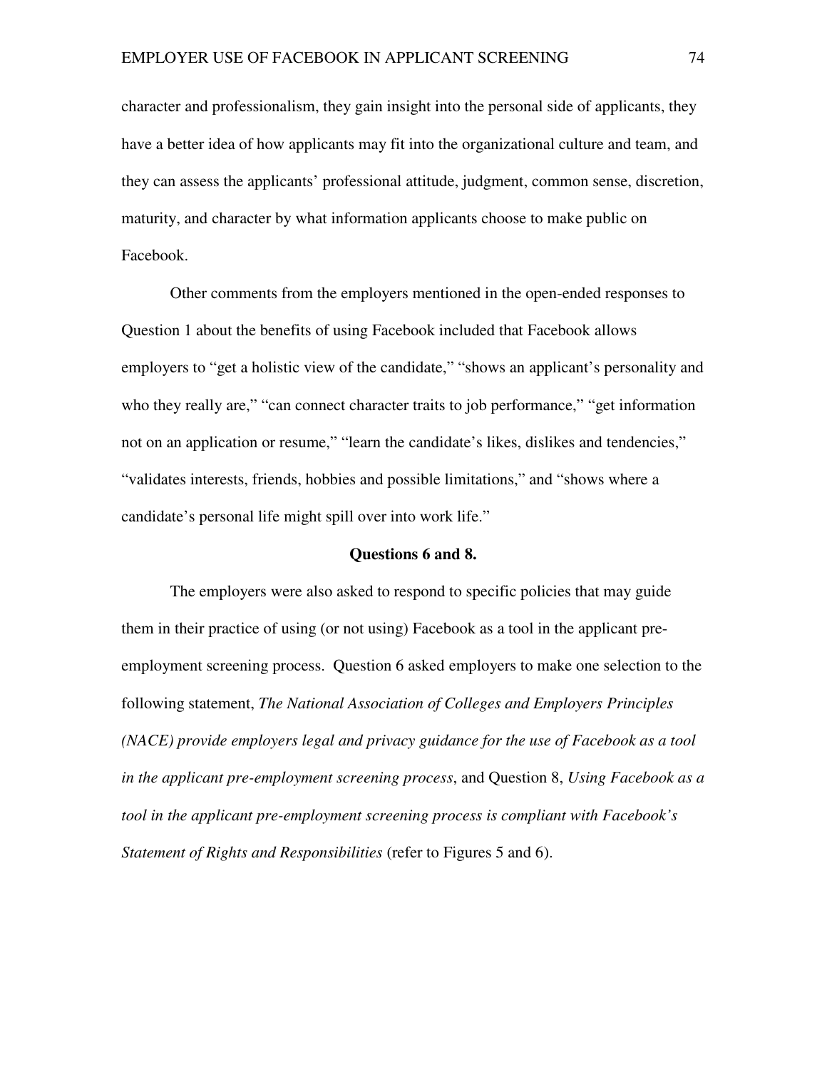character and professionalism, they gain insight into the personal side of applicants, they have a better idea of how applicants may fit into the organizational culture and team, and they can assess the applicants' professional attitude, judgment, common sense, discretion, maturity, and character by what information applicants choose to make public on Facebook.

Other comments from the employers mentioned in the open-ended responses to Question 1 about the benefits of using Facebook included that Facebook allows employers to "get a holistic view of the candidate," "shows an applicant's personality and who they really are," "can connect character traits to job performance," "get information not on an application or resume," "learn the candidate's likes, dislikes and tendencies," "validates interests, friends, hobbies and possible limitations," and "shows where a candidate's personal life might spill over into work life."

**Questions 6 and 8.**

The employers were also asked to respond to specific policies that may guide them in their practice of using (or not using) Facebook as a tool in the applicant pre-employment screening process. Question 6 asked employers to make one selection to the following statement, *The National Association of Colleges and Employers Principles (NACE) provide employers legal and privacy guidance for the use of Facebook as a tool in the applicant pre-employment screening process*, and Question 8, *Using Facebook as a tool in the applicant pre-employment screening process is compliant with Facebook's Statement of Rights and Responsibilities* (refer to Figures 5 and 6).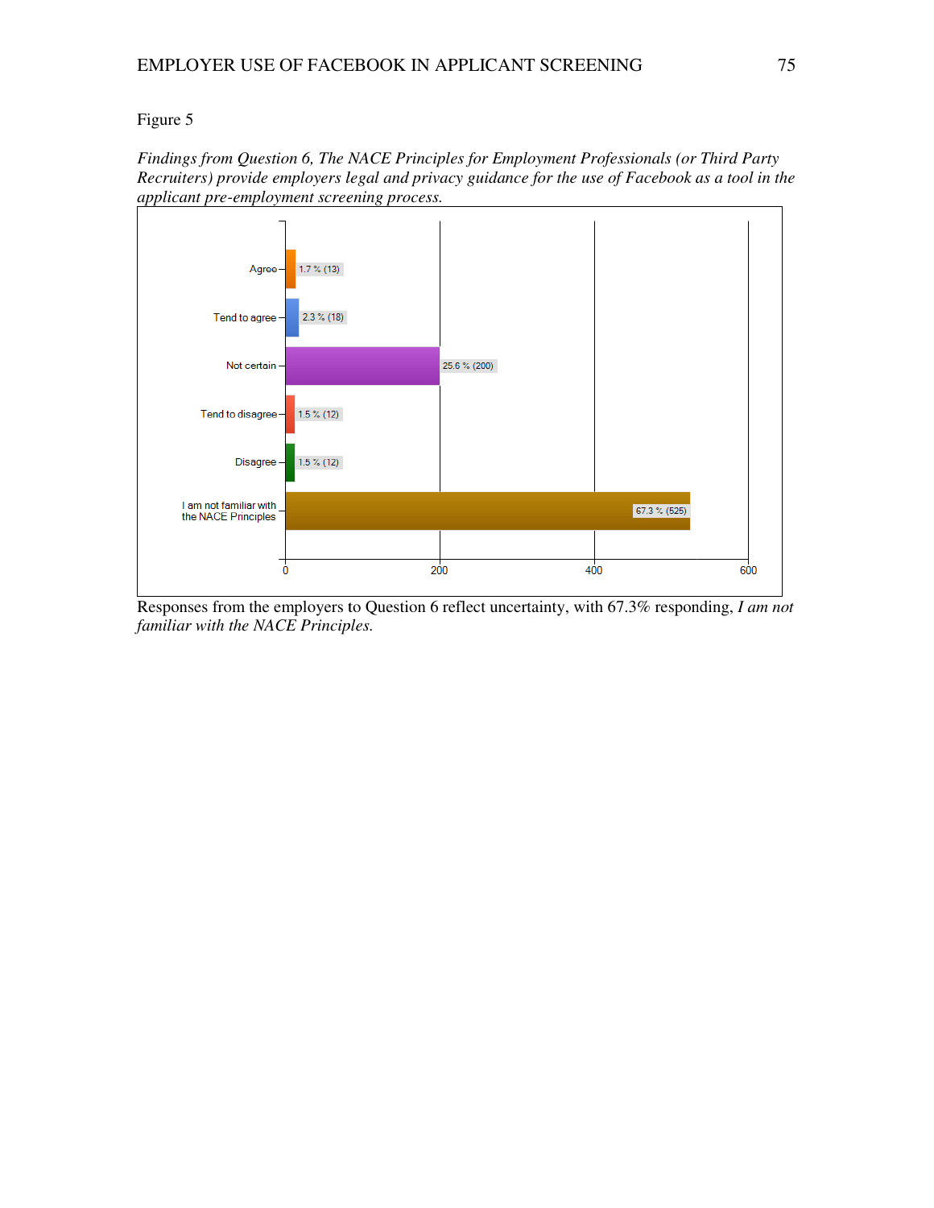Figure 5

*Findings from Question 6, The NACE Principles for Employment Professionals (or Third Party Recruiters) provide employers legal and privacy guidance for the use of Facebook as a tool in the applicant pre-employment screening process.*

Agree
1.7 % (13)
Tend to agree
2.3 % (18)
Not certain
25.6 % (200)
Tend to disagree
1.5 % (12)
Disagree
1.5 % (12)
I am not familiar with the NACE Principles
67.3 % (525)

0
200
400
600

Responses from the employers to Question 6 reflect uncertainty, with 67.3% responding, *I am not familiar with the NACE Principles.*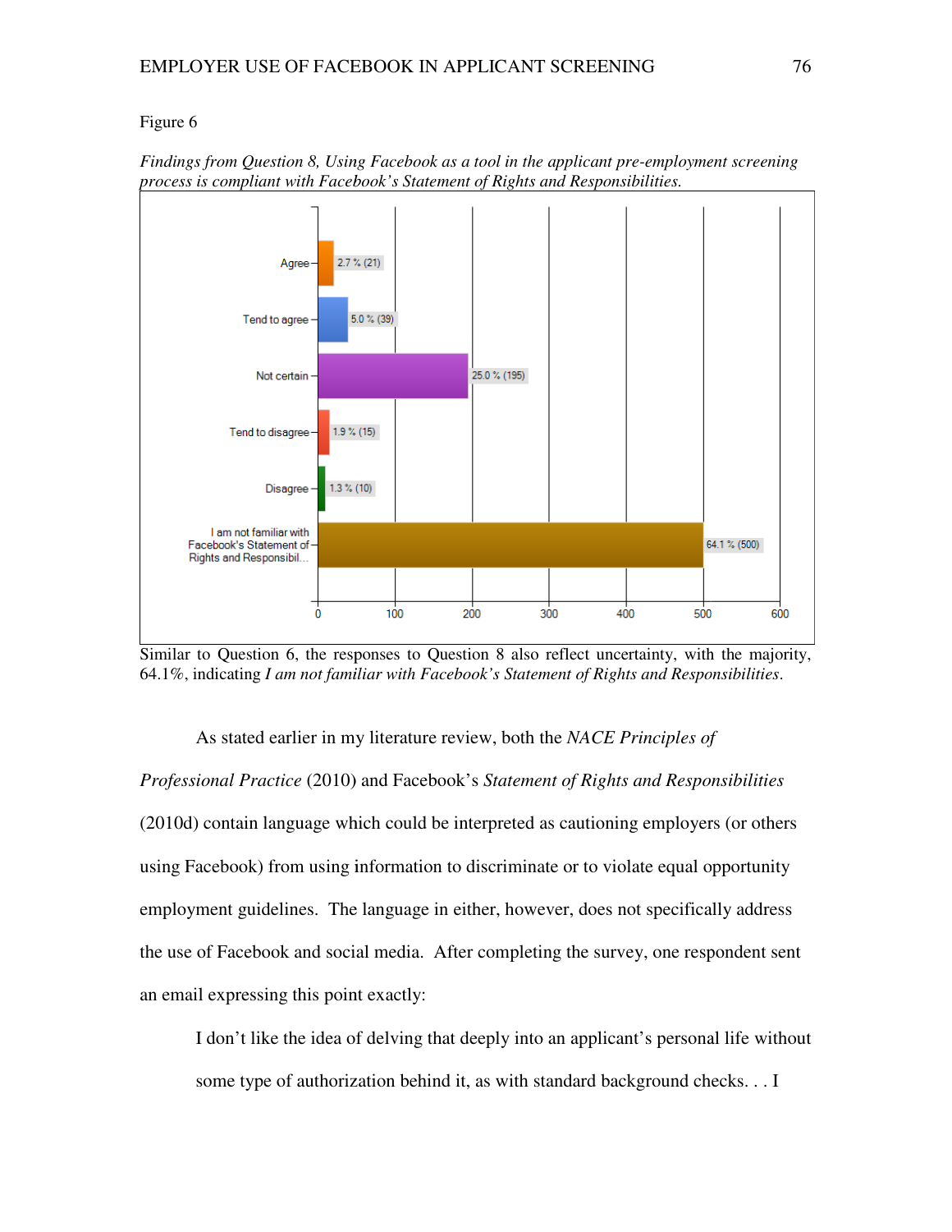Figure 6

*Findings from Question 8, Using Facebook as a tool in the applicant pre-employment screening process is compliant with Facebook's Statement of Rights and Responsibilities.*

| Response | Percent (Count) |
|---|---|
| Agree | 2.7 % (21) |
| Tend to agree | 5.0 % (39) |
| Not certain | 25.0 % (195) |
| Tend to disagree | 1.9 % (15) |
| Disagree | 1.3 % (10) |
| I am not familiar with Facebook's Statement of Rights and Responsibil... | 64.1 % (500) |

Similar to Question 6, the responses to Question 8 also reflect uncertainty, with the majority, 64.1%, indicating *I am not familiar with Facebook's Statement of Rights and Responsibilities*.

As stated earlier in my literature review, both the *NACE Principles of Professional Practice* (2010) and Facebook's *Statement of Rights and Responsibilities* (2010d) contain language which could be interpreted as cautioning employers (or others using Facebook) from using information to discriminate or to violate equal opportunity employment guidelines. The language in either, however, does not specifically address the use of Facebook and social media. After completing the survey, one respondent sent an email expressing this point exactly:

> I don't like the idea of delving that deeply into an applicant's personal life without some type of authorization behind it, as with standard background checks. . . I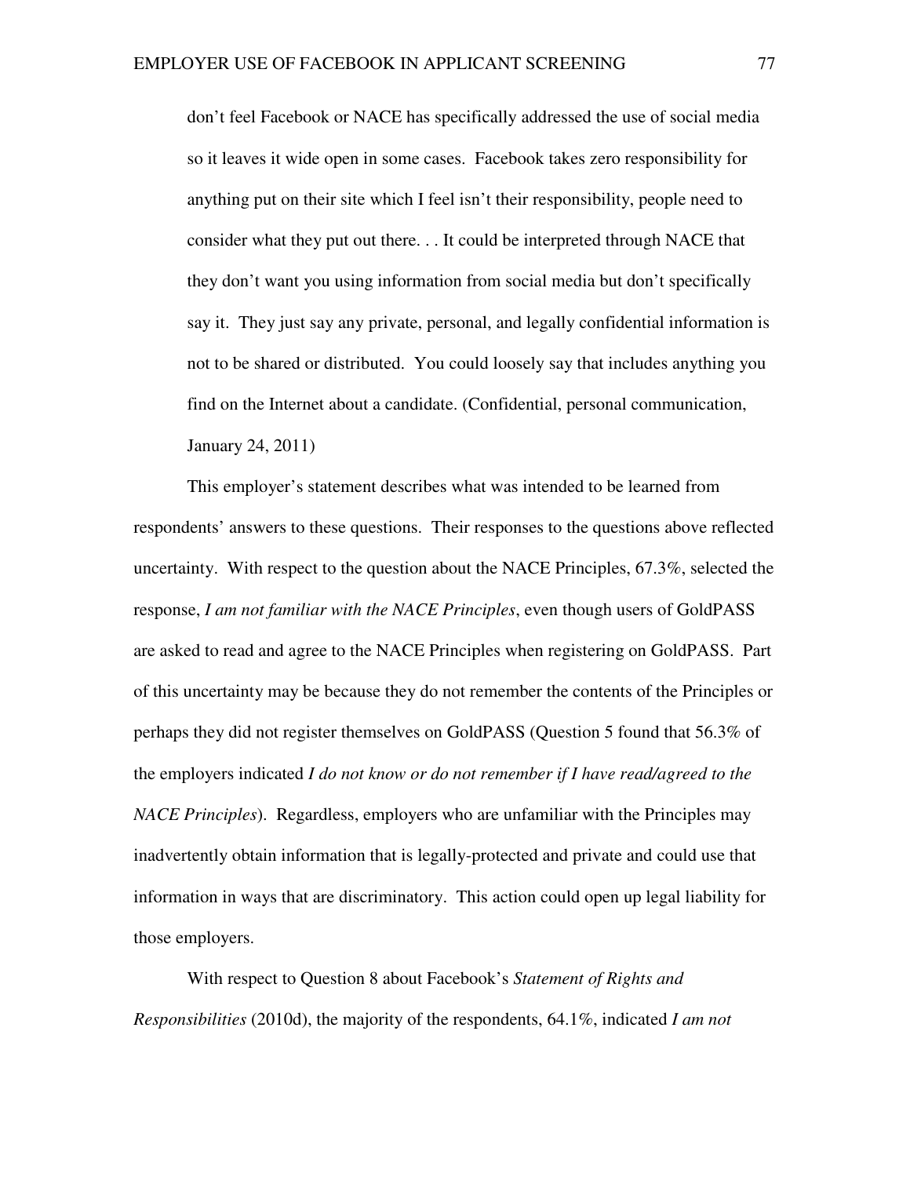> don't feel Facebook or NACE has specifically addressed the use of social media so it leaves it wide open in some cases. Facebook takes zero responsibility for anything put on their site which I feel isn't their responsibility, people need to consider what they put out there. . . It could be interpreted through NACE that they don't want you using information from social media but don't specifically say it. They just say any private, personal, and legally confidential information is not to be shared or distributed. You could loosely say that includes anything you find on the Internet about a candidate. (Confidential, personal communication, January 24, 2011)

This employer's statement describes what was intended to be learned from respondents' answers to these questions. Their responses to the questions above reflected uncertainty. With respect to the question about the NACE Principles, 67.3%, selected the response, *I am not familiar with the NACE Principles*, even though users of GoldPASS are asked to read and agree to the NACE Principles when registering on GoldPASS. Part of this uncertainty may be because they do not remember the contents of the Principles or perhaps they did not register themselves on GoldPASS (Question 5 found that 56.3% of the employers indicated *I do not know or do not remember if I have read/agreed to the NACE Principles*). Regardless, employers who are unfamiliar with the Principles may inadvertently obtain information that is legally-protected and private and could use that information in ways that are discriminatory. This action could open up legal liability for those employers.

With respect to Question 8 about Facebook's *Statement of Rights and Responsibilities* (2010d), the majority of the respondents, 64.1%, indicated *I am not*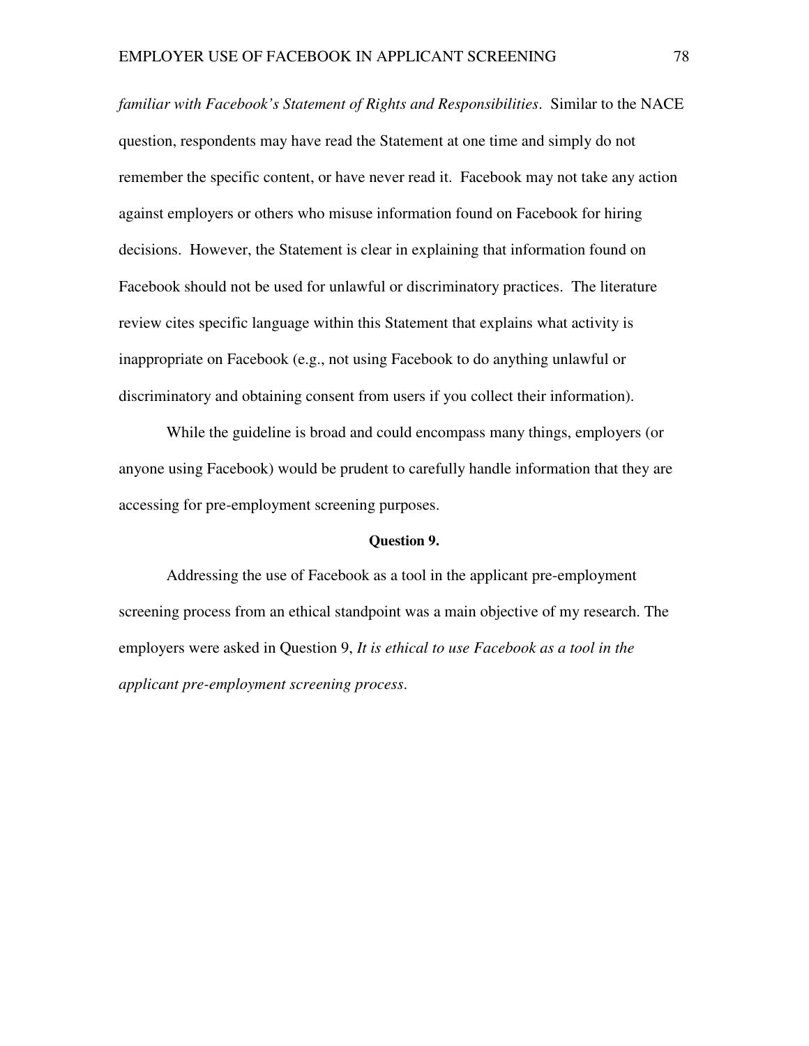*familiar with Facebook's Statement of Rights and Responsibilities*. Similar to the NACE question, respondents may have read the Statement at one time and simply do not remember the specific content, or have never read it. Facebook may not take any action against employers or others who misuse information found on Facebook for hiring decisions. However, the Statement is clear in explaining that information found on Facebook should not be used for unlawful or discriminatory practices. The literature review cites specific language within this Statement that explains what activity is inappropriate on Facebook (e.g., not using Facebook to do anything unlawful or discriminatory and obtaining consent from users if you collect their information).

While the guideline is broad and could encompass many things, employers (or anyone using Facebook) would be prudent to carefully handle information that they are accessing for pre-employment screening purposes.

**Question 9.**

Addressing the use of Facebook as a tool in the applicant pre-employment screening process from an ethical standpoint was a main objective of my research. The employers were asked in Question 9, *It is ethical to use Facebook as a tool in the applicant pre-employment screening process*.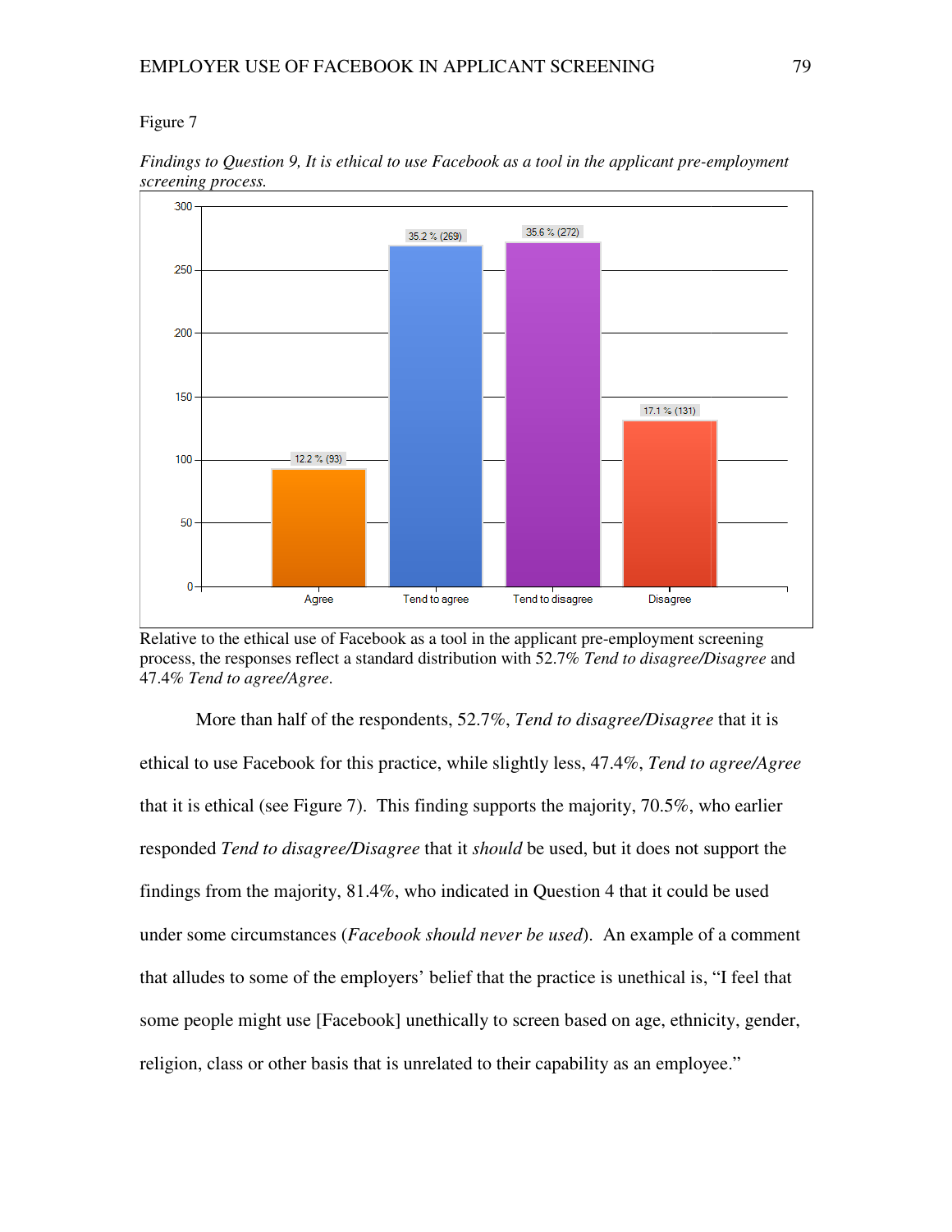Figure 7

*Findings to Question 9, It is ethical to use Facebook as a tool in the applicant pre-employment screening process.*

| Response | Percentage | Count |
|---|---|---|
| Agree | 12.2 % | 93 |
| Tend to agree | 35.2 % | 269 |
| Tend to disagree | 35.6 % | 272 |
| Disagree | 17.1 % | 131 |

Relative to the ethical use of Facebook as a tool in the applicant pre-employment screening process, the responses reflect a standard distribution with 52.7% *Tend to disagree/Disagree* and 47.4% *Tend to agree/Agree*.

More than half of the respondents, 52.7%, *Tend to disagree/Disagree* that it is ethical to use Facebook for this practice, while slightly less, 47.4%, *Tend to agree/Agree* that it is ethical (see Figure 7). This finding supports the majority, 70.5%, who earlier responded *Tend to disagree/Disagree* that it *should* be used, but it does not support the findings from the majority, 81.4%, who indicated in Question 4 that it could be used under some circumstances (*Facebook should never be used*). An example of a comment that alludes to some of the employers' belief that the practice is unethical is, "I feel that some people might use [Facebook] unethically to screen based on age, ethnicity, gender, religion, class or other basis that is unrelated to their capability as an employee."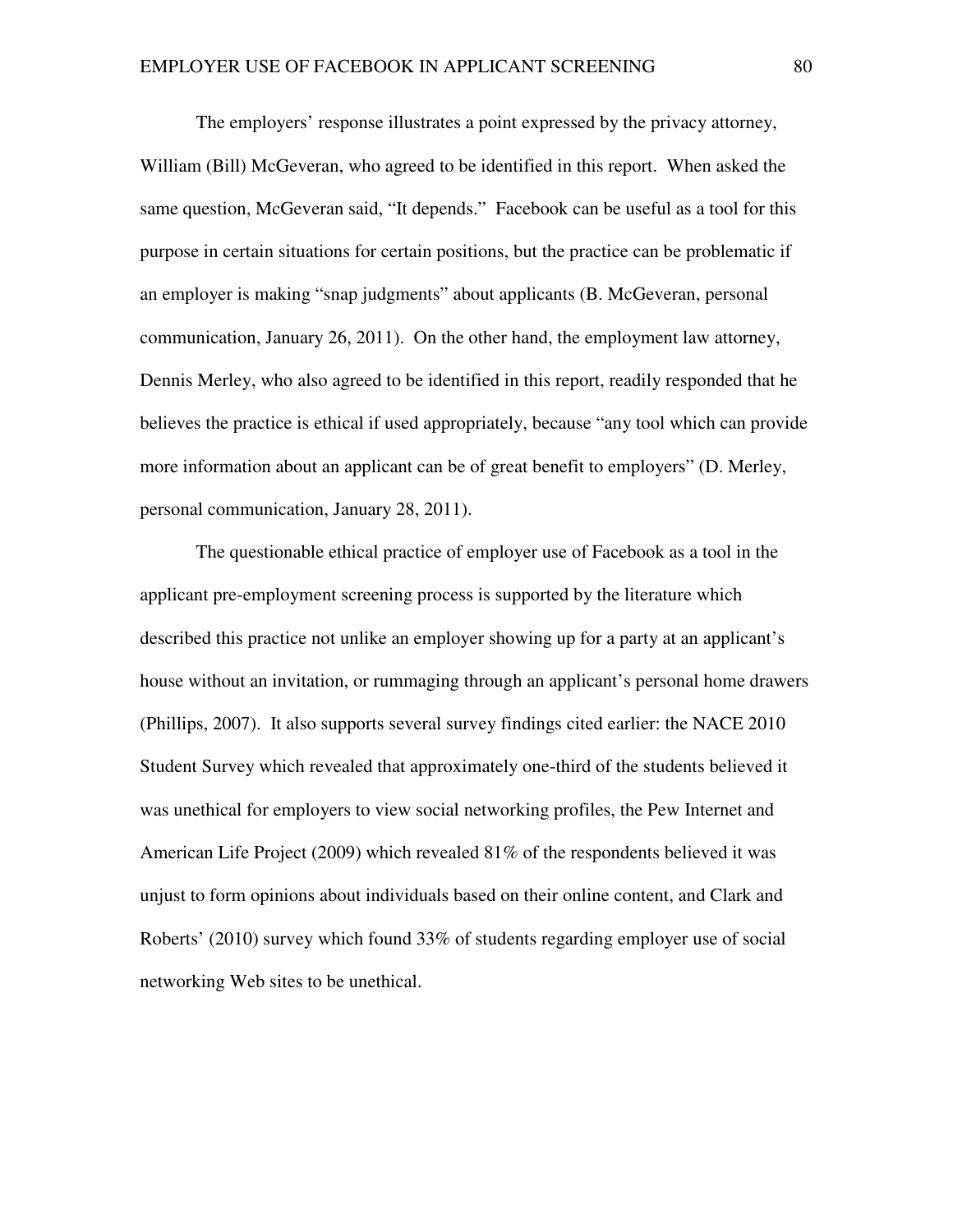The employers' response illustrates a point expressed by the privacy attorney, William (Bill) McGeveran, who agreed to be identified in this report. When asked the same question, McGeveran said, "It depends." Facebook can be useful as a tool for this purpose in certain situations for certain positions, but the practice can be problematic if an employer is making "snap judgments" about applicants (B. McGeveran, personal communication, January 26, 2011). On the other hand, the employment law attorney, Dennis Merley, who also agreed to be identified in this report, readily responded that he believes the practice is ethical if used appropriately, because "any tool which can provide more information about an applicant can be of great benefit to employers" (D. Merley, personal communication, January 28, 2011).

The questionable ethical practice of employer use of Facebook as a tool in the applicant pre-employment screening process is supported by the literature which described this practice not unlike an employer showing up for a party at an applicant's house without an invitation, or rummaging through an applicant's personal home drawers (Phillips, 2007). It also supports several survey findings cited earlier: the NACE 2010 Student Survey which revealed that approximately one-third of the students believed it was unethical for employers to view social networking profiles, the Pew Internet and American Life Project (2009) which revealed 81% of the respondents believed it was unjust to form opinions about individuals based on their online content, and Clark and Roberts' (2010) survey which found 33% of students regarding employer use of social networking Web sites to be unethical.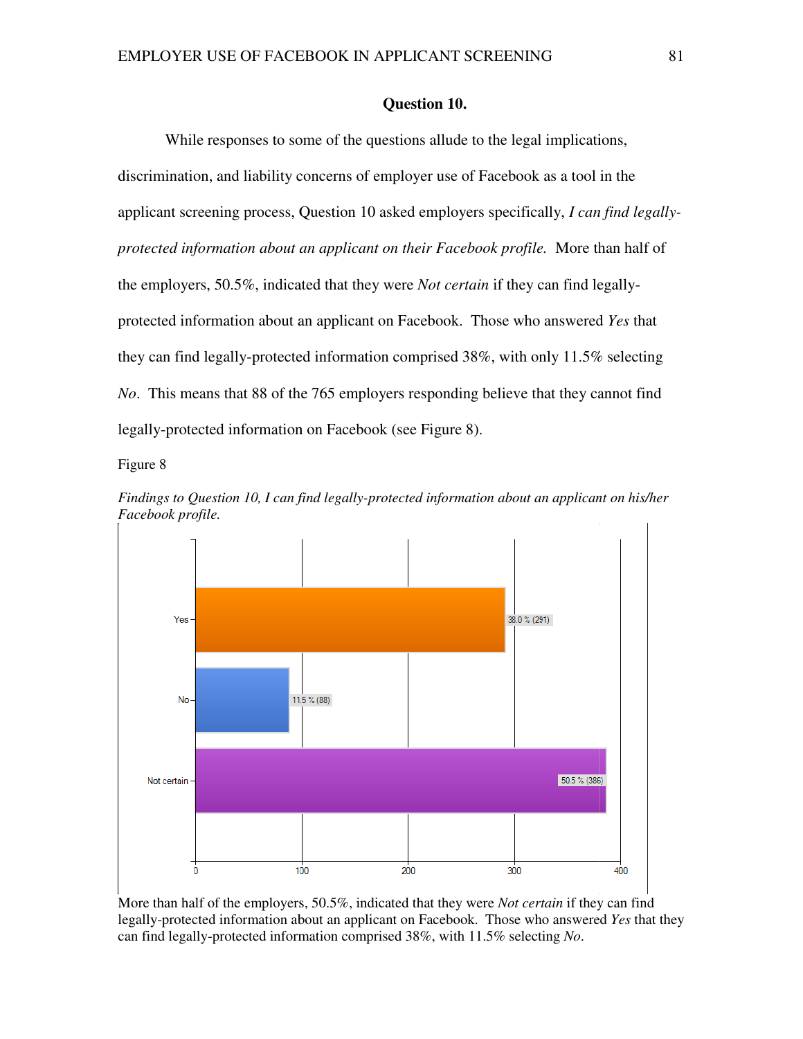### Question 10.

While responses to some of the questions allude to the legal implications, discrimination, and liability concerns of employer use of Facebook as a tool in the applicant screening process, Question 10 asked employers specifically, *I can find legally-protected information about an applicant on their Facebook profile.* More than half of the employers, 50.5%, indicated that they were *Not certain* if they can find legally-protected information about an applicant on Facebook. Those who answered *Yes* that they can find legally-protected information comprised 38%, with only 11.5% selecting *No*. This means that 88 of the 765 employers responding believe that they cannot find legally-protected information on Facebook (see Figure 8).

Figure 8

*Findings to Question 10, I can find legally-protected information about an applicant on his/her Facebook profile.*

More than half of the employers, 50.5%, indicated that they were *Not certain* if they can find legally-protected information about an applicant on Facebook. Those who answered *Yes* that they can find legally-protected information comprised 38%, with 11.5% selecting *No*.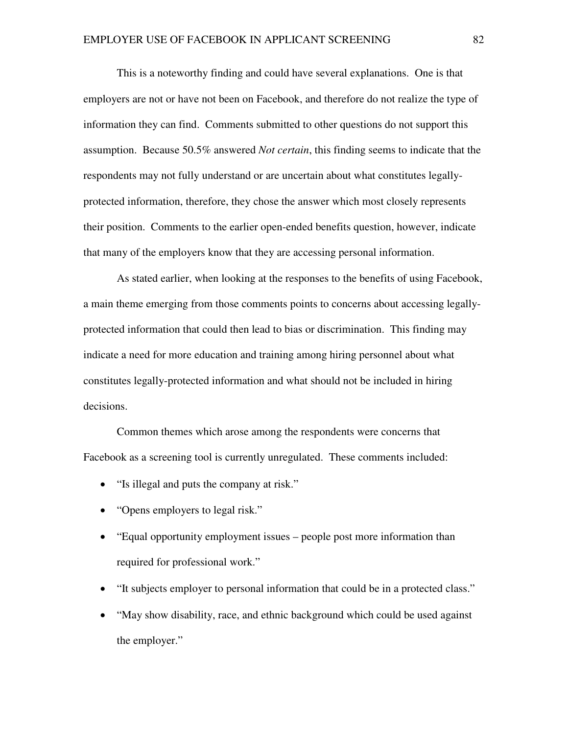This is a noteworthy finding and could have several explanations. One is that employers are not or have not been on Facebook, and therefore do not realize the type of information they can find. Comments submitted to other questions do not support this assumption. Because 50.5% answered *Not certain*, this finding seems to indicate that the respondents may not fully understand or are uncertain about what constitutes legally-protected information, therefore, they chose the answer which most closely represents their position. Comments to the earlier open-ended benefits question, however, indicate that many of the employers know that they are accessing personal information.

As stated earlier, when looking at the responses to the benefits of using Facebook, a main theme emerging from those comments points to concerns about accessing legally-protected information that could then lead to bias or discrimination. This finding may indicate a need for more education and training among hiring personnel about what constitutes legally-protected information and what should not be included in hiring decisions.

Common themes which arose among the respondents were concerns that Facebook as a screening tool is currently unregulated. These comments included:

- "Is illegal and puts the company at risk."
- "Opens employers to legal risk."
- "Equal opportunity employment issues – people post more information than required for professional work."
- "It subjects employer to personal information that could be in a protected class."
- "May show disability, race, and ethnic background which could be used against the employer."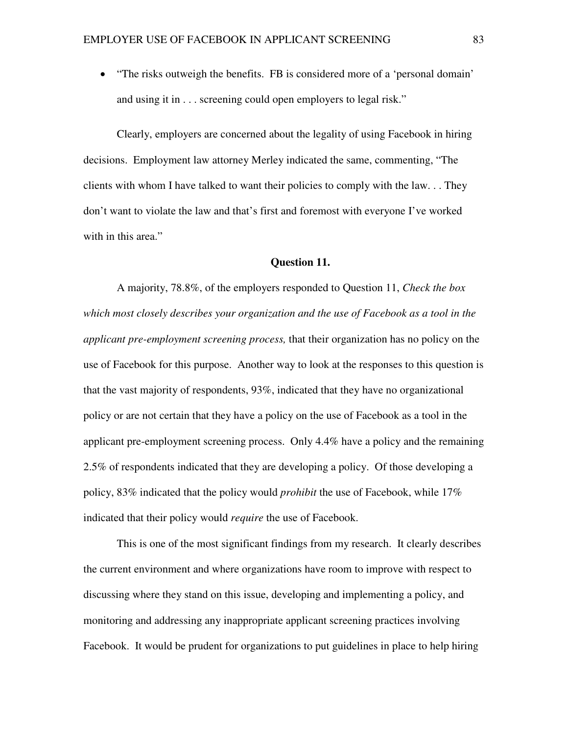- “The risks outweigh the benefits. FB is considered more of a ‘personal domain’ and using it in . . . screening could open employers to legal risk.”

Clearly, employers are concerned about the legality of using Facebook in hiring decisions. Employment law attorney Merley indicated the same, commenting, “The clients with whom I have talked to want their policies to comply with the law. . . They don’t want to violate the law and that’s first and foremost with everyone I’ve worked with in this area.”

**Question 11.**

A majority, 78.8%, of the employers responded to Question 11, *Check the box which most closely describes your organization and the use of Facebook as a tool in the applicant pre-employment screening process,* that their organization has no policy on the use of Facebook for this purpose. Another way to look at the responses to this question is that the vast majority of respondents, 93%, indicated that they have no organizational policy or are not certain that they have a policy on the use of Facebook as a tool in the applicant pre-employment screening process. Only 4.4% have a policy and the remaining 2.5% of respondents indicated that they are developing a policy. Of those developing a policy, 83% indicated that the policy would *prohibit* the use of Facebook, while 17% indicated that their policy would *require* the use of Facebook.

This is one of the most significant findings from my research. It clearly describes the current environment and where organizations have room to improve with respect to discussing where they stand on this issue, developing and implementing a policy, and monitoring and addressing any inappropriate applicant screening practices involving Facebook. It would be prudent for organizations to put guidelines in place to help hiring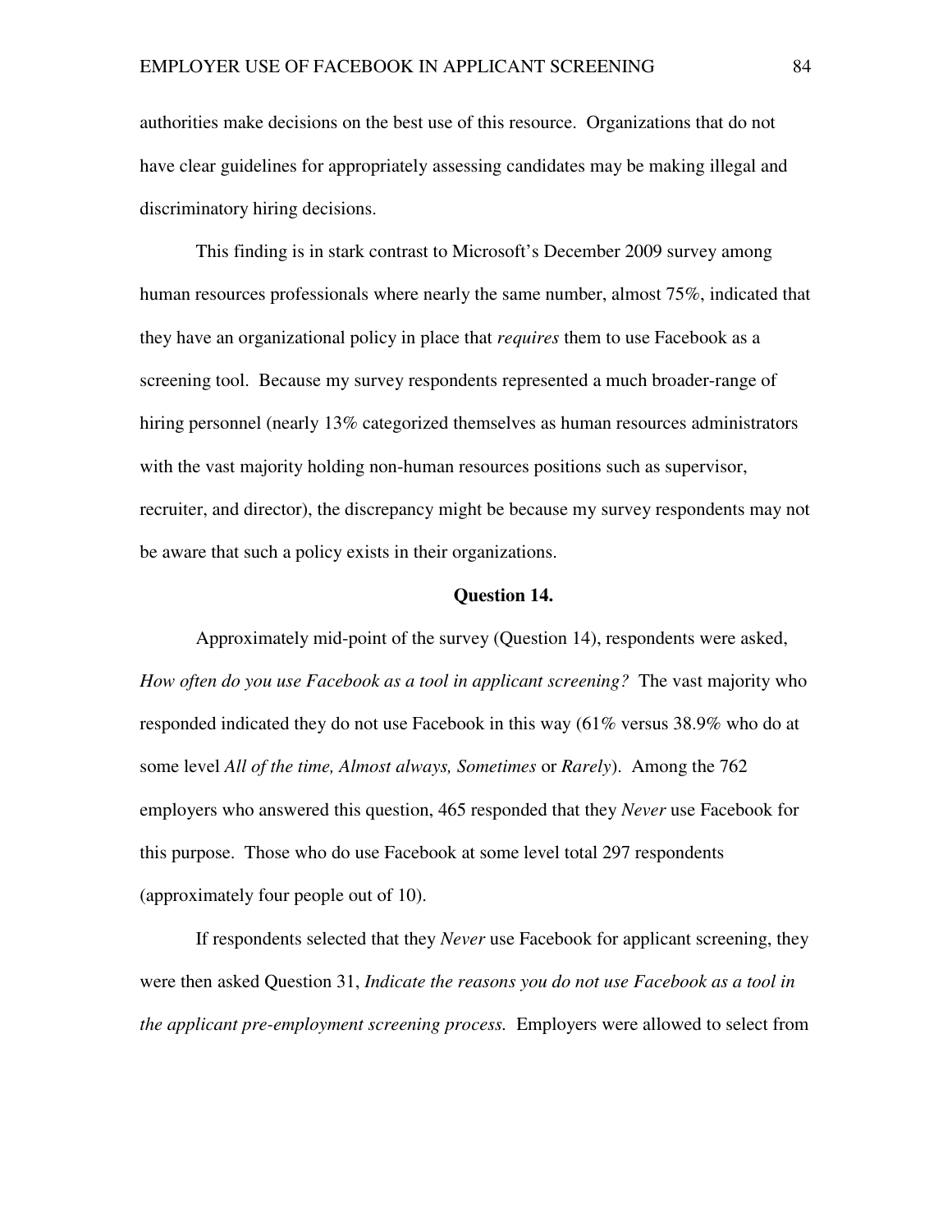authorities make decisions on the best use of this resource. Organizations that do not have clear guidelines for appropriately assessing candidates may be making illegal and discriminatory hiring decisions.

This finding is in stark contrast to Microsoft's December 2009 survey among human resources professionals where nearly the same number, almost 75%, indicated that they have an organizational policy in place that *requires* them to use Facebook as a screening tool. Because my survey respondents represented a much broader-range of hiring personnel (nearly 13% categorized themselves as human resources administrators with the vast majority holding non-human resources positions such as supervisor, recruiter, and director), the discrepancy might be because my survey respondents may not be aware that such a policy exists in their organizations.

**Question 14.**

Approximately mid-point of the survey (Question 14), respondents were asked, *How often do you use Facebook as a tool in applicant screening?* The vast majority who responded indicated they do not use Facebook in this way (61% versus 38.9% who do at some level *All of the time, Almost always, Sometimes* or *Rarely*). Among the 762 employers who answered this question, 465 responded that they *Never* use Facebook for this purpose. Those who do use Facebook at some level total 297 respondents (approximately four people out of 10).

If respondents selected that they *Never* use Facebook for applicant screening, they were then asked Question 31, *Indicate the reasons you do not use Facebook as a tool in the applicant pre-employment screening process.* Employers were allowed to select from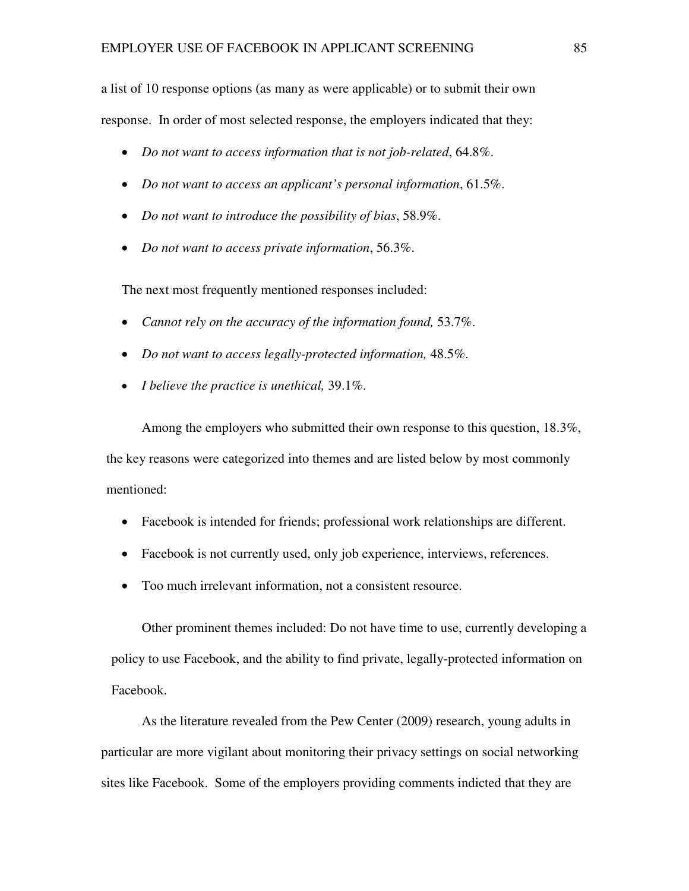a list of 10 response options (as many as were applicable) or to submit their own response. In order of most selected response, the employers indicated that they:

- *Do not want to access information that is not job-related*, 64.8%.
- *Do not want to access an applicant's personal information*, 61.5%.
- *Do not want to introduce the possibility of bias*, 58.9%.
- *Do not want to access private information*, 56.3%.

The next most frequently mentioned responses included:

- *Cannot rely on the accuracy of the information found,* 53.7%.
- *Do not want to access legally-protected information,* 48.5%.
- *I believe the practice is unethical,* 39.1%.

Among the employers who submitted their own response to this question, 18.3%, the key reasons were categorized into themes and are listed below by most commonly mentioned:

- Facebook is intended for friends; professional work relationships are different.
- Facebook is not currently used, only job experience, interviews, references.
- Too much irrelevant information, not a consistent resource.

Other prominent themes included: Do not have time to use, currently developing a policy to use Facebook, and the ability to find private, legally-protected information on Facebook.

As the literature revealed from the Pew Center (2009) research, young adults in particular are more vigilant about monitoring their privacy settings on social networking sites like Facebook. Some of the employers providing comments indicted that they are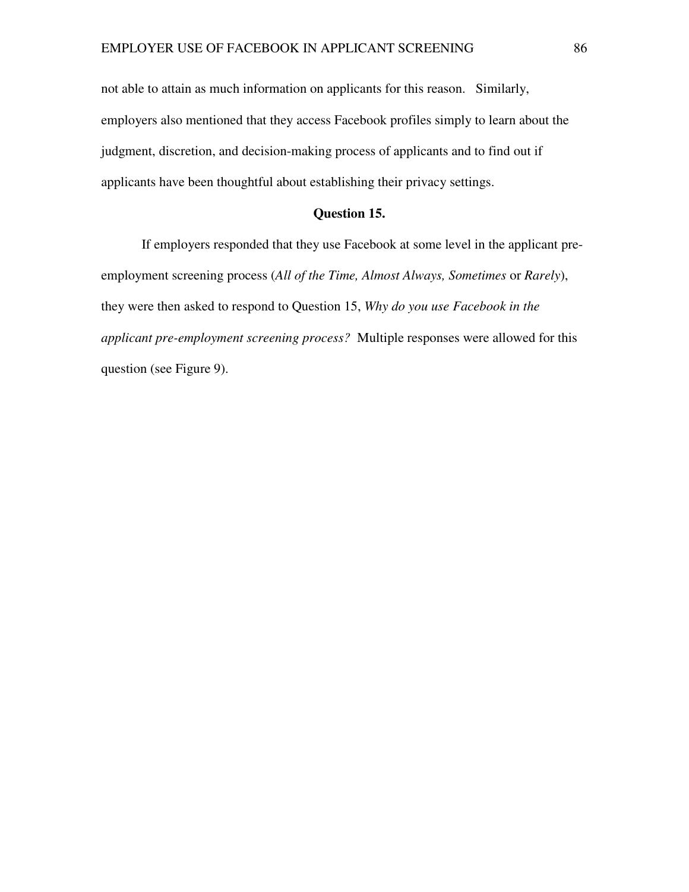not able to attain as much information on applicants for this reason.   Similarly, employers also mentioned that they access Facebook profiles simply to learn about the judgment, discretion, and decision-making process of applicants and to find out if applicants have been thoughtful about establishing their privacy settings.

### Question 15.

If employers responded that they use Facebook at some level in the applicant pre-employment screening process (*All of the Time, Almost Always, Sometimes* or *Rarely*), they were then asked to respond to Question 15, *Why do you use Facebook in the applicant pre-employment screening process?*  Multiple responses were allowed for this question (see Figure 9).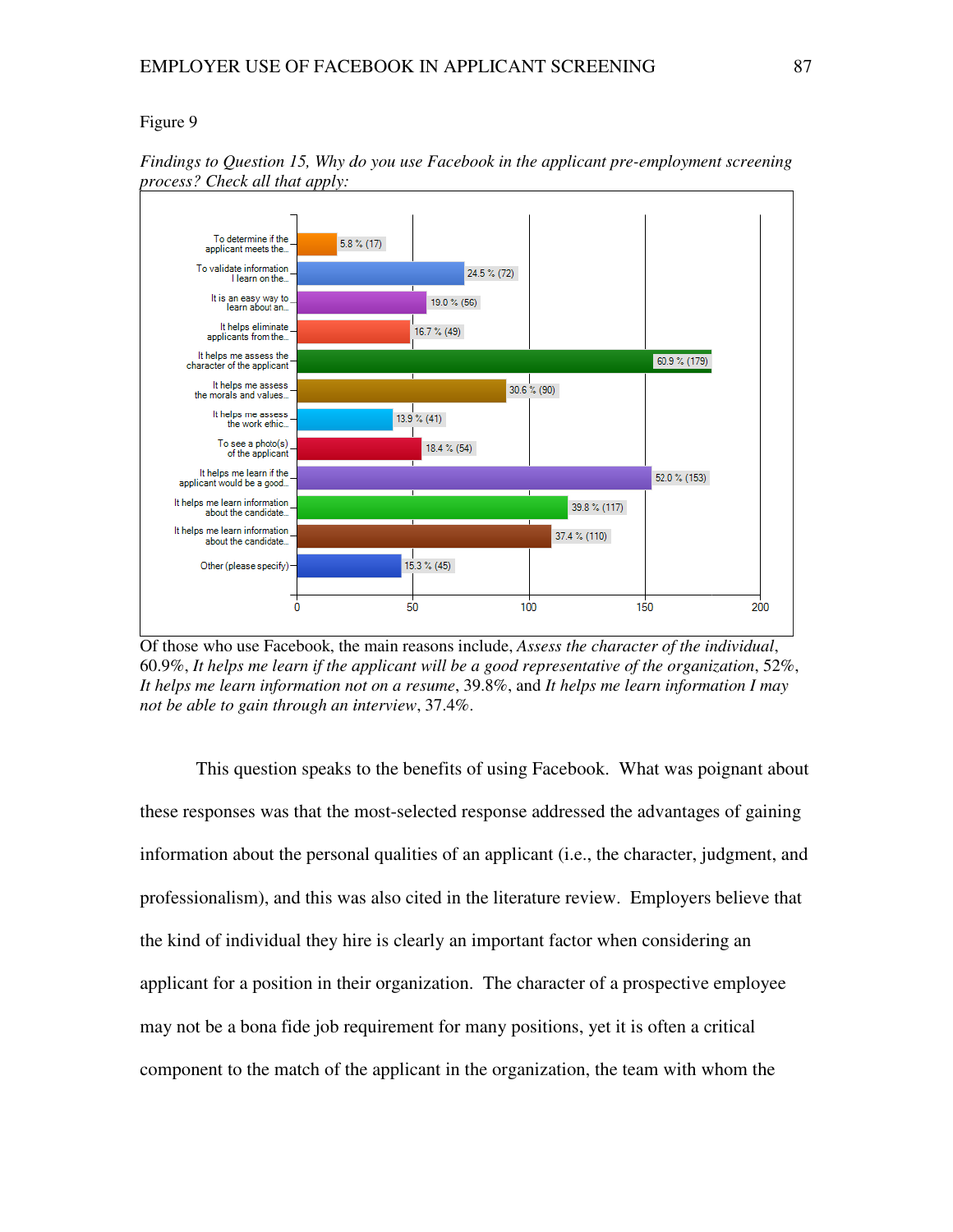Figure 9

*Findings to Question 15, Why do you use Facebook in the applicant pre-employment screening process? Check all that apply:*

To determine if the applicant meets the...
5.8 % (17)

To validate information I learn on the...
24.5 % (72)

It is an easy way to learn about an...
19.0 % (56)

It helps eliminate applicants from the...
16.7 % (49)

It helps me assess the character of the applicant
60.9 % (179)

It helps me assess the morals and values...
30.6 % (90)

It helps me assess the work ethic...
13.9 % (41)

To see a photo(s) of the applicant
18.4 % (54)

It helps me learn if the applicant would be a good...
52.0 % (153)

It helps me learn information about the candidate...
39.8 % (117)

It helps me learn information about the candidate...
37.4 % (110)

Other (please specify)
15.3 % (45)

0 50 100 150 200

Of those who use Facebook, the main reasons include, *Assess the character of the individual*, 60.9%, *It helps me learn if the applicant will be a good representative of the organization*, 52%, *It helps me learn information not on a resume*, 39.8%, and *It helps me learn information I may not be able to gain through an interview*, 37.4%.

This question speaks to the benefits of using Facebook. What was poignant about these responses was that the most-selected response addressed the advantages of gaining information about the personal qualities of an applicant (i.e., the character, judgment, and professionalism), and this was also cited in the literature review. Employers believe that the kind of individual they hire is clearly an important factor when considering an applicant for a position in their organization. The character of a prospective employee may not be a bona fide job requirement for many positions, yet it is often a critical component to the match of the applicant in the organization, the team with whom the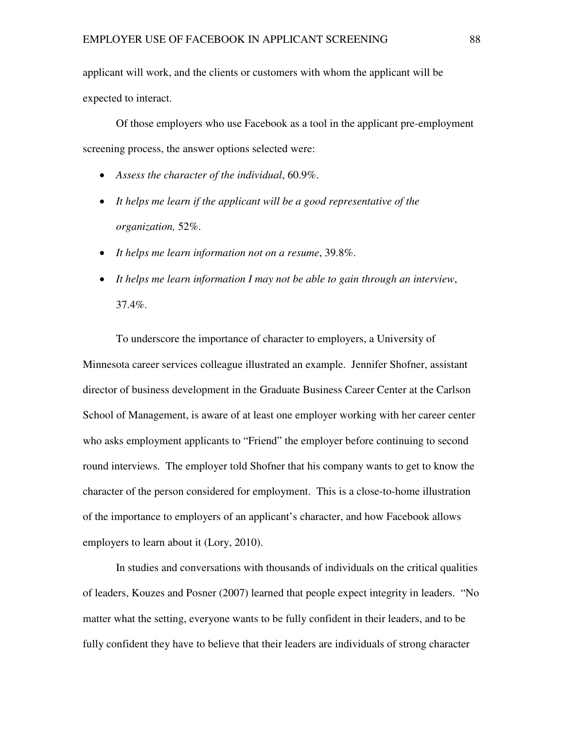applicant will work, and the clients or customers with whom the applicant will be expected to interact.

Of those employers who use Facebook as a tool in the applicant pre-employment screening process, the answer options selected were:

- *Assess the character of the individual*, 60.9%.
- *It helps me learn if the applicant will be a good representative of the organization,* 52%.
- *It helps me learn information not on a resume*, 39.8%.
- *It helps me learn information I may not be able to gain through an interview*, 37.4%.

To underscore the importance of character to employers, a University of Minnesota career services colleague illustrated an example. Jennifer Shofner, assistant director of business development in the Graduate Business Career Center at the Carlson School of Management, is aware of at least one employer working with her career center who asks employment applicants to "Friend" the employer before continuing to second round interviews. The employer told Shofner that his company wants to get to know the character of the person considered for employment. This is a close-to-home illustration of the importance to employers of an applicant's character, and how Facebook allows employers to learn about it (Lory, 2010).

In studies and conversations with thousands of individuals on the critical qualities of leaders, Kouzes and Posner (2007) learned that people expect integrity in leaders. "No matter what the setting, everyone wants to be fully confident in their leaders, and to be fully confident they have to believe that their leaders are individuals of strong character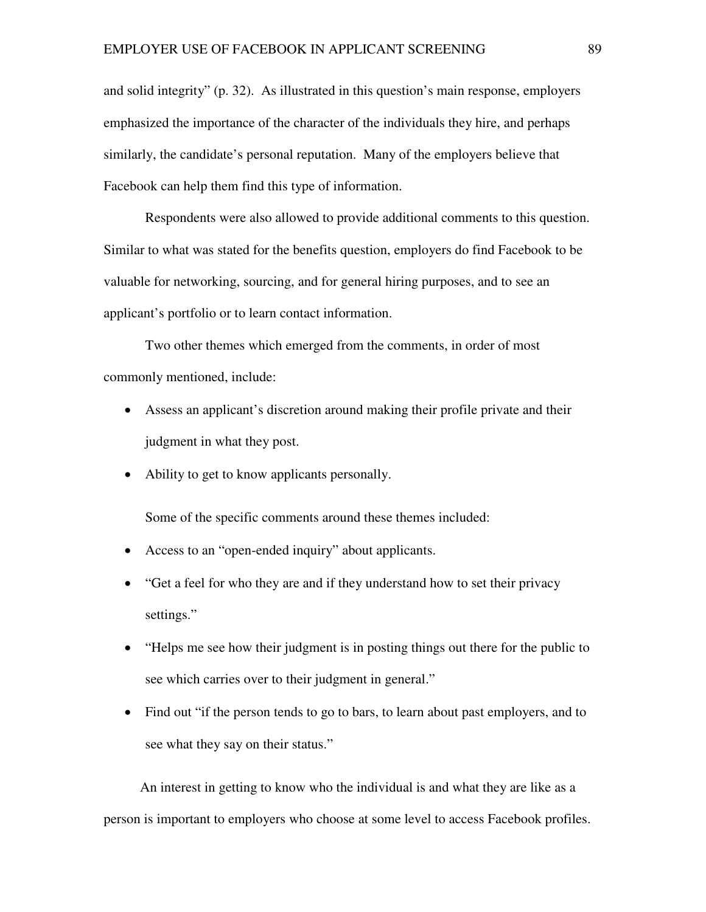and solid integrity" (p. 32). As illustrated in this question's main response, employers emphasized the importance of the character of the individuals they hire, and perhaps similarly, the candidate's personal reputation. Many of the employers believe that Facebook can help them find this type of information.

Respondents were also allowed to provide additional comments to this question. Similar to what was stated for the benefits question, employers do find Facebook to be valuable for networking, sourcing, and for general hiring purposes, and to see an applicant's portfolio or to learn contact information.

Two other themes which emerged from the comments, in order of most commonly mentioned, include:

- Assess an applicant's discretion around making their profile private and their judgment in what they post.
- Ability to get to know applicants personally.

Some of the specific comments around these themes included:

- Access to an "open-ended inquiry" about applicants.
- "Get a feel for who they are and if they understand how to set their privacy settings."
- "Helps me see how their judgment is in posting things out there for the public to see which carries over to their judgment in general."
- Find out "if the person tends to go to bars, to learn about past employers, and to see what they say on their status."

An interest in getting to know who the individual is and what they are like as a person is important to employers who choose at some level to access Facebook profiles.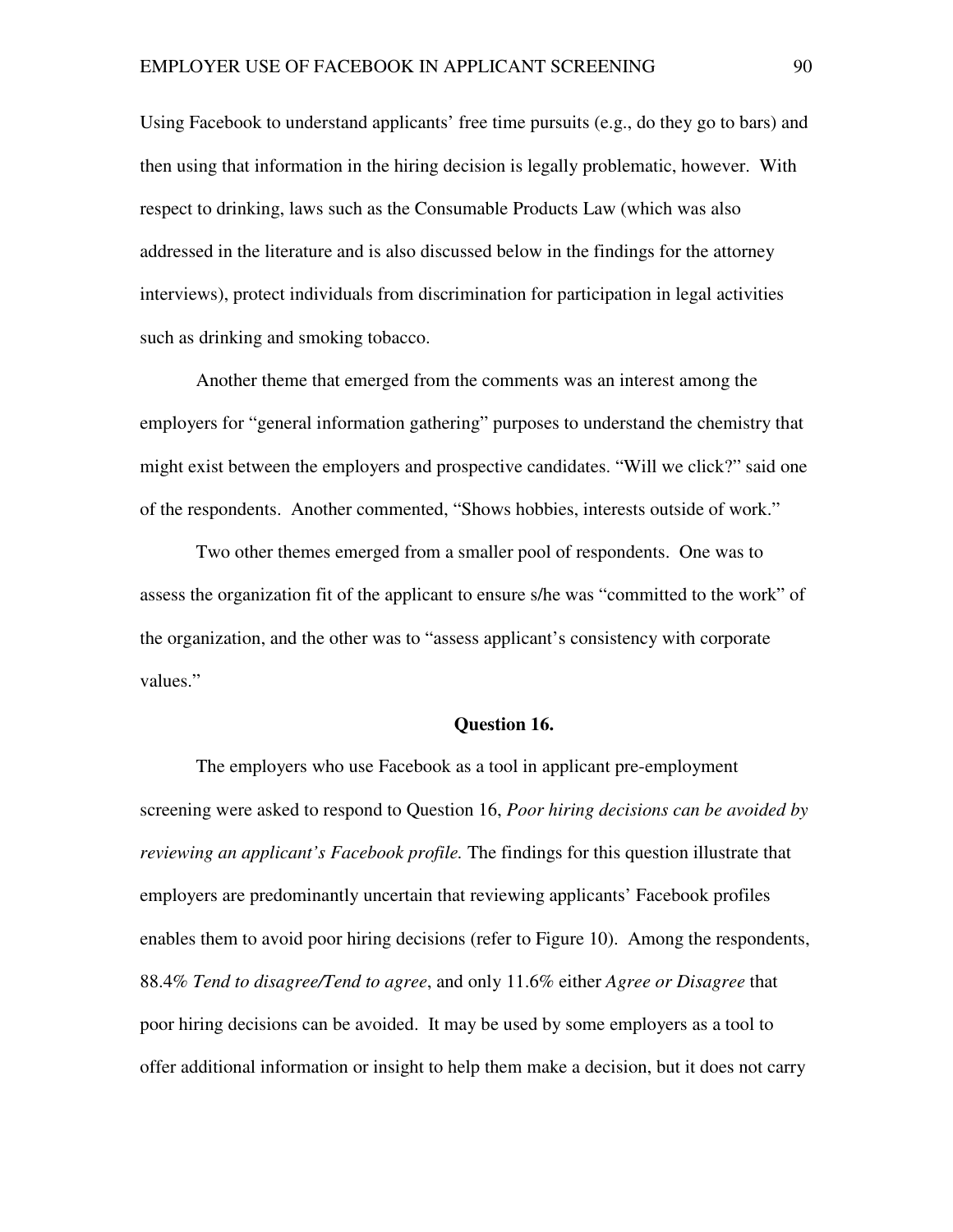Using Facebook to understand applicants' free time pursuits (e.g., do they go to bars) and then using that information in the hiring decision is legally problematic, however. With respect to drinking, laws such as the Consumable Products Law (which was also addressed in the literature and is also discussed below in the findings for the attorney interviews), protect individuals from discrimination for participation in legal activities such as drinking and smoking tobacco.

Another theme that emerged from the comments was an interest among the employers for "general information gathering" purposes to understand the chemistry that might exist between the employers and prospective candidates. "Will we click?" said one of the respondents. Another commented, "Shows hobbies, interests outside of work."

Two other themes emerged from a smaller pool of respondents. One was to assess the organization fit of the applicant to ensure s/he was "committed to the work" of the organization, and the other was to "assess applicant's consistency with corporate values."

### Question 16.

The employers who use Facebook as a tool in applicant pre-employment screening were asked to respond to Question 16, *Poor hiring decisions can be avoided by reviewing an applicant's Facebook profile.* The findings for this question illustrate that employers are predominantly uncertain that reviewing applicants' Facebook profiles enables them to avoid poor hiring decisions (refer to Figure 10). Among the respondents, 88.4% *Tend to disagree/Tend to agree*, and only 11.6% either *Agree or Disagree* that poor hiring decisions can be avoided. It may be used by some employers as a tool to offer additional information or insight to help them make a decision, but it does not carry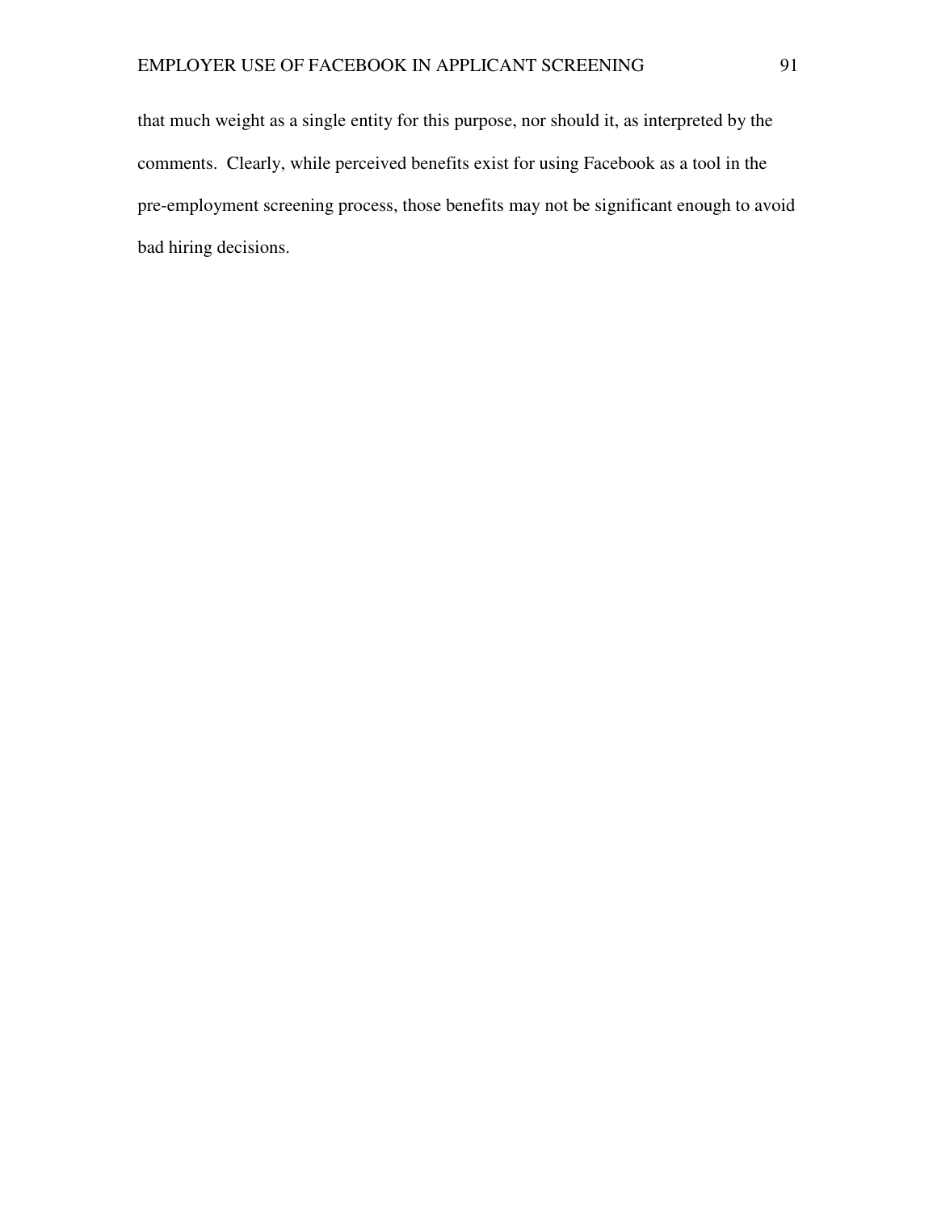that much weight as a single entity for this purpose, nor should it, as interpreted by the comments. Clearly, while perceived benefits exist for using Facebook as a tool in the pre-employment screening process, those benefits may not be significant enough to avoid bad hiring decisions.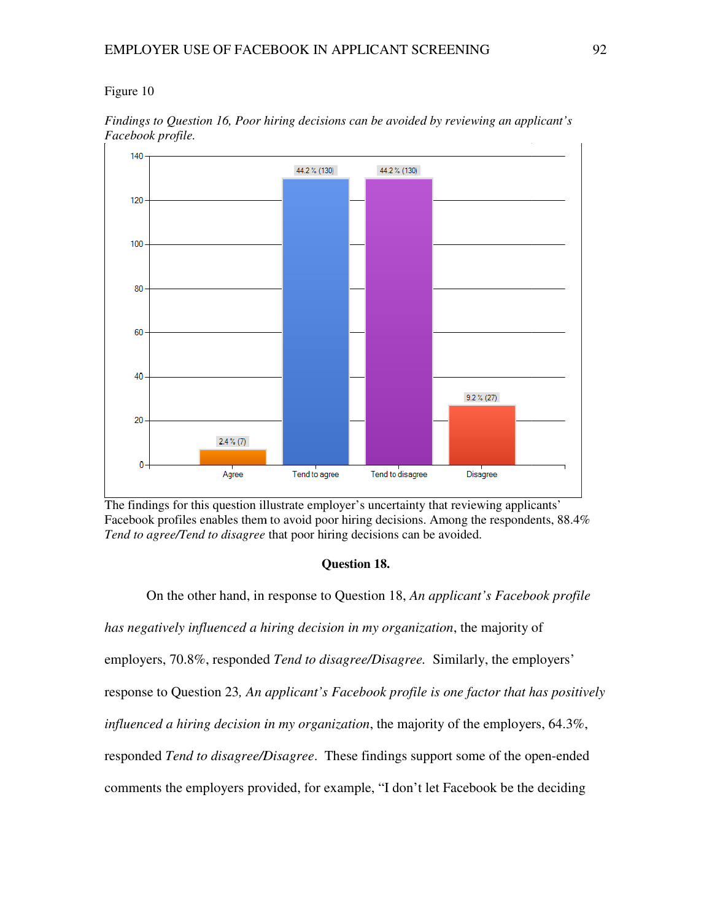Figure 10

*Findings to Question 16, Poor hiring decisions can be avoided by reviewing an applicant's Facebook profile.*

140
120
100
80
60
40
20
0

2.4 % (7)
44.2 % (130)
44.2 % (130)
9.2 % (27)

Agree
Tend to agree
Tend to disagree
Disagree

The findings for this question illustrate employer's uncertainty that reviewing applicants' Facebook profiles enables them to avoid poor hiring decisions. Among the respondents, 88.4% *Tend to agree/Tend to disagree* that poor hiring decisions can be avoided.

**Question 18.**

On the other hand, in response to Question 18, *An applicant's Facebook profile has negatively influenced a hiring decision in my organization*, the majority of employers, 70.8%, responded *Tend to disagree/Disagree.* Similarly, the employers' response to Question 23*, An applicant's Facebook profile is one factor that has positively influenced a hiring decision in my organization*, the majority of the employers, 64.3%, responded *Tend to disagree/Disagree*. These findings support some of the open-ended comments the employers provided, for example, "I don't let Facebook be the deciding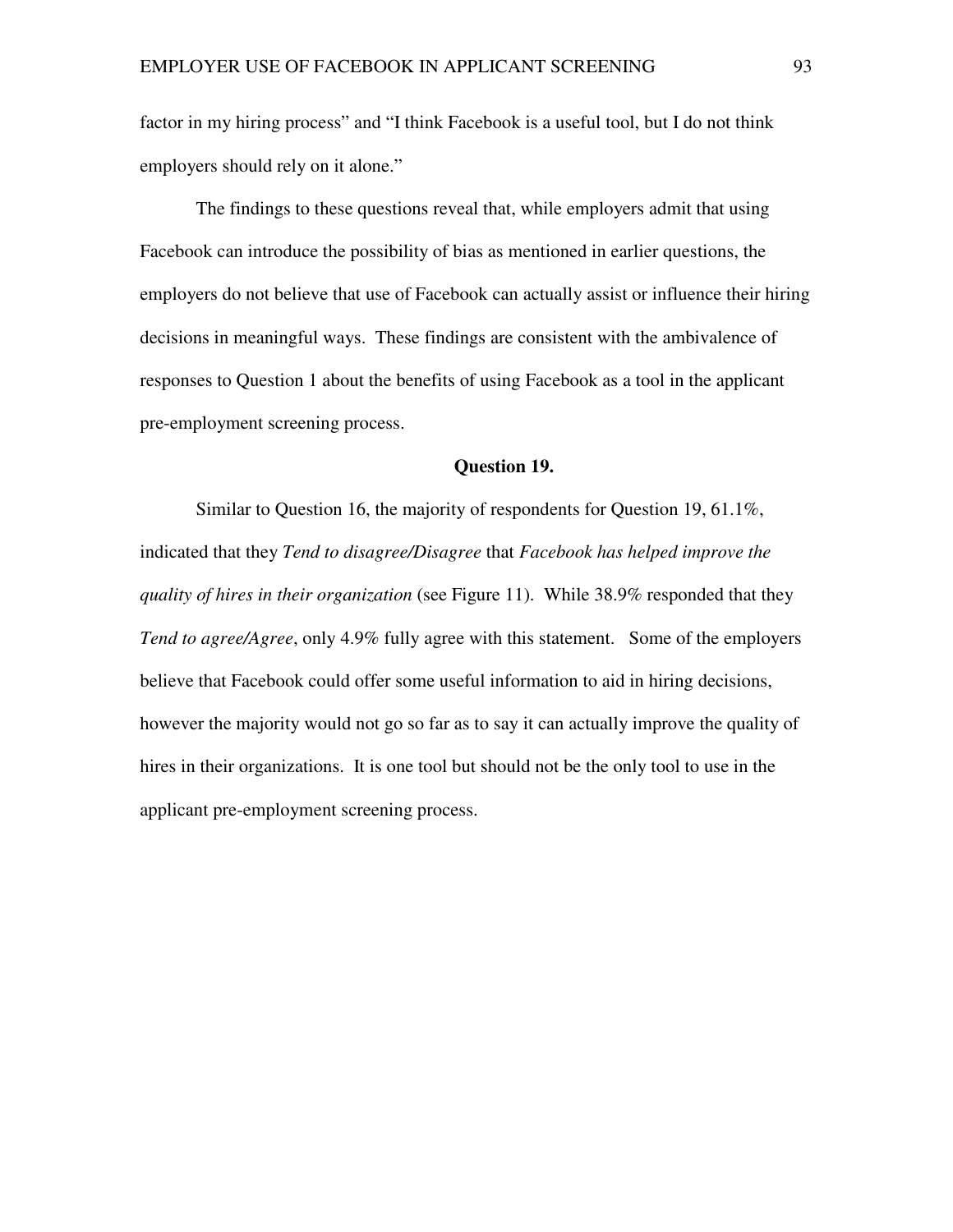factor in my hiring process" and "I think Facebook is a useful tool, but I do not think employers should rely on it alone."

The findings to these questions reveal that, while employers admit that using Facebook can introduce the possibility of bias as mentioned in earlier questions, the employers do not believe that use of Facebook can actually assist or influence their hiring decisions in meaningful ways. These findings are consistent with the ambivalence of responses to Question 1 about the benefits of using Facebook as a tool in the applicant pre-employment screening process.

### Question 19.

Similar to Question 16, the majority of respondents for Question 19, 61.1%, indicated that they *Tend to disagree/Disagree* that *Facebook has helped improve the quality of hires in their organization* (see Figure 11). While 38.9% responded that they *Tend to agree/Agree*, only 4.9% fully agree with this statement. Some of the employers believe that Facebook could offer some useful information to aid in hiring decisions, however the majority would not go so far as to say it can actually improve the quality of hires in their organizations. It is one tool but should not be the only tool to use in the applicant pre-employment screening process.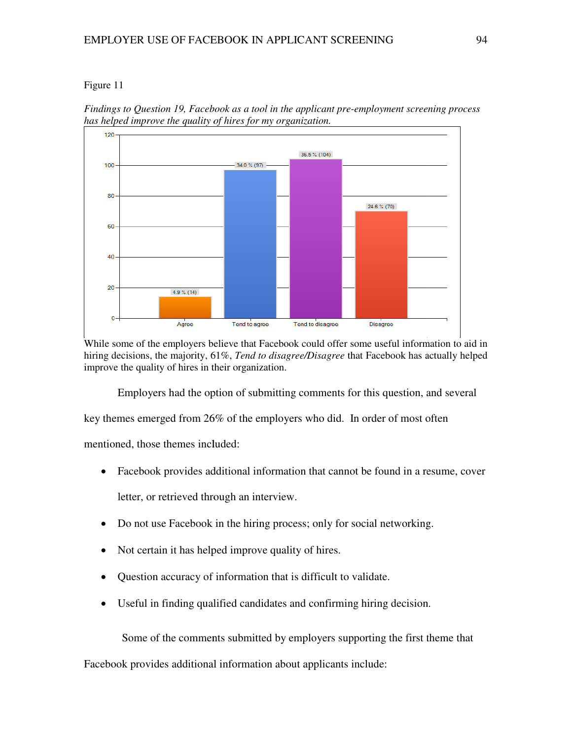Figure 11

*Findings to Question 19, Facebook as a tool in the applicant pre-employment screening process has helped improve the quality of hires for my organization.*

120
100
80
60
40
20
0

4.9 % (14)
34.0 % (97)
36.5 % (104)
24.6 % (70)

Agree
Tend to agree
Tend to disagree
Disagree

While some of the employers believe that Facebook could offer some useful information to aid in hiring decisions, the majority, 61%, *Tend to disagree/Disagree* that Facebook has actually helped improve the quality of hires in their organization.

Employers had the option of submitting comments for this question, and several key themes emerged from 26% of the employers who did. In order of most often mentioned, those themes included:

- Facebook provides additional information that cannot be found in a resume, cover letter, or retrieved through an interview.
- Do not use Facebook in the hiring process; only for social networking.
- Not certain it has helped improve quality of hires.
- Question accuracy of information that is difficult to validate.
- Useful in finding qualified candidates and confirming hiring decision.

Some of the comments submitted by employers supporting the first theme that Facebook provides additional information about applicants include: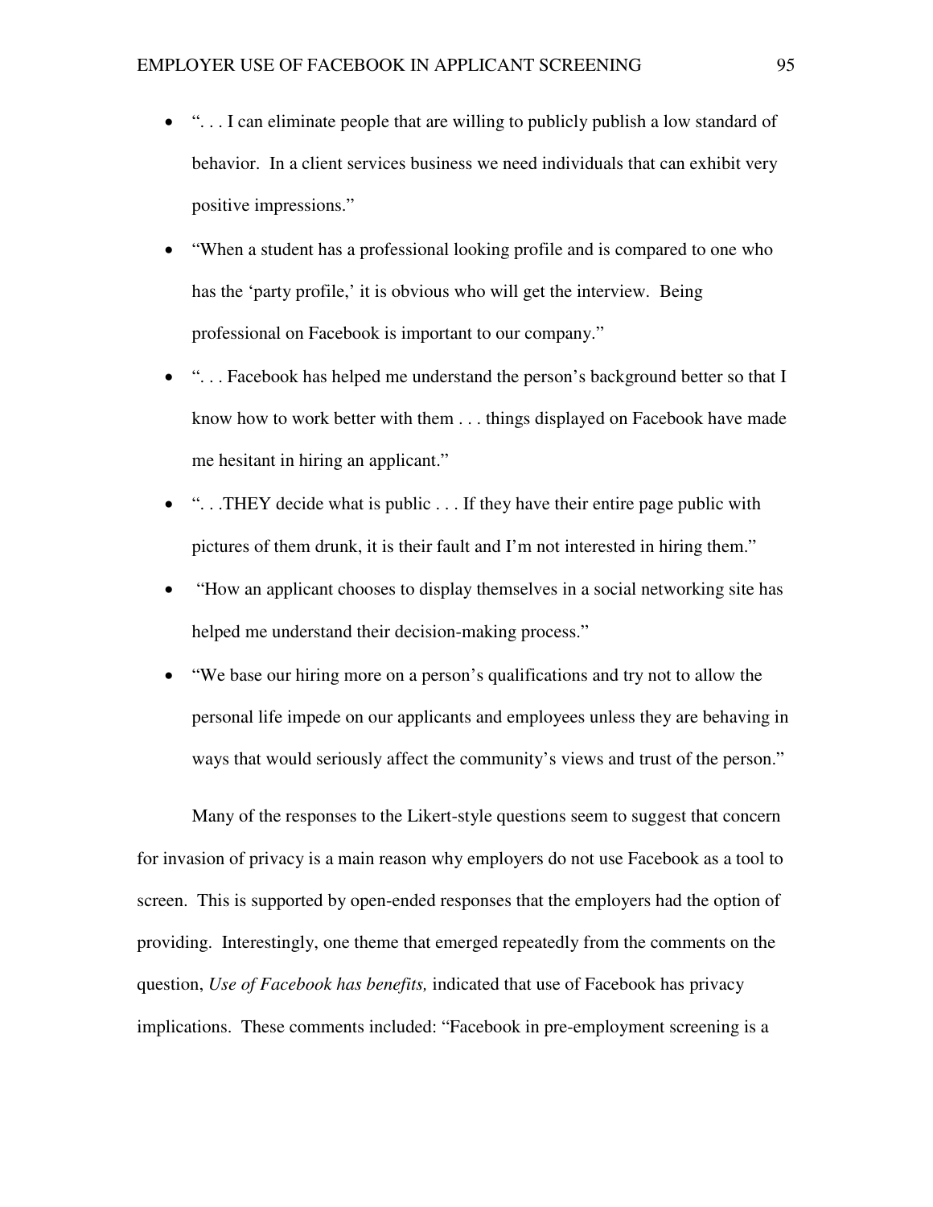- ". . . I can eliminate people that are willing to publicly publish a low standard of behavior. In a client services business we need individuals that can exhibit very positive impressions."
- "When a student has a professional looking profile and is compared to one who has the 'party profile,' it is obvious who will get the interview. Being professional on Facebook is important to our company."
- ". . . Facebook has helped me understand the person's background better so that I know how to work better with them . . . things displayed on Facebook have made me hesitant in hiring an applicant."
- ". . .THEY decide what is public . . . If they have their entire page public with pictures of them drunk, it is their fault and I'm not interested in hiring them."
- "How an applicant chooses to display themselves in a social networking site has helped me understand their decision-making process."
- "We base our hiring more on a person's qualifications and try not to allow the personal life impede on our applicants and employees unless they are behaving in ways that would seriously affect the community's views and trust of the person."

Many of the responses to the Likert-style questions seem to suggest that concern for invasion of privacy is a main reason why employers do not use Facebook as a tool to screen. This is supported by open-ended responses that the employers had the option of providing. Interestingly, one theme that emerged repeatedly from the comments on the question, *Use of Facebook has benefits,* indicated that use of Facebook has privacy implications. These comments included: "Facebook in pre-employment screening is a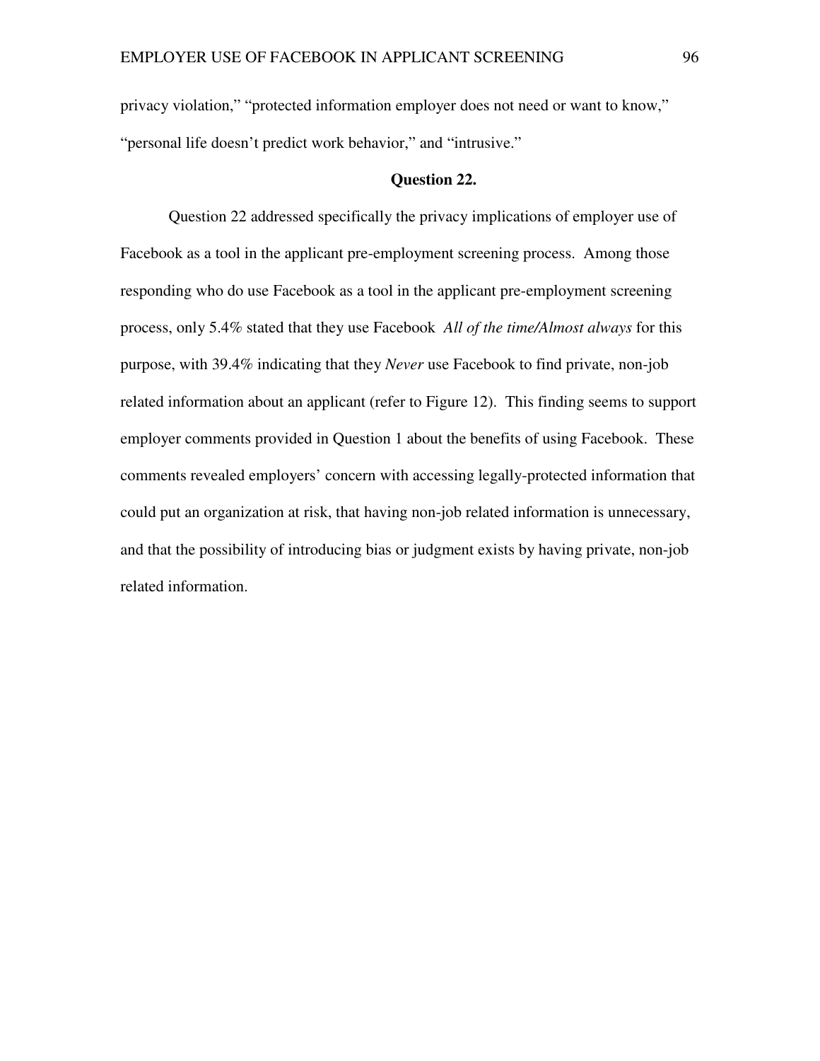privacy violation," "protected information employer does not need or want to know," "personal life doesn't predict work behavior," and "intrusive."

### Question 22.

Question 22 addressed specifically the privacy implications of employer use of Facebook as a tool in the applicant pre-employment screening process. Among those responding who do use Facebook as a tool in the applicant pre-employment screening process, only 5.4% stated that they use Facebook *All of the time/Almost always* for this purpose, with 39.4% indicating that they *Never* use Facebook to find private, non-job related information about an applicant (refer to Figure 12). This finding seems to support employer comments provided in Question 1 about the benefits of using Facebook. These comments revealed employers' concern with accessing legally-protected information that could put an organization at risk, that having non-job related information is unnecessary, and that the possibility of introducing bias or judgment exists by having private, non-job related information.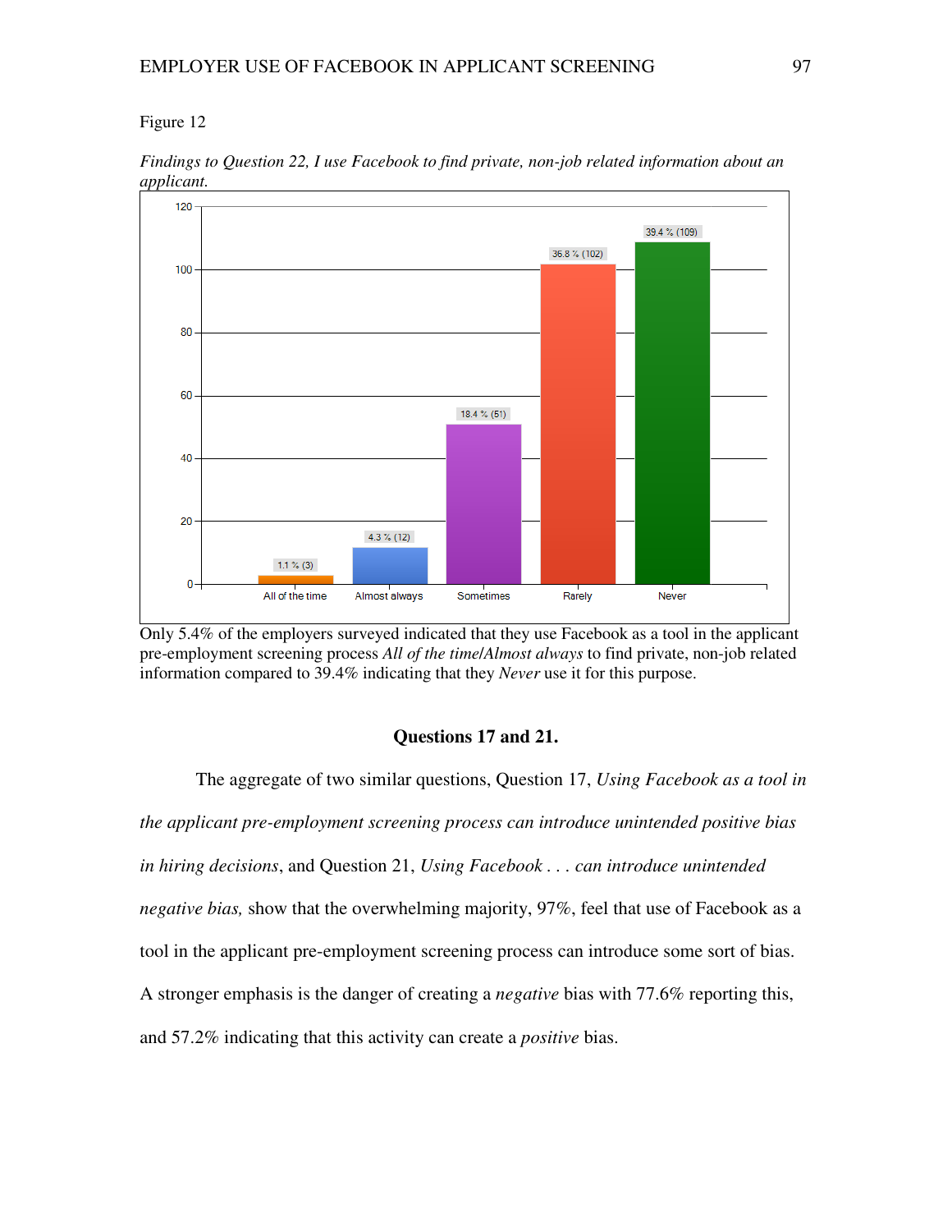Figure 12

*Findings to Question 22, I use Facebook to find private, non-job related information about an applicant.*

120
100
80
60
40
20
0

1.1 % (3)
4.3 % (12)
18.4 % (51)
36.8 % (102)
39.4 % (109)

All of the time
Almost always
Sometimes
Rarely
Never

Only 5.4% of the employers surveyed indicated that they use Facebook as a tool in the applicant pre-employment screening process *All of the time*/*Almost always* to find private, non-job related information compared to 39.4% indicating that they *Never* use it for this purpose.

**Questions 17 and 21.**

The aggregate of two similar questions, Question 17, *Using Facebook as a tool in the applicant pre-employment screening process can introduce unintended positive bias in hiring decisions*, and Question 21, *Using Facebook . . . can introduce unintended negative bias,* show that the overwhelming majority, 97%, feel that use of Facebook as a tool in the applicant pre-employment screening process can introduce some sort of bias. A stronger emphasis is the danger of creating a *negative* bias with 77.6% reporting this, and 57.2% indicating that this activity can create a *positive* bias.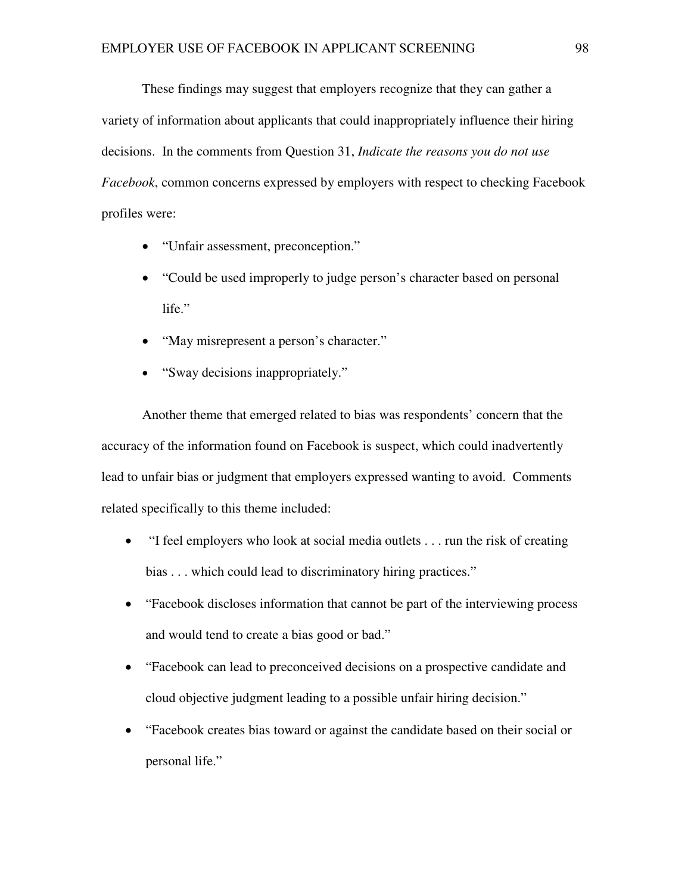These findings may suggest that employers recognize that they can gather a variety of information about applicants that could inappropriately influence their hiring decisions. In the comments from Question 31, *Indicate the reasons you do not use Facebook*, common concerns expressed by employers with respect to checking Facebook profiles were:

- "Unfair assessment, preconception."
- "Could be used improperly to judge person's character based on personal life."
- "May misrepresent a person's character."
- "Sway decisions inappropriately."

Another theme that emerged related to bias was respondents' concern that the accuracy of the information found on Facebook is suspect, which could inadvertently lead to unfair bias or judgment that employers expressed wanting to avoid. Comments related specifically to this theme included:

- "I feel employers who look at social media outlets . . . run the risk of creating bias . . . which could lead to discriminatory hiring practices."
- "Facebook discloses information that cannot be part of the interviewing process and would tend to create a bias good or bad."
- "Facebook can lead to preconceived decisions on a prospective candidate and cloud objective judgment leading to a possible unfair hiring decision."
- "Facebook creates bias toward or against the candidate based on their social or personal life."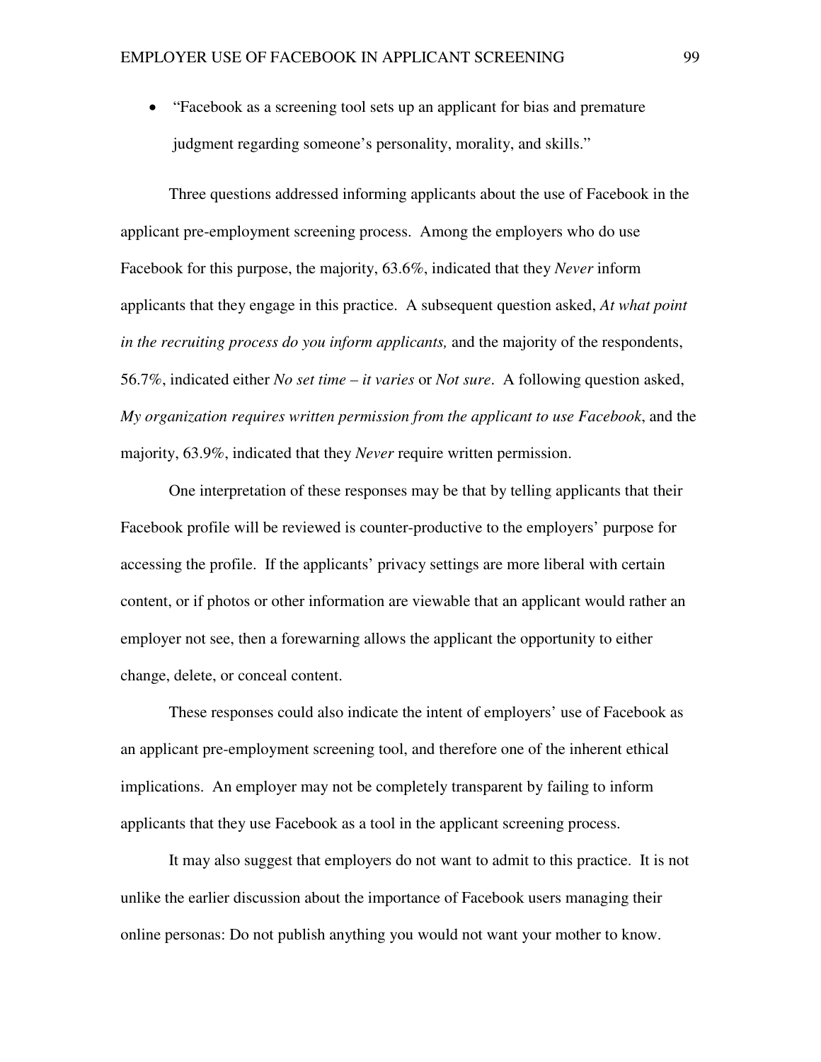- "Facebook as a screening tool sets up an applicant for bias and premature judgment regarding someone's personality, morality, and skills."

Three questions addressed informing applicants about the use of Facebook in the applicant pre-employment screening process. Among the employers who do use Facebook for this purpose, the majority, 63.6%, indicated that they *Never* inform applicants that they engage in this practice. A subsequent question asked, *At what point in the recruiting process do you inform applicants,* and the majority of the respondents, 56.7%, indicated either *No set time – it varies* or *Not sure*. A following question asked, *My organization requires written permission from the applicant to use Facebook*, and the majority, 63.9%, indicated that they *Never* require written permission.

One interpretation of these responses may be that by telling applicants that their Facebook profile will be reviewed is counter-productive to the employers' purpose for accessing the profile. If the applicants' privacy settings are more liberal with certain content, or if photos or other information are viewable that an applicant would rather an employer not see, then a forewarning allows the applicant the opportunity to either change, delete, or conceal content.

These responses could also indicate the intent of employers' use of Facebook as an applicant pre-employment screening tool, and therefore one of the inherent ethical implications. An employer may not be completely transparent by failing to inform applicants that they use Facebook as a tool in the applicant screening process.

It may also suggest that employers do not want to admit to this practice. It is not unlike the earlier discussion about the importance of Facebook users managing their online personas: Do not publish anything you would not want your mother to know.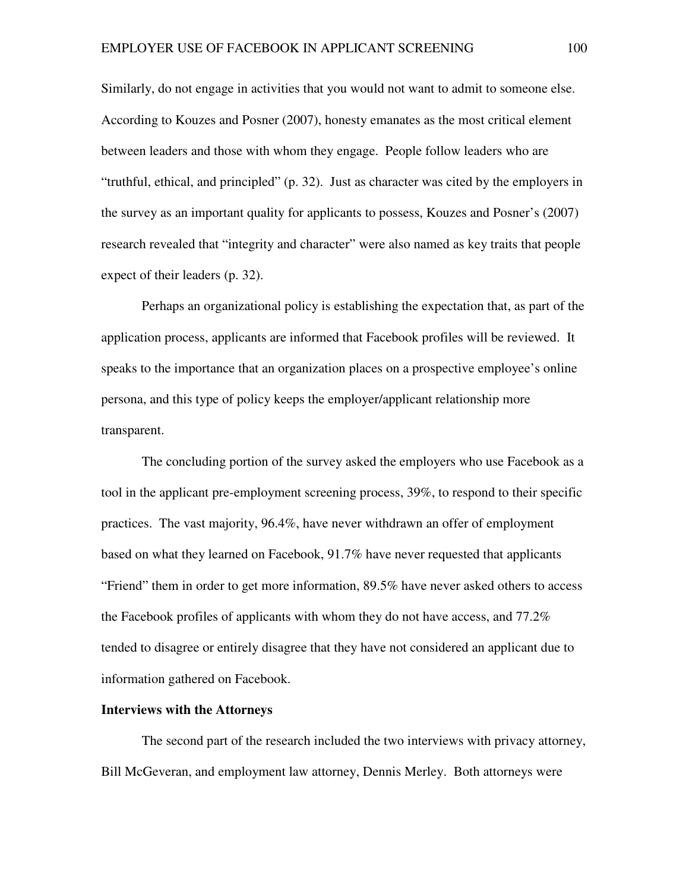Similarly, do not engage in activities that you would not want to admit to someone else. According to Kouzes and Posner (2007), honesty emanates as the most critical element between leaders and those with whom they engage. People follow leaders who are "truthful, ethical, and principled" (p. 32). Just as character was cited by the employers in the survey as an important quality for applicants to possess, Kouzes and Posner's (2007) research revealed that "integrity and character" were also named as key traits that people expect of their leaders (p. 32).

Perhaps an organizational policy is establishing the expectation that, as part of the application process, applicants are informed that Facebook profiles will be reviewed. It speaks to the importance that an organization places on a prospective employee's online persona, and this type of policy keeps the employer/applicant relationship more transparent.

The concluding portion of the survey asked the employers who use Facebook as a tool in the applicant pre-employment screening process, 39%, to respond to their specific practices. The vast majority, 96.4%, have never withdrawn an offer of employment based on what they learned on Facebook, 91.7% have never requested that applicants "Friend" them in order to get more information, 89.5% have never asked others to access the Facebook profiles of applicants with whom they do not have access, and 77.2% tended to disagree or entirely disagree that they have not considered an applicant due to information gathered on Facebook.

**Interviews with the Attorneys**

The second part of the research included the two interviews with privacy attorney, Bill McGeveran, and employment law attorney, Dennis Merley. Both attorneys were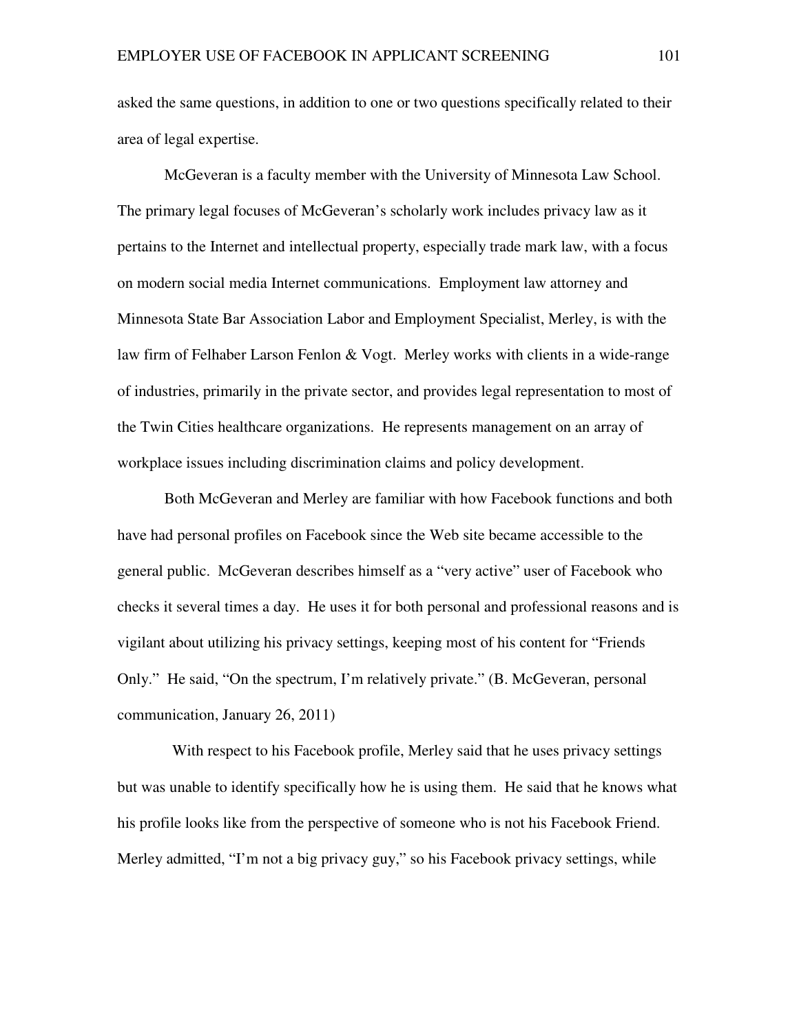asked the same questions, in addition to one or two questions specifically related to their area of legal expertise.

McGeveran is a faculty member with the University of Minnesota Law School. The primary legal focuses of McGeveran's scholarly work includes privacy law as it pertains to the Internet and intellectual property, especially trade mark law, with a focus on modern social media Internet communications. Employment law attorney and Minnesota State Bar Association Labor and Employment Specialist, Merley, is with the law firm of Felhaber Larson Fenlon & Vogt. Merley works with clients in a wide-range of industries, primarily in the private sector, and provides legal representation to most of the Twin Cities healthcare organizations. He represents management on an array of workplace issues including discrimination claims and policy development.

Both McGeveran and Merley are familiar with how Facebook functions and both have had personal profiles on Facebook since the Web site became accessible to the general public. McGeveran describes himself as a "very active" user of Facebook who checks it several times a day. He uses it for both personal and professional reasons and is vigilant about utilizing his privacy settings, keeping most of his content for "Friends Only." He said, "On the spectrum, I'm relatively private." (B. McGeveran, personal communication, January 26, 2011)

With respect to his Facebook profile, Merley said that he uses privacy settings but was unable to identify specifically how he is using them. He said that he knows what his profile looks like from the perspective of someone who is not his Facebook Friend. Merley admitted, "I'm not a big privacy guy," so his Facebook privacy settings, while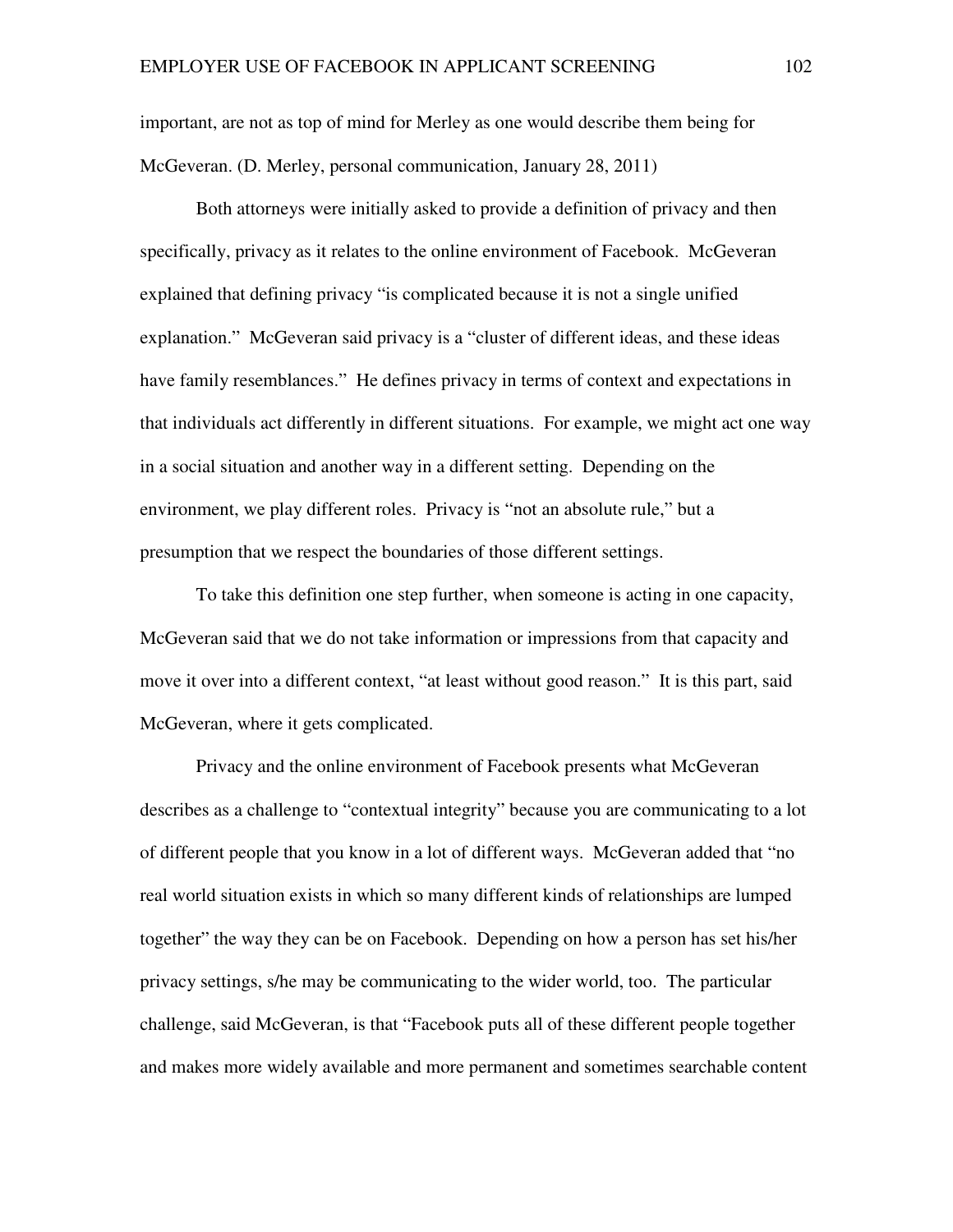important, are not as top of mind for Merley as one would describe them being for McGeveran. (D. Merley, personal communication, January 28, 2011)

Both attorneys were initially asked to provide a definition of privacy and then specifically, privacy as it relates to the online environment of Facebook. McGeveran explained that defining privacy "is complicated because it is not a single unified explanation." McGeveran said privacy is a "cluster of different ideas, and these ideas have family resemblances." He defines privacy in terms of context and expectations in that individuals act differently in different situations. For example, we might act one way in a social situation and another way in a different setting. Depending on the environment, we play different roles. Privacy is "not an absolute rule," but a presumption that we respect the boundaries of those different settings.

To take this definition one step further, when someone is acting in one capacity, McGeveran said that we do not take information or impressions from that capacity and move it over into a different context, "at least without good reason." It is this part, said McGeveran, where it gets complicated.

Privacy and the online environment of Facebook presents what McGeveran describes as a challenge to "contextual integrity" because you are communicating to a lot of different people that you know in a lot of different ways. McGeveran added that "no real world situation exists in which so many different kinds of relationships are lumped together" the way they can be on Facebook. Depending on how a person has set his/her privacy settings, s/he may be communicating to the wider world, too. The particular challenge, said McGeveran, is that "Facebook puts all of these different people together and makes more widely available and more permanent and sometimes searchable content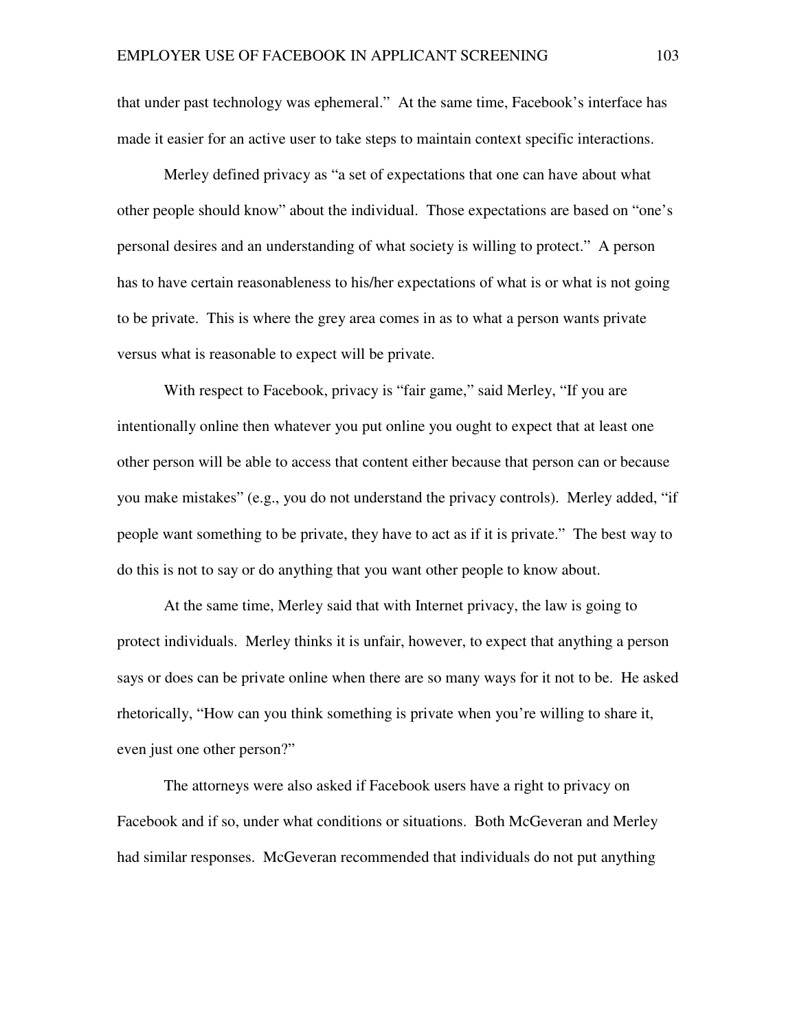that under past technology was ephemeral." At the same time, Facebook's interface has made it easier for an active user to take steps to maintain context specific interactions.

Merley defined privacy as "a set of expectations that one can have about what other people should know" about the individual. Those expectations are based on "one's personal desires and an understanding of what society is willing to protect." A person has to have certain reasonableness to his/her expectations of what is or what is not going to be private. This is where the grey area comes in as to what a person wants private versus what is reasonable to expect will be private.

With respect to Facebook, privacy is "fair game," said Merley, "If you are intentionally online then whatever you put online you ought to expect that at least one other person will be able to access that content either because that person can or because you make mistakes" (e.g., you do not understand the privacy controls). Merley added, "if people want something to be private, they have to act as if it is private." The best way to do this is not to say or do anything that you want other people to know about.

At the same time, Merley said that with Internet privacy, the law is going to protect individuals. Merley thinks it is unfair, however, to expect that anything a person says or does can be private online when there are so many ways for it not to be. He asked rhetorically, "How can you think something is private when you're willing to share it, even just one other person?"

The attorneys were also asked if Facebook users have a right to privacy on Facebook and if so, under what conditions or situations. Both McGeveran and Merley had similar responses. McGeveran recommended that individuals do not put anything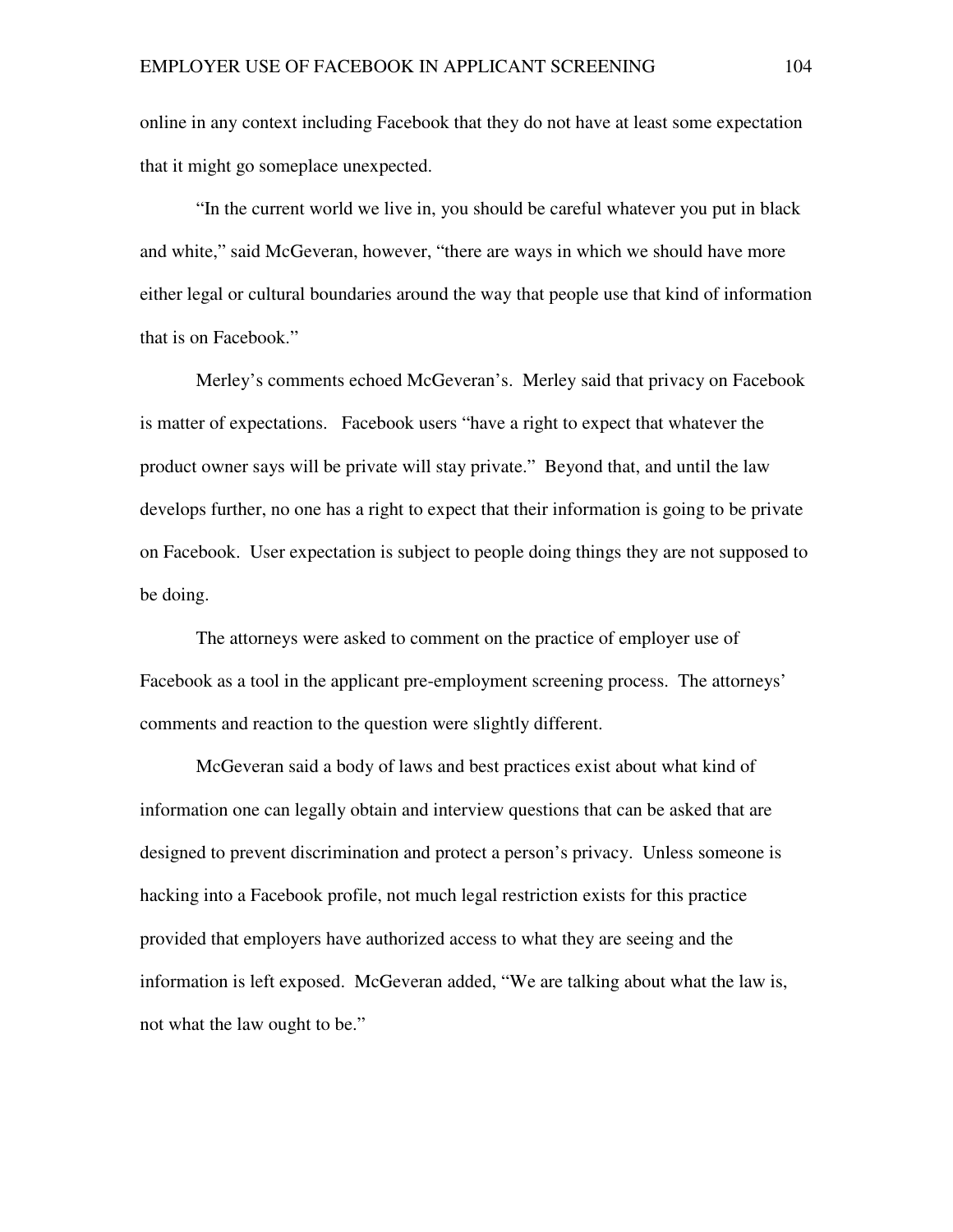online in any context including Facebook that they do not have at least some expectation that it might go someplace unexpected.

"In the current world we live in, you should be careful whatever you put in black and white," said McGeveran, however, "there are ways in which we should have more either legal or cultural boundaries around the way that people use that kind of information that is on Facebook."

Merley's comments echoed McGeveran's. Merley said that privacy on Facebook is matter of expectations. Facebook users "have a right to expect that whatever the product owner says will be private will stay private." Beyond that, and until the law develops further, no one has a right to expect that their information is going to be private on Facebook. User expectation is subject to people doing things they are not supposed to be doing.

The attorneys were asked to comment on the practice of employer use of Facebook as a tool in the applicant pre-employment screening process. The attorneys' comments and reaction to the question were slightly different.

McGeveran said a body of laws and best practices exist about what kind of information one can legally obtain and interview questions that can be asked that are designed to prevent discrimination and protect a person's privacy. Unless someone is hacking into a Facebook profile, not much legal restriction exists for this practice provided that employers have authorized access to what they are seeing and the information is left exposed. McGeveran added, "We are talking about what the law is, not what the law ought to be."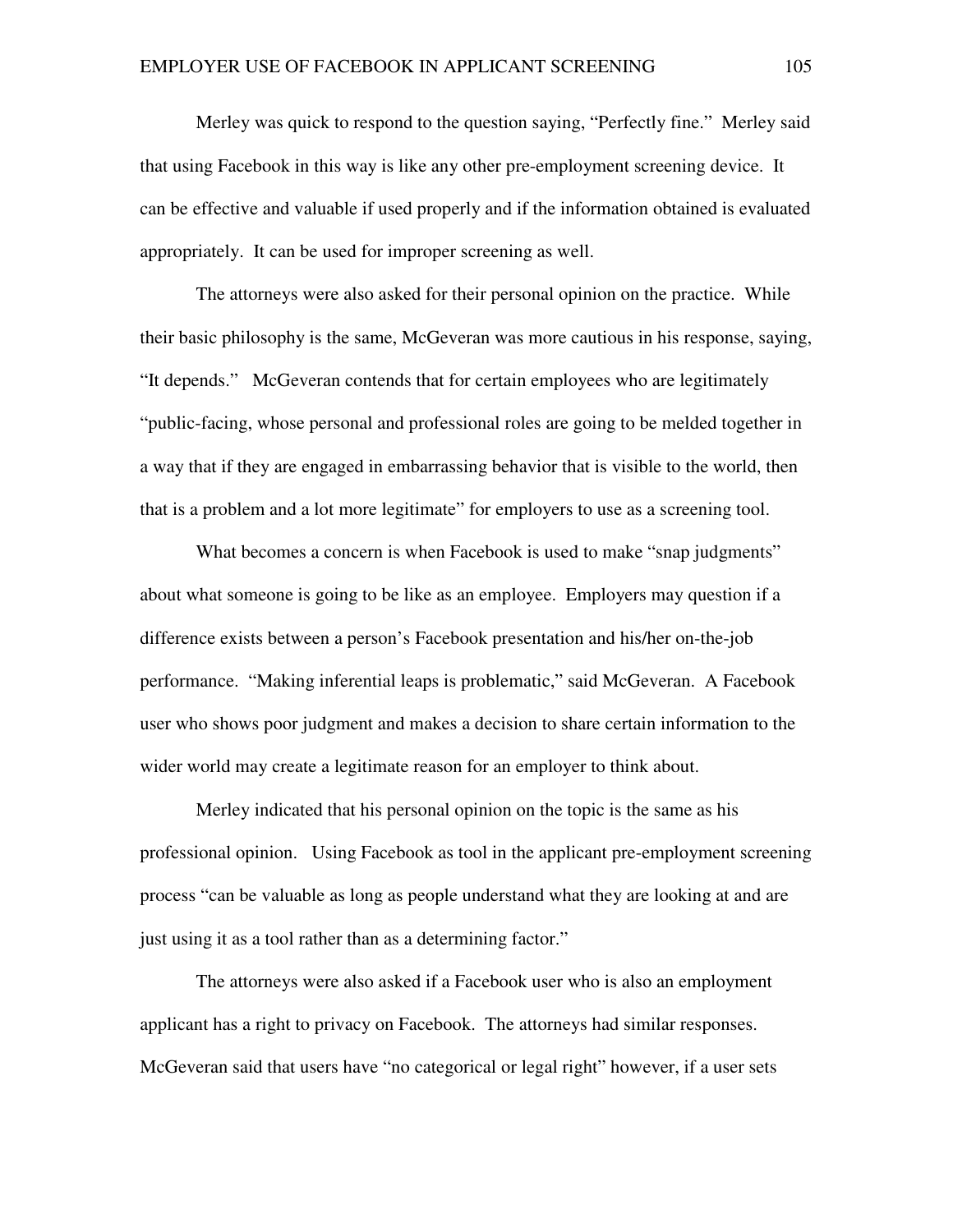Merley was quick to respond to the question saying, "Perfectly fine." Merley said that using Facebook in this way is like any other pre-employment screening device. It can be effective and valuable if used properly and if the information obtained is evaluated appropriately. It can be used for improper screening as well.

The attorneys were also asked for their personal opinion on the practice. While their basic philosophy is the same, McGeveran was more cautious in his response, saying, "It depends." McGeveran contends that for certain employees who are legitimately "public-facing, whose personal and professional roles are going to be melded together in a way that if they are engaged in embarrassing behavior that is visible to the world, then that is a problem and a lot more legitimate" for employers to use as a screening tool.

What becomes a concern is when Facebook is used to make "snap judgments" about what someone is going to be like as an employee. Employers may question if a difference exists between a person's Facebook presentation and his/her on-the-job performance. "Making inferential leaps is problematic," said McGeveran. A Facebook user who shows poor judgment and makes a decision to share certain information to the wider world may create a legitimate reason for an employer to think about.

Merley indicated that his personal opinion on the topic is the same as his professional opinion. Using Facebook as tool in the applicant pre-employment screening process "can be valuable as long as people understand what they are looking at and are just using it as a tool rather than as a determining factor."

The attorneys were also asked if a Facebook user who is also an employment applicant has a right to privacy on Facebook. The attorneys had similar responses. McGeveran said that users have "no categorical or legal right" however, if a user sets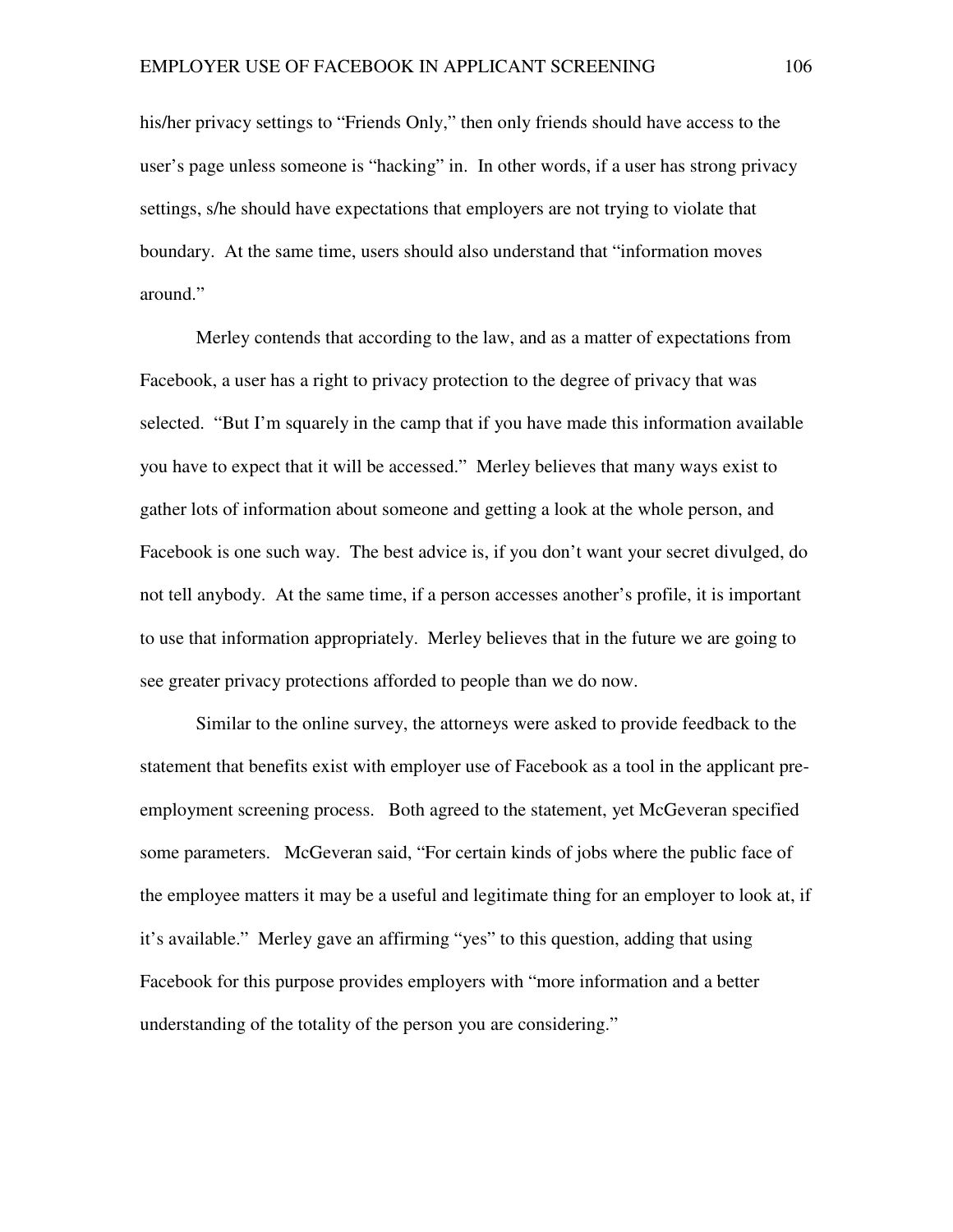his/her privacy settings to "Friends Only," then only friends should have access to the user's page unless someone is "hacking" in. In other words, if a user has strong privacy settings, s/he should have expectations that employers are not trying to violate that boundary. At the same time, users should also understand that "information moves around."

Merley contends that according to the law, and as a matter of expectations from Facebook, a user has a right to privacy protection to the degree of privacy that was selected. "But I'm squarely in the camp that if you have made this information available you have to expect that it will be accessed." Merley believes that many ways exist to gather lots of information about someone and getting a look at the whole person, and Facebook is one such way. The best advice is, if you don't want your secret divulged, do not tell anybody. At the same time, if a person accesses another's profile, it is important to use that information appropriately. Merley believes that in the future we are going to see greater privacy protections afforded to people than we do now.

Similar to the online survey, the attorneys were asked to provide feedback to the statement that benefits exist with employer use of Facebook as a tool in the applicant pre-employment screening process. Both agreed to the statement, yet McGeveran specified some parameters. McGeveran said, "For certain kinds of jobs where the public face of the employee matters it may be a useful and legitimate thing for an employer to look at, if it's available." Merley gave an affirming "yes" to this question, adding that using Facebook for this purpose provides employers with "more information and a better understanding of the totality of the person you are considering."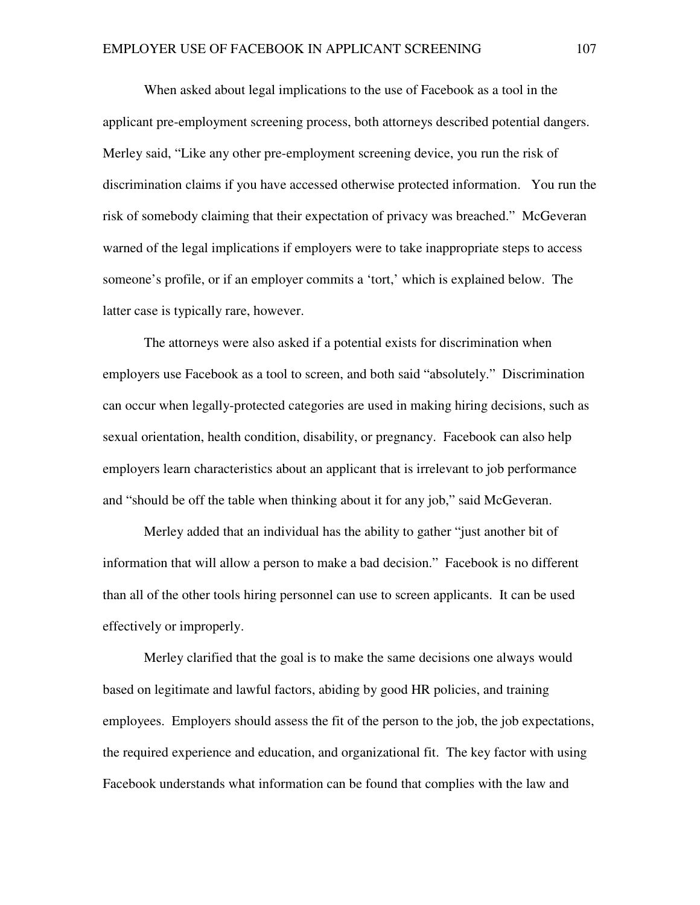When asked about legal implications to the use of Facebook as a tool in the applicant pre-employment screening process, both attorneys described potential dangers. Merley said, "Like any other pre-employment screening device, you run the risk of discrimination claims if you have accessed otherwise protected information.   You run the risk of somebody claiming that their expectation of privacy was breached."  McGeveran warned of the legal implications if employers were to take inappropriate steps to access someone's profile, or if an employer commits a 'tort,' which is explained below.  The latter case is typically rare, however.

The attorneys were also asked if a potential exists for discrimination when employers use Facebook as a tool to screen, and both said "absolutely."  Discrimination can occur when legally-protected categories are used in making hiring decisions, such as sexual orientation, health condition, disability, or pregnancy.  Facebook can also help employers learn characteristics about an applicant that is irrelevant to job performance and "should be off the table when thinking about it for any job," said McGeveran.

Merley added that an individual has the ability to gather "just another bit of information that will allow a person to make a bad decision."  Facebook is no different than all of the other tools hiring personnel can use to screen applicants.  It can be used effectively or improperly.

Merley clarified that the goal is to make the same decisions one always would based on legitimate and lawful factors, abiding by good HR policies, and training employees.  Employers should assess the fit of the person to the job, the job expectations, the required experience and education, and organizational fit.  The key factor with using Facebook understands what information can be found that complies with the law and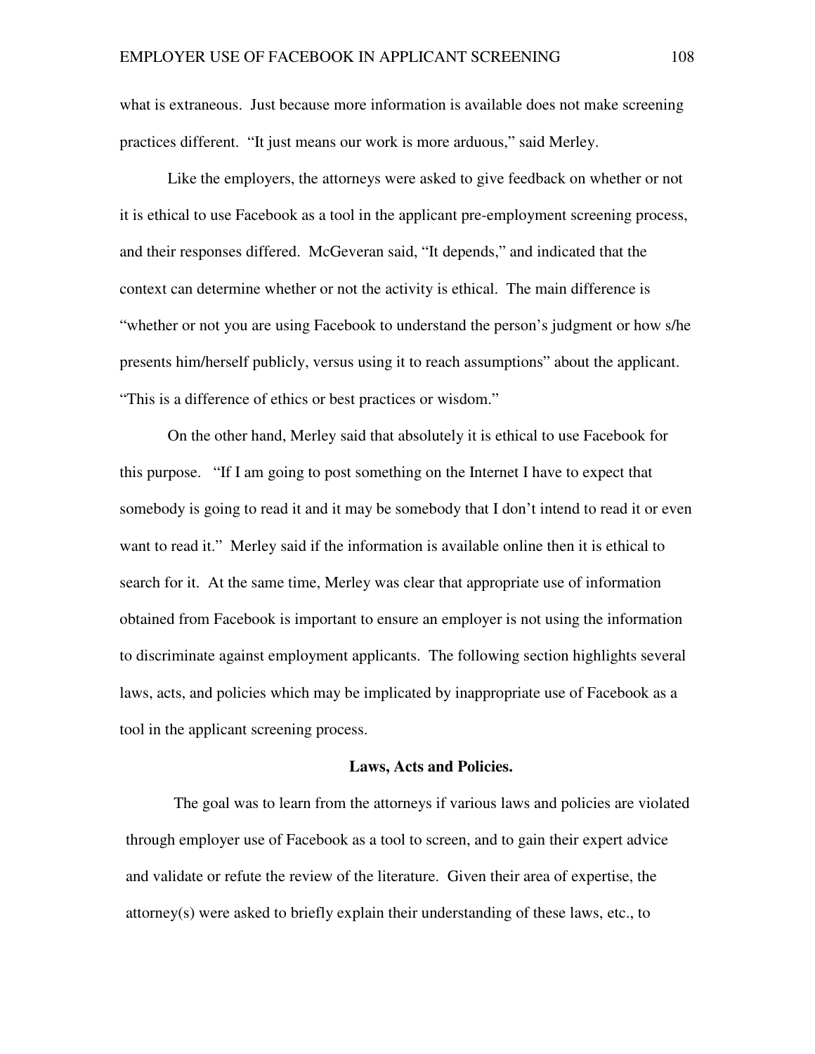what is extraneous. Just because more information is available does not make screening practices different. "It just means our work is more arduous," said Merley.

Like the employers, the attorneys were asked to give feedback on whether or not it is ethical to use Facebook as a tool in the applicant pre-employment screening process, and their responses differed. McGeveran said, "It depends," and indicated that the context can determine whether or not the activity is ethical. The main difference is "whether or not you are using Facebook to understand the person's judgment or how s/he presents him/herself publicly, versus using it to reach assumptions" about the applicant. "This is a difference of ethics or best practices or wisdom."

On the other hand, Merley said that absolutely it is ethical to use Facebook for this purpose. "If I am going to post something on the Internet I have to expect that somebody is going to read it and it may be somebody that I don't intend to read it or even want to read it." Merley said if the information is available online then it is ethical to search for it. At the same time, Merley was clear that appropriate use of information obtained from Facebook is important to ensure an employer is not using the information to discriminate against employment applicants. The following section highlights several laws, acts, and policies which may be implicated by inappropriate use of Facebook as a tool in the applicant screening process.

**Laws, Acts and Policies.**

The goal was to learn from the attorneys if various laws and policies are violated through employer use of Facebook as a tool to screen, and to gain their expert advice and validate or refute the review of the literature. Given their area of expertise, the attorney(s) were asked to briefly explain their understanding of these laws, etc., to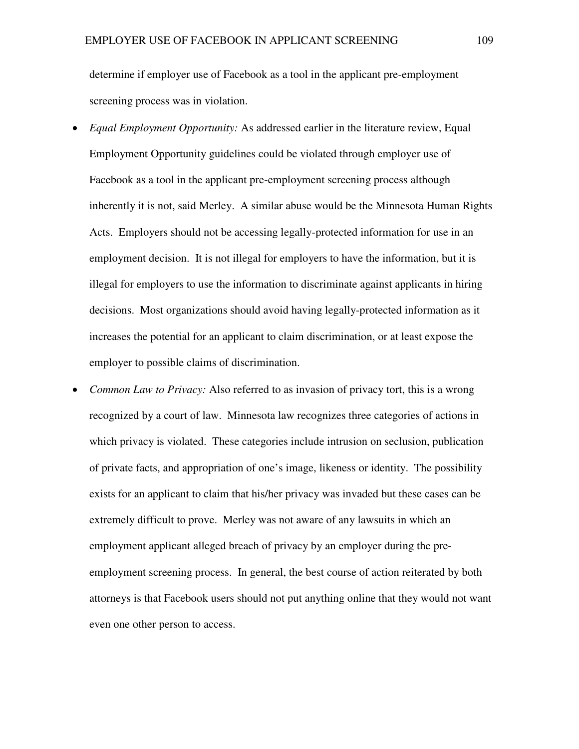determine if employer use of Facebook as a tool in the applicant pre-employment screening process was in violation.

- *Equal Employment Opportunity:* As addressed earlier in the literature review, Equal Employment Opportunity guidelines could be violated through employer use of Facebook as a tool in the applicant pre-employment screening process although inherently it is not, said Merley. A similar abuse would be the Minnesota Human Rights Acts. Employers should not be accessing legally-protected information for use in an employment decision. It is not illegal for employers to have the information, but it is illegal for employers to use the information to discriminate against applicants in hiring decisions. Most organizations should avoid having legally-protected information as it increases the potential for an applicant to claim discrimination, or at least expose the employer to possible claims of discrimination.
- *Common Law to Privacy:* Also referred to as invasion of privacy tort, this is a wrong recognized by a court of law. Minnesota law recognizes three categories of actions in which privacy is violated. These categories include intrusion on seclusion, publication of private facts, and appropriation of one's image, likeness or identity. The possibility exists for an applicant to claim that his/her privacy was invaded but these cases can be extremely difficult to prove. Merley was not aware of any lawsuits in which an employment applicant alleged breach of privacy by an employer during the pre-employment screening process. In general, the best course of action reiterated by both attorneys is that Facebook users should not put anything online that they would not want even one other person to access.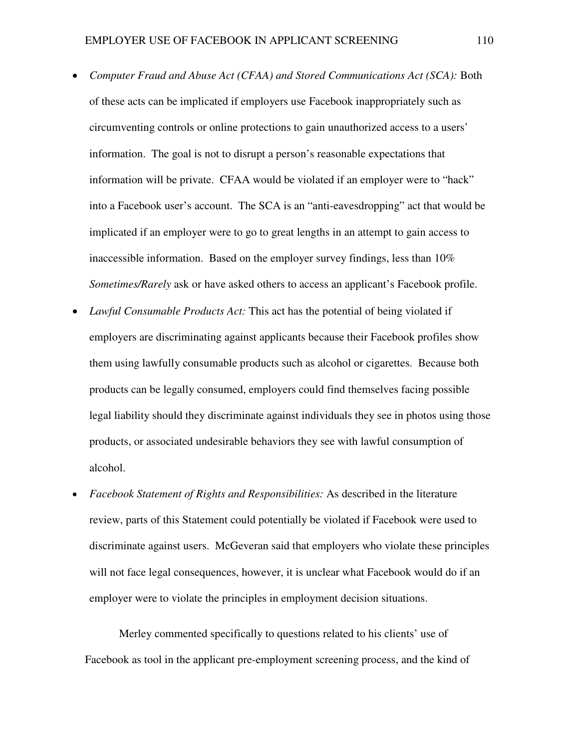- *Computer Fraud and Abuse Act (CFAA) and Stored Communications Act (SCA):* Both of these acts can be implicated if employers use Facebook inappropriately such as circumventing controls or online protections to gain unauthorized access to a users' information. The goal is not to disrupt a person's reasonable expectations that information will be private. CFAA would be violated if an employer were to "hack" into a Facebook user's account. The SCA is an "anti-eavesdropping" act that would be implicated if an employer were to go to great lengths in an attempt to gain access to inaccessible information. Based on the employer survey findings, less than 10% *Sometimes/Rarely* ask or have asked others to access an applicant's Facebook profile.
- *Lawful Consumable Products Act:* This act has the potential of being violated if employers are discriminating against applicants because their Facebook profiles show them using lawfully consumable products such as alcohol or cigarettes. Because both products can be legally consumed, employers could find themselves facing possible legal liability should they discriminate against individuals they see in photos using those products, or associated undesirable behaviors they see with lawful consumption of alcohol.
- *Facebook Statement of Rights and Responsibilities:* As described in the literature review, parts of this Statement could potentially be violated if Facebook were used to discriminate against users. McGeveran said that employers who violate these principles will not face legal consequences, however, it is unclear what Facebook would do if an employer were to violate the principles in employment decision situations.

Merley commented specifically to questions related to his clients' use of Facebook as tool in the applicant pre-employment screening process, and the kind of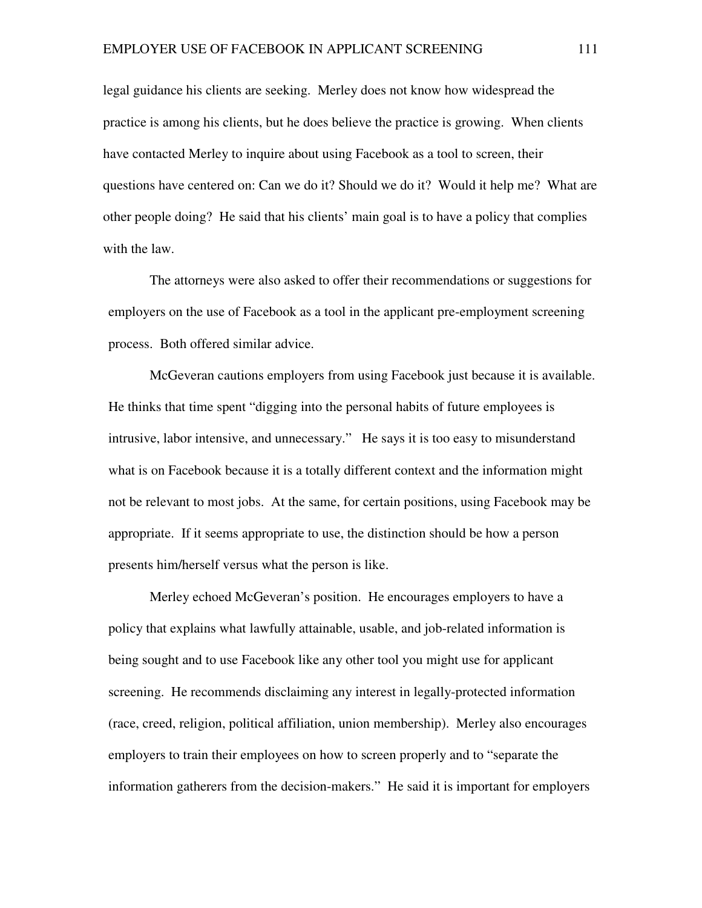legal guidance his clients are seeking. Merley does not know how widespread the practice is among his clients, but he does believe the practice is growing. When clients have contacted Merley to inquire about using Facebook as a tool to screen, their questions have centered on: Can we do it? Should we do it? Would it help me? What are other people doing? He said that his clients' main goal is to have a policy that complies with the law.

The attorneys were also asked to offer their recommendations or suggestions for employers on the use of Facebook as a tool in the applicant pre-employment screening process. Both offered similar advice.

McGeveran cautions employers from using Facebook just because it is available. He thinks that time spent "digging into the personal habits of future employees is intrusive, labor intensive, and unnecessary." He says it is too easy to misunderstand what is on Facebook because it is a totally different context and the information might not be relevant to most jobs. At the same, for certain positions, using Facebook may be appropriate. If it seems appropriate to use, the distinction should be how a person presents him/herself versus what the person is like.

Merley echoed McGeveran's position. He encourages employers to have a policy that explains what lawfully attainable, usable, and job-related information is being sought and to use Facebook like any other tool you might use for applicant screening. He recommends disclaiming any interest in legally-protected information (race, creed, religion, political affiliation, union membership). Merley also encourages employers to train their employees on how to screen properly and to "separate the information gatherers from the decision-makers." He said it is important for employers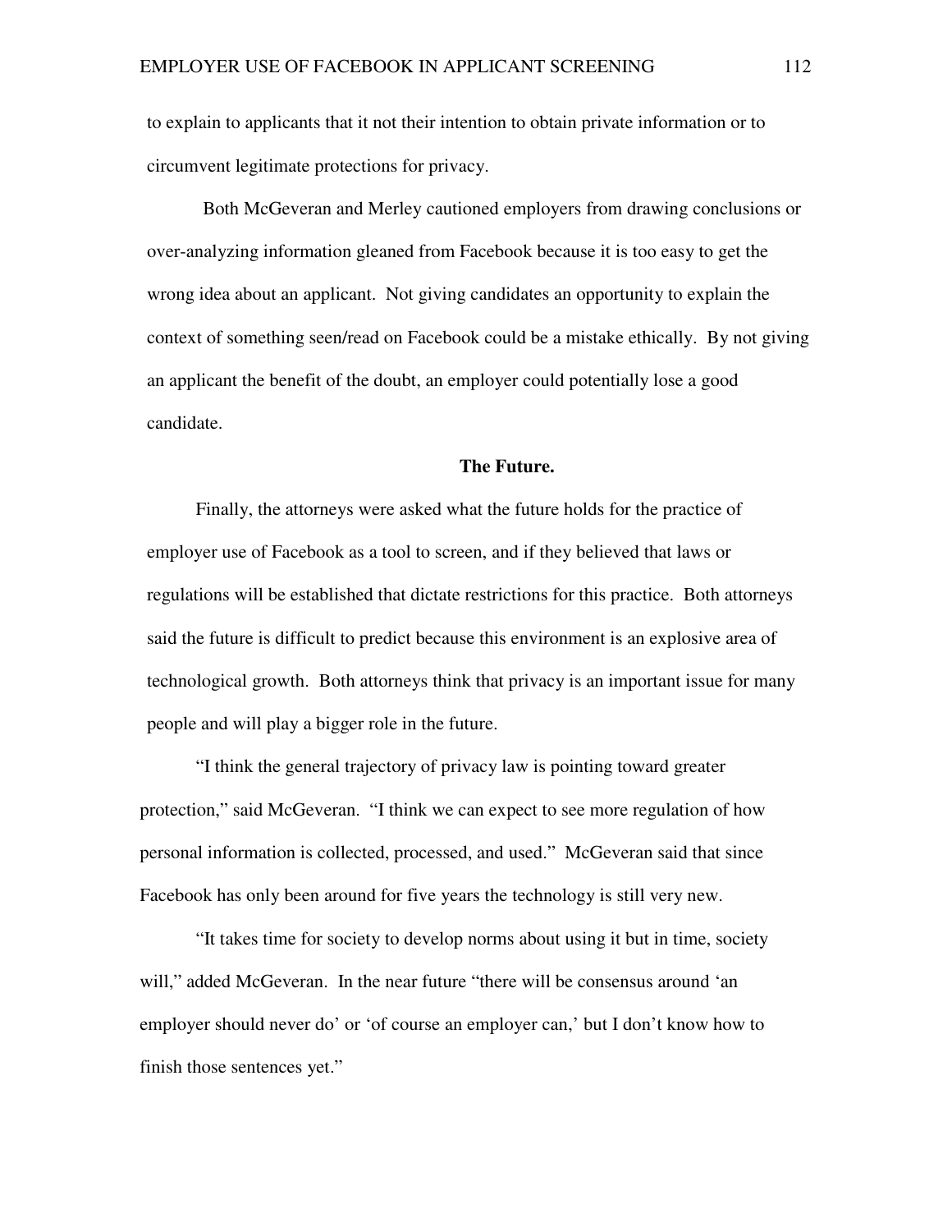to explain to applicants that it not their intention to obtain private information or to circumvent legitimate protections for privacy.

Both McGeveran and Merley cautioned employers from drawing conclusions or over-analyzing information gleaned from Facebook because it is too easy to get the wrong idea about an applicant. Not giving candidates an opportunity to explain the context of something seen/read on Facebook could be a mistake ethically. By not giving an applicant the benefit of the doubt, an employer could potentially lose a good candidate.

### The Future.

Finally, the attorneys were asked what the future holds for the practice of employer use of Facebook as a tool to screen, and if they believed that laws or regulations will be established that dictate restrictions for this practice. Both attorneys said the future is difficult to predict because this environment is an explosive area of technological growth. Both attorneys think that privacy is an important issue for many people and will play a bigger role in the future.

"I think the general trajectory of privacy law is pointing toward greater protection," said McGeveran. "I think we can expect to see more regulation of how personal information is collected, processed, and used." McGeveran said that since Facebook has only been around for five years the technology is still very new.

"It takes time for society to develop norms about using it but in time, society will," added McGeveran. In the near future "there will be consensus around 'an employer should never do' or 'of course an employer can,' but I don't know how to finish those sentences yet."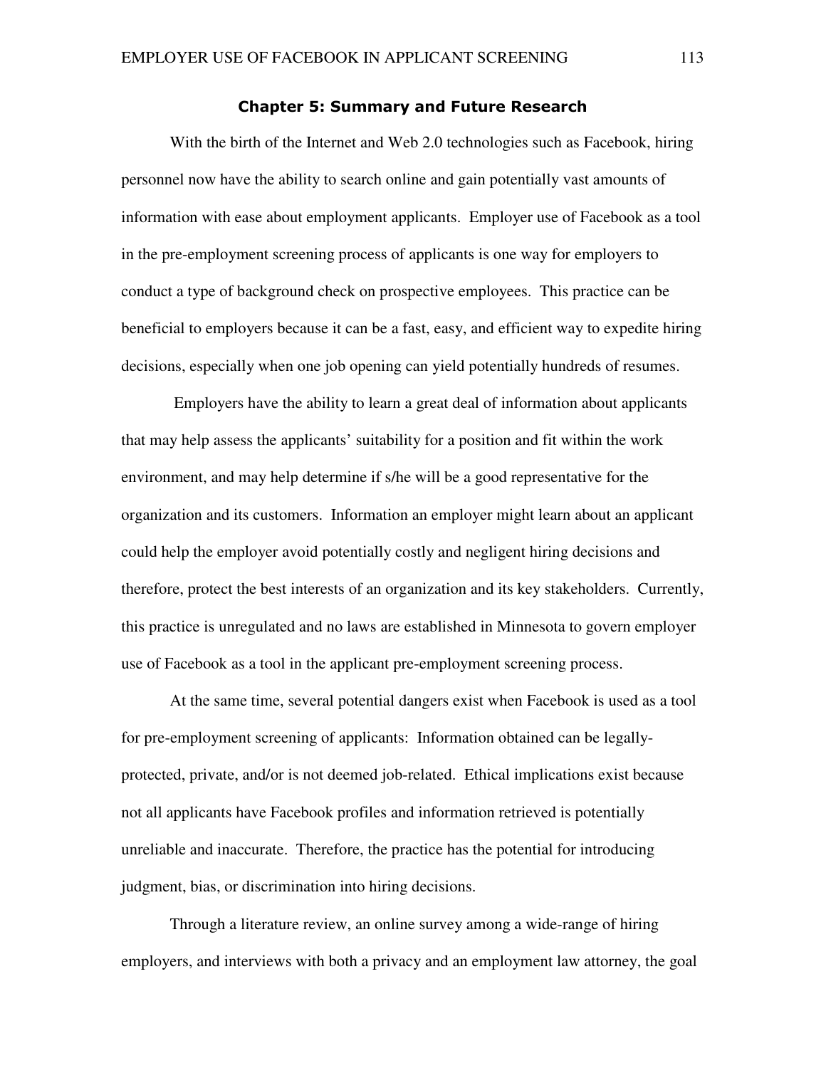# Chapter 5: Summary and Future Research

With the birth of the Internet and Web 2.0 technologies such as Facebook, hiring personnel now have the ability to search online and gain potentially vast amounts of information with ease about employment applicants. Employer use of Facebook as a tool in the pre-employment screening process of applicants is one way for employers to conduct a type of background check on prospective employees. This practice can be beneficial to employers because it can be a fast, easy, and efficient way to expedite hiring decisions, especially when one job opening can yield potentially hundreds of resumes.

Employers have the ability to learn a great deal of information about applicants that may help assess the applicants' suitability for a position and fit within the work environment, and may help determine if s/he will be a good representative for the organization and its customers. Information an employer might learn about an applicant could help the employer avoid potentially costly and negligent hiring decisions and therefore, protect the best interests of an organization and its key stakeholders. Currently, this practice is unregulated and no laws are established in Minnesota to govern employer use of Facebook as a tool in the applicant pre-employment screening process.

At the same time, several potential dangers exist when Facebook is used as a tool for pre-employment screening of applicants: Information obtained can be legally-protected, private, and/or is not deemed job-related. Ethical implications exist because not all applicants have Facebook profiles and information retrieved is potentially unreliable and inaccurate. Therefore, the practice has the potential for introducing judgment, bias, or discrimination into hiring decisions.

Through a literature review, an online survey among a wide-range of hiring employers, and interviews with both a privacy and an employment law attorney, the goal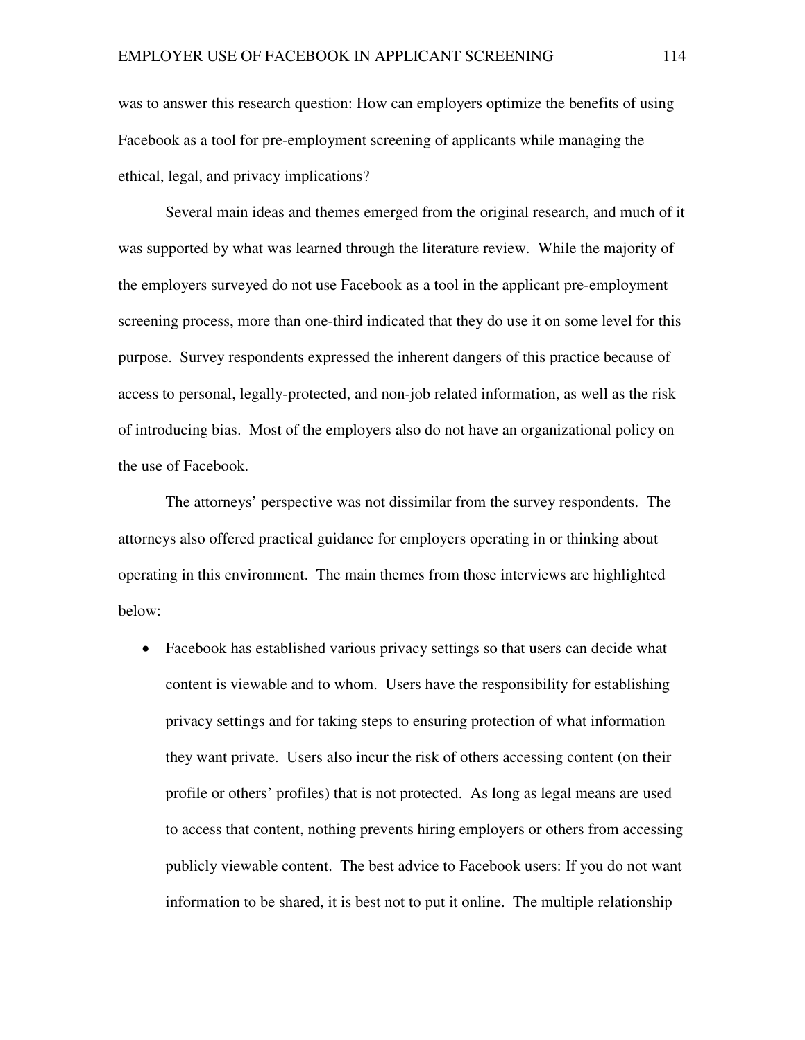was to answer this research question: How can employers optimize the benefits of using Facebook as a tool for pre-employment screening of applicants while managing the ethical, legal, and privacy implications?

Several main ideas and themes emerged from the original research, and much of it was supported by what was learned through the literature review. While the majority of the employers surveyed do not use Facebook as a tool in the applicant pre-employment screening process, more than one-third indicated that they do use it on some level for this purpose. Survey respondents expressed the inherent dangers of this practice because of access to personal, legally-protected, and non-job related information, as well as the risk of introducing bias. Most of the employers also do not have an organizational policy on the use of Facebook.

The attorneys' perspective was not dissimilar from the survey respondents. The attorneys also offered practical guidance for employers operating in or thinking about operating in this environment. The main themes from those interviews are highlighted below:

- Facebook has established various privacy settings so that users can decide what content is viewable and to whom. Users have the responsibility for establishing privacy settings and for taking steps to ensuring protection of what information they want private. Users also incur the risk of others accessing content (on their profile or others' profiles) that is not protected. As long as legal means are used to access that content, nothing prevents hiring employers or others from accessing publicly viewable content. The best advice to Facebook users: If you do not want information to be shared, it is best not to put it online. The multiple relationship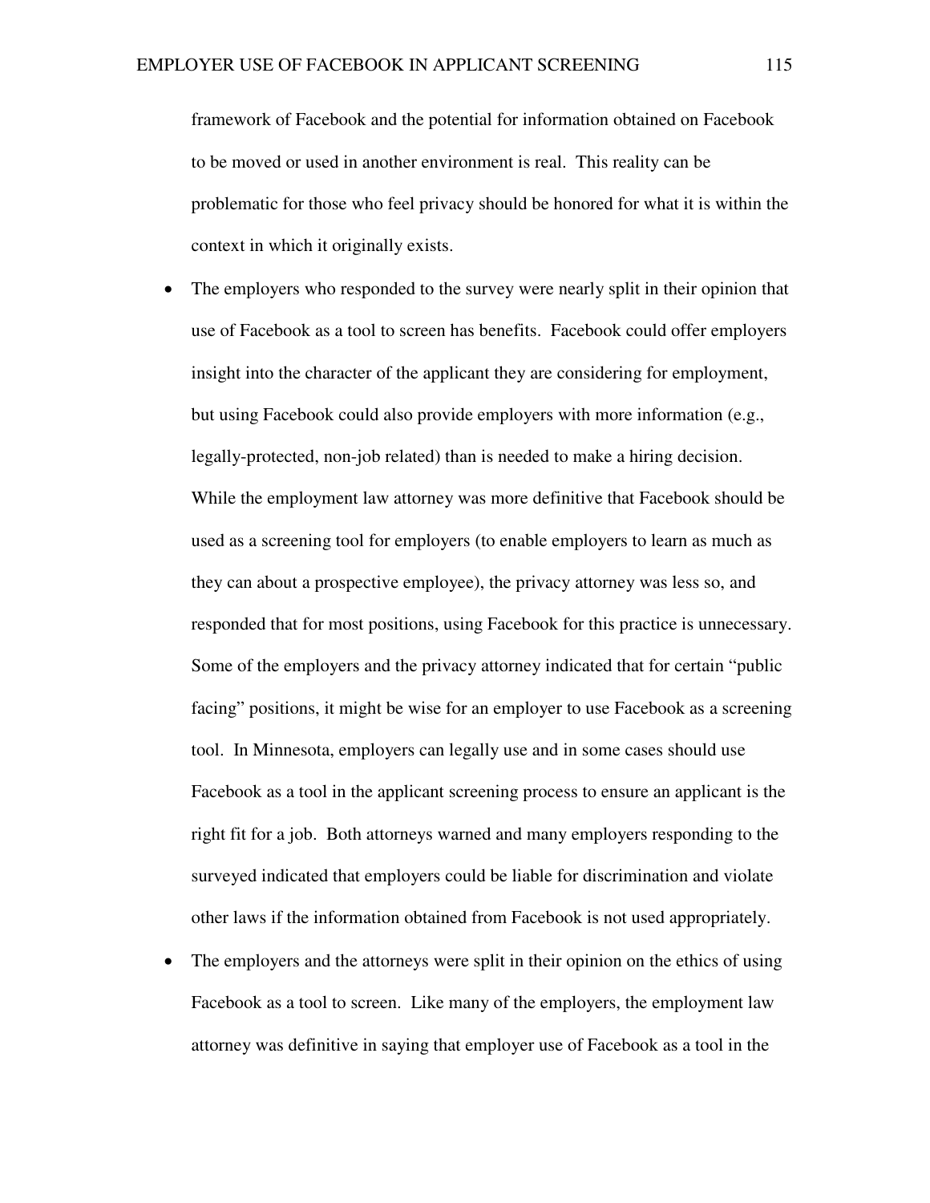framework of Facebook and the potential for information obtained on Facebook to be moved or used in another environment is real. This reality can be problematic for those who feel privacy should be honored for what it is within the context in which it originally exists.

- The employers who responded to the survey were nearly split in their opinion that use of Facebook as a tool to screen has benefits. Facebook could offer employers insight into the character of the applicant they are considering for employment, but using Facebook could also provide employers with more information (e.g., legally-protected, non-job related) than is needed to make a hiring decision. While the employment law attorney was more definitive that Facebook should be used as a screening tool for employers (to enable employers to learn as much as they can about a prospective employee), the privacy attorney was less so, and responded that for most positions, using Facebook for this practice is unnecessary. Some of the employers and the privacy attorney indicated that for certain "public facing" positions, it might be wise for an employer to use Facebook as a screening tool. In Minnesota, employers can legally use and in some cases should use Facebook as a tool in the applicant screening process to ensure an applicant is the right fit for a job. Both attorneys warned and many employers responding to the surveyed indicated that employers could be liable for discrimination and violate other laws if the information obtained from Facebook is not used appropriately.
- The employers and the attorneys were split in their opinion on the ethics of using Facebook as a tool to screen. Like many of the employers, the employment law attorney was definitive in saying that employer use of Facebook as a tool in the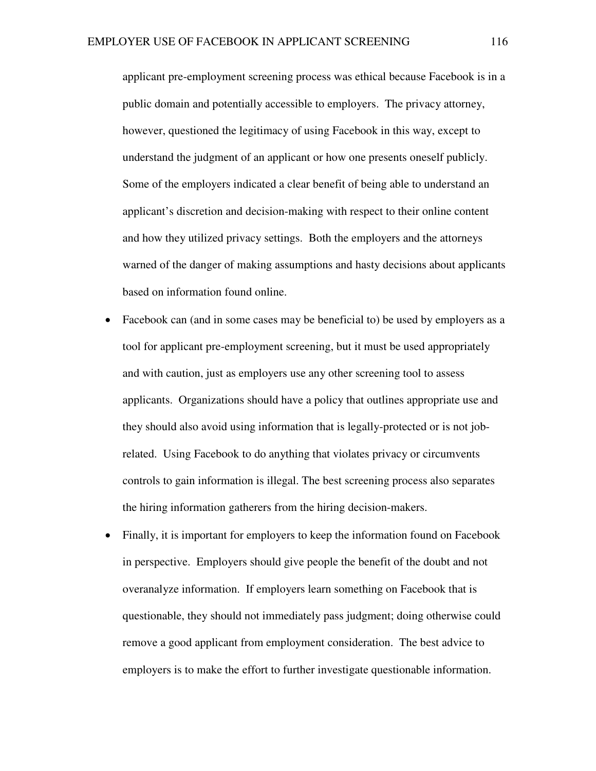applicant pre-employment screening process was ethical because Facebook is in a public domain and potentially accessible to employers. The privacy attorney, however, questioned the legitimacy of using Facebook in this way, except to understand the judgment of an applicant or how one presents oneself publicly. Some of the employers indicated a clear benefit of being able to understand an applicant's discretion and decision-making with respect to their online content and how they utilized privacy settings. Both the employers and the attorneys warned of the danger of making assumptions and hasty decisions about applicants based on information found online.

- Facebook can (and in some cases may be beneficial to) be used by employers as a tool for applicant pre-employment screening, but it must be used appropriately and with caution, just as employers use any other screening tool to assess applicants. Organizations should have a policy that outlines appropriate use and they should also avoid using information that is legally-protected or is not job-related. Using Facebook to do anything that violates privacy or circumvents controls to gain information is illegal. The best screening process also separates the hiring information gatherers from the hiring decision-makers.
- Finally, it is important for employers to keep the information found on Facebook in perspective. Employers should give people the benefit of the doubt and not overanalyze information. If employers learn something on Facebook that is questionable, they should not immediately pass judgment; doing otherwise could remove a good applicant from employment consideration. The best advice to employers is to make the effort to further investigate questionable information.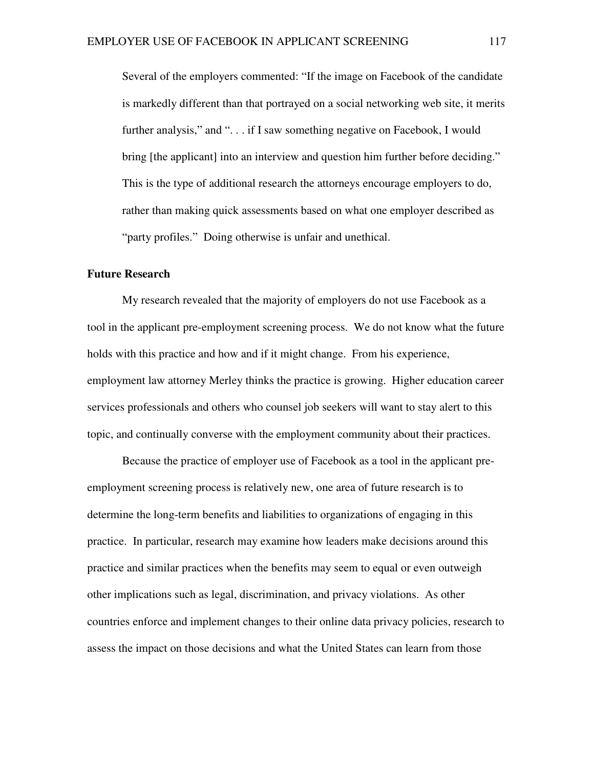Several of the employers commented: "If the image on Facebook of the candidate is markedly different than that portrayed on a social networking web site, it merits further analysis," and ". . . if I saw something negative on Facebook, I would bring [the applicant] into an interview and question him further before deciding." This is the type of additional research the attorneys encourage employers to do, rather than making quick assessments based on what one employer described as "party profiles." Doing otherwise is unfair and unethical.

**Future Research**

My research revealed that the majority of employers do not use Facebook as a tool in the applicant pre-employment screening process. We do not know what the future holds with this practice and how and if it might change. From his experience, employment law attorney Merley thinks the practice is growing. Higher education career services professionals and others who counsel job seekers will want to stay alert to this topic, and continually converse with the employment community about their practices.

Because the practice of employer use of Facebook as a tool in the applicant pre-employment screening process is relatively new, one area of future research is to determine the long-term benefits and liabilities to organizations of engaging in this practice. In particular, research may examine how leaders make decisions around this practice and similar practices when the benefits may seem to equal or even outweigh other implications such as legal, discrimination, and privacy violations. As other countries enforce and implement changes to their online data privacy policies, research to assess the impact on those decisions and what the United States can learn from those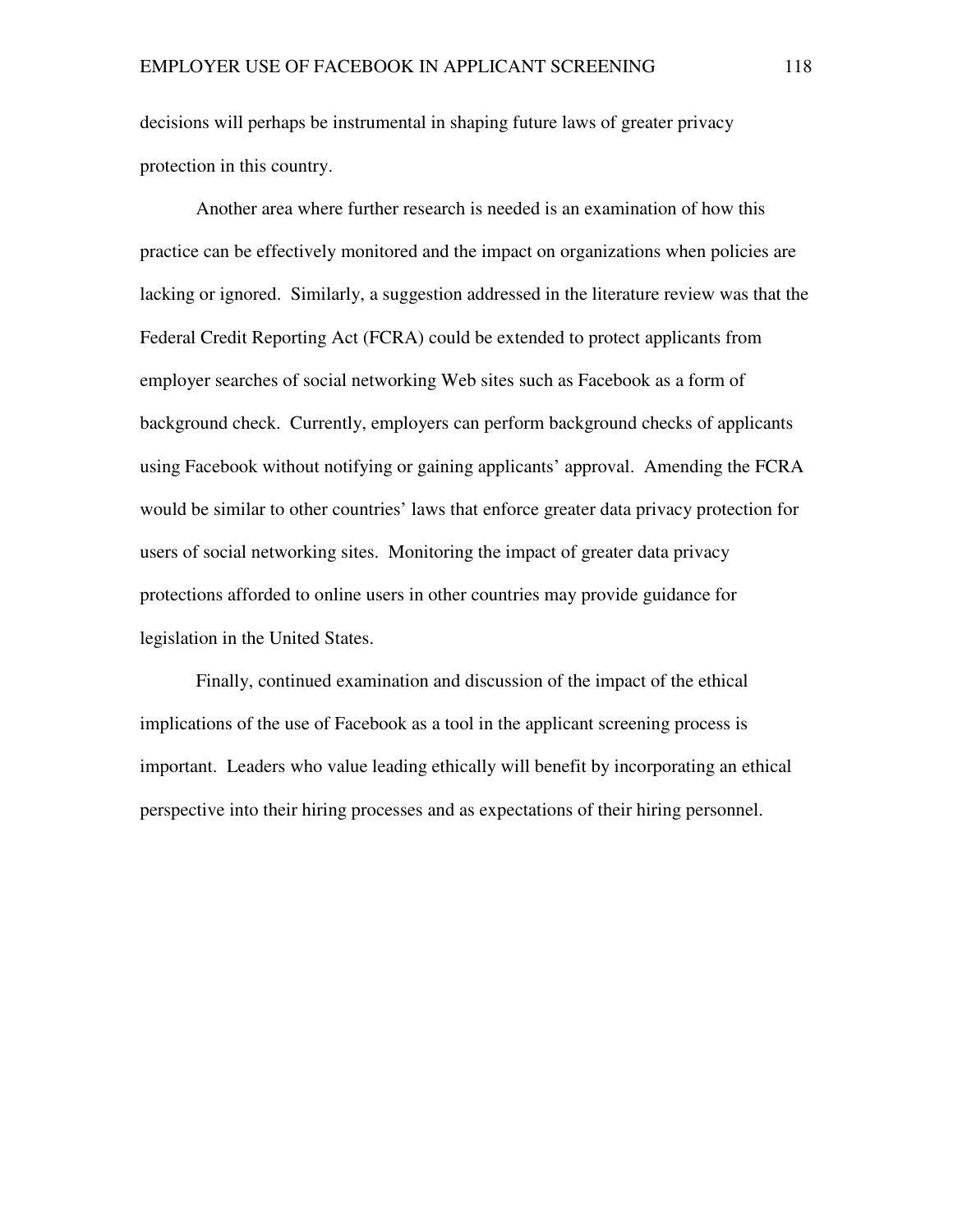decisions will perhaps be instrumental in shaping future laws of greater privacy protection in this country.

Another area where further research is needed is an examination of how this practice can be effectively monitored and the impact on organizations when policies are lacking or ignored. Similarly, a suggestion addressed in the literature review was that the Federal Credit Reporting Act (FCRA) could be extended to protect applicants from employer searches of social networking Web sites such as Facebook as a form of background check. Currently, employers can perform background checks of applicants using Facebook without notifying or gaining applicants' approval. Amending the FCRA would be similar to other countries' laws that enforce greater data privacy protection for users of social networking sites. Monitoring the impact of greater data privacy protections afforded to online users in other countries may provide guidance for legislation in the United States.

Finally, continued examination and discussion of the impact of the ethical implications of the use of Facebook as a tool in the applicant screening process is important. Leaders who value leading ethically will benefit by incorporating an ethical perspective into their hiring processes and as expectations of their hiring personnel.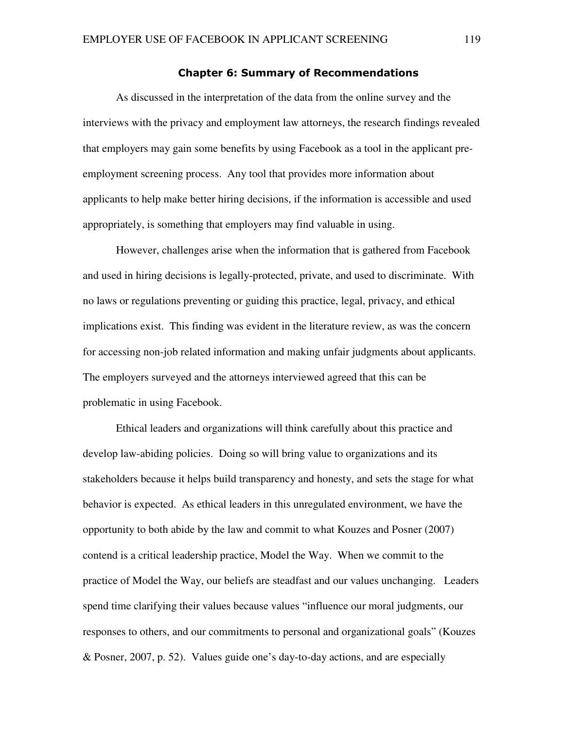# Chapter 6: Summary of Recommendations

As discussed in the interpretation of the data from the online survey and the interviews with the privacy and employment law attorneys, the research findings revealed that employers may gain some benefits by using Facebook as a tool in the applicant pre-employment screening process. Any tool that provides more information about applicants to help make better hiring decisions, if the information is accessible and used appropriately, is something that employers may find valuable in using.

However, challenges arise when the information that is gathered from Facebook and used in hiring decisions is legally-protected, private, and used to discriminate. With no laws or regulations preventing or guiding this practice, legal, privacy, and ethical implications exist. This finding was evident in the literature review, as was the concern for accessing non-job related information and making unfair judgments about applicants. The employers surveyed and the attorneys interviewed agreed that this can be problematic in using Facebook.

Ethical leaders and organizations will think carefully about this practice and develop law-abiding policies. Doing so will bring value to organizations and its stakeholders because it helps build transparency and honesty, and sets the stage for what behavior is expected. As ethical leaders in this unregulated environment, we have the opportunity to both abide by the law and commit to what Kouzes and Posner (2007) contend is a critical leadership practice, Model the Way. When we commit to the practice of Model the Way, our beliefs are steadfast and our values unchanging. Leaders spend time clarifying their values because values "influence our moral judgments, our responses to others, and our commitments to personal and organizational goals" (Kouzes & Posner, 2007, p. 52). Values guide one's day-to-day actions, and are especially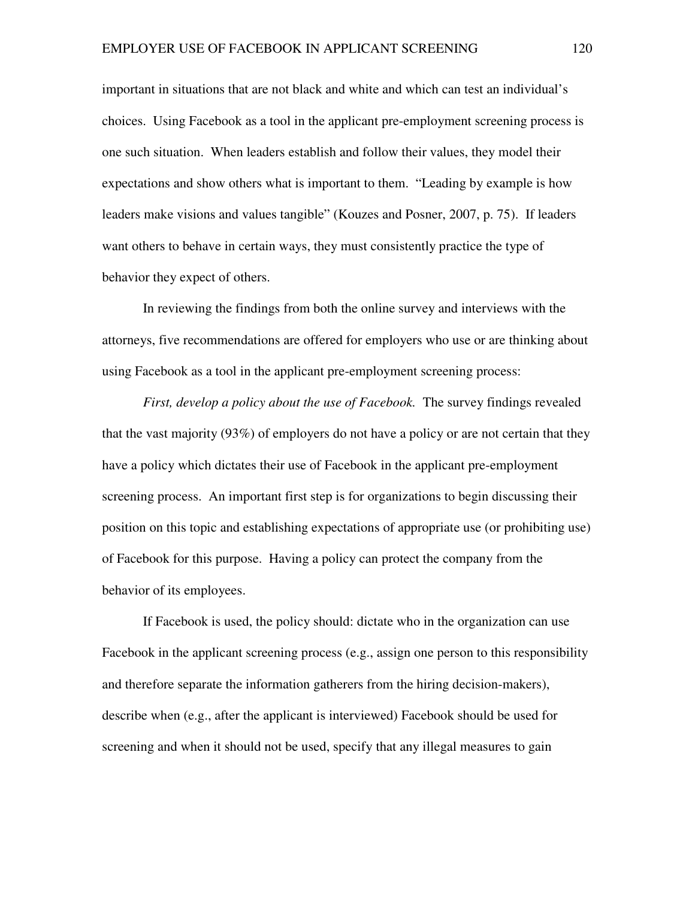important in situations that are not black and white and which can test an individual's choices. Using Facebook as a tool in the applicant pre-employment screening process is one such situation. When leaders establish and follow their values, they model their expectations and show others what is important to them. "Leading by example is how leaders make visions and values tangible" (Kouzes and Posner, 2007, p. 75). If leaders want others to behave in certain ways, they must consistently practice the type of behavior they expect of others.

In reviewing the findings from both the online survey and interviews with the attorneys, five recommendations are offered for employers who use or are thinking about using Facebook as a tool in the applicant pre-employment screening process:

*First, develop a policy about the use of Facebook.* The survey findings revealed that the vast majority (93%) of employers do not have a policy or are not certain that they have a policy which dictates their use of Facebook in the applicant pre-employment screening process. An important first step is for organizations to begin discussing their position on this topic and establishing expectations of appropriate use (or prohibiting use) of Facebook for this purpose. Having a policy can protect the company from the behavior of its employees.

If Facebook is used, the policy should: dictate who in the organization can use Facebook in the applicant screening process (e.g., assign one person to this responsibility and therefore separate the information gatherers from the hiring decision-makers), describe when (e.g., after the applicant is interviewed) Facebook should be used for screening and when it should not be used, specify that any illegal measures to gain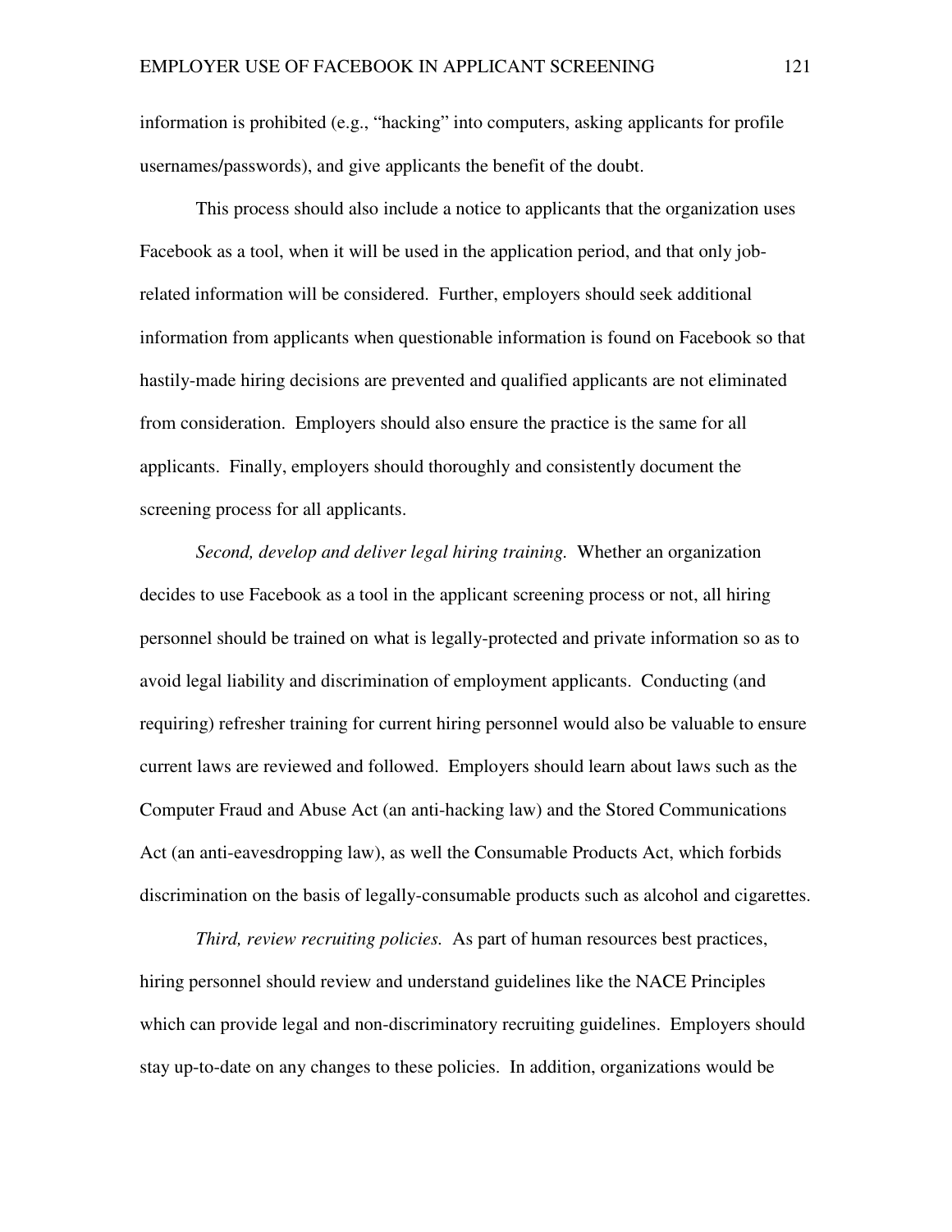information is prohibited (e.g., "hacking" into computers, asking applicants for profile usernames/passwords), and give applicants the benefit of the doubt.

This process should also include a notice to applicants that the organization uses Facebook as a tool, when it will be used in the application period, and that only job-related information will be considered. Further, employers should seek additional information from applicants when questionable information is found on Facebook so that hastily-made hiring decisions are prevented and qualified applicants are not eliminated from consideration. Employers should also ensure the practice is the same for all applicants. Finally, employers should thoroughly and consistently document the screening process for all applicants.

*Second, develop and deliver legal hiring training.* Whether an organization decides to use Facebook as a tool in the applicant screening process or not, all hiring personnel should be trained on what is legally-protected and private information so as to avoid legal liability and discrimination of employment applicants. Conducting (and requiring) refresher training for current hiring personnel would also be valuable to ensure current laws are reviewed and followed. Employers should learn about laws such as the Computer Fraud and Abuse Act (an anti-hacking law) and the Stored Communications Act (an anti-eavesdropping law), as well the Consumable Products Act, which forbids discrimination on the basis of legally-consumable products such as alcohol and cigarettes.

*Third, review recruiting policies.* As part of human resources best practices, hiring personnel should review and understand guidelines like the NACE Principles which can provide legal and non-discriminatory recruiting guidelines. Employers should stay up-to-date on any changes to these policies. In addition, organizations would be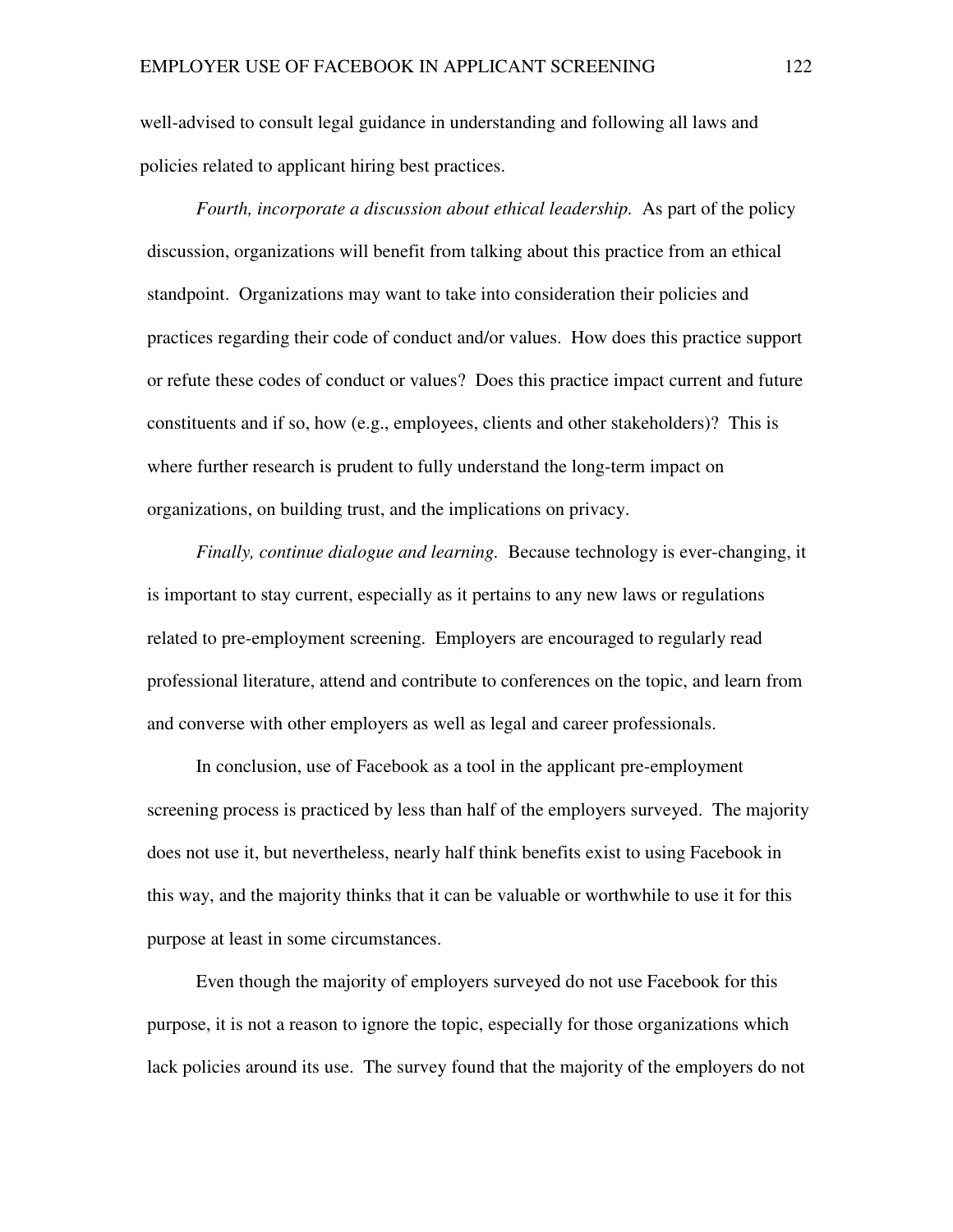well-advised to consult legal guidance in understanding and following all laws and policies related to applicant hiring best practices.

*Fourth, incorporate a discussion about ethical leadership.* As part of the policy discussion, organizations will benefit from talking about this practice from an ethical standpoint. Organizations may want to take into consideration their policies and practices regarding their code of conduct and/or values. How does this practice support or refute these codes of conduct or values? Does this practice impact current and future constituents and if so, how (e.g., employees, clients and other stakeholders)? This is where further research is prudent to fully understand the long-term impact on organizations, on building trust, and the implications on privacy.

*Finally, continue dialogue and learning.* Because technology is ever-changing, it is important to stay current, especially as it pertains to any new laws or regulations related to pre-employment screening. Employers are encouraged to regularly read professional literature, attend and contribute to conferences on the topic, and learn from and converse with other employers as well as legal and career professionals.

In conclusion, use of Facebook as a tool in the applicant pre-employment screening process is practiced by less than half of the employers surveyed. The majority does not use it, but nevertheless, nearly half think benefits exist to using Facebook in this way, and the majority thinks that it can be valuable or worthwhile to use it for this purpose at least in some circumstances.

Even though the majority of employers surveyed do not use Facebook for this purpose, it is not a reason to ignore the topic, especially for those organizations which lack policies around its use. The survey found that the majority of the employers do not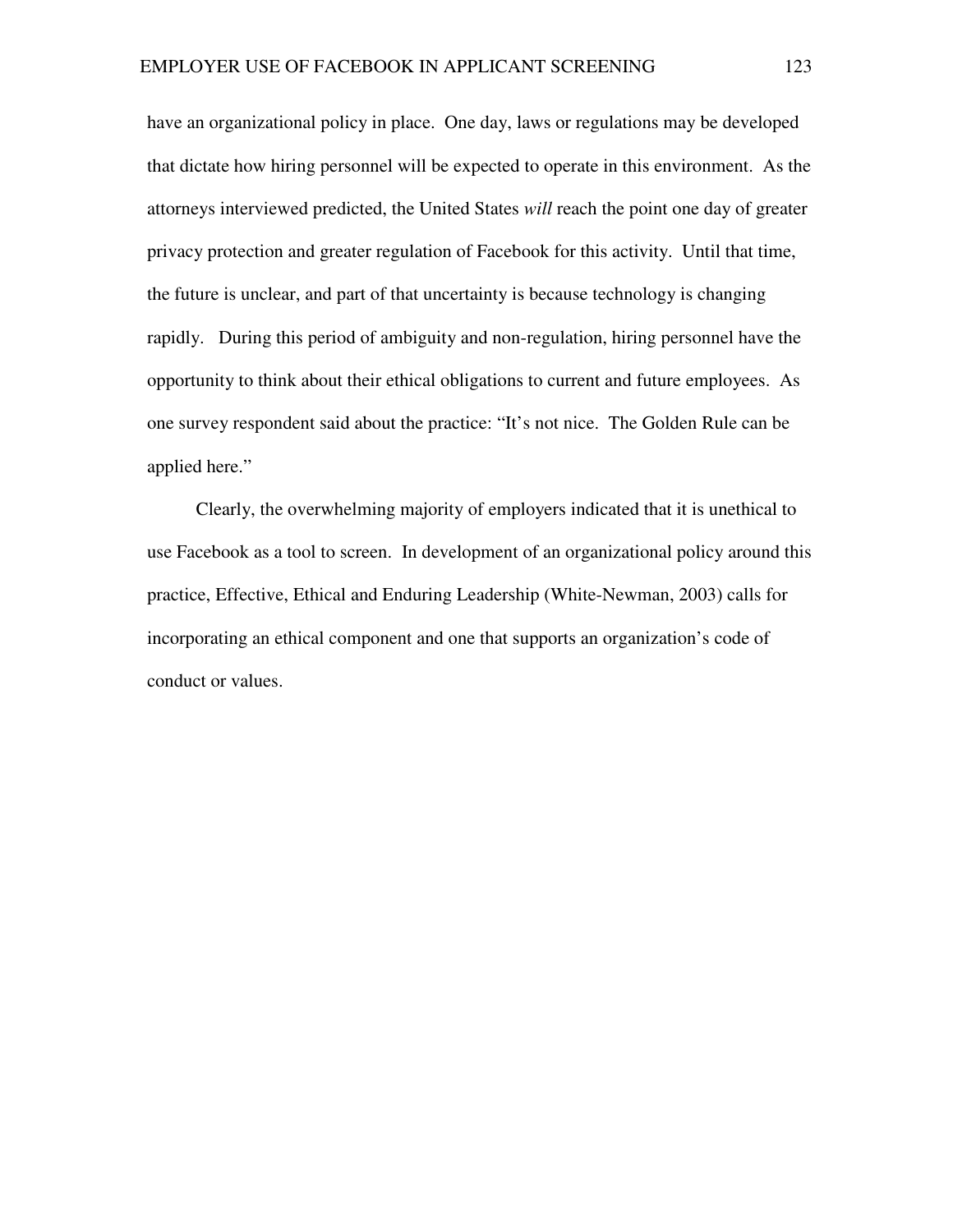have an organizational policy in place. One day, laws or regulations may be developed that dictate how hiring personnel will be expected to operate in this environment. As the attorneys interviewed predicted, the United States *will* reach the point one day of greater privacy protection and greater regulation of Facebook for this activity. Until that time, the future is unclear, and part of that uncertainty is because technology is changing rapidly. During this period of ambiguity and non-regulation, hiring personnel have the opportunity to think about their ethical obligations to current and future employees. As one survey respondent said about the practice: "It's not nice. The Golden Rule can be applied here."

Clearly, the overwhelming majority of employers indicated that it is unethical to use Facebook as a tool to screen. In development of an organizational policy around this practice, Effective, Ethical and Enduring Leadership (White-Newman, 2003) calls for incorporating an ethical component and one that supports an organization's code of conduct or values.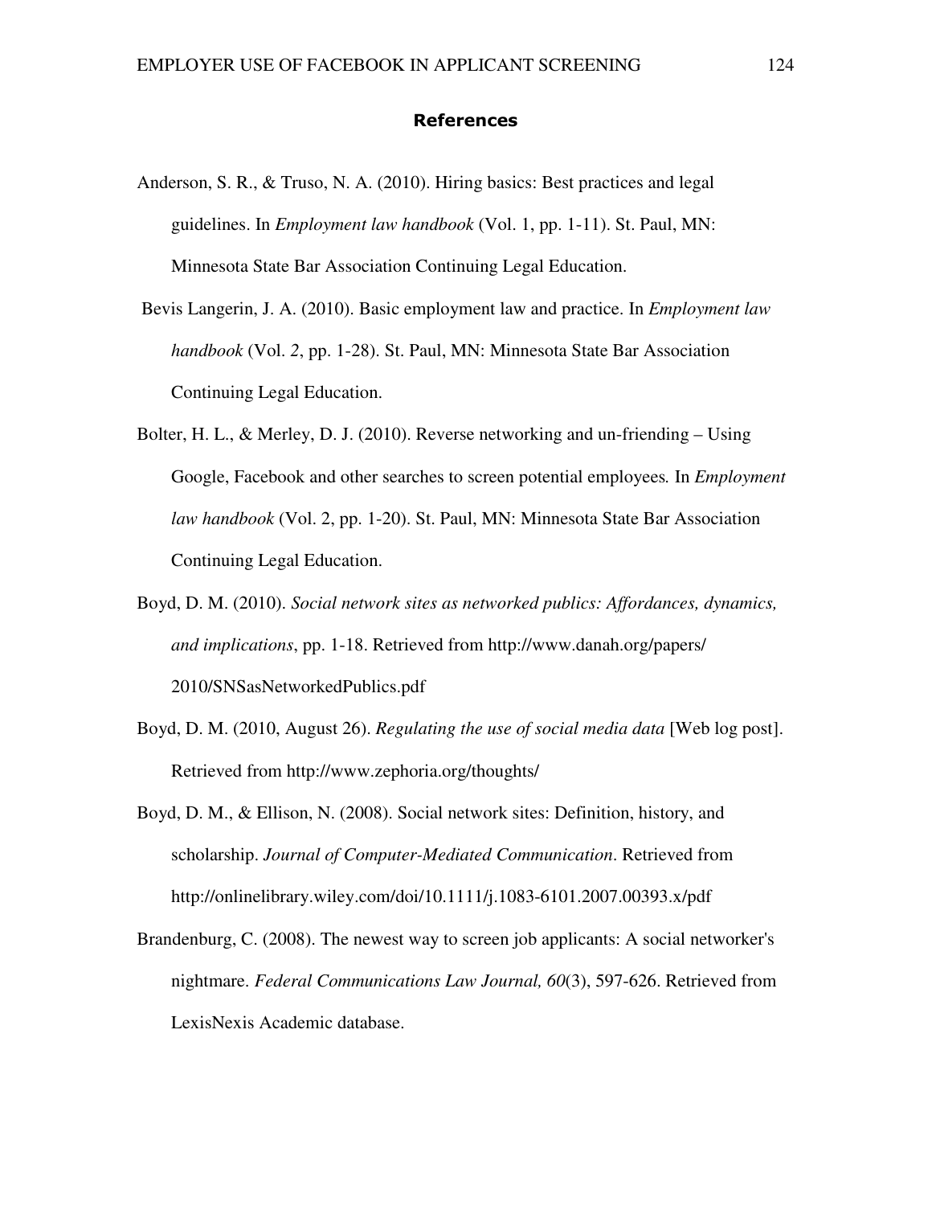# References

Anderson, S. R., & Truso, N. A. (2010). Hiring basics: Best practices and legal guidelines. In *Employment law handbook* (Vol. 1, pp. 1-11). St. Paul, MN: Minnesota State Bar Association Continuing Legal Education.

Bevis Langerin, J. A. (2010). Basic employment law and practice. In *Employment law handbook* (Vol. *2*, pp. 1-28). St. Paul, MN: Minnesota State Bar Association Continuing Legal Education.

Bolter, H. L., & Merley, D. J. (2010). Reverse networking and un-friending – Using Google, Facebook and other searches to screen potential employees*.* In *Employment law handbook* (Vol. 2, pp. 1-20). St. Paul, MN: Minnesota State Bar Association Continuing Legal Education.

Boyd, D. M. (2010). *Social network sites as networked publics: Affordances, dynamics, and implications*, pp. 1-18. Retrieved from http://www.danah.org/papers/2010/SNSasNetworkedPublics.pdf

Boyd, D. M. (2010, August 26). *Regulating the use of social media data* [Web log post]. Retrieved from http://www.zephoria.org/thoughts/

Boyd, D. M., & Ellison, N. (2008). Social network sites: Definition, history, and scholarship. *Journal of Computer-Mediated Communication*. Retrieved from http://onlinelibrary.wiley.com/doi/10.1111/j.1083-6101.2007.00393.x/pdf

Brandenburg, C. (2008). The newest way to screen job applicants: A social networker's nightmare. *Federal Communications Law Journal, 60*(3), 597-626. Retrieved from LexisNexis Academic database.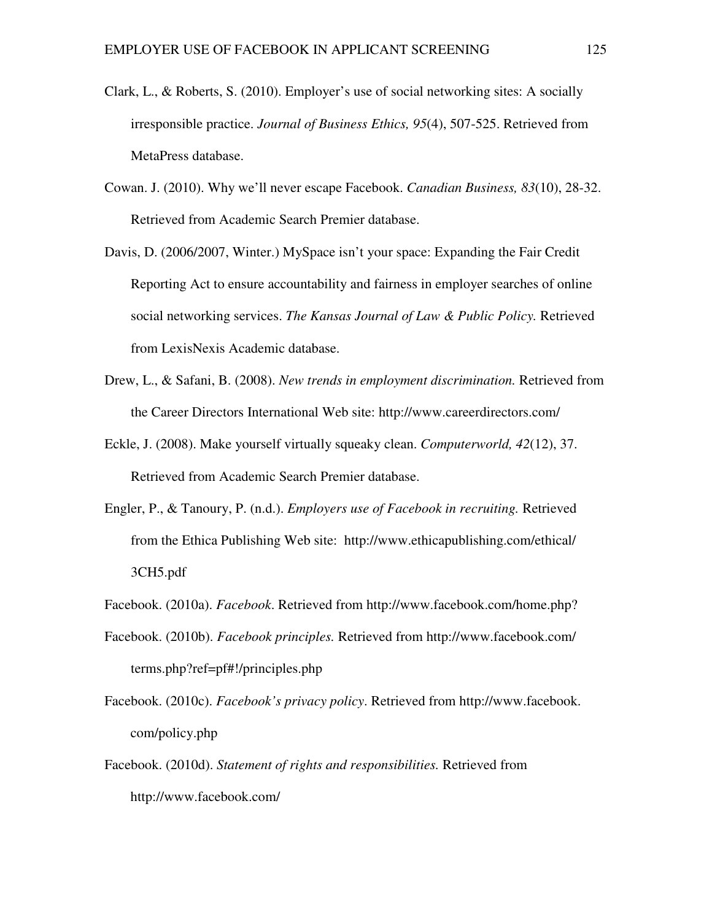Clark, L., & Roberts, S. (2010). Employer's use of social networking sites: A socially irresponsible practice. *Journal of Business Ethics, 95*(4), 507-525. Retrieved from MetaPress database.

Cowan. J. (2010). Why we'll never escape Facebook. *Canadian Business, 83*(10), 28-32. Retrieved from Academic Search Premier database.

Davis, D. (2006/2007, Winter.) MySpace isn't your space: Expanding the Fair Credit Reporting Act to ensure accountability and fairness in employer searches of online social networking services. *The Kansas Journal of Law & Public Policy.* Retrieved from LexisNexis Academic database.

Drew, L., & Safani, B. (2008). *New trends in employment discrimination.* Retrieved from the Career Directors International Web site: http://www.careerdirectors.com/

Eckle, J. (2008). Make yourself virtually squeaky clean. *Computerworld, 42*(12), 37. Retrieved from Academic Search Premier database.

Engler, P., & Tanoury, P. (n.d.). *Employers use of Facebook in recruiting.* Retrieved from the Ethica Publishing Web site: http://www.ethicapublishing.com/ethical/ 3CH5.pdf

Facebook. (2010a). *Facebook*. Retrieved from http://www.facebook.com/home.php?

Facebook. (2010b). *Facebook principles.* Retrieved from http://www.facebook.com/ terms.php?ref=pf#!/principles.php

Facebook. (2010c). *Facebook's privacy policy*. Retrieved from http://www.facebook. com/policy.php

Facebook. (2010d). *Statement of rights and responsibilities.* Retrieved from http://www.facebook.com/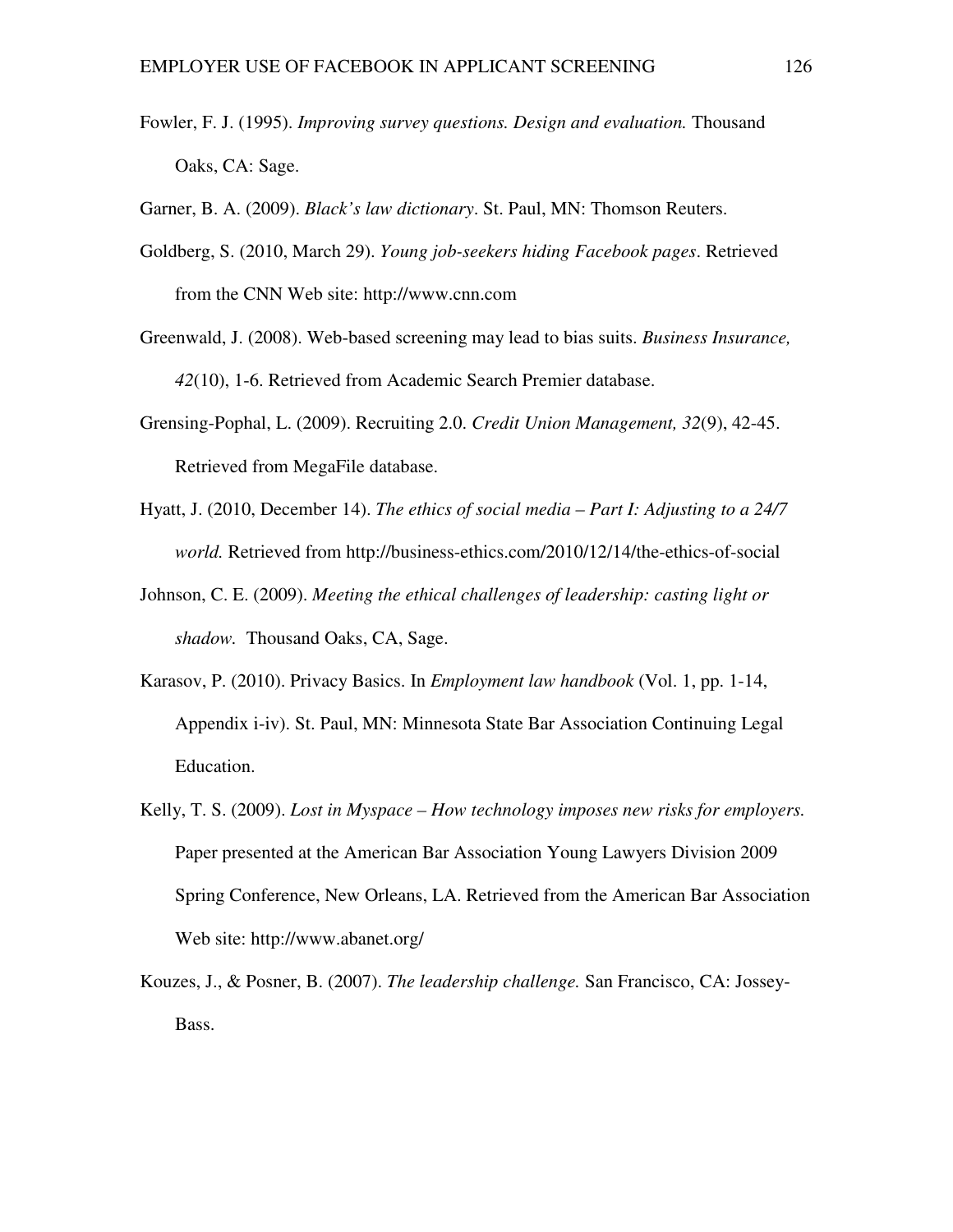Fowler, F. J. (1995). *Improving survey questions. Design and evaluation.* Thousand Oaks, CA: Sage.

Garner, B. A. (2009). *Black's law dictionary*. St. Paul, MN: Thomson Reuters.

Goldberg, S. (2010, March 29). *Young job-seekers hiding Facebook pages*. Retrieved from the CNN Web site: http://www.cnn.com

Greenwald, J. (2008). Web-based screening may lead to bias suits. *Business Insurance, 42*(10), 1-6. Retrieved from Academic Search Premier database.

Grensing-Pophal, L. (2009). Recruiting 2.0. *Credit Union Management, 32*(9), 42-45. Retrieved from MegaFile database.

Hyatt, J. (2010, December 14). *The ethics of social media – Part I: Adjusting to a 24/7 world.* Retrieved from http://business-ethics.com/2010/12/14/the-ethics-of-social

Johnson, C. E. (2009). *Meeting the ethical challenges of leadership: casting light or shadow.* Thousand Oaks, CA, Sage.

Karasov, P. (2010). Privacy Basics. In *Employment law handbook* (Vol. 1, pp. 1-14, Appendix i-iv). St. Paul, MN: Minnesota State Bar Association Continuing Legal Education.

Kelly, T. S. (2009). *Lost in Myspace – How technology imposes new risks for employers.* Paper presented at the American Bar Association Young Lawyers Division 2009 Spring Conference, New Orleans, LA. Retrieved from the American Bar Association Web site: http://www.abanet.org/

Kouzes, J., & Posner, B. (2007). *The leadership challenge.* San Francisco, CA: Jossey-Bass.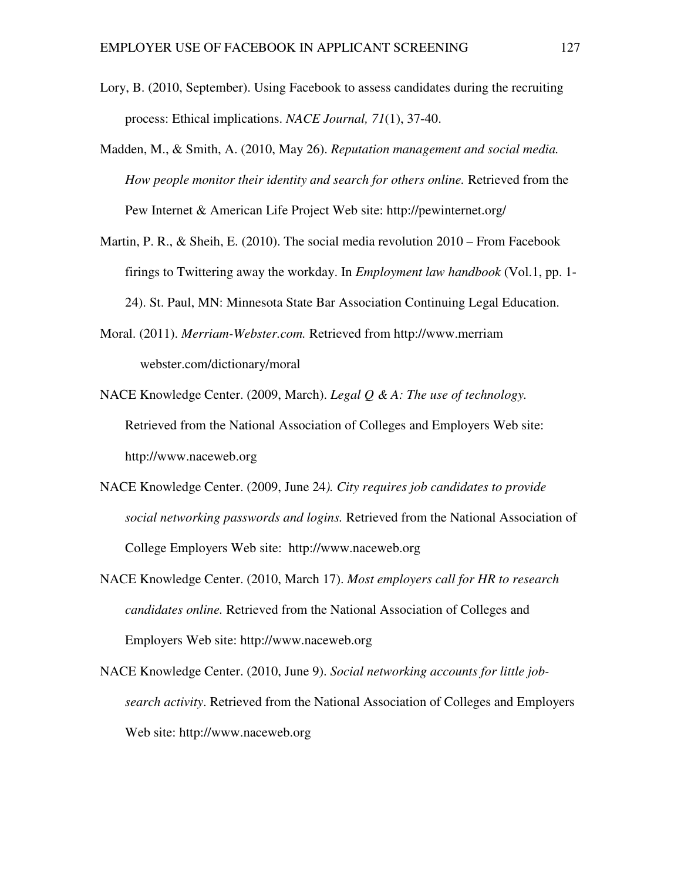Lory, B. (2010, September). Using Facebook to assess candidates during the recruiting process: Ethical implications. *NACE Journal, 71*(1), 37-40.

Madden, M., & Smith, A. (2010, May 26). *Reputation management and social media. How people monitor their identity and search for others online.* Retrieved from the Pew Internet & American Life Project Web site: http://pewinternet.org/

Martin, P. R., & Sheih, E. (2010). The social media revolution 2010 – From Facebook firings to Twittering away the workday. In *Employment law handbook* (Vol.1, pp. 1-24). St. Paul, MN: Minnesota State Bar Association Continuing Legal Education.

Moral. (2011). *Merriam-Webster.com.* Retrieved from http://www.merriam webster.com/dictionary/moral

NACE Knowledge Center. (2009, March). *Legal Q & A: The use of technology.* Retrieved from the National Association of Colleges and Employers Web site: http://www.naceweb.org

NACE Knowledge Center. (2009, June 24*). City requires job candidates to provide social networking passwords and logins.* Retrieved from the National Association of College Employers Web site: http://www.naceweb.org

NACE Knowledge Center. (2010, March 17). *Most employers call for HR to research candidates online.* Retrieved from the National Association of Colleges and Employers Web site: http://www.naceweb.org

NACE Knowledge Center. (2010, June 9). *Social networking accounts for little job-search activity*. Retrieved from the National Association of Colleges and Employers Web site: http://www.naceweb.org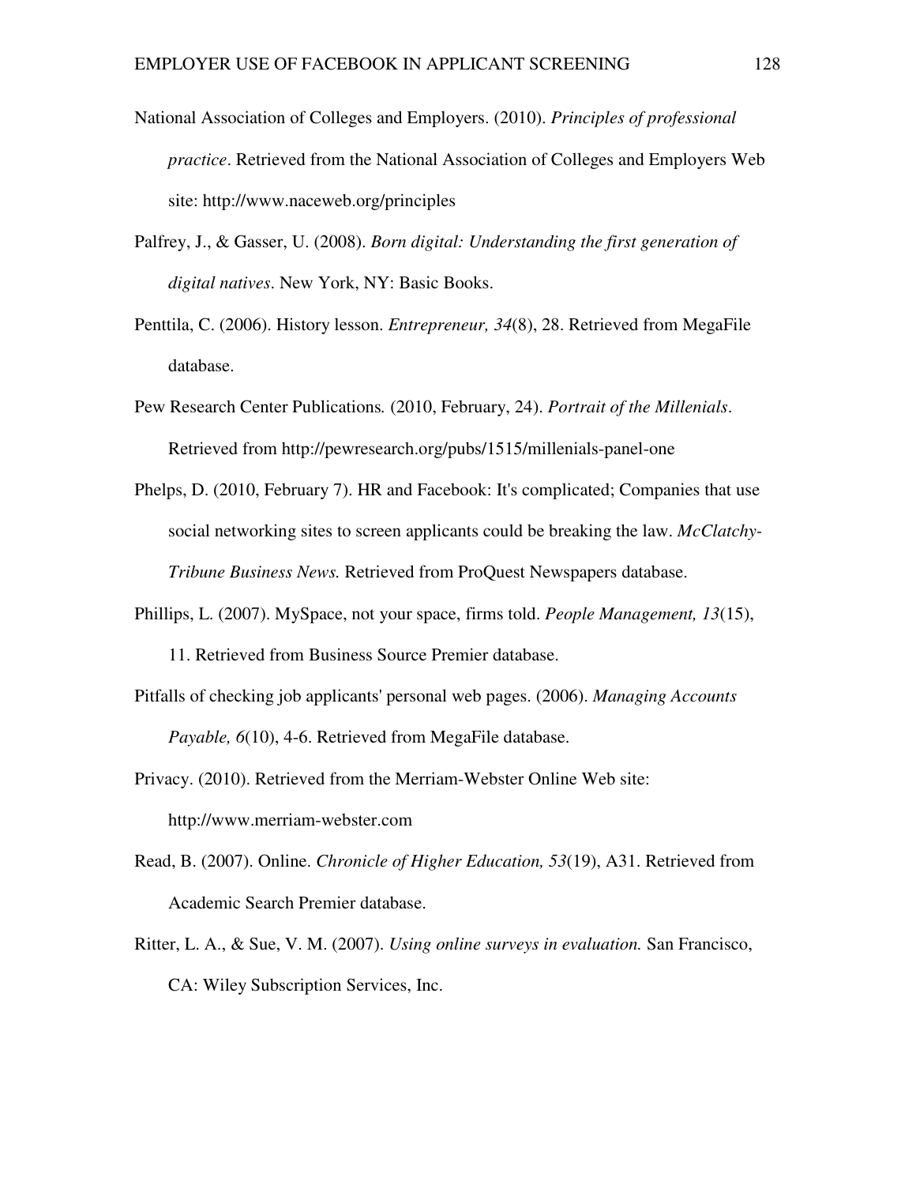National Association of Colleges and Employers. (2010). *Principles of professional practice*. Retrieved from the National Association of Colleges and Employers Web site: http://www.naceweb.org/principles

Palfrey, J., & Gasser, U. (2008). *Born digital: Understanding the first generation of digital natives*. New York, NY: Basic Books.

Penttila, C. (2006). History lesson. *Entrepreneur, 34*(8), 28. Retrieved from MegaFile database.

Pew Research Center Publications*.* (2010, February, 24). *Portrait of the Millenials*. Retrieved from http://pewresearch.org/pubs/1515/millenials-panel-one

Phelps, D. (2010, February 7). HR and Facebook: It's complicated; Companies that use social networking sites to screen applicants could be breaking the law. *McClatchy-Tribune Business News.* Retrieved from ProQuest Newspapers database.

Phillips, L. (2007). MySpace, not your space, firms told. *People Management, 13*(15), 11. Retrieved from Business Source Premier database.

Pitfalls of checking job applicants' personal web pages. (2006). *Managing Accounts Payable, 6*(10), 4-6. Retrieved from MegaFile database.

Privacy. (2010). Retrieved from the Merriam-Webster Online Web site: http://www.merriam-webster.com

Read, B. (2007). Online. *Chronicle of Higher Education, 53*(19), A31. Retrieved from Academic Search Premier database.

Ritter, L. A., & Sue, V. M. (2007). *Using online surveys in evaluation.* San Francisco, CA: Wiley Subscription Services, Inc.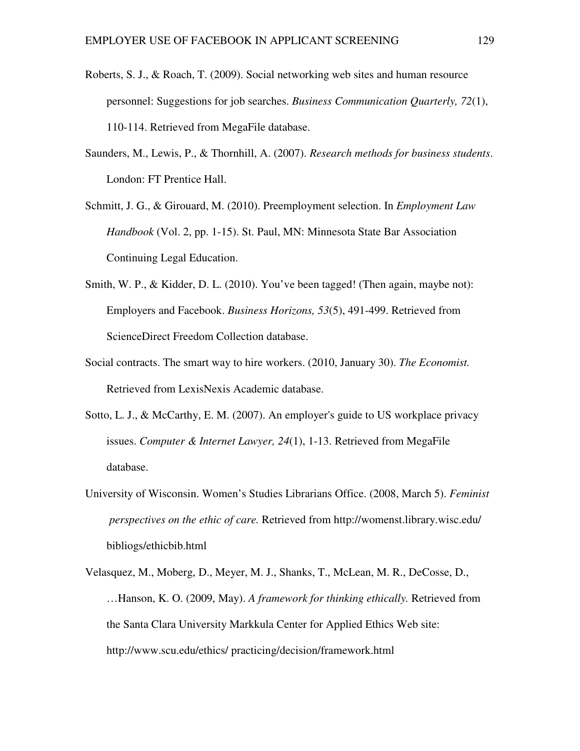Roberts, S. J., & Roach, T. (2009). Social networking web sites and human resource personnel: Suggestions for job searches. *Business Communication Quarterly, 72*(1), 110-114. Retrieved from MegaFile database.

Saunders, M., Lewis, P., & Thornhill, A. (2007). *Research methods for business students*. London: FT Prentice Hall.

Schmitt, J. G., & Girouard, M. (2010). Preemployment selection. In *Employment Law Handbook* (Vol. 2, pp. 1-15). St. Paul, MN: Minnesota State Bar Association Continuing Legal Education.

Smith, W. P., & Kidder, D. L. (2010). You've been tagged! (Then again, maybe not): Employers and Facebook. *Business Horizons, 53*(5), 491-499. Retrieved from ScienceDirect Freedom Collection database.

Social contracts. The smart way to hire workers. (2010, January 30). *The Economist.* Retrieved from LexisNexis Academic database.

Sotto, L. J., & McCarthy, E. M. (2007). An employer's guide to US workplace privacy issues. *Computer & Internet Lawyer, 24*(1), 1-13. Retrieved from MegaFile database.

University of Wisconsin. Women's Studies Librarians Office. (2008, March 5). *Feminist perspectives on the ethic of care.* Retrieved from http://womenst.library.wisc.edu/ bibliogs/ethicbib.html

Velasquez, M., Moberg, D., Meyer, M. J., Shanks, T., McLean, M. R., DeCosse, D., …Hanson, K. O. (2009, May). *A framework for thinking ethically.* Retrieved from the Santa Clara University Markkula Center for Applied Ethics Web site: http://www.scu.edu/ethics/ practicing/decision/framework.html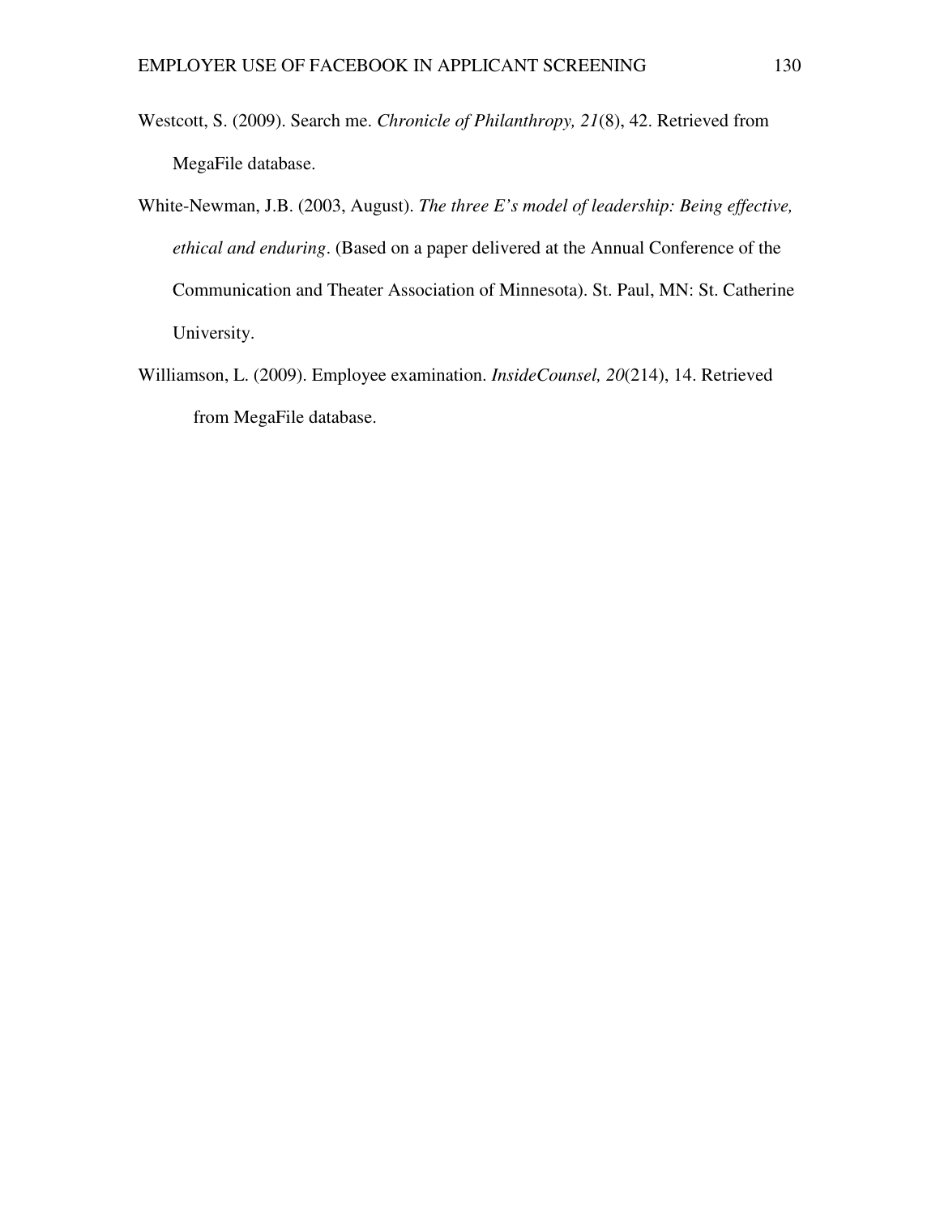Westcott, S. (2009). Search me. *Chronicle of Philanthropy, 21*(8), 42. Retrieved from MegaFile database.

White-Newman, J.B. (2003, August). *The three E's model of leadership: Being effective, ethical and enduring*. (Based on a paper delivered at the Annual Conference of the Communication and Theater Association of Minnesota). St. Paul, MN: St. Catherine University.

Williamson, L. (2009). Employee examination. *InsideCounsel, 20*(214), 14. Retrieved from MegaFile database.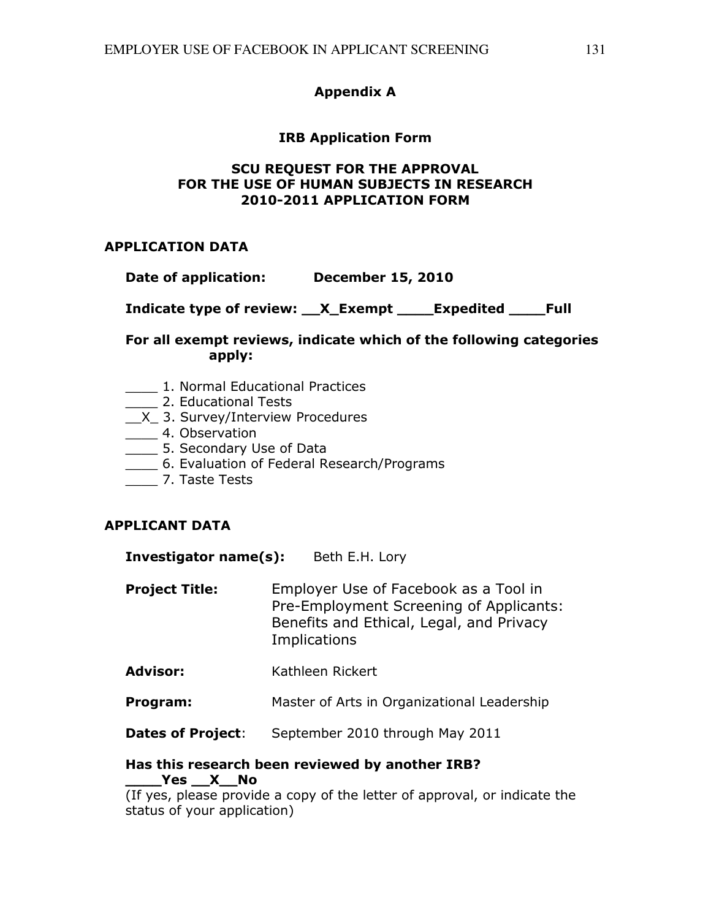# Appendix A

## IRB Application Form

### SCU REQUEST FOR THE APPROVAL FOR THE USE OF HUMAN SUBJECTS IN RESEARCH 2010-2011 APPLICATION FORM

**APPLICATION DATA**

**Date of application:** **December 15, 2010**

**Indicate type of review: __X_Exempt ____Expedited ____Full**

**For all exempt reviews, indicate which of the following categories apply:**

____ 1. Normal Educational Practices
____ 2. Educational Tests
__X_ 3. Survey/Interview Procedures
____ 4. Observation
____ 5. Secondary Use of Data
____ 6. Evaluation of Federal Research/Programs
____ 7. Taste Tests

**APPLICANT DATA**

**Investigator name(s):** Beth E.H. Lory

**Project Title:** Employer Use of Facebook as a Tool in Pre-Employment Screening of Applicants: Benefits and Ethical, Legal, and Privacy Implications

**Advisor:** Kathleen Rickert

**Program:** Master of Arts in Organizational Leadership

**Dates of Project:** September 2010 through May 2011

**Has this research been reviewed by another IRB?**
**____Yes __X__No**
(If yes, please provide a copy of the letter of approval, or indicate the status of your application)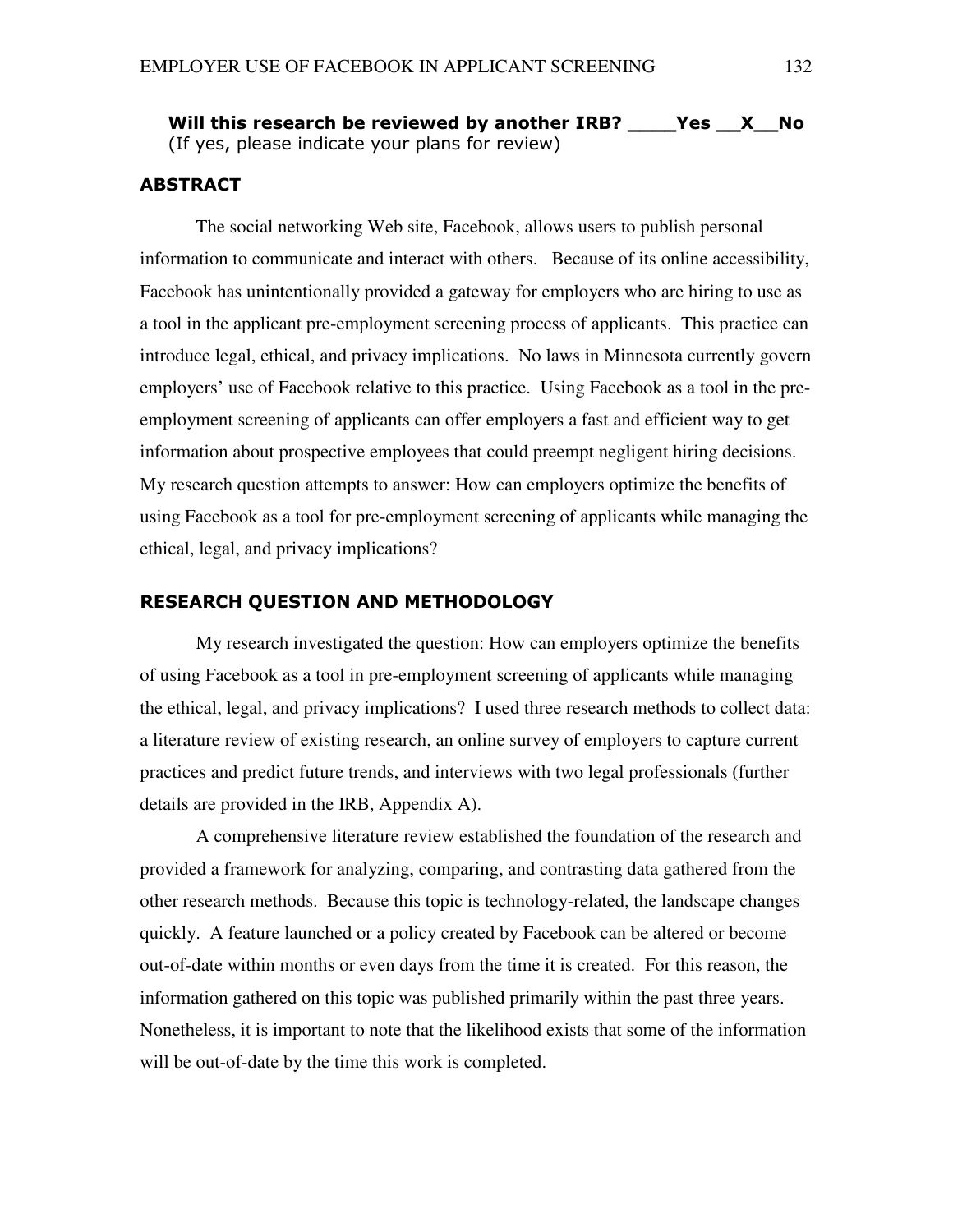**Will this research be reviewed by another IRB? ____Yes __X__No**
(If yes, please indicate your plans for review)

## ABSTRACT

The social networking Web site, Facebook, allows users to publish personal information to communicate and interact with others. Because of its online accessibility, Facebook has unintentionally provided a gateway for employers who are hiring to use as a tool in the applicant pre-employment screening process of applicants. This practice can introduce legal, ethical, and privacy implications. No laws in Minnesota currently govern employers' use of Facebook relative to this practice. Using Facebook as a tool in the pre-employment screening of applicants can offer employers a fast and efficient way to get information about prospective employees that could preempt negligent hiring decisions. My research question attempts to answer: How can employers optimize the benefits of using Facebook as a tool for pre-employment screening of applicants while managing the ethical, legal, and privacy implications?

## RESEARCH QUESTION AND METHODOLOGY

My research investigated the question: How can employers optimize the benefits of using Facebook as a tool in pre-employment screening of applicants while managing the ethical, legal, and privacy implications? I used three research methods to collect data: a literature review of existing research, an online survey of employers to capture current practices and predict future trends, and interviews with two legal professionals (further details are provided in the IRB, Appendix A).

A comprehensive literature review established the foundation of the research and provided a framework for analyzing, comparing, and contrasting data gathered from the other research methods. Because this topic is technology-related, the landscape changes quickly. A feature launched or a policy created by Facebook can be altered or become out-of-date within months or even days from the time it is created. For this reason, the information gathered on this topic was published primarily within the past three years. Nonetheless, it is important to note that the likelihood exists that some of the information will be out-of-date by the time this work is completed.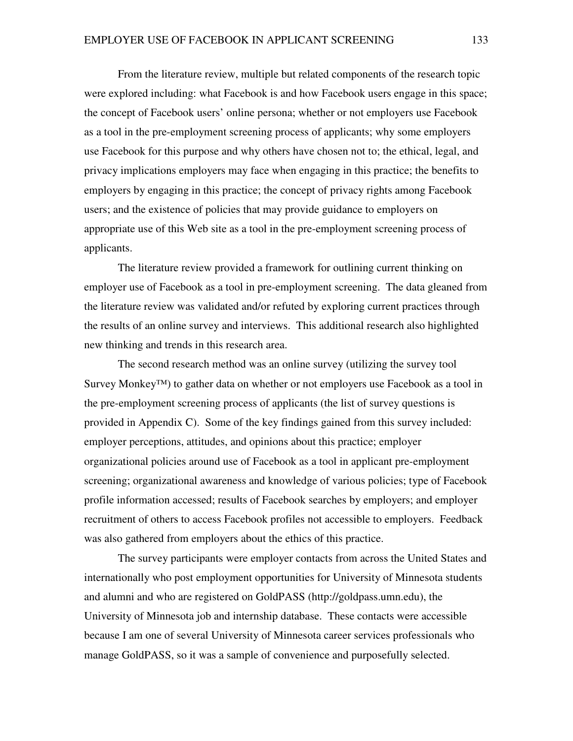From the literature review, multiple but related components of the research topic were explored including: what Facebook is and how Facebook users engage in this space; the concept of Facebook users' online persona; whether or not employers use Facebook as a tool in the pre-employment screening process of applicants; why some employers use Facebook for this purpose and why others have chosen not to; the ethical, legal, and privacy implications employers may face when engaging in this practice; the benefits to employers by engaging in this practice; the concept of privacy rights among Facebook users; and the existence of policies that may provide guidance to employers on appropriate use of this Web site as a tool in the pre-employment screening process of applicants.

The literature review provided a framework for outlining current thinking on employer use of Facebook as a tool in pre-employment screening. The data gleaned from the literature review was validated and/or refuted by exploring current practices through the results of an online survey and interviews. This additional research also highlighted new thinking and trends in this research area.

The second research method was an online survey (utilizing the survey tool Survey Monkey™) to gather data on whether or not employers use Facebook as a tool in the pre-employment screening process of applicants (the list of survey questions is provided in Appendix C). Some of the key findings gained from this survey included: employer perceptions, attitudes, and opinions about this practice; employer organizational policies around use of Facebook as a tool in applicant pre-employment screening; organizational awareness and knowledge of various policies; type of Facebook profile information accessed; results of Facebook searches by employers; and employer recruitment of others to access Facebook profiles not accessible to employers. Feedback was also gathered from employers about the ethics of this practice.

The survey participants were employer contacts from across the United States and internationally who post employment opportunities for University of Minnesota students and alumni and who are registered on GoldPASS (http://goldpass.umn.edu), the University of Minnesota job and internship database. These contacts were accessible because I am one of several University of Minnesota career services professionals who manage GoldPASS, so it was a sample of convenience and purposefully selected.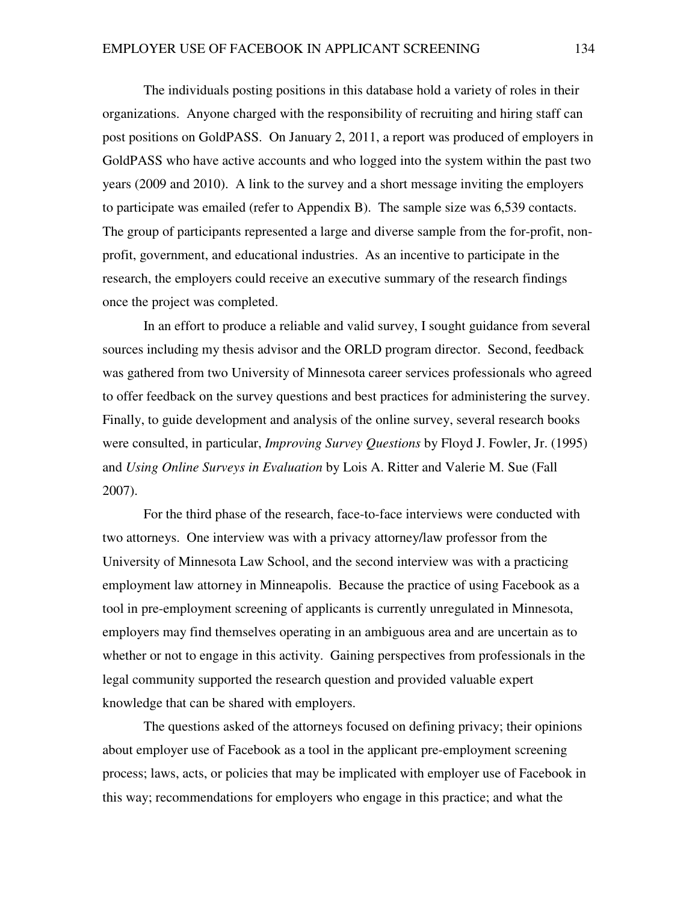The individuals posting positions in this database hold a variety of roles in their organizations. Anyone charged with the responsibility of recruiting and hiring staff can post positions on GoldPASS. On January 2, 2011, a report was produced of employers in GoldPASS who have active accounts and who logged into the system within the past two years (2009 and 2010). A link to the survey and a short message inviting the employers to participate was emailed (refer to Appendix B). The sample size was 6,539 contacts. The group of participants represented a large and diverse sample from the for-profit, non-profit, government, and educational industries. As an incentive to participate in the research, the employers could receive an executive summary of the research findings once the project was completed.

In an effort to produce a reliable and valid survey, I sought guidance from several sources including my thesis advisor and the ORLD program director. Second, feedback was gathered from two University of Minnesota career services professionals who agreed to offer feedback on the survey questions and best practices for administering the survey. Finally, to guide development and analysis of the online survey, several research books were consulted, in particular, *Improving Survey Questions* by Floyd J. Fowler, Jr. (1995) and *Using Online Surveys in Evaluation* by Lois A. Ritter and Valerie M. Sue (Fall 2007).

For the third phase of the research, face-to-face interviews were conducted with two attorneys. One interview was with a privacy attorney/law professor from the University of Minnesota Law School, and the second interview was with a practicing employment law attorney in Minneapolis. Because the practice of using Facebook as a tool in pre-employment screening of applicants is currently unregulated in Minnesota, employers may find themselves operating in an ambiguous area and are uncertain as to whether or not to engage in this activity. Gaining perspectives from professionals in the legal community supported the research question and provided valuable expert knowledge that can be shared with employers.

The questions asked of the attorneys focused on defining privacy; their opinions about employer use of Facebook as a tool in the applicant pre-employment screening process; laws, acts, or policies that may be implicated with employer use of Facebook in this way; recommendations for employers who engage in this practice; and what the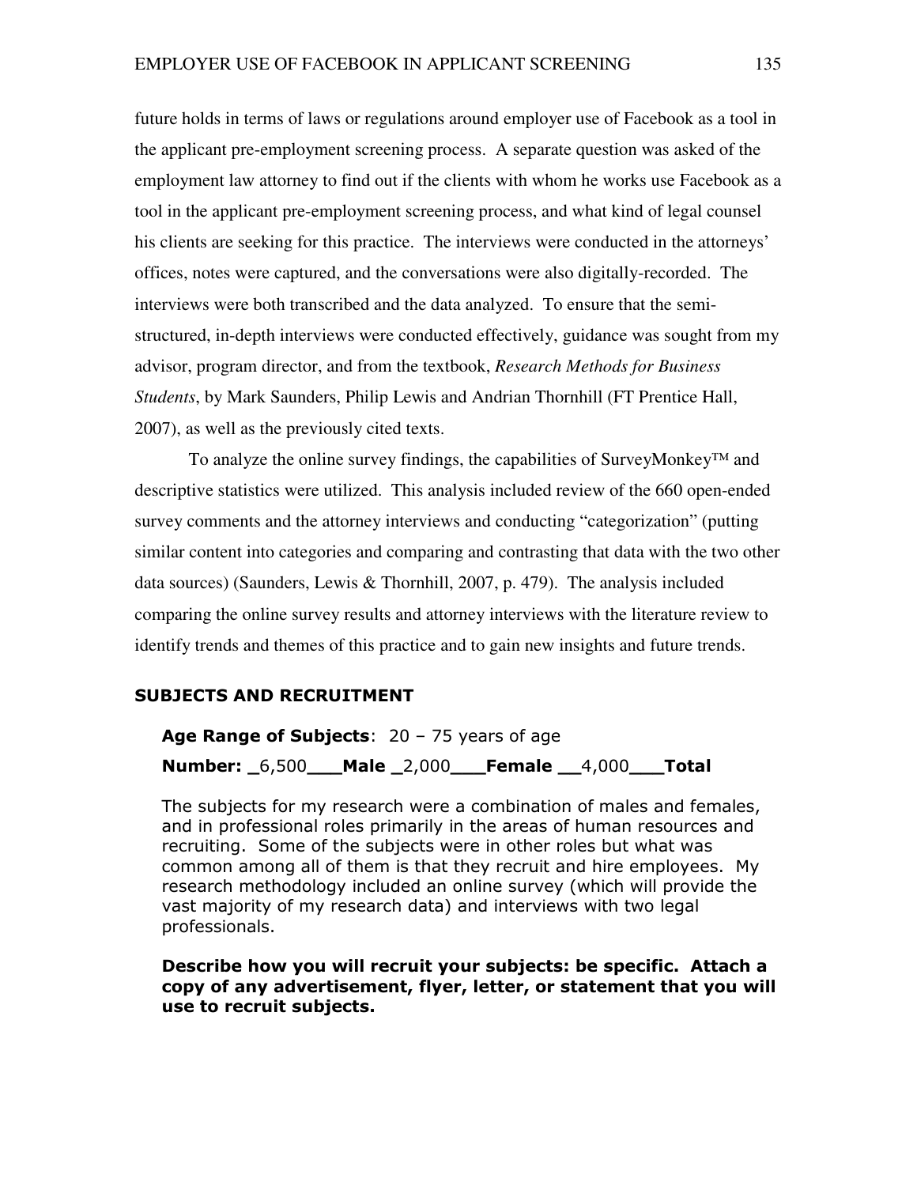future holds in terms of laws or regulations around employer use of Facebook as a tool in the applicant pre-employment screening process. A separate question was asked of the employment law attorney to find out if the clients with whom he works use Facebook as a tool in the applicant pre-employment screening process, and what kind of legal counsel his clients are seeking for this practice. The interviews were conducted in the attorneys' offices, notes were captured, and the conversations were also digitally-recorded. The interviews were both transcribed and the data analyzed. To ensure that the semi-structured, in-depth interviews were conducted effectively, guidance was sought from my advisor, program director, and from the textbook, *Research Methods for Business Students*, by Mark Saunders, Philip Lewis and Andrian Thornhill (FT Prentice Hall, 2007), as well as the previously cited texts.

To analyze the online survey findings, the capabilities of SurveyMonkey™ and descriptive statistics were utilized. This analysis included review of the 660 open-ended survey comments and the attorney interviews and conducting "categorization" (putting similar content into categories and comparing and contrasting that data with the two other data sources) (Saunders, Lewis & Thornhill, 2007, p. 479). The analysis included comparing the online survey results and attorney interviews with the literature review to identify trends and themes of this practice and to gain new insights and future trends.

## SUBJECTS AND RECRUITMENT

**Age Range of Subjects**: 20 – 75 years of age

**Number:** _6,500___**Male** _2,000___**Female** __4,000___**Total**

The subjects for my research were a combination of males and females, and in professional roles primarily in the areas of human resources and recruiting. Some of the subjects were in other roles but what was common among all of them is that they recruit and hire employees. My research methodology included an online survey (which will provide the vast majority of my research data) and interviews with two legal professionals.

**Describe how you will recruit your subjects: be specific. Attach a copy of any advertisement, flyer, letter, or statement that you will use to recruit subjects.**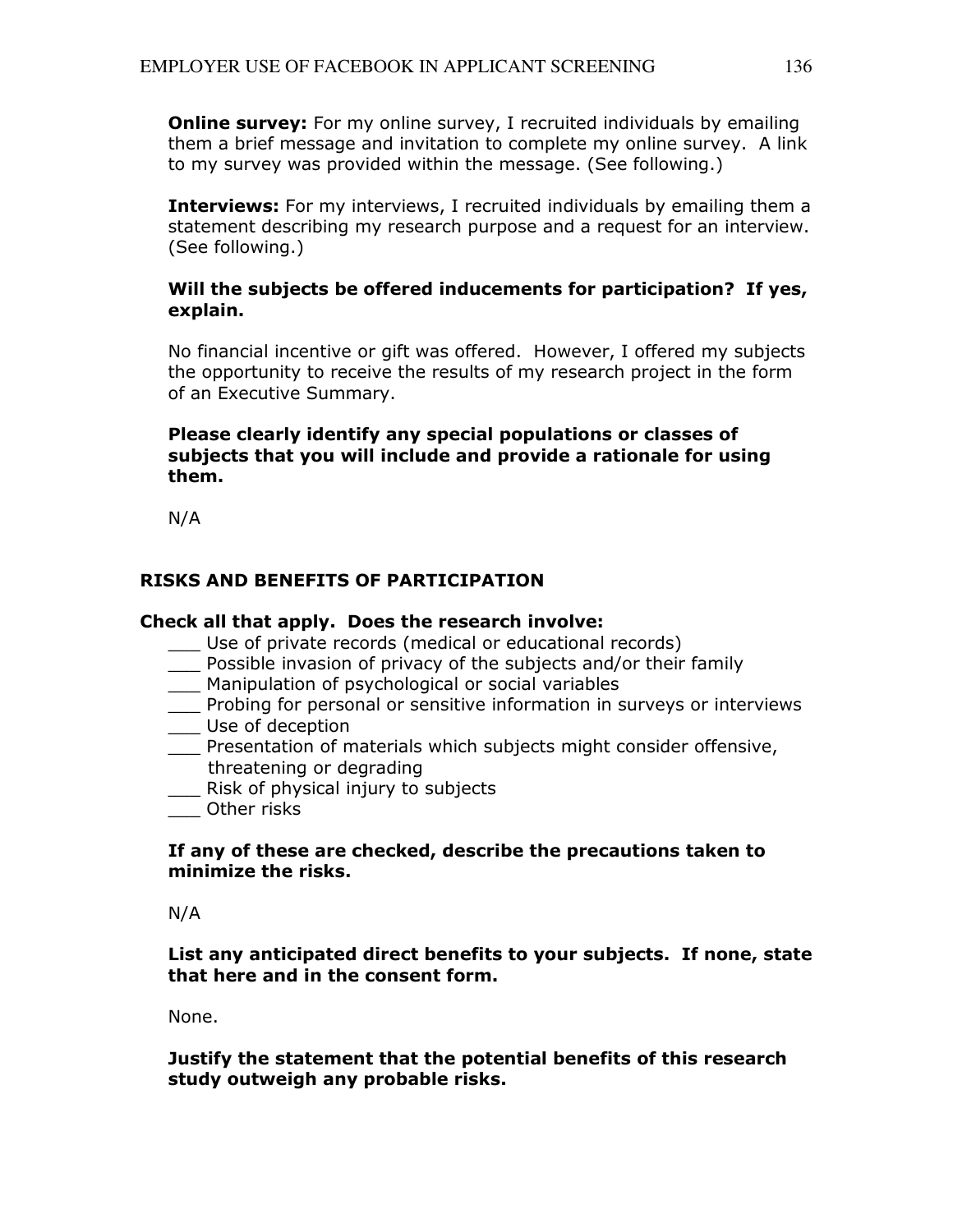**Online survey:** For my online survey, I recruited individuals by emailing them a brief message and invitation to complete my online survey. A link to my survey was provided within the message. (See following.)

**Interviews:** For my interviews, I recruited individuals by emailing them a statement describing my research purpose and a request for an interview. (See following.)

**Will the subjects be offered inducements for participation? If yes, explain.**

No financial incentive or gift was offered. However, I offered my subjects the opportunity to receive the results of my research project in the form of an Executive Summary.

**Please clearly identify any special populations or classes of subjects that you will include and provide a rationale for using them.**

N/A

**RISKS AND BENEFITS OF PARTICIPATION**

**Check all that apply. Does the research involve:**

___ Use of private records (medical or educational records)
___ Possible invasion of privacy of the subjects and/or their family
___ Manipulation of psychological or social variables
___ Probing for personal or sensitive information in surveys or interviews
___ Use of deception
___ Presentation of materials which subjects might consider offensive, threatening or degrading
___ Risk of physical injury to subjects
___ Other risks

**If any of these are checked, describe the precautions taken to minimize the risks.**

N/A

**List any anticipated direct benefits to your subjects. If none, state that here and in the consent form.**

None.

**Justify the statement that the potential benefits of this research study outweigh any probable risks.**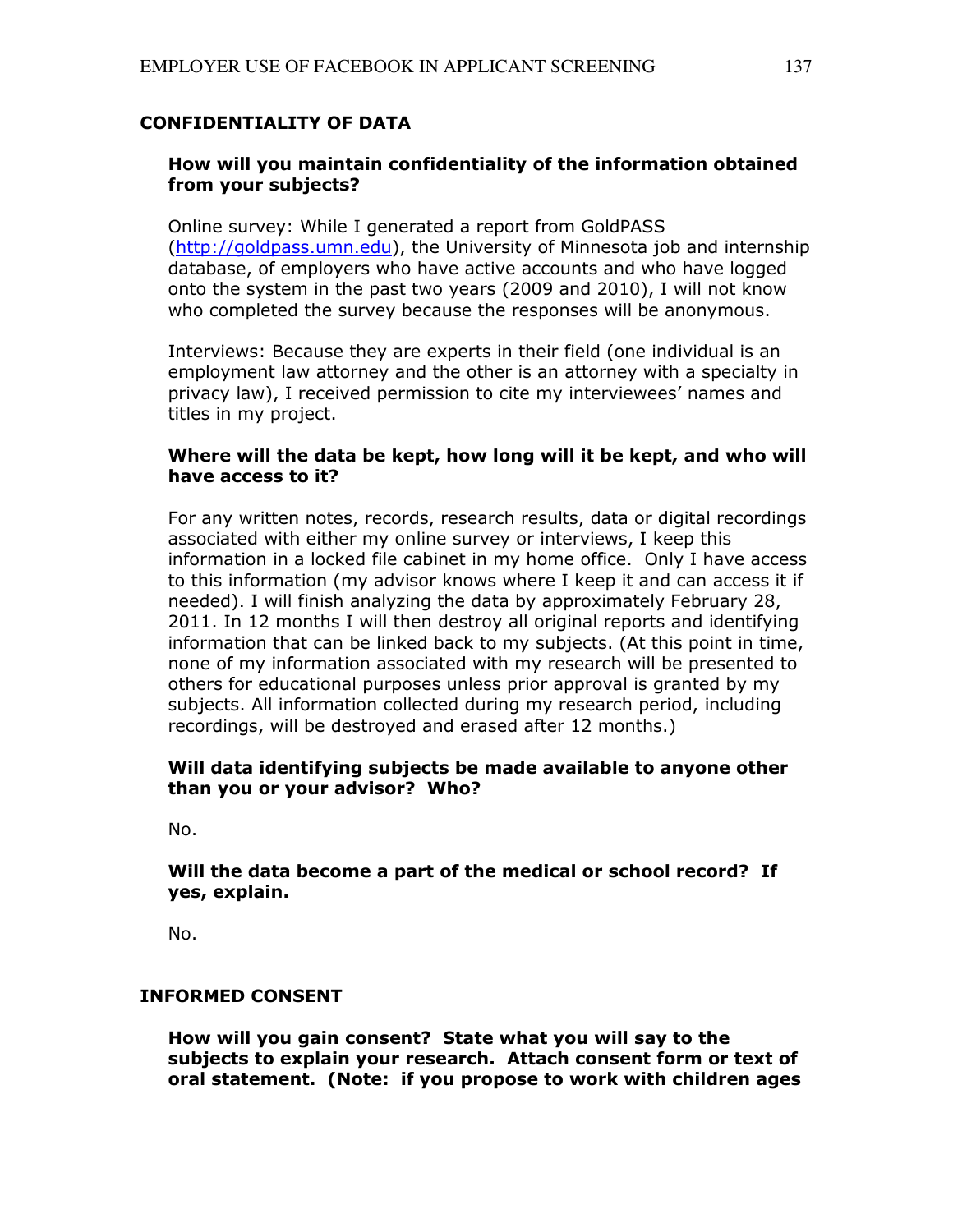## CONFIDENTIALITY OF DATA

**How will you maintain confidentiality of the information obtained from your subjects?**

Online survey: While I generated a report from GoldPASS (http://goldpass.umn.edu), the University of Minnesota job and internship database, of employers who have active accounts and who have logged onto the system in the past two years (2009 and 2010), I will not know who completed the survey because the responses will be anonymous.

Interviews: Because they are experts in their field (one individual is an employment law attorney and the other is an attorney with a specialty in privacy law), I received permission to cite my interviewees' names and titles in my project.

**Where will the data be kept, how long will it be kept, and who will have access to it?**

For any written notes, records, research results, data or digital recordings associated with either my online survey or interviews, I keep this information in a locked file cabinet in my home office. Only I have access to this information (my advisor knows where I keep it and can access it if needed). I will finish analyzing the data by approximately February 28, 2011. In 12 months I will then destroy all original reports and identifying information that can be linked back to my subjects. (At this point in time, none of my information associated with my research will be presented to others for educational purposes unless prior approval is granted by my subjects. All information collected during my research period, including recordings, will be destroyed and erased after 12 months.)

**Will data identifying subjects be made available to anyone other than you or your advisor? Who?**

No.

**Will the data become a part of the medical or school record? If yes, explain.**

No.

## INFORMED CONSENT

**How will you gain consent? State what you will say to the subjects to explain your research. Attach consent form or text of oral statement. (Note: if you propose to work with children ages**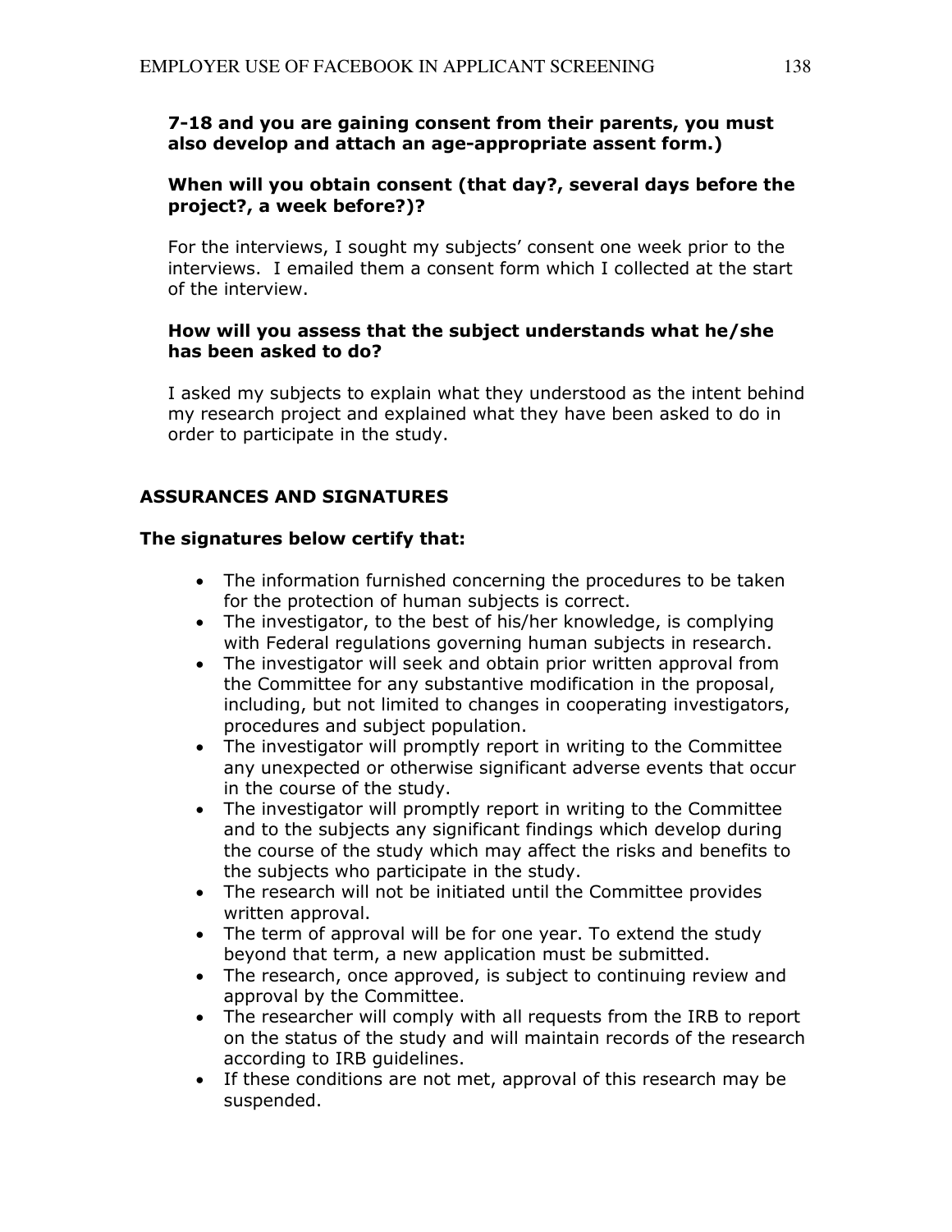**7-18 and you are gaining consent from their parents, you must also develop and attach an age-appropriate assent form.)**

**When will you obtain consent (that day?, several days before the project?, a week before?)?**

For the interviews, I sought my subjects' consent one week prior to the interviews. I emailed them a consent form which I collected at the start of the interview.

**How will you assess that the subject understands what he/she has been asked to do?**

I asked my subjects to explain what they understood as the intent behind my research project and explained what they have been asked to do in order to participate in the study.

**ASSURANCES AND SIGNATURES**

**The signatures below certify that:**

- The information furnished concerning the procedures to be taken for the protection of human subjects is correct.
- The investigator, to the best of his/her knowledge, is complying with Federal regulations governing human subjects in research.
- The investigator will seek and obtain prior written approval from the Committee for any substantive modification in the proposal, including, but not limited to changes in cooperating investigators, procedures and subject population.
- The investigator will promptly report in writing to the Committee any unexpected or otherwise significant adverse events that occur in the course of the study.
- The investigator will promptly report in writing to the Committee and to the subjects any significant findings which develop during the course of the study which may affect the risks and benefits to the subjects who participate in the study.
- The research will not be initiated until the Committee provides written approval.
- The term of approval will be for one year. To extend the study beyond that term, a new application must be submitted.
- The research, once approved, is subject to continuing review and approval by the Committee.
- The researcher will comply with all requests from the IRB to report on the status of the study and will maintain records of the research according to IRB guidelines.
- If these conditions are not met, approval of this research may be suspended.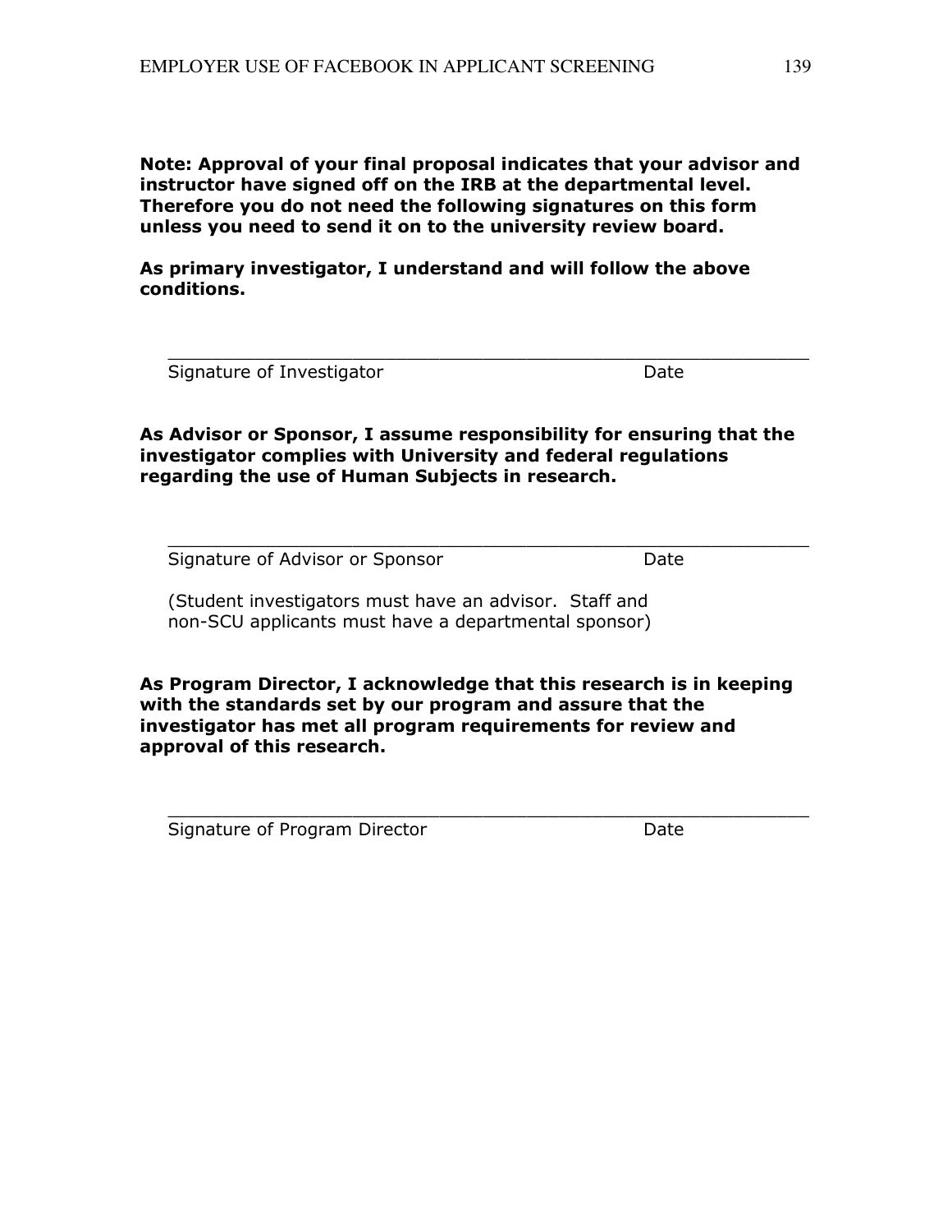**Note: Approval of your final proposal indicates that your advisor and instructor have signed off on the IRB at the departmental level. Therefore you do not need the following signatures on this form unless you need to send it on to the university review board.**

**As primary investigator, I understand and will follow the above conditions.**

\_\_\_\_\_\_\_\_\_\_\_\_\_\_\_\_\_\_\_\_\_\_\_\_\_\_\_\_\_\_\_\_\_\_\_\_\_\_\_\_\_\_\_\_\_\_\_\_\_\_\_\_\_\_\_\_

Signature of Investigator Date

**As Advisor or Sponsor, I assume responsibility for ensuring that the investigator complies with University and federal regulations regarding the use of Human Subjects in research.**

\_\_\_\_\_\_\_\_\_\_\_\_\_\_\_\_\_\_\_\_\_\_\_\_\_\_\_\_\_\_\_\_\_\_\_\_\_\_\_\_\_\_\_\_\_\_\_\_\_\_\_\_\_\_\_\_

Signature of Advisor or Sponsor Date

(Student investigators must have an advisor. Staff and non-SCU applicants must have a departmental sponsor)

**As Program Director, I acknowledge that this research is in keeping with the standards set by our program and assure that the investigator has met all program requirements for review and approval of this research.**

\_\_\_\_\_\_\_\_\_\_\_\_\_\_\_\_\_\_\_\_\_\_\_\_\_\_\_\_\_\_\_\_\_\_\_\_\_\_\_\_\_\_\_\_\_\_\_\_\_\_\_\_\_\_\_\_

Signature of Program Director Date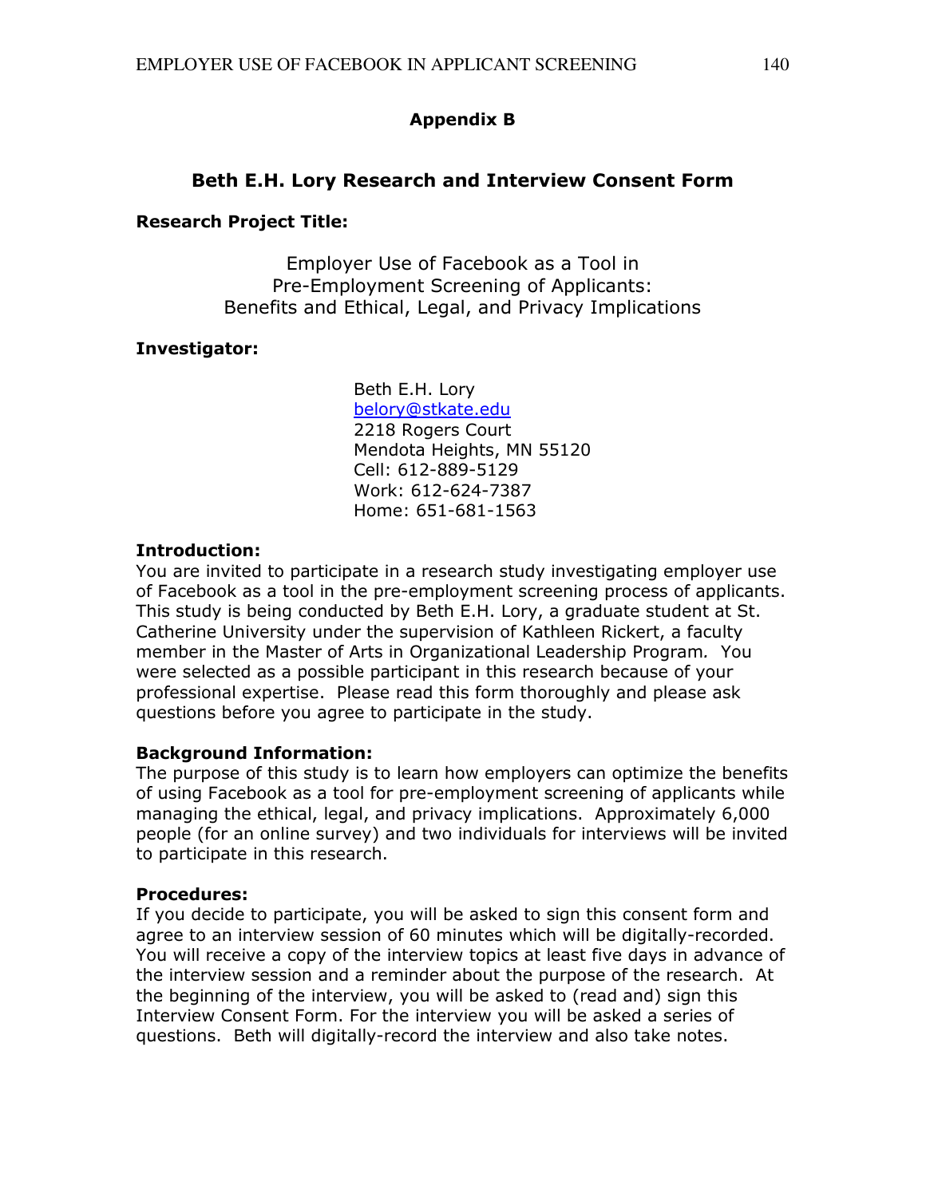## Appendix B

## Beth E.H. Lory Research and Interview Consent Form

**Research Project Title:**

Employer Use of Facebook as a Tool in
Pre-Employment Screening of Applicants:
Benefits and Ethical, Legal, and Privacy Implications

**Investigator:**

Beth E.H. Lory
belory@stkate.edu
2218 Rogers Court
Mendota Heights, MN 55120
Cell: 612-889-5129
Work: 612-624-7387
Home: 651-681-1563

**Introduction:**
You are invited to participate in a research study investigating employer use of Facebook as a tool in the pre-employment screening process of applicants. This study is being conducted by Beth E.H. Lory, a graduate student at St. Catherine University under the supervision of Kathleen Rickert, a faculty member in the Master of Arts in Organizational Leadership Program*.* You were selected as a possible participant in this research because of your professional expertise. Please read this form thoroughly and please ask questions before you agree to participate in the study.

**Background Information:**
The purpose of this study is to learn how employers can optimize the benefits of using Facebook as a tool for pre-employment screening of applicants while managing the ethical, legal, and privacy implications. Approximately 6,000 people (for an online survey) and two individuals for interviews will be invited to participate in this research.

**Procedures:**
If you decide to participate, you will be asked to sign this consent form and agree to an interview session of 60 minutes which will be digitally-recorded. You will receive a copy of the interview topics at least five days in advance of the interview session and a reminder about the purpose of the research. At the beginning of the interview, you will be asked to (read and) sign this Interview Consent Form. For the interview you will be asked a series of questions. Beth will digitally-record the interview and also take notes.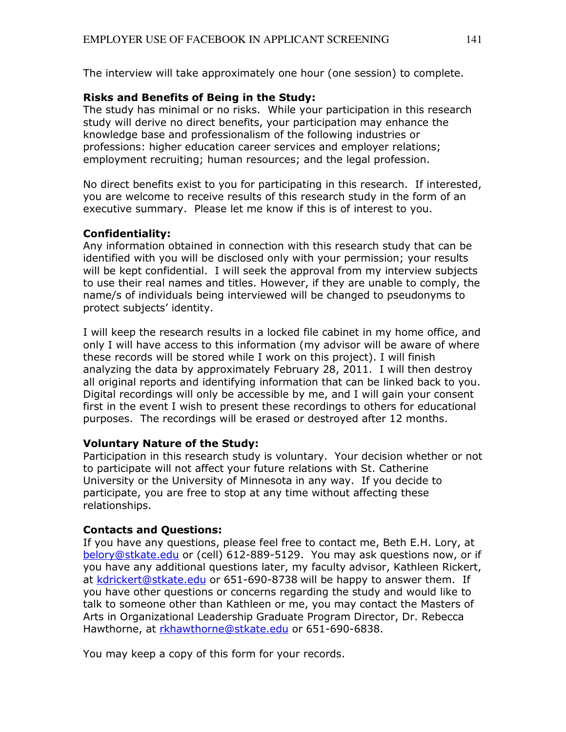The interview will take approximately one hour (one session) to complete.

**Risks and Benefits of Being in the Study:**
The study has minimal or no risks. While your participation in this research study will derive no direct benefits, your participation may enhance the knowledge base and professionalism of the following industries or professions: higher education career services and employer relations; employment recruiting; human resources; and the legal profession.

No direct benefits exist to you for participating in this research. If interested, you are welcome to receive results of this research study in the form of an executive summary. Please let me know if this is of interest to you.

**Confidentiality:**
Any information obtained in connection with this research study that can be identified with you will be disclosed only with your permission; your results will be kept confidential. I will seek the approval from my interview subjects to use their real names and titles. However, if they are unable to comply, the name/s of individuals being interviewed will be changed to pseudonyms to protect subjects' identity.

I will keep the research results in a locked file cabinet in my home office, and only I will have access to this information (my advisor will be aware of where these records will be stored while I work on this project). I will finish analyzing the data by approximately February 28, 2011. I will then destroy all original reports and identifying information that can be linked back to you. Digital recordings will only be accessible by me, and I will gain your consent first in the event I wish to present these recordings to others for educational purposes. The recordings will be erased or destroyed after 12 months.

**Voluntary Nature of the Study:**
Participation in this research study is voluntary. Your decision whether or not to participate will not affect your future relations with St. Catherine University or the University of Minnesota in any way. If you decide to participate, you are free to stop at any time without affecting these relationships.

**Contacts and Questions:**
If you have any questions, please feel free to contact me, Beth E.H. Lory, at belory@stkate.edu or (cell) 612-889-5129. You may ask questions now, or if you have any additional questions later, my faculty advisor, Kathleen Rickert, at kdrickert@stkate.edu or 651-690-8738 will be happy to answer them. If you have other questions or concerns regarding the study and would like to talk to someone other than Kathleen or me, you may contact the Masters of Arts in Organizational Leadership Graduate Program Director, Dr. Rebecca Hawthorne, at rkhawthorne@stkate.edu or 651-690-6838.

You may keep a copy of this form for your records.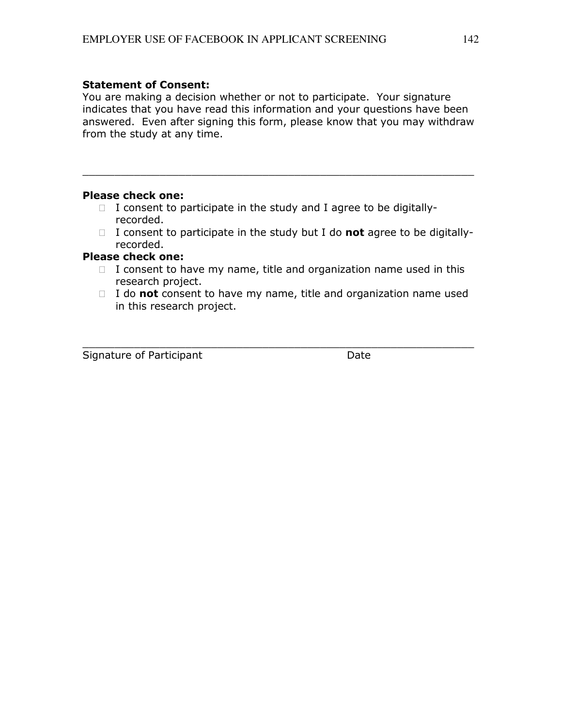**Statement of Consent:**
You are making a decision whether or not to participate. Your signature indicates that you have read this information and your questions have been answered. Even after signing this form, please know that you may withdraw from the study at any time.

_______________________________________________________________

**Please check one:**

- ☐ I consent to participate in the study and I agree to be digitally-recorded.
- ☐ I consent to participate in the study but I do **not** agree to be digitally-recorded.

**Please check one:**

- ☐ I consent to have my name, title and organization name used in this research project.
- ☐ I do **not** consent to have my name, title and organization name used in this research project.

_______________________________________________________________
Signature of Participant                                        Date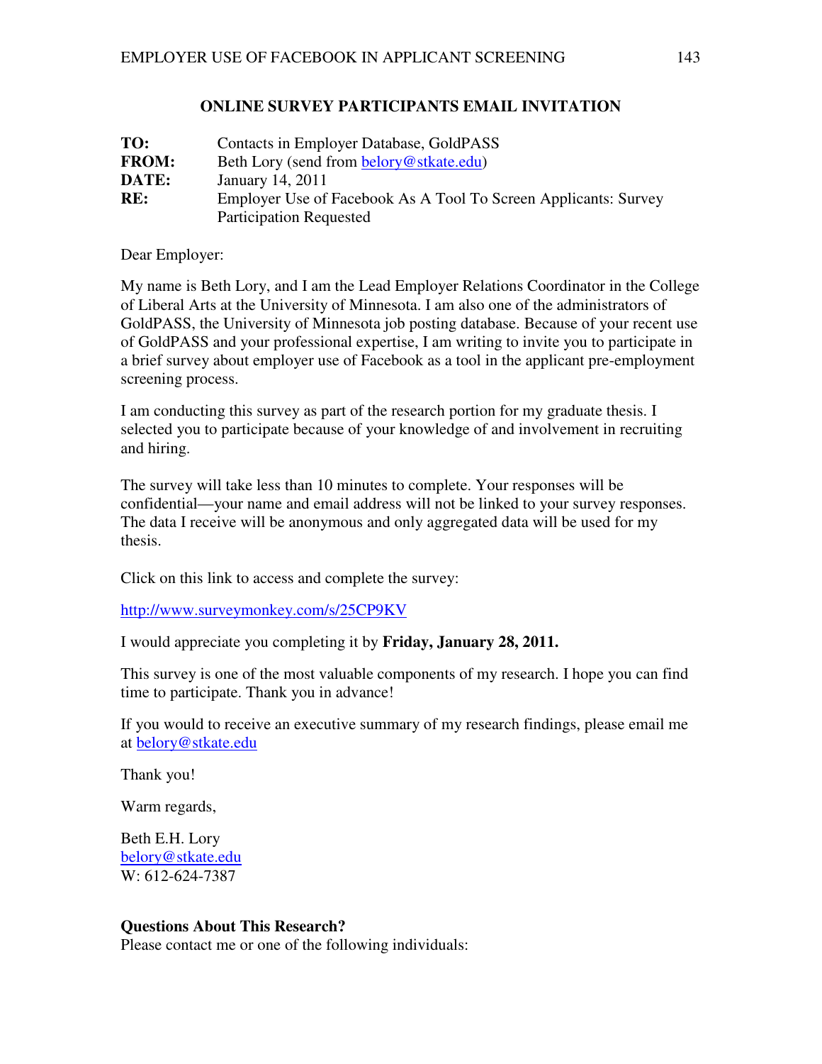## ONLINE SURVEY PARTICIPANTS EMAIL INVITATION

**TO:** Contacts in Employer Database, GoldPASS

**FROM:** Beth Lory (send from belory@stkate.edu)

**DATE:** January 14, 2011

**RE:** Employer Use of Facebook As A Tool To Screen Applicants: Survey Participation Requested

Dear Employer:

My name is Beth Lory, and I am the Lead Employer Relations Coordinator in the College of Liberal Arts at the University of Minnesota. I am also one of the administrators of GoldPASS, the University of Minnesota job posting database. Because of your recent use of GoldPASS and your professional expertise, I am writing to invite you to participate in a brief survey about employer use of Facebook as a tool in the applicant pre-employment screening process.

I am conducting this survey as part of the research portion for my graduate thesis. I selected you to participate because of your knowledge of and involvement in recruiting and hiring.

The survey will take less than 10 minutes to complete. Your responses will be confidential—your name and email address will not be linked to your survey responses. The data I receive will be anonymous and only aggregated data will be used for my thesis.

Click on this link to access and complete the survey:

http://www.surveymonkey.com/s/25CP9KV

I would appreciate you completing it by **Friday, January 28, 2011.**

This survey is one of the most valuable components of my research. I hope you can find time to participate. Thank you in advance!

If you would to receive an executive summary of my research findings, please email me at belory@stkate.edu

Thank you!

Warm regards,

Beth E.H. Lory
belory@stkate.edu
W: 612-624-7387

**Questions About This Research?**
Please contact me or one of the following individuals: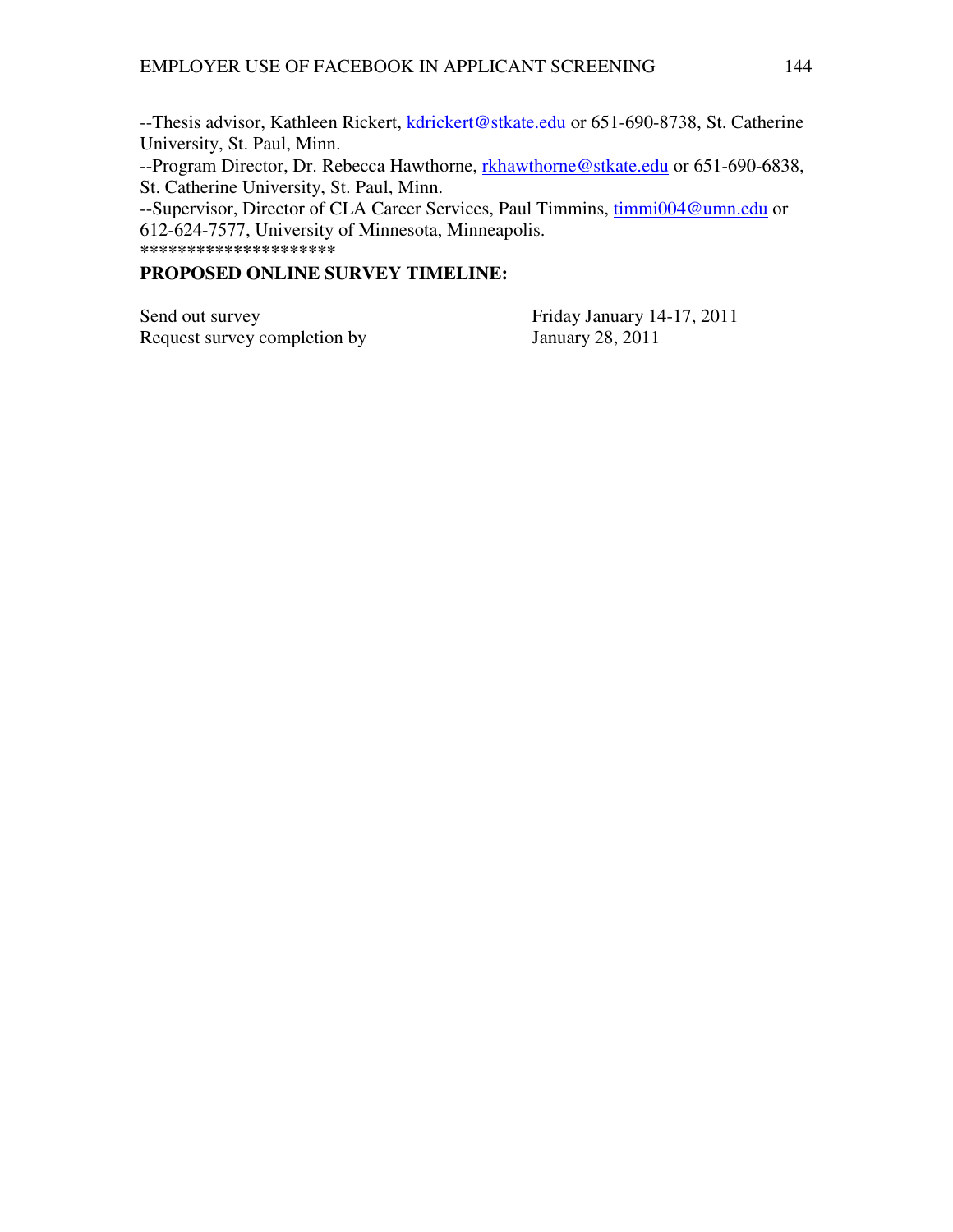--Thesis advisor, Kathleen Rickert, kdrickert@stkate.edu or 651-690-8738, St. Catherine University, St. Paul, Minn.
--Program Director, Dr. Rebecca Hawthorne, rkhawthorne@stkate.edu or 651-690-6838, St. Catherine University, St. Paul, Minn.
--Supervisor, Director of CLA Career Services, Paul Timmins, timmi004@umn.edu or 612-624-7577, University of Minnesota, Minneapolis.
********************

**PROPOSED ONLINE SURVEY TIMELINE:**

| | |
|---|---|
| Send out survey | Friday January 14-17, 2011 |
| Request survey completion by | January 28, 2011 |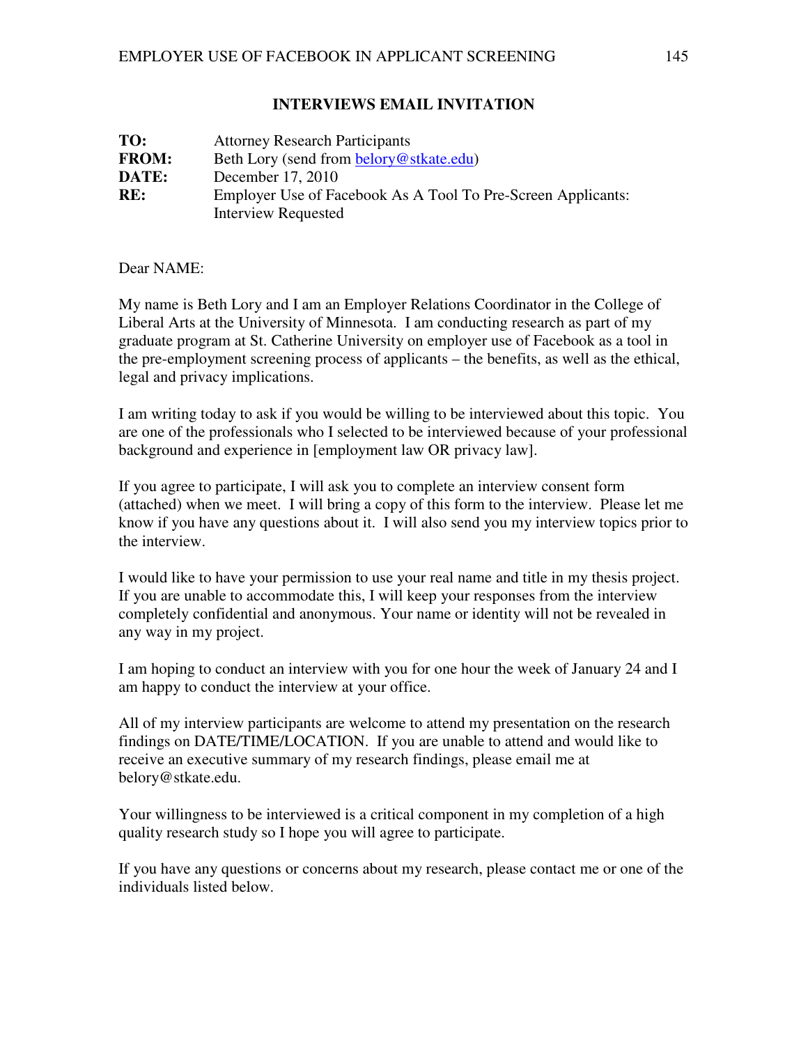**INTERVIEWS EMAIL INVITATION**

**TO:** Attorney Research Participants
**FROM:** Beth Lory (send from belory@stkate.edu)
**DATE:** December 17, 2010
**RE:** Employer Use of Facebook As A Tool To Pre-Screen Applicants: Interview Requested

Dear NAME:

My name is Beth Lory and I am an Employer Relations Coordinator in the College of Liberal Arts at the University of Minnesota. I am conducting research as part of my graduate program at St. Catherine University on employer use of Facebook as a tool in the pre-employment screening process of applicants – the benefits, as well as the ethical, legal and privacy implications.

I am writing today to ask if you would be willing to be interviewed about this topic. You are one of the professionals who I selected to be interviewed because of your professional background and experience in [employment law OR privacy law].

If you agree to participate, I will ask you to complete an interview consent form (attached) when we meet. I will bring a copy of this form to the interview. Please let me know if you have any questions about it. I will also send you my interview topics prior to the interview.

I would like to have your permission to use your real name and title in my thesis project. If you are unable to accommodate this, I will keep your responses from the interview completely confidential and anonymous. Your name or identity will not be revealed in any way in my project.

I am hoping to conduct an interview with you for one hour the week of January 24 and I am happy to conduct the interview at your office.

All of my interview participants are welcome to attend my presentation on the research findings on DATE/TIME/LOCATION. If you are unable to attend and would like to receive an executive summary of my research findings, please email me at belory@stkate.edu.

Your willingness to be interviewed is a critical component in my completion of a high quality research study so I hope you will agree to participate.

If you have any questions or concerns about my research, please contact me or one of the individuals listed below.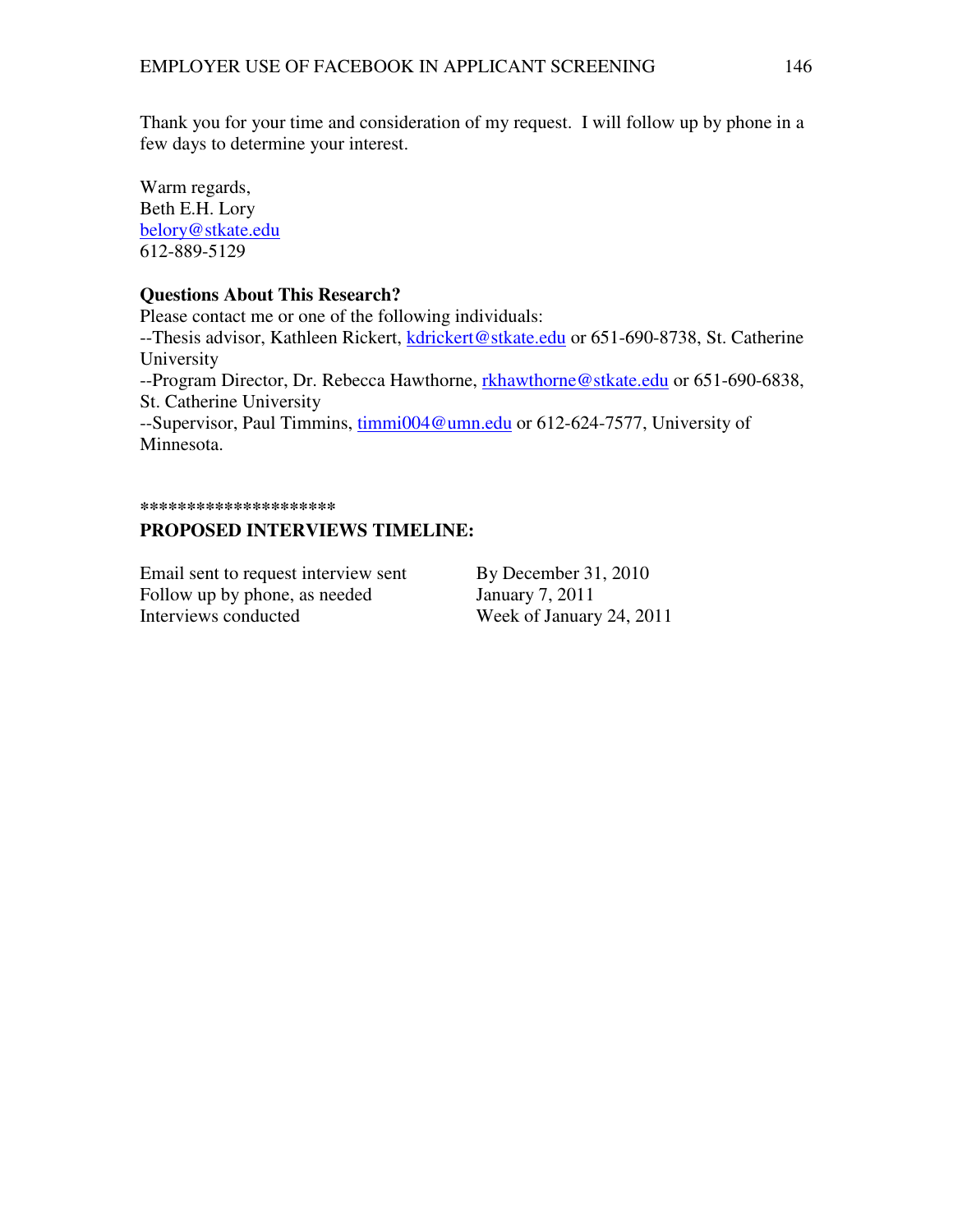Thank you for your time and consideration of my request. I will follow up by phone in a few days to determine your interest.

Warm regards,
Beth E.H. Lory
belory@stkate.edu
612-889-5129

**Questions About This Research?**
Please contact me or one of the following individuals:
--Thesis advisor, Kathleen Rickert, kdrickert@stkate.edu or 651-690-8738, St. Catherine University
--Program Director, Dr. Rebecca Hawthorne, rkhawthorne@stkate.edu or 651-690-6838, St. Catherine University
--Supervisor, Paul Timmins, timmi004@umn.edu or 612-624-7577, University of Minnesota.

**********************

**PROPOSED INTERVIEWS TIMELINE:**

| | |
|---|---|
| Email sent to request interview sent | By December 31, 2010 |
| Follow up by phone, as needed | January 7, 2011 |
| Interviews conducted | Week of January 24, 2011 |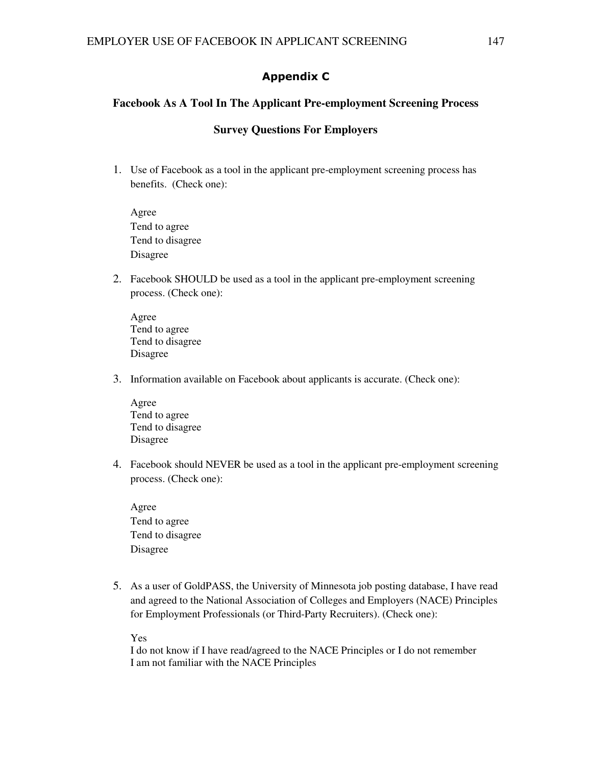# Appendix C

## Facebook As A Tool In The Applicant Pre-employment Screening Process

## Survey Questions For Employers

1. Use of Facebook as a tool in the applicant pre-employment screening process has benefits. (Check one):

   Agree
   Tend to agree
   Tend to disagree
   Disagree

2. Facebook SHOULD be used as a tool in the applicant pre-employment screening process. (Check one):

   Agree
   Tend to agree
   Tend to disagree
   Disagree

3. Information available on Facebook about applicants is accurate. (Check one):

   Agree
   Tend to agree
   Tend to disagree
   Disagree

4. Facebook should NEVER be used as a tool in the applicant pre-employment screening process. (Check one):

   Agree
   Tend to agree
   Tend to disagree
   Disagree

5. As a user of GoldPASS, the University of Minnesota job posting database, I have read and agreed to the National Association of Colleges and Employers (NACE) Principles for Employment Professionals (or Third-Party Recruiters). (Check one):

   Yes
   I do not know if I have read/agreed to the NACE Principles or I do not remember
   I am not familiar with the NACE Principles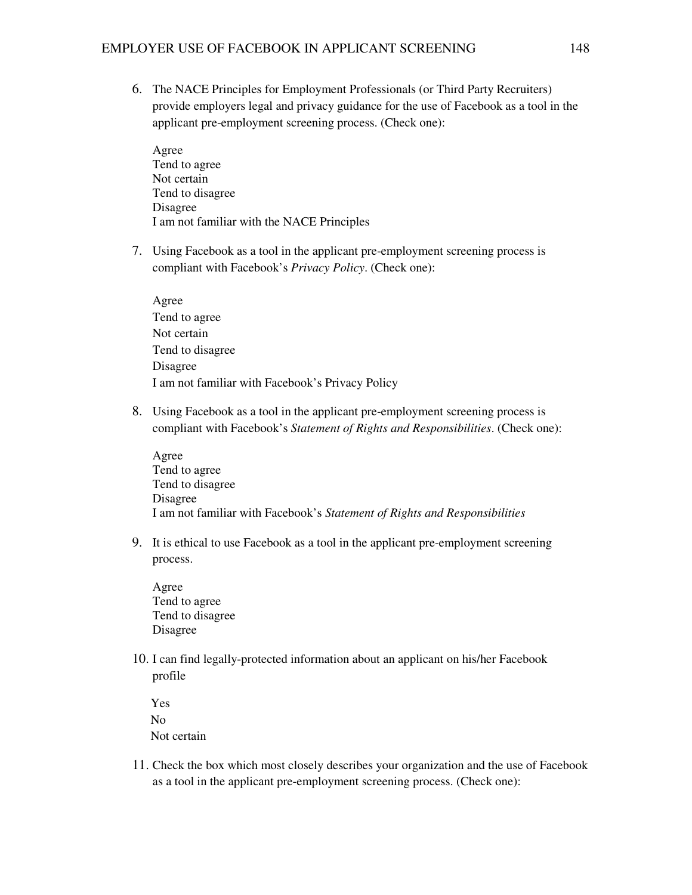6. The NACE Principles for Employment Professionals (or Third Party Recruiters) provide employers legal and privacy guidance for the use of Facebook as a tool in the applicant pre-employment screening process. (Check one):

   Agree
   Tend to agree
   Not certain
   Tend to disagree
   Disagree
   I am not familiar with the NACE Principles

7. Using Facebook as a tool in the applicant pre-employment screening process is compliant with Facebook's *Privacy Policy*. (Check one):

   Agree
   Tend to agree
   Not certain
   Tend to disagree
   Disagree
   I am not familiar with Facebook's Privacy Policy

8. Using Facebook as a tool in the applicant pre-employment screening process is compliant with Facebook's *Statement of Rights and Responsibilities*. (Check one):

   Agree
   Tend to agree
   Tend to disagree
   Disagree
   I am not familiar with Facebook's *Statement of Rights and Responsibilities*

9. It is ethical to use Facebook as a tool in the applicant pre-employment screening process.

   Agree
   Tend to agree
   Tend to disagree
   Disagree

10. I can find legally-protected information about an applicant on his/her Facebook profile

    Yes
    No
    Not certain

11. Check the box which most closely describes your organization and the use of Facebook as a tool in the applicant pre-employment screening process. (Check one):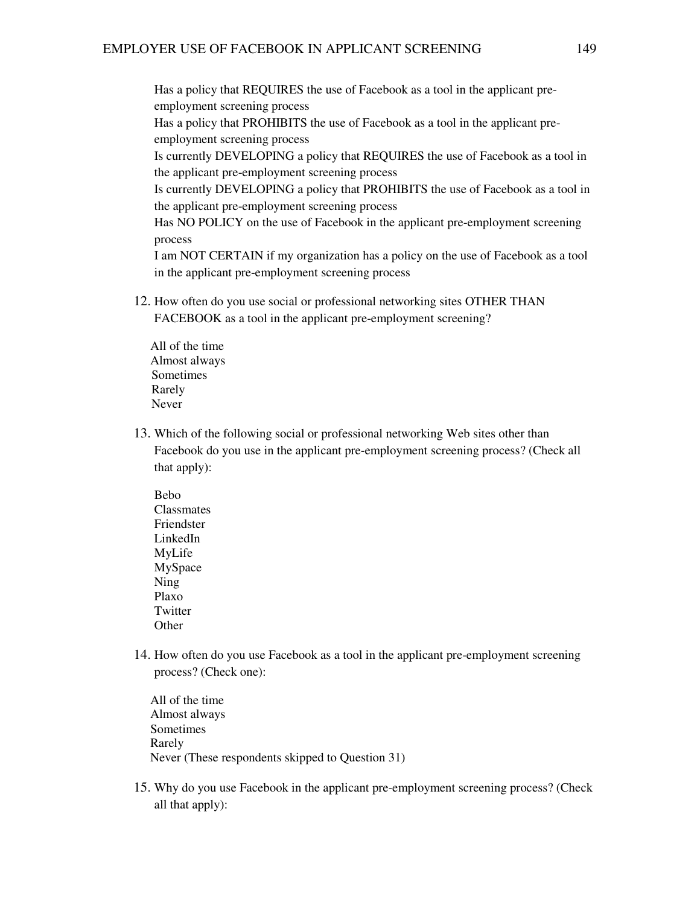Has a policy that REQUIRES the use of Facebook as a tool in the applicant pre-employment screening process
Has a policy that PROHIBITS the use of Facebook as a tool in the applicant pre-employment screening process
Is currently DEVELOPING a policy that REQUIRES the use of Facebook as a tool in the applicant pre-employment screening process
Is currently DEVELOPING a policy that PROHIBITS the use of Facebook as a tool in the applicant pre-employment screening process
Has NO POLICY on the use of Facebook in the applicant pre-employment screening process
I am NOT CERTAIN if my organization has a policy on the use of Facebook as a tool in the applicant pre-employment screening process

12. How often do you use social or professional networking sites OTHER THAN FACEBOOK as a tool in the applicant pre-employment screening?

All of the time
Almost always
Sometimes
Rarely
Never

13. Which of the following social or professional networking Web sites other than Facebook do you use in the applicant pre-employment screening process? (Check all that apply):

Bebo
Classmates
Friendster
LinkedIn
MyLife
MySpace
Ning
Plaxo
Twitter
Other

14. How often do you use Facebook as a tool in the applicant pre-employment screening process? (Check one):

All of the time
Almost always
Sometimes
Rarely
Never (These respondents skipped to Question 31)

15. Why do you use Facebook in the applicant pre-employment screening process? (Check all that apply):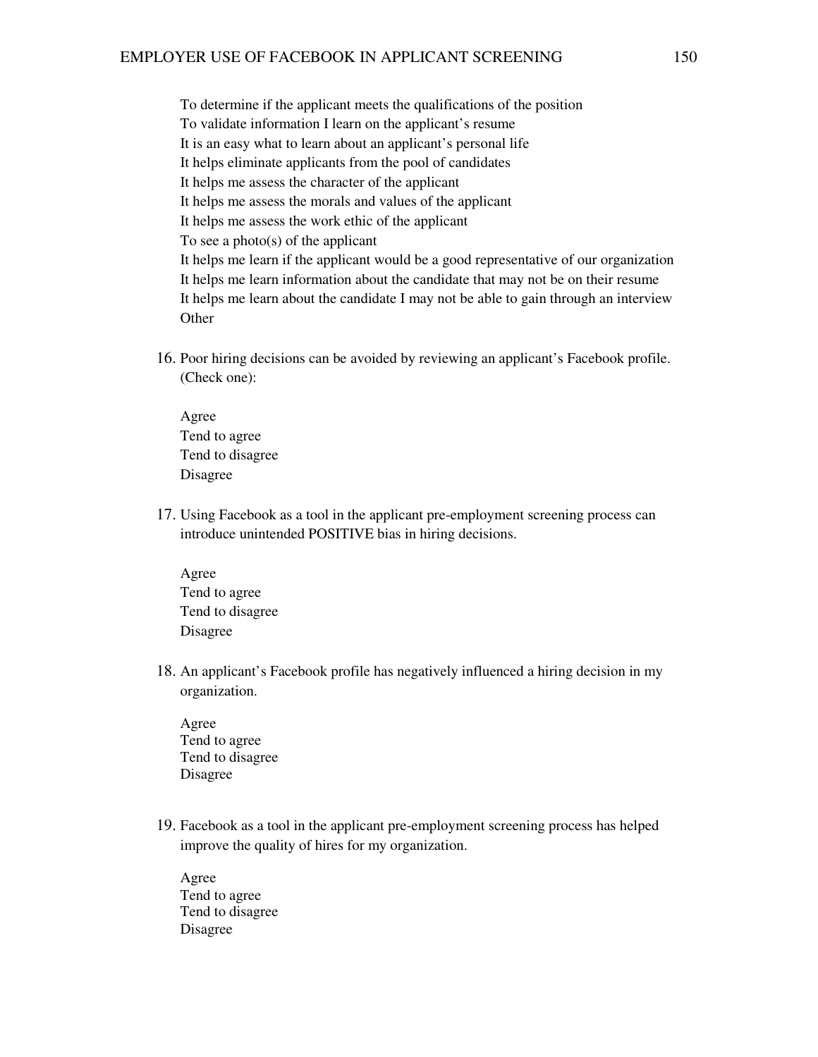To determine if the applicant meets the qualifications of the position
To validate information I learn on the applicant's resume
It is an easy what to learn about an applicant's personal life
It helps eliminate applicants from the pool of candidates
It helps me assess the character of the applicant
It helps me assess the morals and values of the applicant
It helps me assess the work ethic of the applicant
To see a photo(s) of the applicant
It helps me learn if the applicant would be a good representative of our organization
It helps me learn information about the candidate that may not be on their resume
It helps me learn about the candidate I may not be able to gain through an interview
Other

16. Poor hiring decisions can be avoided by reviewing an applicant's Facebook profile. (Check one):

    Agree
    Tend to agree
    Tend to disagree
    Disagree

17. Using Facebook as a tool in the applicant pre-employment screening process can introduce unintended POSITIVE bias in hiring decisions.

    Agree
    Tend to agree
    Tend to disagree
    Disagree

18. An applicant's Facebook profile has negatively influenced a hiring decision in my organization.

    Agree
    Tend to agree
    Tend to disagree
    Disagree

19. Facebook as a tool in the applicant pre-employment screening process has helped improve the quality of hires for my organization.

    Agree
    Tend to agree
    Tend to disagree
    Disagree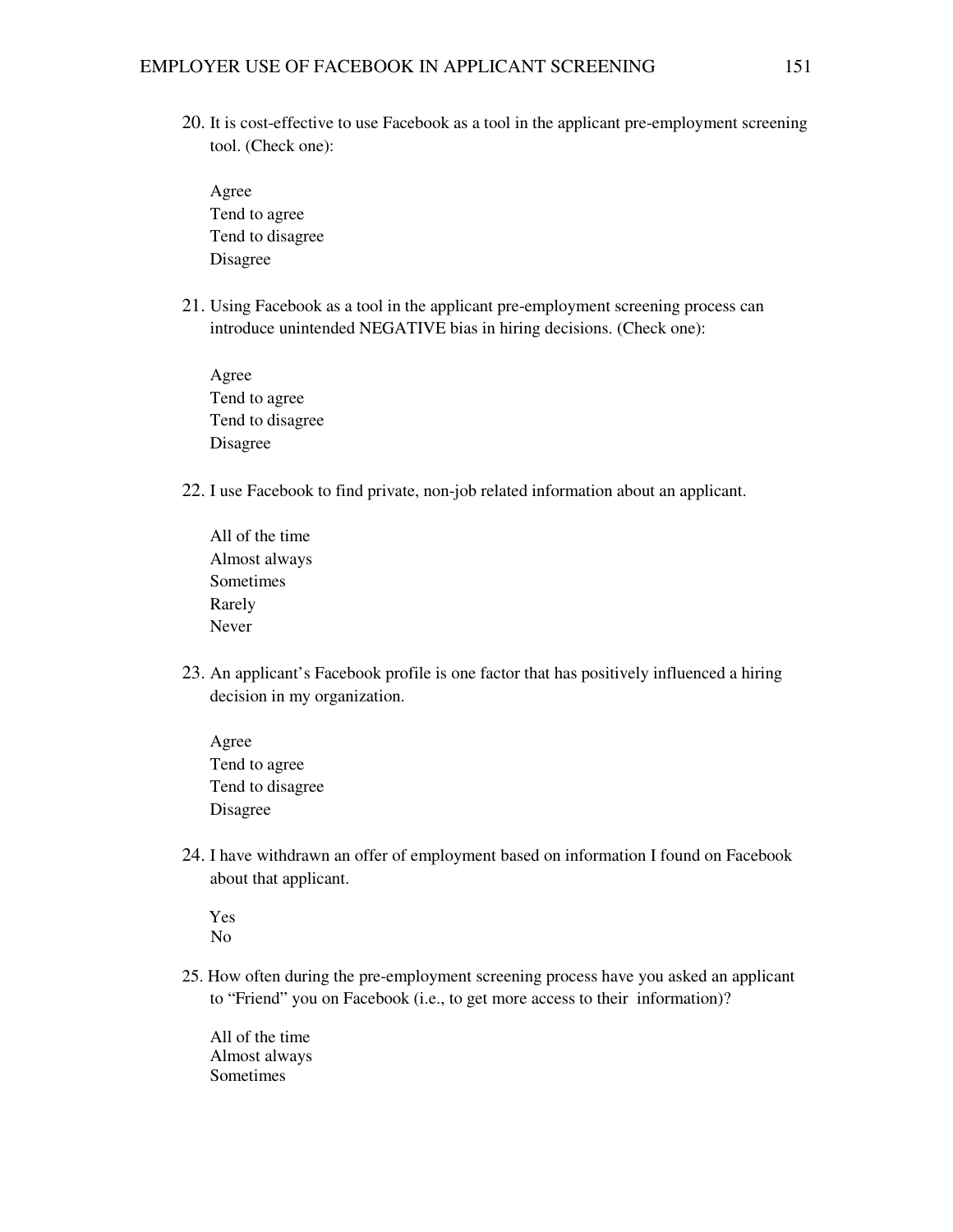20. It is cost-effective to use Facebook as a tool in the applicant pre-employment screening tool. (Check one):

    Agree
    Tend to agree
    Tend to disagree
    Disagree

21. Using Facebook as a tool in the applicant pre-employment screening process can introduce unintended NEGATIVE bias in hiring decisions. (Check one):

    Agree
    Tend to agree
    Tend to disagree
    Disagree

22. I use Facebook to find private, non-job related information about an applicant.

    All of the time
    Almost always
    Sometimes
    Rarely
    Never

23. An applicant's Facebook profile is one factor that has positively influenced a hiring decision in my organization.

    Agree
    Tend to agree
    Tend to disagree
    Disagree

24. I have withdrawn an offer of employment based on information I found on Facebook about that applicant.

    Yes
    No

25. How often during the pre-employment screening process have you asked an applicant to "Friend" you on Facebook (i.e., to get more access to their information)?

    All of the time
    Almost always
    Sometimes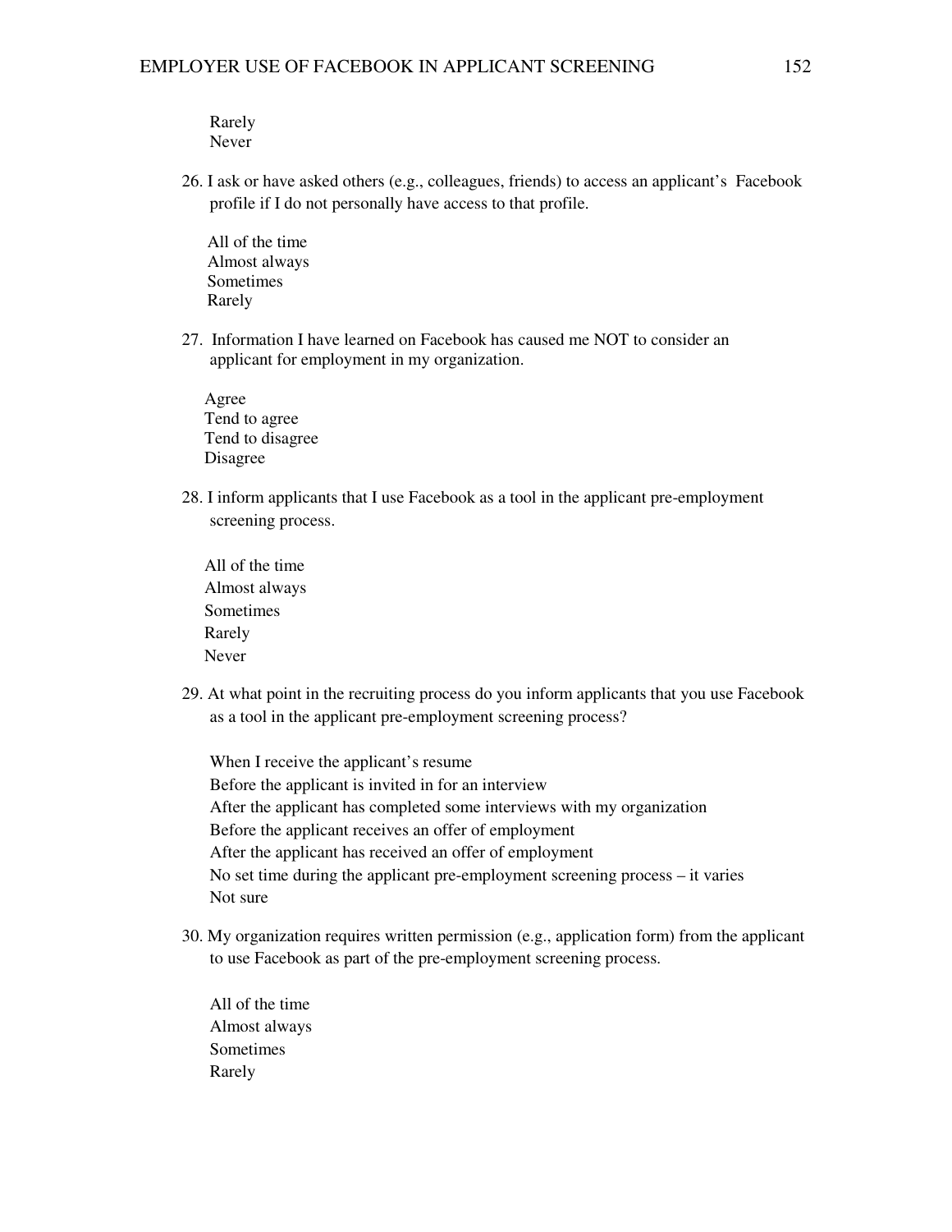Rarely
Never

26. I ask or have asked others (e.g., colleagues, friends) to access an applicant's Facebook profile if I do not personally have access to that profile.

All of the time
Almost always
Sometimes
Rarely

27. Information I have learned on Facebook has caused me NOT to consider an applicant for employment in my organization.

Agree
Tend to agree
Tend to disagree
Disagree

28. I inform applicants that I use Facebook as a tool in the applicant pre-employment screening process.

All of the time
Almost always
Sometimes
Rarely
Never

29. At what point in the recruiting process do you inform applicants that you use Facebook as a tool in the applicant pre-employment screening process?

When I receive the applicant's resume
Before the applicant is invited in for an interview
After the applicant has completed some interviews with my organization
Before the applicant receives an offer of employment
After the applicant has received an offer of employment
No set time during the applicant pre-employment screening process – it varies
Not sure

30. My organization requires written permission (e.g., application form) from the applicant to use Facebook as part of the pre-employment screening process.

All of the time
Almost always
Sometimes
Rarely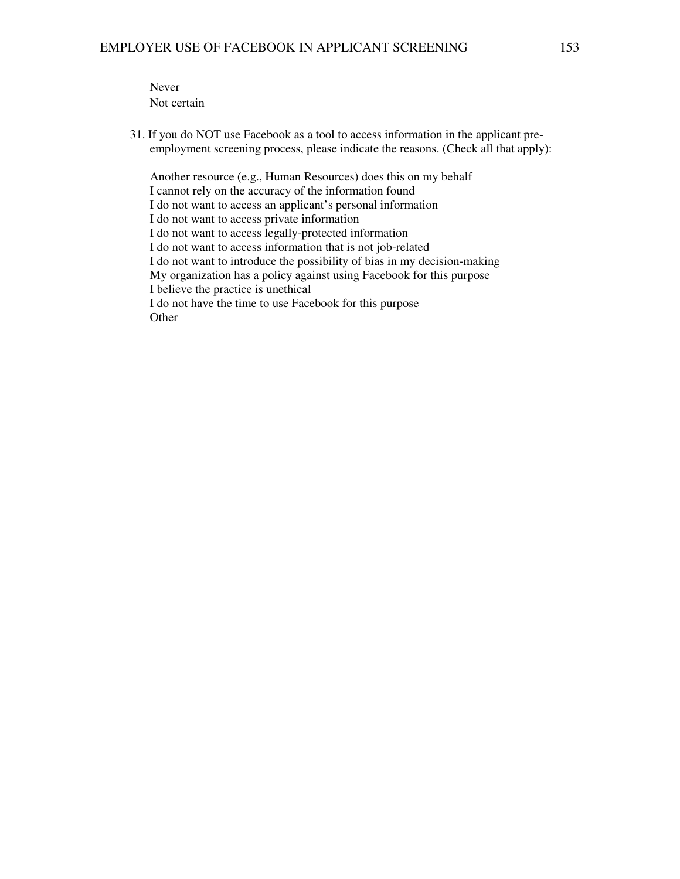Never
Not certain

31. If you do NOT use Facebook as a tool to access information in the applicant pre-employment screening process, please indicate the reasons. (Check all that apply):

    Another resource (e.g., Human Resources) does this on my behalf
    I cannot rely on the accuracy of the information found
    I do not want to access an applicant's personal information
    I do not want to access private information
    I do not want to access legally-protected information
    I do not want to access information that is not job-related
    I do not want to introduce the possibility of bias in my decision-making
    My organization has a policy against using Facebook for this purpose
    I believe the practice is unethical
    I do not have the time to use Facebook for this purpose
    Other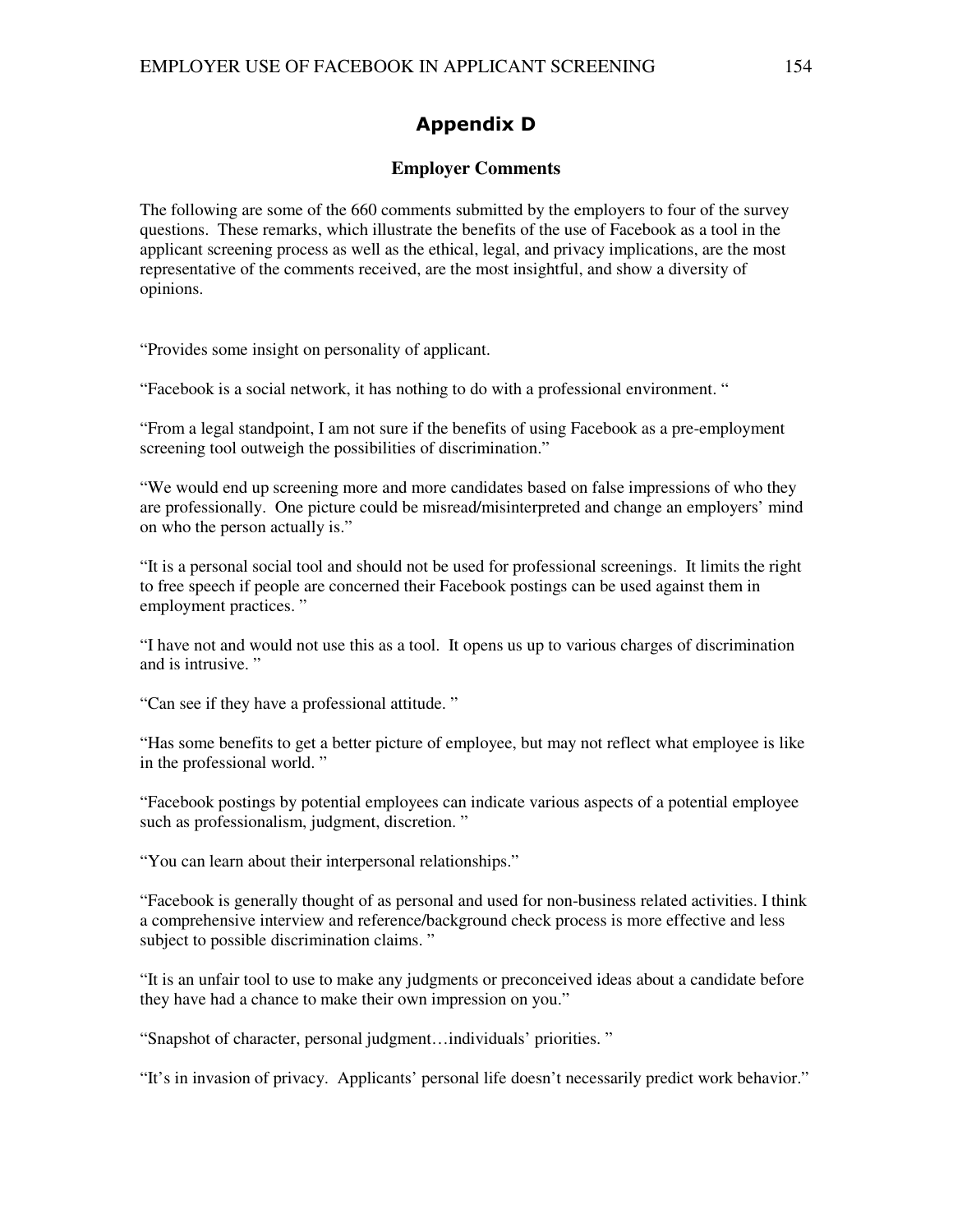# Appendix D

## Employer Comments

The following are some of the 660 comments submitted by the employers to four of the survey questions. These remarks, which illustrate the benefits of the use of Facebook as a tool in the applicant screening process as well as the ethical, legal, and privacy implications, are the most representative of the comments received, are the most insightful, and show a diversity of opinions.

"Provides some insight on personality of applicant.

"Facebook is a social network, it has nothing to do with a professional environment. "

"From a legal standpoint, I am not sure if the benefits of using Facebook as a pre-employment screening tool outweigh the possibilities of discrimination."

"We would end up screening more and more candidates based on false impressions of who they are professionally. One picture could be misread/misinterpreted and change an employers' mind on who the person actually is."

"It is a personal social tool and should not be used for professional screenings. It limits the right to free speech if people are concerned their Facebook postings can be used against them in employment practices. "

"I have not and would not use this as a tool. It opens us up to various charges of discrimination and is intrusive. "

"Can see if they have a professional attitude. "

"Has some benefits to get a better picture of employee, but may not reflect what employee is like in the professional world. "

"Facebook postings by potential employees can indicate various aspects of a potential employee such as professionalism, judgment, discretion. "

"You can learn about their interpersonal relationships."

"Facebook is generally thought of as personal and used for non-business related activities. I think a comprehensive interview and reference/background check process is more effective and less subject to possible discrimination claims. "

"It is an unfair tool to use to make any judgments or preconceived ideas about a candidate before they have had a chance to make their own impression on you."

"Snapshot of character, personal judgment…individuals' priorities. "

"It's in invasion of privacy. Applicants' personal life doesn't necessarily predict work behavior."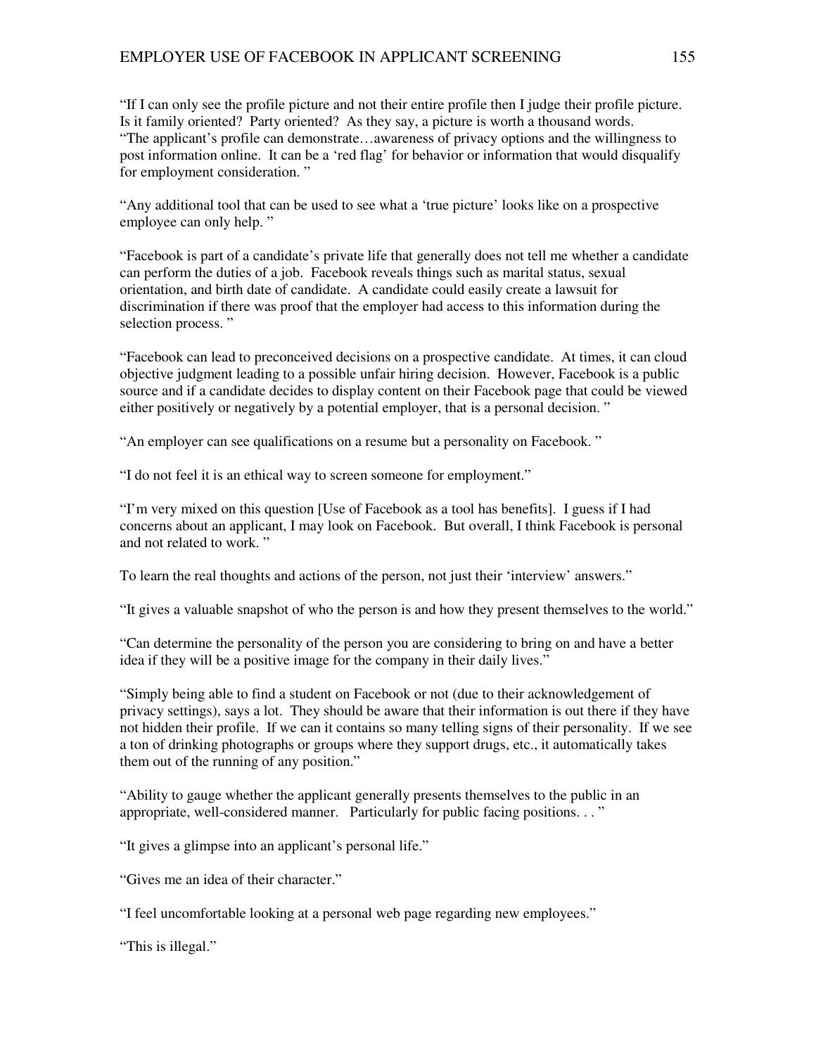"If I can only see the profile picture and not their entire profile then I judge their profile picture. Is it family oriented? Party oriented? As they say, a picture is worth a thousand words. "The applicant's profile can demonstrate…awareness of privacy options and the willingness to post information online. It can be a 'red flag' for behavior or information that would disqualify for employment consideration. "

"Any additional tool that can be used to see what a 'true picture' looks like on a prospective employee can only help. "

"Facebook is part of a candidate's private life that generally does not tell me whether a candidate can perform the duties of a job. Facebook reveals things such as marital status, sexual orientation, and birth date of candidate. A candidate could easily create a lawsuit for discrimination if there was proof that the employer had access to this information during the selection process. "

"Facebook can lead to preconceived decisions on a prospective candidate. At times, it can cloud objective judgment leading to a possible unfair hiring decision. However, Facebook is a public source and if a candidate decides to display content on their Facebook page that could be viewed either positively or negatively by a potential employer, that is a personal decision. "

"An employer can see qualifications on a resume but a personality on Facebook. "

"I do not feel it is an ethical way to screen someone for employment."

"I'm very mixed on this question [Use of Facebook as a tool has benefits]. I guess if I had concerns about an applicant, I may look on Facebook. But overall, I think Facebook is personal and not related to work. "

To learn the real thoughts and actions of the person, not just their 'interview' answers."

"It gives a valuable snapshot of who the person is and how they present themselves to the world."

"Can determine the personality of the person you are considering to bring on and have a better idea if they will be a positive image for the company in their daily lives."

"Simply being able to find a student on Facebook or not (due to their acknowledgement of privacy settings), says a lot. They should be aware that their information is out there if they have not hidden their profile. If we can it contains so many telling signs of their personality. If we see a ton of drinking photographs or groups where they support drugs, etc., it automatically takes them out of the running of any position."

"Ability to gauge whether the applicant generally presents themselves to the public in an appropriate, well-considered manner. Particularly for public facing positions. . . "

"It gives a glimpse into an applicant's personal life."

"Gives me an idea of their character."

"I feel uncomfortable looking at a personal web page regarding new employees."

"This is illegal."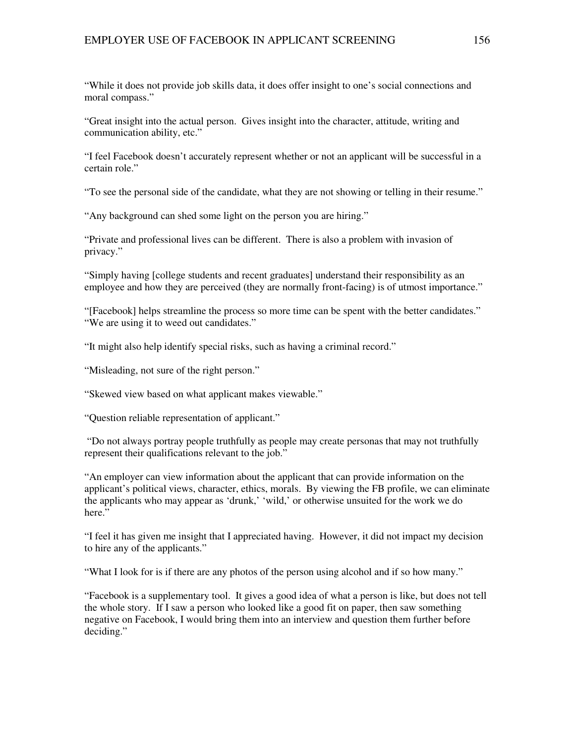"While it does not provide job skills data, it does offer insight to one's social connections and moral compass."

"Great insight into the actual person. Gives insight into the character, attitude, writing and communication ability, etc."

"I feel Facebook doesn't accurately represent whether or not an applicant will be successful in a certain role."

"To see the personal side of the candidate, what they are not showing or telling in their resume."

"Any background can shed some light on the person you are hiring."

"Private and professional lives can be different. There is also a problem with invasion of privacy."

"Simply having [college students and recent graduates] understand their responsibility as an employee and how they are perceived (they are normally front-facing) is of utmost importance."

"[Facebook] helps streamline the process so more time can be spent with the better candidates." "We are using it to weed out candidates."

"It might also help identify special risks, such as having a criminal record."

"Misleading, not sure of the right person."

"Skewed view based on what applicant makes viewable."

"Question reliable representation of applicant."

"Do not always portray people truthfully as people may create personas that may not truthfully represent their qualifications relevant to the job."

"An employer can view information about the applicant that can provide information on the applicant's political views, character, ethics, morals. By viewing the FB profile, we can eliminate the applicants who may appear as 'drunk,' 'wild,' or otherwise unsuited for the work we do here."

"I feel it has given me insight that I appreciated having. However, it did not impact my decision to hire any of the applicants."

"What I look for is if there are any photos of the person using alcohol and if so how many."

"Facebook is a supplementary tool. It gives a good idea of what a person is like, but does not tell the whole story. If I saw a person who looked like a good fit on paper, then saw something negative on Facebook, I would bring them into an interview and question them further before deciding."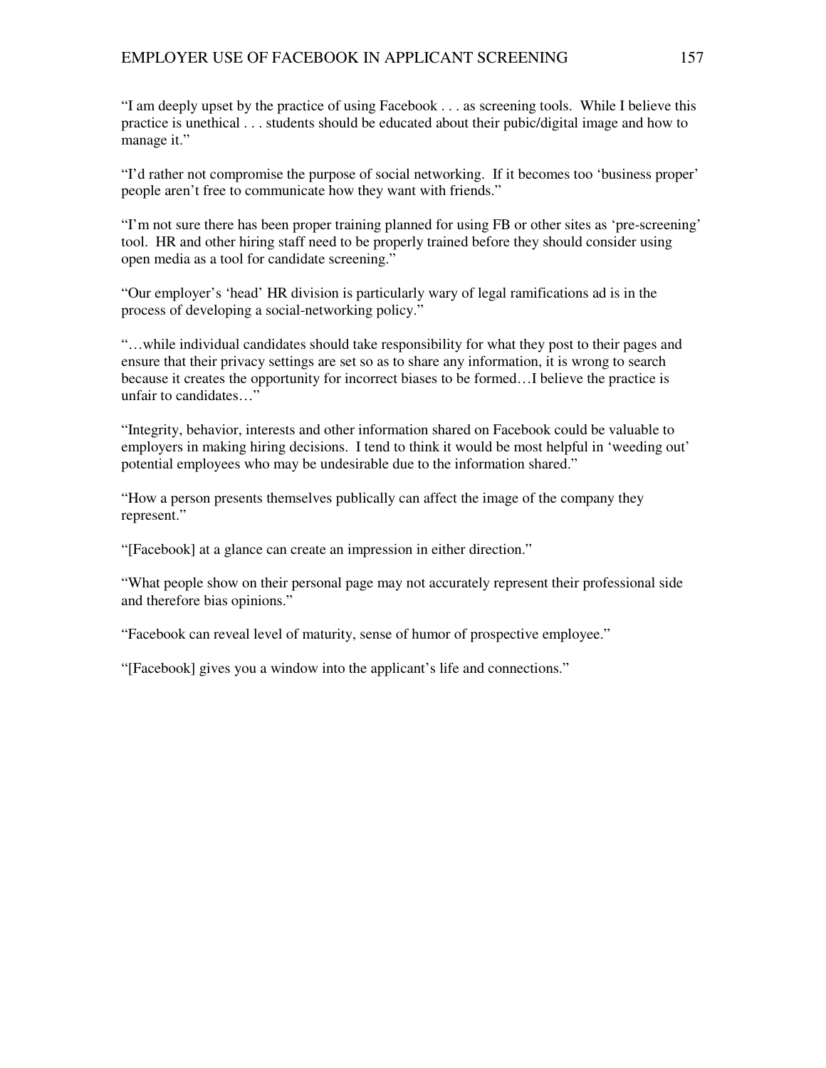"I am deeply upset by the practice of using Facebook . . . as screening tools. While I believe this practice is unethical . . . students should be educated about their pubic/digital image and how to manage it."

"I'd rather not compromise the purpose of social networking. If it becomes too 'business proper' people aren't free to communicate how they want with friends."

"I'm not sure there has been proper training planned for using FB or other sites as 'pre-screening' tool. HR and other hiring staff need to be properly trained before they should consider using open media as a tool for candidate screening."

"Our employer's 'head' HR division is particularly wary of legal ramifications ad is in the process of developing a social-networking policy."

"…while individual candidates should take responsibility for what they post to their pages and ensure that their privacy settings are set so as to share any information, it is wrong to search because it creates the opportunity for incorrect biases to be formed…I believe the practice is unfair to candidates…"

"Integrity, behavior, interests and other information shared on Facebook could be valuable to employers in making hiring decisions. I tend to think it would be most helpful in 'weeding out' potential employees who may be undesirable due to the information shared."

"How a person presents themselves publically can affect the image of the company they represent."

"[Facebook] at a glance can create an impression in either direction."

"What people show on their personal page may not accurately represent their professional side and therefore bias opinions."

"Facebook can reveal level of maturity, sense of humor of prospective employee."

"[Facebook] gives you a window into the applicant's life and connections."